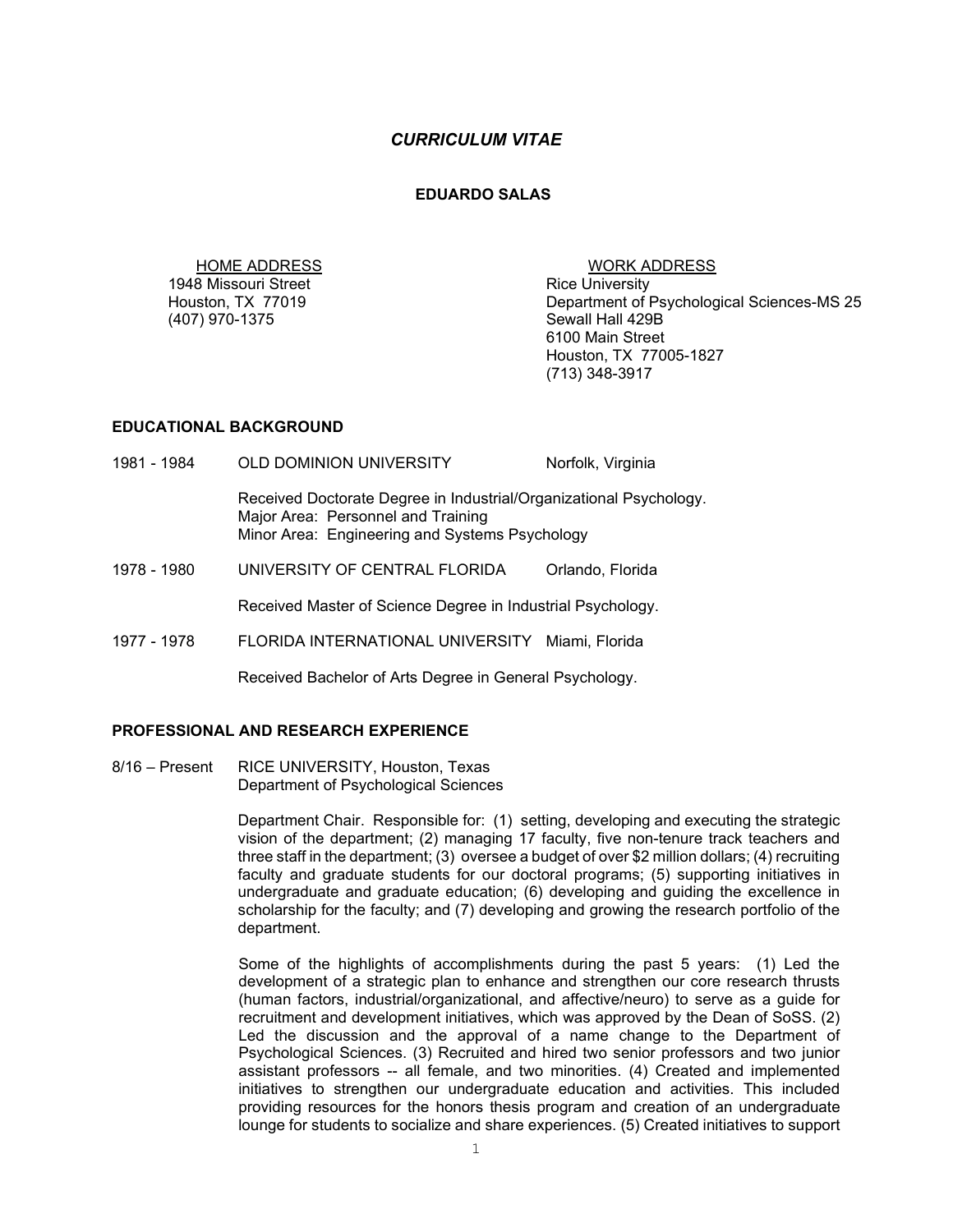# *CURRICULUM VITAE*

## EDUARDO SALAS

HOME ADDRESS
1948 Missouri Street
Houston, TX 77019
(407) 970-1375

WORK ADDRESS
Rice University
Department of Psychological Sciences-MS 25
Sewall Hall 429B
6100 Main Street
Houston, TX 77005-1827
(713) 348-3917

### EDUCATIONAL BACKGROUND

1981 - 1984 OLD DOMINION UNIVERSITY Norfolk, Virginia

Received Doctorate Degree in Industrial/Organizational Psychology.
Major Area: Personnel and Training
Minor Area: Engineering and Systems Psychology

1978 - 1980 UNIVERSITY OF CENTRAL FLORIDA Orlando, Florida

Received Master of Science Degree in Industrial Psychology.

1977 - 1978 FLORIDA INTERNATIONAL UNIVERSITY Miami, Florida

Received Bachelor of Arts Degree in General Psychology.

### PROFESSIONAL AND RESEARCH EXPERIENCE

8/16 – Present RICE UNIVERSITY, Houston, Texas
Department of Psychological Sciences

Department Chair. Responsible for: (1) setting, developing and executing the strategic vision of the department; (2) managing 17 faculty, five non-tenure track teachers and three staff in the department; (3) oversee a budget of over $2 million dollars; (4) recruiting faculty and graduate students for our doctoral programs; (5) supporting initiatives in undergraduate and graduate education; (6) developing and guiding the excellence in scholarship for the faculty; and (7) developing and growing the research portfolio of the department.

Some of the highlights of accomplishments during the past 5 years: (1) Led the development of a strategic plan to enhance and strengthen our core research thrusts (human factors, industrial/organizational, and affective/neuro) to serve as a guide for recruitment and development initiatives, which was approved by the Dean of SoSS. (2) Led the discussion and the approval of a name change to the Department of Psychological Sciences. (3) Recruited and hired two senior professors and two junior assistant professors -- all female, and two minorities. (4) Created and implemented initiatives to strengthen our undergraduate education and activities. This included providing resources for the honors thesis program and creation of an undergraduate lounge for students to socialize and share experiences. (5) Created initiatives to support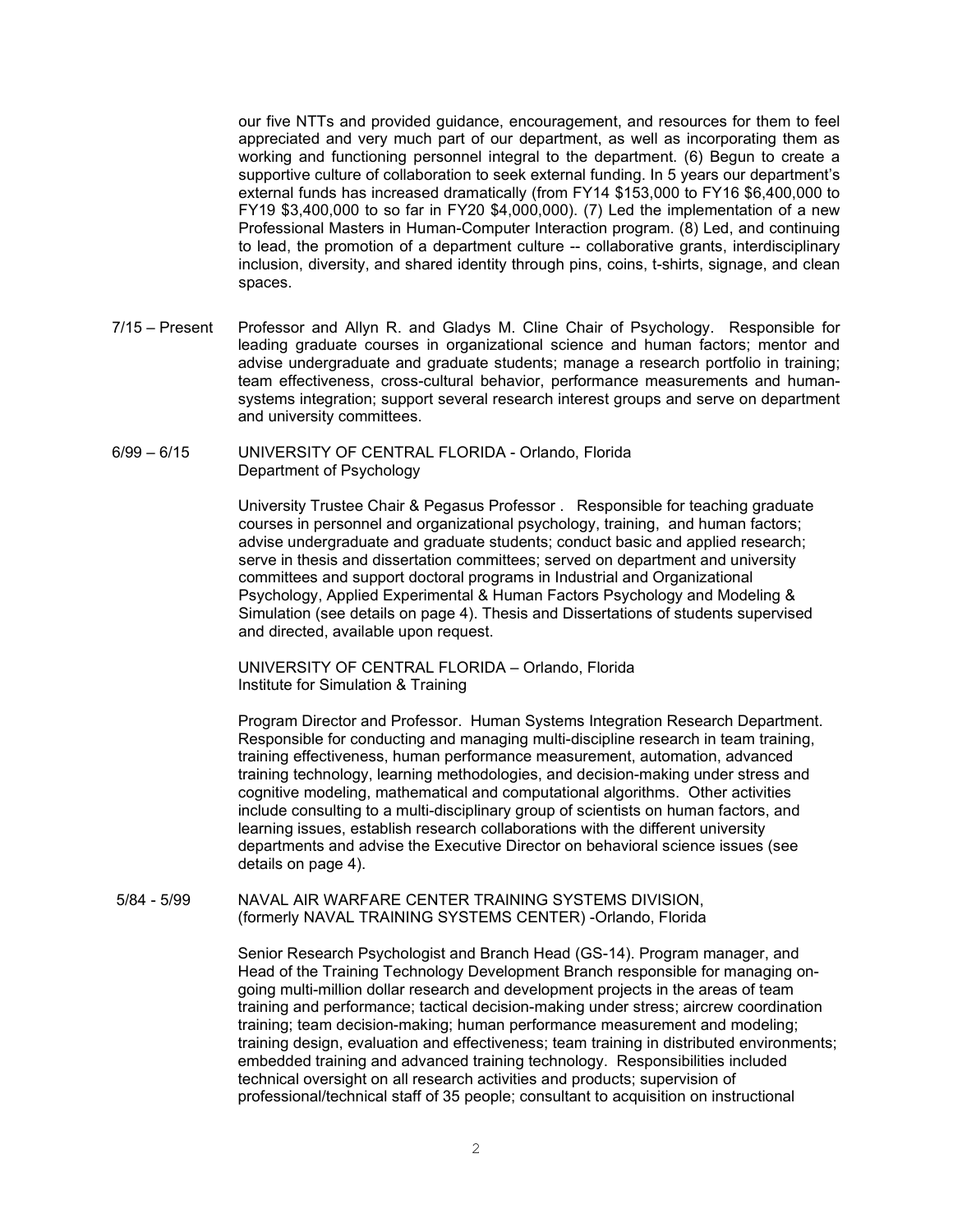our five NTTs and provided guidance, encouragement, and resources for them to feel appreciated and very much part of our department, as well as incorporating them as working and functioning personnel integral to the department. (6) Begun to create a supportive culture of collaboration to seek external funding. In 5 years our department's external funds has increased dramatically (from FY14 $153,000 to FY16 $6,400,000 to FY19 $3,400,000 to so far in FY20 $4,000,000). (7) Led the implementation of a new Professional Masters in Human-Computer Interaction program. (8) Led, and continuing to lead, the promotion of a department culture -- collaborative grants, interdisciplinary inclusion, diversity, and shared identity through pins, coins, t-shirts, signage, and clean spaces.

7/15 – Present Professor and Allyn R. and Gladys M. Cline Chair of Psychology. Responsible for leading graduate courses in organizational science and human factors; mentor and advise undergraduate and graduate students; manage a research portfolio in training; team effectiveness, cross-cultural behavior, performance measurements and human-systems integration; support several research interest groups and serve on department and university committees.

6/99 – 6/15 UNIVERSITY OF CENTRAL FLORIDA - Orlando, Florida
Department of Psychology

University Trustee Chair & Pegasus Professor . Responsible for teaching graduate courses in personnel and organizational psychology, training, and human factors; advise undergraduate and graduate students; conduct basic and applied research; serve in thesis and dissertation committees; served on department and university committees and support doctoral programs in Industrial and Organizational Psychology, Applied Experimental & Human Factors Psychology and Modeling & Simulation (see details on page 4). Thesis and Dissertations of students supervised and directed, available upon request.

UNIVERSITY OF CENTRAL FLORIDA – Orlando, Florida
Institute for Simulation & Training

Program Director and Professor. Human Systems Integration Research Department. Responsible for conducting and managing multi-discipline research in team training, training effectiveness, human performance measurement, automation, advanced training technology, learning methodologies, and decision-making under stress and cognitive modeling, mathematical and computational algorithms. Other activities include consulting to a multi-disciplinary group of scientists on human factors, and learning issues, establish research collaborations with the different university departments and advise the Executive Director on behavioral science issues (see details on page 4).

5/84 - 5/99 NAVAL AIR WARFARE CENTER TRAINING SYSTEMS DIVISION, (formerly NAVAL TRAINING SYSTEMS CENTER) -Orlando, Florida

Senior Research Psychologist and Branch Head (GS-14). Program manager, and Head of the Training Technology Development Branch responsible for managing on-going multi-million dollar research and development projects in the areas of team training and performance; tactical decision-making under stress; aircrew coordination training; team decision-making; human performance measurement and modeling; training design, evaluation and effectiveness; team training in distributed environments; embedded training and advanced training technology. Responsibilities included technical oversight on all research activities and products; supervision of professional/technical staff of 35 people; consultant to acquisition on instructional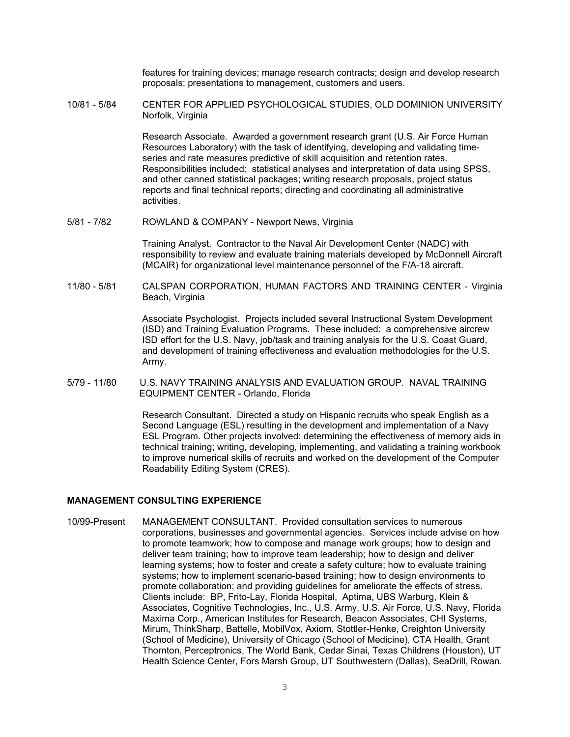features for training devices; manage research contracts; design and develop research proposals; presentations to management, customers and users.

10/81 - 5/84 CENTER FOR APPLIED PSYCHOLOGICAL STUDIES, OLD DOMINION UNIVERSITY Norfolk, Virginia

Research Associate. Awarded a government research grant (U.S. Air Force Human Resources Laboratory) with the task of identifying, developing and validating time-series and rate measures predictive of skill acquisition and retention rates. Responsibilities included: statistical analyses and interpretation of data using SPSS, and other canned statistical packages; writing research proposals, project status reports and final technical reports; directing and coordinating all administrative activities.

5/81 - 7/82 ROWLAND & COMPANY - Newport News, Virginia

Training Analyst. Contractor to the Naval Air Development Center (NADC) with responsibility to review and evaluate training materials developed by McDonnell Aircraft (MCAIR) for organizational level maintenance personnel of the F/A-18 aircraft.

11/80 - 5/81 CALSPAN CORPORATION, HUMAN FACTORS AND TRAINING CENTER - Virginia Beach, Virginia

Associate Psychologist. Projects included several Instructional System Development (ISD) and Training Evaluation Programs. These included: a comprehensive aircrew ISD effort for the U.S. Navy, job/task and training analysis for the U.S. Coast Guard, and development of training effectiveness and evaluation methodologies for the U.S. Army.

5/79 - 11/80 U.S. NAVY TRAINING ANALYSIS AND EVALUATION GROUP. NAVAL TRAINING EQUIPMENT CENTER - Orlando, Florida

Research Consultant. Directed a study on Hispanic recruits who speak English as a Second Language (ESL) resulting in the development and implementation of a Navy ESL Program. Other projects involved: determining the effectiveness of memory aids in technical training; writing, developing, implementing, and validating a training workbook to improve numerical skills of recruits and worked on the development of the Computer Readability Editing System (CRES).

**MANAGEMENT CONSULTING EXPERIENCE**

10/99-Present MANAGEMENT CONSULTANT. Provided consultation services to numerous corporations, businesses and governmental agencies. Services include advise on how to promote teamwork; how to compose and manage work groups; how to design and deliver team training; how to improve team leadership; how to design and deliver learning systems; how to foster and create a safety culture; how to evaluate training systems; how to implement scenario-based training; how to design environments to promote collaboration; and providing guidelines for ameliorate the effects of stress. Clients include: BP, Frito-Lay, Florida Hospital, Aptima, UBS Warburg, Klein & Associates, Cognitive Technologies, Inc., U.S. Army, U.S. Air Force, U.S. Navy, Florida Maxima Corp., American Institutes for Research, Beacon Associates, CHI Systems, Mirum, ThinkSharp, Battelle, MobilVox, Axiom, Stottler-Henke, Creighton University (School of Medicine), University of Chicago (School of Medicine), CTA Health, Grant Thornton, Perceptronics, The World Bank, Cedar Sinai, Texas Childrens (Houston), UT Health Science Center, Fors Marsh Group, UT Southwestern (Dallas), SeaDrill, Rowan.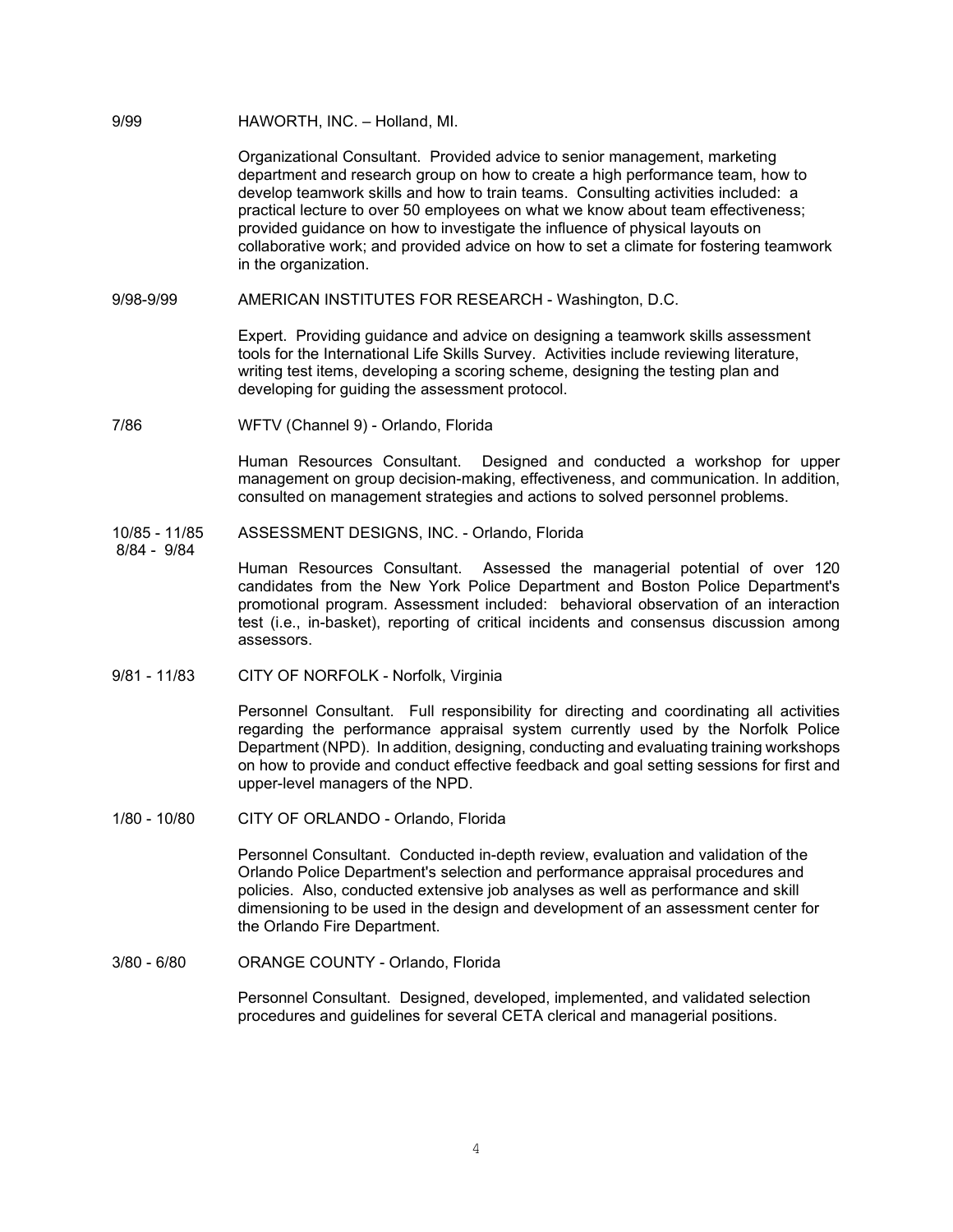9/99 HAWORTH, INC. – Holland, MI.

Organizational Consultant. Provided advice to senior management, marketing department and research group on how to create a high performance team, how to develop teamwork skills and how to train teams. Consulting activities included: a practical lecture to over 50 employees on what we know about team effectiveness; provided guidance on how to investigate the influence of physical layouts on collaborative work; and provided advice on how to set a climate for fostering teamwork in the organization.

9/98-9/99 AMERICAN INSTITUTES FOR RESEARCH - Washington, D.C.

Expert. Providing guidance and advice on designing a teamwork skills assessment tools for the International Life Skills Survey. Activities include reviewing literature, writing test items, developing a scoring scheme, designing the testing plan and developing for guiding the assessment protocol.

7/86 WFTV (Channel 9) - Orlando, Florida

Human Resources Consultant. Designed and conducted a workshop for upper management on group decision-making, effectiveness, and communication. In addition, consulted on management strategies and actions to solved personnel problems.

10/85 - 11/85
8/84 - 9/84 ASSESSMENT DESIGNS, INC. - Orlando, Florida

Human Resources Consultant. Assessed the managerial potential of over 120 candidates from the New York Police Department and Boston Police Department's promotional program. Assessment included: behavioral observation of an interaction test (i.e., in-basket), reporting of critical incidents and consensus discussion among assessors.

9/81 - 11/83 CITY OF NORFOLK - Norfolk, Virginia

Personnel Consultant. Full responsibility for directing and coordinating all activities regarding the performance appraisal system currently used by the Norfolk Police Department (NPD). In addition, designing, conducting and evaluating training workshops on how to provide and conduct effective feedback and goal setting sessions for first and upper-level managers of the NPD.

1/80 - 10/80 CITY OF ORLANDO - Orlando, Florida

Personnel Consultant. Conducted in-depth review, evaluation and validation of the Orlando Police Department's selection and performance appraisal procedures and policies. Also, conducted extensive job analyses as well as performance and skill dimensioning to be used in the design and development of an assessment center for the Orlando Fire Department.

3/80 - 6/80 ORANGE COUNTY - Orlando, Florida

Personnel Consultant. Designed, developed, implemented, and validated selection procedures and guidelines for several CETA clerical and managerial positions.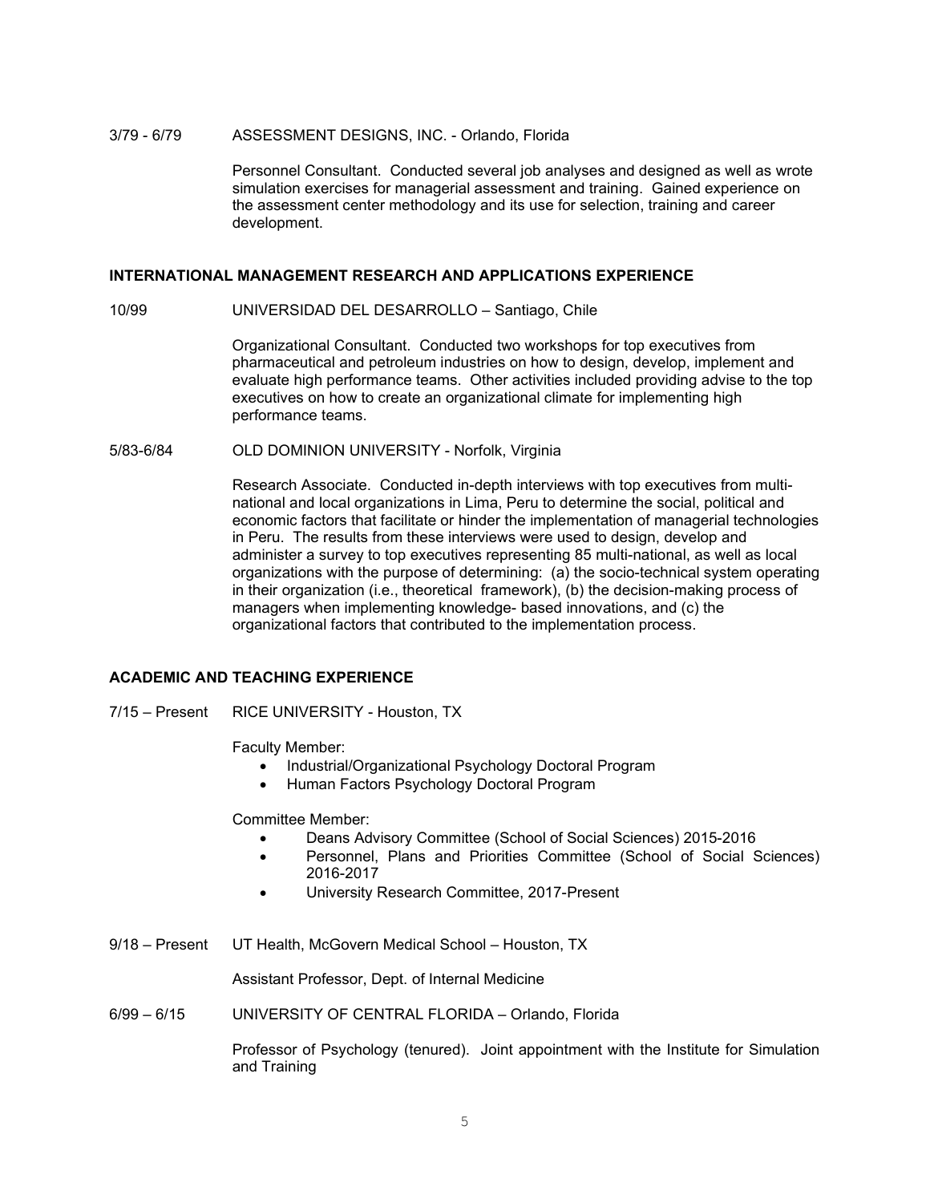3/79 - 6/79 ASSESSMENT DESIGNS, INC. - Orlando, Florida

Personnel Consultant. Conducted several job analyses and designed as well as wrote simulation exercises for managerial assessment and training. Gained experience on the assessment center methodology and its use for selection, training and career development.

## INTERNATIONAL MANAGEMENT RESEARCH AND APPLICATIONS EXPERIENCE

10/99 UNIVERSIDAD DEL DESARROLLO – Santiago, Chile

Organizational Consultant. Conducted two workshops for top executives from pharmaceutical and petroleum industries on how to design, develop, implement and evaluate high performance teams. Other activities included providing advise to the top executives on how to create an organizational climate for implementing high performance teams.

5/83-6/84 OLD DOMINION UNIVERSITY - Norfolk, Virginia

Research Associate. Conducted in-depth interviews with top executives from multi-national and local organizations in Lima, Peru to determine the social, political and economic factors that facilitate or hinder the implementation of managerial technologies in Peru. The results from these interviews were used to design, develop and administer a survey to top executives representing 85 multi-national, as well as local organizations with the purpose of determining: (a) the socio-technical system operating in their organization (i.e., theoretical framework), (b) the decision-making process of managers when implementing knowledge- based innovations, and (c) the organizational factors that contributed to the implementation process.

## ACADEMIC AND TEACHING EXPERIENCE

7/15 – Present RICE UNIVERSITY - Houston, TX

Faculty Member:

- Industrial/Organizational Psychology Doctoral Program
- Human Factors Psychology Doctoral Program

Committee Member:

- Deans Advisory Committee (School of Social Sciences) 2015-2016
- Personnel, Plans and Priorities Committee (School of Social Sciences) 2016-2017
- University Research Committee, 2017-Present

9/18 – Present UT Health, McGovern Medical School – Houston, TX

Assistant Professor, Dept. of Internal Medicine

6/99 – 6/15 UNIVERSITY OF CENTRAL FLORIDA – Orlando, Florida

Professor of Psychology (tenured). Joint appointment with the Institute for Simulation and Training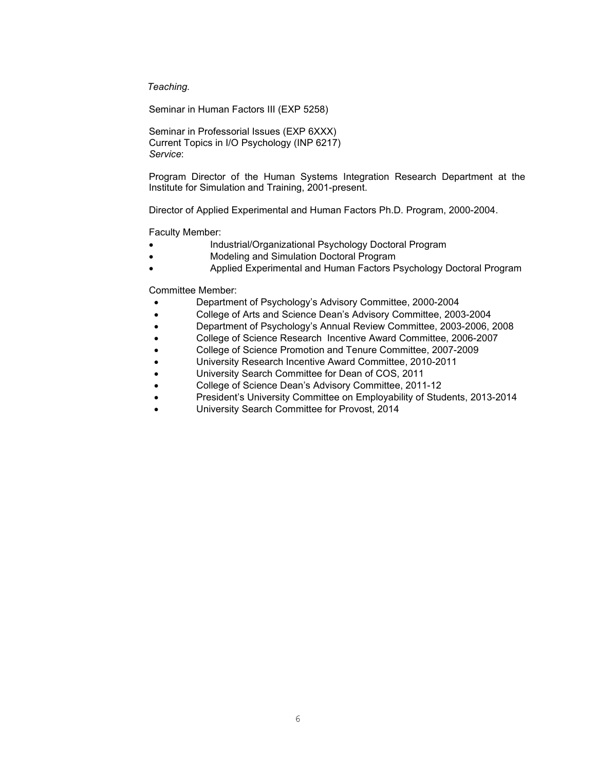*Teaching.*

Seminar in Human Factors III (EXP 5258)

Seminar in Professorial Issues (EXP 6XXX)
Current Topics in I/O Psychology (INP 6217)
*Service*:

Program Director of the Human Systems Integration Research Department at the Institute for Simulation and Training, 2001-present.

Director of Applied Experimental and Human Factors Ph.D. Program, 2000-2004.

Faculty Member:

- Industrial/Organizational Psychology Doctoral Program
- Modeling and Simulation Doctoral Program
- Applied Experimental and Human Factors Psychology Doctoral Program

Committee Member:

- Department of Psychology's Advisory Committee, 2000-2004
- College of Arts and Science Dean's Advisory Committee, 2003-2004
- Department of Psychology's Annual Review Committee, 2003-2006, 2008
- College of Science Research Incentive Award Committee, 2006-2007
- College of Science Promotion and Tenure Committee, 2007-2009
- University Research Incentive Award Committee, 2010-2011
- University Search Committee for Dean of COS, 2011
- College of Science Dean's Advisory Committee, 2011-12
- President's University Committee on Employability of Students, 2013-2014
- University Search Committee for Provost, 2014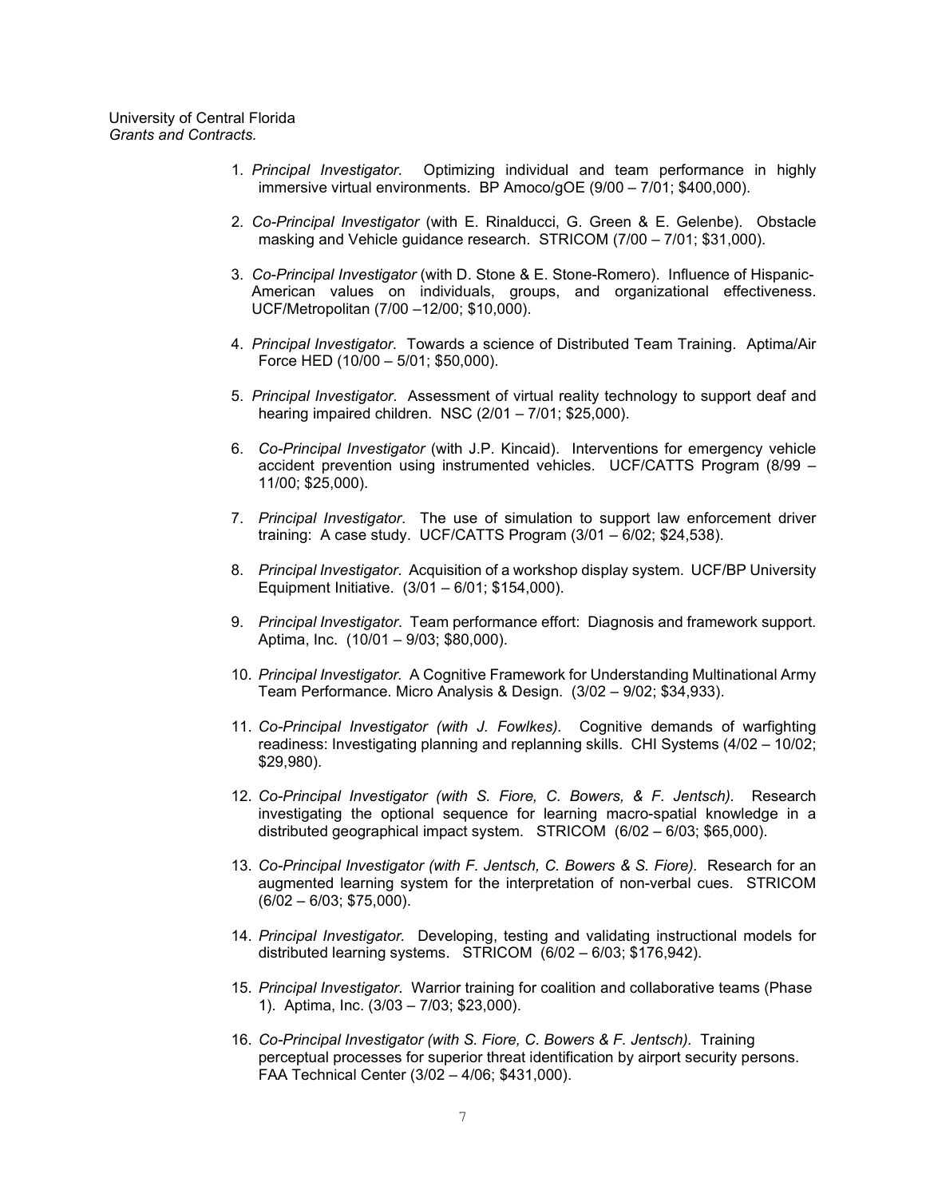University of Central Florida
*Grants and Contracts.*

1. *Principal Investigator*. Optimizing individual and team performance in highly immersive virtual environments. BP Amoco/gOE (9/00 – 7/01; $400,000).

2. *Co-Principal Investigator* (with E. Rinalducci, G. Green & E. Gelenbe). Obstacle masking and Vehicle guidance research. STRICOM (7/00 – 7/01; $31,000).

3. *Co-Principal Investigator* (with D. Stone & E. Stone-Romero). Influence of Hispanic-American values on individuals, groups, and organizational effectiveness. UCF/Metropolitan (7/00 –12/00; $10,000).

4. *Principal Investigator*. Towards a science of Distributed Team Training. Aptima/Air Force HED (10/00 – 5/01; $50,000).

5. *Principal Investigator*. Assessment of virtual reality technology to support deaf and hearing impaired children. NSC (2/01 – 7/01; $25,000).

6. *Co-Principal Investigator* (with J.P. Kincaid). Interventions for emergency vehicle accident prevention using instrumented vehicles. UCF/CATTS Program (8/99 – 11/00; $25,000).

7. *Principal Investigator*. The use of simulation to support law enforcement driver training: A case study. UCF/CATTS Program (3/01 – 6/02; $24,538).

8. *Principal Investigator*. Acquisition of a workshop display system. UCF/BP University Equipment Initiative. (3/01 – 6/01; $154,000).

9. *Principal Investigator*. Team performance effort: Diagnosis and framework support. Aptima, Inc. (10/01 – 9/03; $80,000).

10. *Principal Investigator*. A Cognitive Framework for Understanding Multinational Army Team Performance. Micro Analysis & Design. (3/02 – 9/02; $34,933).

11. *Co-Principal Investigator (with J. Fowlkes)*. Cognitive demands of warfighting readiness: Investigating planning and replanning skills. CHI Systems (4/02 – 10/02; $29,980).

12. *Co-Principal Investigator (with S. Fiore, C. Bowers, & F. Jentsch)*. Research investigating the optional sequence for learning macro-spatial knowledge in a distributed geographical impact system. STRICOM (6/02 – 6/03; $65,000).

13. *Co-Principal Investigator (with F. Jentsch, C. Bowers & S. Fiore).* Research for an augmented learning system for the interpretation of non-verbal cues. STRICOM (6/02 – 6/03; $75,000).

14. *Principal Investigator*. Developing, testing and validating instructional models for distributed learning systems. STRICOM (6/02 – 6/03; $176,942).

15. *Principal Investigator*. Warrior training for coalition and collaborative teams (Phase 1). Aptima, Inc. (3/03 – 7/03; $23,000).

16. *Co-Principal Investigator (with S. Fiore, C. Bowers & F. Jentsch)*. Training perceptual processes for superior threat identification by airport security persons. FAA Technical Center (3/02 – 4/06; $431,000).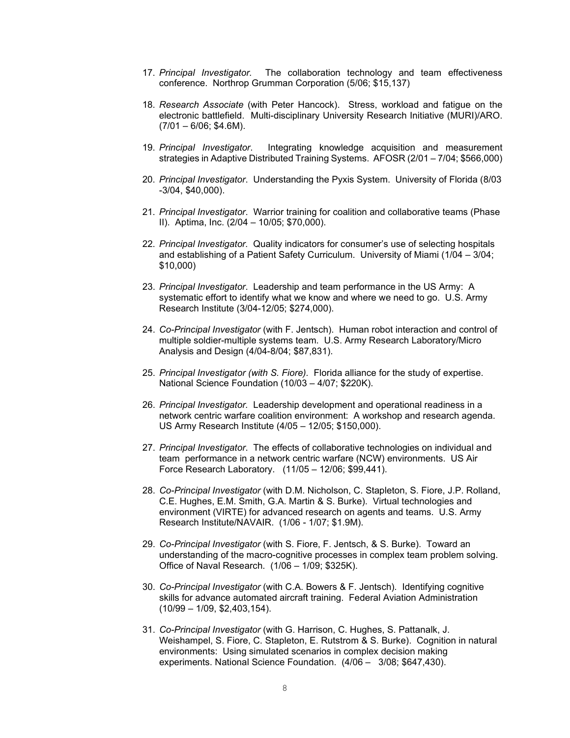17. *Principal Investigator.* The collaboration technology and team effectiveness conference. Northrop Grumman Corporation (5/06; $15,137)

18. *Research Associate* (with Peter Hancock). Stress, workload and fatigue on the electronic battlefield. Multi-disciplinary University Research Initiative (MURI)/ARO. (7/01 – 6/06; $4.6M).

19. *Principal Investigator*. Integrating knowledge acquisition and measurement strategies in Adaptive Distributed Training Systems. AFOSR (2/01 – 7/04; $566,000)

20. *Principal Investigator*. Understanding the Pyxis System. University of Florida (8/03 -3/04, $40,000).

21. *Principal Investigator*. Warrior training for coalition and collaborative teams (Phase II). Aptima, Inc. (2/04 – 10/05; $70,000).

22. *Principal Investigator*. Quality indicators for consumer's use of selecting hospitals and establishing of a Patient Safety Curriculum. University of Miami (1/04 – 3/04; $10,000)

23. *Principal Investigator*. Leadership and team performance in the US Army: A systematic effort to identify what we know and where we need to go. U.S. Army Research Institute (3/04-12/05; $274,000).

24. *Co-Principal Investigator* (with F. Jentsch). Human robot interaction and control of multiple soldier-multiple systems team. U.S. Army Research Laboratory/Micro Analysis and Design (4/04-8/04; $87,831).

25. *Principal Investigator (with S. Fiore)*. Florida alliance for the study of expertise. National Science Foundation (10/03 – 4/07; $220K).

26. *Principal Investigator.* Leadership development and operational readiness in a network centric warfare coalition environment: A workshop and research agenda. US Army Research Institute (4/05 – 12/05; $150,000).

27. *Principal Investigator*. The effects of collaborative technologies on individual and team performance in a network centric warfare (NCW) environments. US Air Force Research Laboratory. (11/05 – 12/06; $99,441).

28. *Co-Principal Investigator* (with D.M. Nicholson, C. Stapleton, S. Fiore, J.P. Rolland, C.E. Hughes, E.M. Smith, G.A. Martin & S. Burke). Virtual technologies and environment (VIRTE) for advanced research on agents and teams. U.S. Army Research Institute/NAVAIR. (1/06 - 1/07; $1.9M).

29. *Co-Principal Investigator* (with S. Fiore, F. Jentsch, & S. Burke). Toward an understanding of the macro-cognitive processes in complex team problem solving. Office of Naval Research. (1/06 – 1/09; $325K).

30. *Co-Principal Investigator* (with C.A. Bowers & F. Jentsch). Identifying cognitive skills for advance automated aircraft training. Federal Aviation Administration (10/99 – 1/09, $2,403,154).

31. *Co-Principal Investigator* (with G. Harrison, C. Hughes, S. Pattanalk, J. Weishampel, S. Fiore, C. Stapleton, E. Rutstrom & S. Burke). Cognition in natural environments: Using simulated scenarios in complex decision making experiments. National Science Foundation. (4/06 – 3/08; $647,430).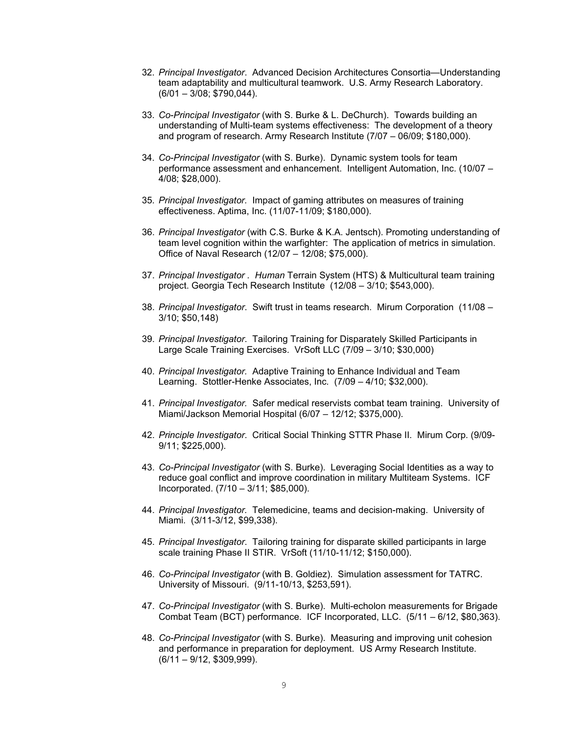32. *Principal Investigator*. Advanced Decision Architectures Consortia—Understanding team adaptability and multicultural teamwork. U.S. Army Research Laboratory. (6/01 – 3/08; $790,044).

33. *Co-Principal Investigator* (with S. Burke & L. DeChurch). Towards building an understanding of Multi-team systems effectiveness: The development of a theory and program of research. Army Research Institute (7/07 – 06/09; $180,000).

34. *Co-Principal Investigator* (with S. Burke). Dynamic system tools for team performance assessment and enhancement. Intelligent Automation, Inc. (10/07 – 4/08; $28,000).

35. *Principal Investigator*. Impact of gaming attributes on measures of training effectiveness. Aptima, Inc. (11/07-11/09; $180,000).

36. *Principal Investigator* (with C.S. Burke & K.A. Jentsch). Promoting understanding of team level cognition within the warfighter: The application of metrics in simulation. Office of Naval Research (12/07 – 12/08; $75,000).

37. *Principal Investigator* . *Human* Terrain System (HTS) & Multicultural team training project. Georgia Tech Research Institute (12/08 – 3/10; $543,000).

38. *Principal Investigator*. Swift trust in teams research. Mirum Corporation (11/08 – 3/10; $50,148)

39. *Principal Investigator*. Tailoring Training for Disparately Skilled Participants in Large Scale Training Exercises. VrSoft LLC (7/09 – 3/10; $30,000)

40. *Principal Investigator*. Adaptive Training to Enhance Individual and Team Learning. Stottler-Henke Associates, Inc. (7/09 – 4/10; $32,000).

41. *Principal Investigator.* Safer medical reservists combat team training. University of Miami/Jackson Memorial Hospital (6/07 – 12/12; $375,000).

42. *Principle Investigator*. Critical Social Thinking STTR Phase II. Mirum Corp. (9/09-9/11; $225,000).

43. *Co-Principal Investigator* (with S. Burke). Leveraging Social Identities as a way to reduce goal conflict and improve coordination in military Multiteam Systems. ICF Incorporated. (7/10 – 3/11; $85,000).

44. *Principal Investigator*. Telemedicine, teams and decision-making. University of Miami. (3/11-3/12, $99,338).

45. *Principal Investigator*. Tailoring training for disparate skilled participants in large scale training Phase II STIR. VrSoft (11/10-11/12; $150,000).

46. *Co-Principal Investigator* (with B. Goldiez). Simulation assessment for TATRC. University of Missouri. (9/11-10/13, $253,591).

47. *Co-Principal Investigator* (with S. Burke). Multi-echolon measurements for Brigade Combat Team (BCT) performance. ICF Incorporated, LLC. (5/11 – 6/12, $80,363).

48. *Co-Principal Investigator* (with S. Burke). Measuring and improving unit cohesion and performance in preparation for deployment. US Army Research Institute. (6/11 – 9/12, $309,999).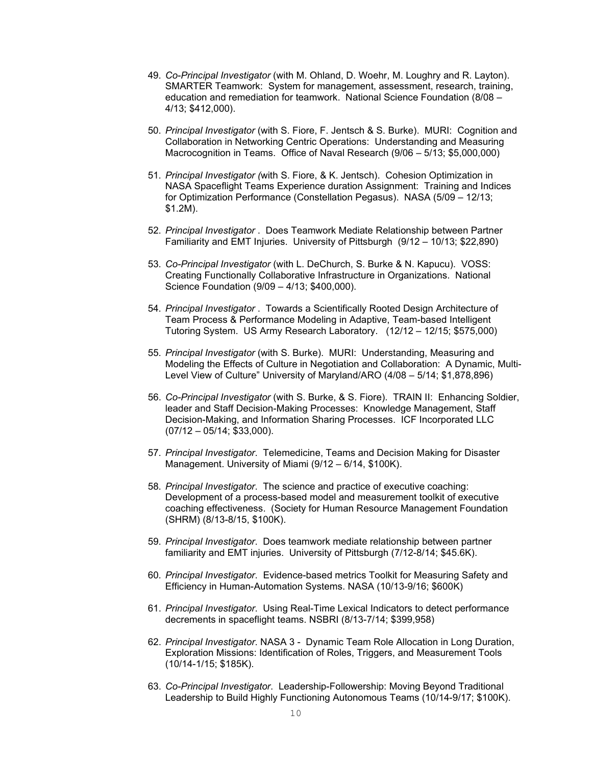49. *Co-Principal Investigator* (with M. Ohland, D. Woehr, M. Loughry and R. Layton). SMARTER Teamwork: System for management, assessment, research, training, education and remediation for teamwork. National Science Foundation (8/08 – 4/13; $412,000).

50. *Principal Investigator* (with S. Fiore, F. Jentsch & S. Burke). MURI: Cognition and Collaboration in Networking Centric Operations: Understanding and Measuring Macrocognition in Teams. Office of Naval Research (9/06 – 5/13; $5,000,000)

51. *Principal Investigator (*with S. Fiore, & K. Jentsch). Cohesion Optimization in NASA Spaceflight Teams Experience duration Assignment: Training and Indices for Optimization Performance (Constellation Pegasus). NASA (5/09 – 12/13; $1.2M).

52. *Principal Investigator* . Does Teamwork Mediate Relationship between Partner Familiarity and EMT Injuries. University of Pittsburgh (9/12 – 10/13; $22,890)

53. *Co-Principal Investigator* (with L. DeChurch, S. Burke & N. Kapucu). VOSS: Creating Functionally Collaborative Infrastructure in Organizations. National Science Foundation (9/09 – 4/13; $400,000).

54. *Principal Investigator* . Towards a Scientifically Rooted Design Architecture of Team Process & Performance Modeling in Adaptive, Team-based Intelligent Tutoring System. US Army Research Laboratory. (12/12 – 12/15; $575,000)

55. *Principal Investigator* (with S. Burke). MURI: Understanding, Measuring and Modeling the Effects of Culture in Negotiation and Collaboration: A Dynamic, Multi-Level View of Culture" University of Maryland/ARO (4/08 – 5/14; $1,878,896)

56. *Co-Principal Investigator* (with S. Burke, & S. Fiore). TRAIN II: Enhancing Soldier, leader and Staff Decision-Making Processes: Knowledge Management, Staff Decision-Making, and Information Sharing Processes. ICF Incorporated LLC (07/12 – 05/14; $33,000).

57. *Principal Investigator*. Telemedicine, Teams and Decision Making for Disaster Management. University of Miami (9/12 – 6/14, $100K).

58. *Principal Investigator*. The science and practice of executive coaching: Development of a process-based model and measurement toolkit of executive coaching effectiveness. (Society for Human Resource Management Foundation (SHRM) (8/13-8/15, $100K).

59. *Principal Investigator*. Does teamwork mediate relationship between partner familiarity and EMT injuries. University of Pittsburgh (7/12-8/14; $45.6K).

60. *Principal Investigator*. Evidence-based metrics Toolkit for Measuring Safety and Efficiency in Human-Automation Systems. NASA (10/13-9/16; $600K)

61. *Principal Investigator*. Using Real-Time Lexical Indicators to detect performance decrements in spaceflight teams. NSBRI (8/13-7/14; $399,958)

62. *Principal Investigator*. NASA 3 - Dynamic Team Role Allocation in Long Duration, Exploration Missions: Identification of Roles, Triggers, and Measurement Tools (10/14-1/15; $185K).

63. *Co-Principal Investigator*. Leadership-Followership: Moving Beyond Traditional Leadership to Build Highly Functioning Autonomous Teams (10/14-9/17; $100K).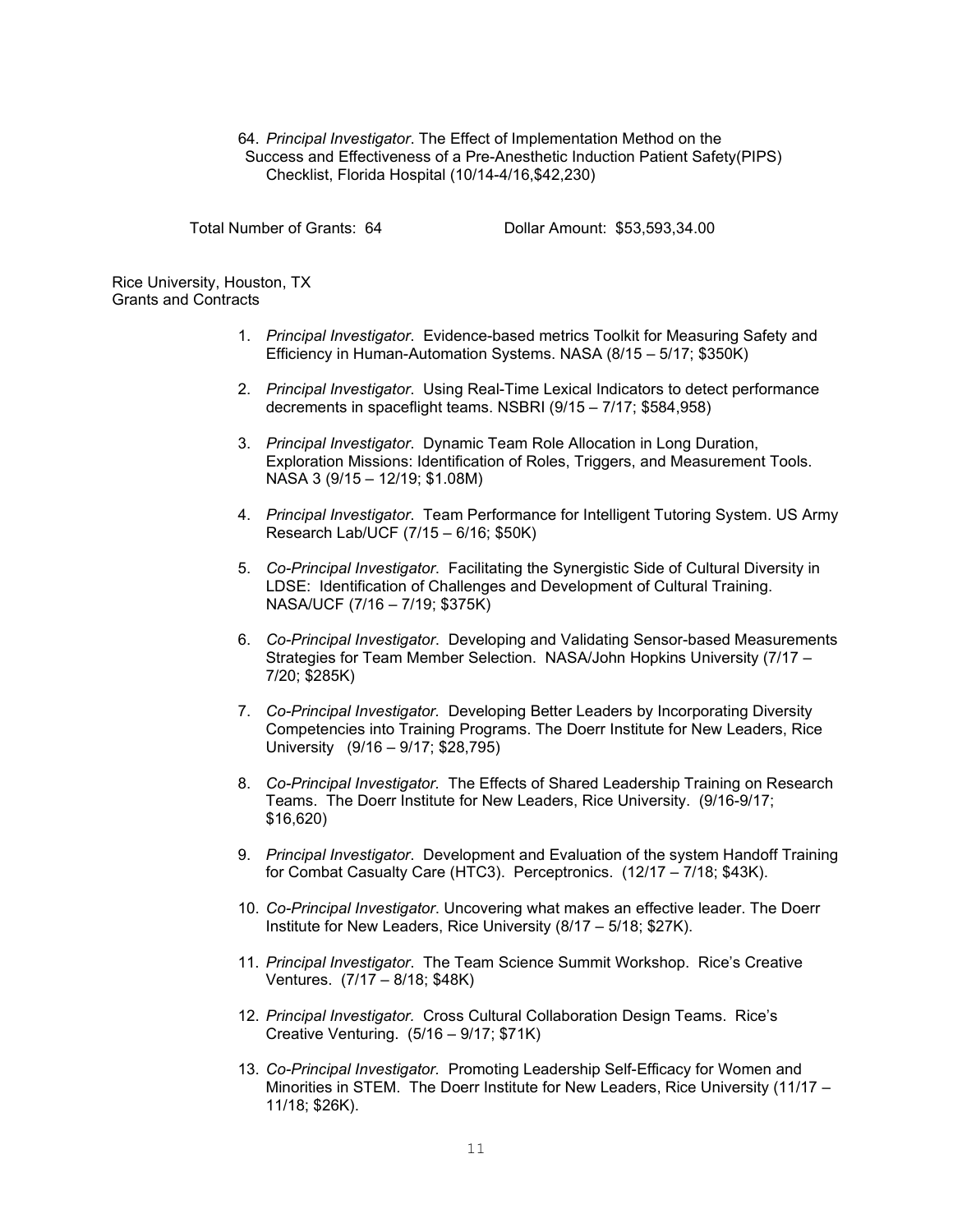64. *Principal Investigator*. The Effect of Implementation Method on the Success and Effectiveness of a Pre-Anesthetic Induction Patient Safety(PIPS) Checklist, Florida Hospital (10/14-4/16,$42,230)

Total Number of Grants: 64 Dollar Amount: $53,593,34.00

Rice University, Houston, TX
Grants and Contracts

1. *Principal Investigator*. Evidence-based metrics Toolkit for Measuring Safety and Efficiency in Human-Automation Systems. NASA (8/15 – 5/17; $350K)

2. *Principal Investigator*. Using Real-Time Lexical Indicators to detect performance decrements in spaceflight teams. NSBRI (9/15 – 7/17; $584,958)

3. *Principal Investigator*. Dynamic Team Role Allocation in Long Duration, Exploration Missions: Identification of Roles, Triggers, and Measurement Tools. NASA 3 (9/15 – 12/19; $1.08M)

4. *Principal Investigator*. Team Performance for Intelligent Tutoring System. US Army Research Lab/UCF (7/15 – 6/16; $50K)

5. *Co-Principal Investigator*. Facilitating the Synergistic Side of Cultural Diversity in LDSE: Identification of Challenges and Development of Cultural Training. NASA/UCF (7/16 – 7/19; $375K)

6. *Co-Principal Investigator*. Developing and Validating Sensor-based Measurements Strategies for Team Member Selection. NASA/John Hopkins University (7/17 – 7/20; $285K)

7. *Co-Principal Investigator*. Developing Better Leaders by Incorporating Diversity Competencies into Training Programs. The Doerr Institute for New Leaders, Rice University (9/16 – 9/17; $28,795)

8. *Co-Principal Investigator*. The Effects of Shared Leadership Training on Research Teams. The Doerr Institute for New Leaders, Rice University. (9/16-9/17; $16,620)

9. *Principal Investigator*. Development and Evaluation of the system Handoff Training for Combat Casualty Care (HTC3). Perceptronics. (12/17 – 7/18; $43K).

10. *Co-Principal Investigator*. Uncovering what makes an effective leader. The Doerr Institute for New Leaders, Rice University (8/17 – 5/18; $27K).

11. *Principal Investigator*. The Team Science Summit Workshop. Rice's Creative Ventures. (7/17 – 8/18; $48K)

12. *Principal Investigator*. Cross Cultural Collaboration Design Teams. Rice's Creative Venturing. (5/16 – 9/17; $71K)

13. *Co-Principal Investigator*. Promoting Leadership Self-Efficacy for Women and Minorities in STEM. The Doerr Institute for New Leaders, Rice University (11/17 – 11/18; $26K).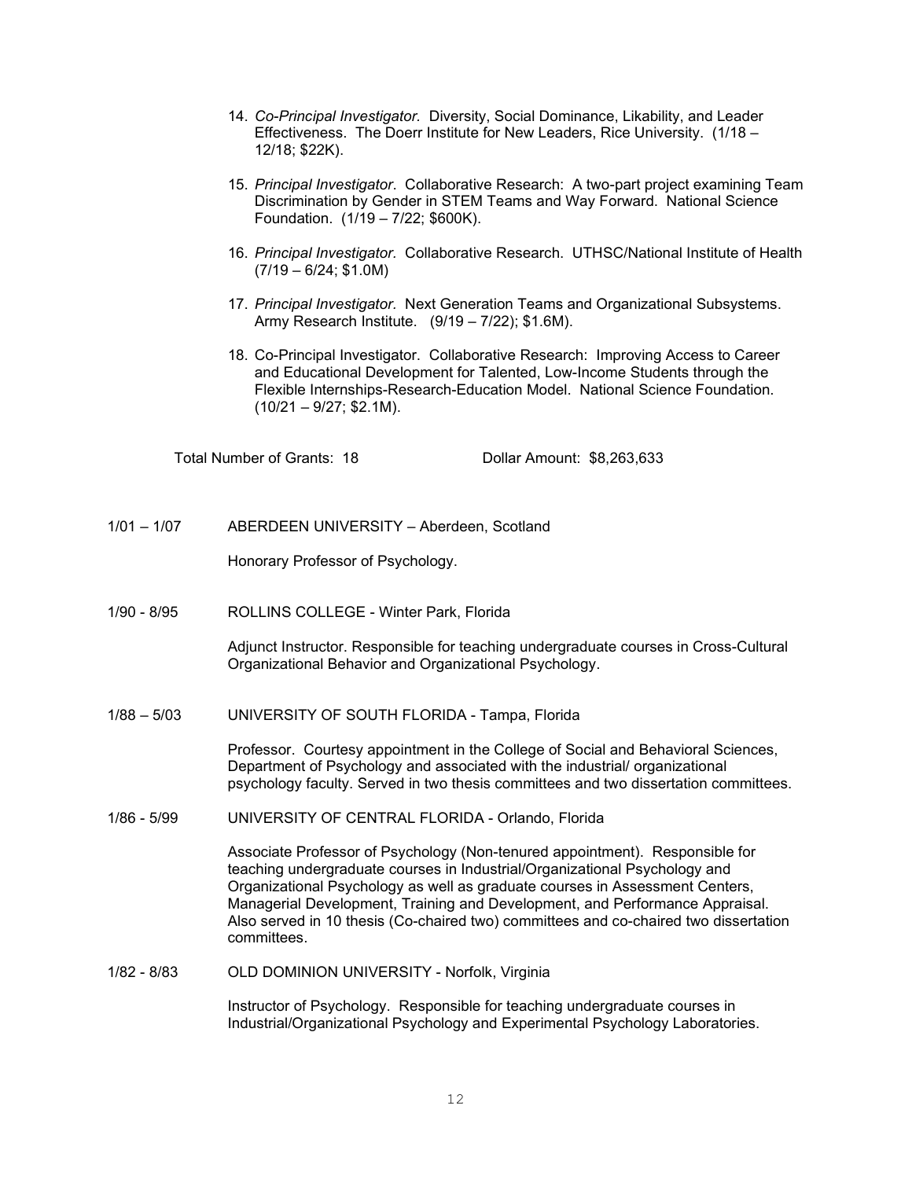14. *Co-Principal Investigator.* Diversity, Social Dominance, Likability, and Leader Effectiveness. The Doerr Institute for New Leaders, Rice University. (1/18 – 12/18; $22K).

15. *Principal Investigator*. Collaborative Research: A two-part project examining Team Discrimination by Gender in STEM Teams and Way Forward. National Science Foundation. (1/19 – 7/22; $600K).

16. *Principal Investigator.* Collaborative Research. UTHSC/National Institute of Health (7/19 – 6/24; $1.0M)

17. *Principal Investigator.* Next Generation Teams and Organizational Subsystems. Army Research Institute. (9/19 – 7/22); $1.6M).

18. Co-Principal Investigator. Collaborative Research: Improving Access to Career and Educational Development for Talented, Low-Income Students through the Flexible Internships-Research-Education Model. National Science Foundation. (10/21 – 9/27; $2.1M).

Total Number of Grants: 18 Dollar Amount: $8,263,633

1/01 – 1/07 ABERDEEN UNIVERSITY – Aberdeen, Scotland

Honorary Professor of Psychology.

1/90 - 8/95 ROLLINS COLLEGE - Winter Park, Florida

Adjunct Instructor. Responsible for teaching undergraduate courses in Cross-Cultural Organizational Behavior and Organizational Psychology.

1/88 – 5/03 UNIVERSITY OF SOUTH FLORIDA - Tampa, Florida

Professor. Courtesy appointment in the College of Social and Behavioral Sciences, Department of Psychology and associated with the industrial/ organizational psychology faculty. Served in two thesis committees and two dissertation committees.

1/86 - 5/99 UNIVERSITY OF CENTRAL FLORIDA - Orlando, Florida

Associate Professor of Psychology (Non-tenured appointment). Responsible for teaching undergraduate courses in Industrial/Organizational Psychology and Organizational Psychology as well as graduate courses in Assessment Centers, Managerial Development, Training and Development, and Performance Appraisal. Also served in 10 thesis (Co-chaired two) committees and co-chaired two dissertation committees.

1/82 - 8/83 OLD DOMINION UNIVERSITY - Norfolk, Virginia

Instructor of Psychology. Responsible for teaching undergraduate courses in Industrial/Organizational Psychology and Experimental Psychology Laboratories.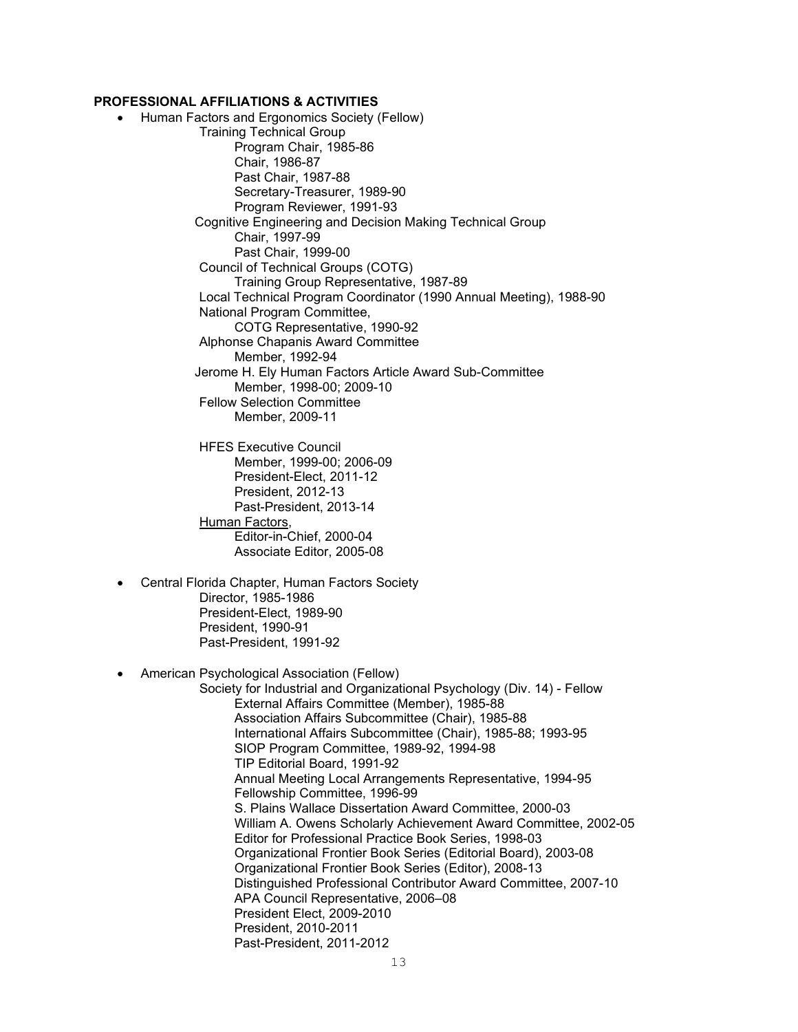**PROFESSIONAL AFFILIATIONS & ACTIVITIES**

- Human Factors and Ergonomics Society (Fellow)
  - Training Technical Group
    - Program Chair, 1985-86
    - Chair, 1986-87
    - Past Chair, 1987-88
    - Secretary-Treasurer, 1989-90
    - Program Reviewer, 1991-93
  - Cognitive Engineering and Decision Making Technical Group
    - Chair, 1997-99
    - Past Chair, 1999-00
  - Council of Technical Groups (COTG)
    - Training Group Representative, 1987-89
  - Local Technical Program Coordinator (1990 Annual Meeting), 1988-90
  - National Program Committee,
    - COTG Representative, 1990-92
  - Alphonse Chapanis Award Committee
    - Member, 1992-94
  - Jerome H. Ely Human Factors Article Award Sub-Committee
    - Member, 1998-00; 2009-10
  - Fellow Selection Committee
    - Member, 2009-11
  - HFES Executive Council
    - Member, 1999-00; 2006-09
    - President-Elect, 2011-12
    - President, 2012-13
    - Past-President, 2013-14
  - <u>Human Factors</u>,
    - Editor-in-Chief, 2000-04
    - Associate Editor, 2005-08

- Central Florida Chapter, Human Factors Society
  - Director, 1985-1986
  - President-Elect, 1989-90
  - President, 1990-91
  - Past-President, 1991-92

- American Psychological Association (Fellow)
  - Society for Industrial and Organizational Psychology (Div. 14) - Fellow
    - External Affairs Committee (Member), 1985-88
    - Association Affairs Subcommittee (Chair), 1985-88
    - International Affairs Subcommittee (Chair), 1985-88; 1993-95
    - SIOP Program Committee, 1989-92, 1994-98
    - TIP Editorial Board, 1991-92
    - Annual Meeting Local Arrangements Representative, 1994-95
    - Fellowship Committee, 1996-99
    - S. Plains Wallace Dissertation Award Committee, 2000-03
    - William A. Owens Scholarly Achievement Award Committee, 2002-05
    - Editor for Professional Practice Book Series, 1998-03
    - Organizational Frontier Book Series (Editorial Board), 2003-08
    - Organizational Frontier Book Series (Editor), 2008-13
    - Distinguished Professional Contributor Award Committee, 2007-10
    - APA Council Representative, 2006–08
    - President Elect, 2009-2010
    - President, 2010-2011
    - Past-President, 2011-2012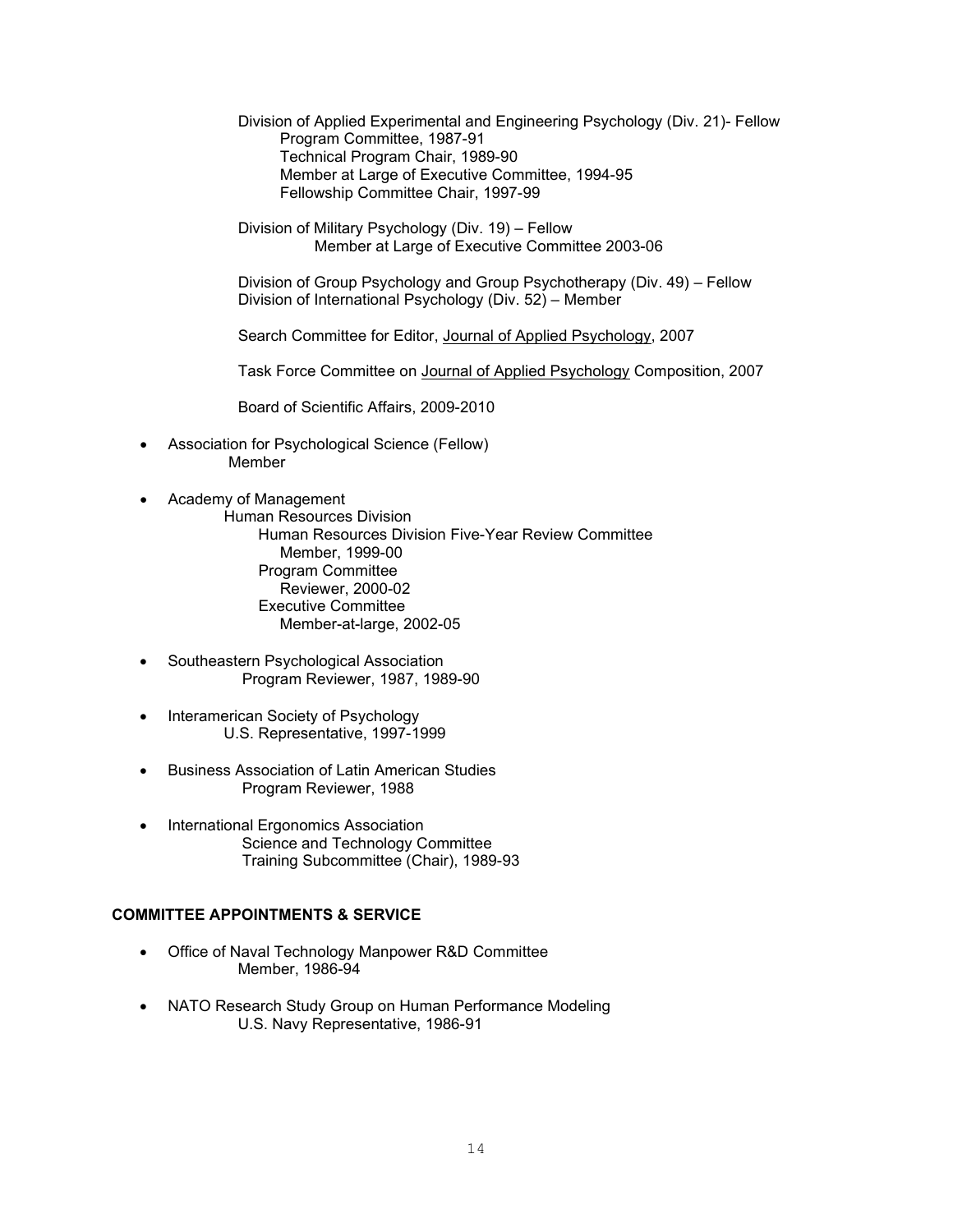Division of Applied Experimental and Engineering Psychology (Div. 21)- Fellow
- Program Committee, 1987-91
- Technical Program Chair, 1989-90
- Member at Large of Executive Committee, 1994-95
- Fellowship Committee Chair, 1997-99

Division of Military Psychology (Div. 19) – Fellow
- Member at Large of Executive Committee 2003-06

Division of Group Psychology and Group Psychotherapy (Div. 49) – Fellow
Division of International Psychology (Div. 52) – Member

Search Committee for Editor, Journal of Applied Psychology, 2007

Task Force Committee on Journal of Applied Psychology Composition, 2007

Board of Scientific Affairs, 2009-2010

- Association for Psychological Science (Fellow)
  - Member

- Academy of Management
  - Human Resources Division
    - Human Resources Division Five-Year Review Committee
      - Member, 1999-00
    - Program Committee
      - Reviewer, 2000-02
    - Executive Committee
      - Member-at-large, 2002-05

- Southeastern Psychological Association
  - Program Reviewer, 1987, 1989-90

- Interamerican Society of Psychology
  - U.S. Representative, 1997-1999

- Business Association of Latin American Studies
  - Program Reviewer, 1988

- International Ergonomics Association
  - Science and Technology Committee
  - Training Subcommittee (Chair), 1989-93

## COMMITTEE APPOINTMENTS & SERVICE

- Office of Naval Technology Manpower R&D Committee
  - Member, 1986-94

- NATO Research Study Group on Human Performance Modeling
  - U.S. Navy Representative, 1986-91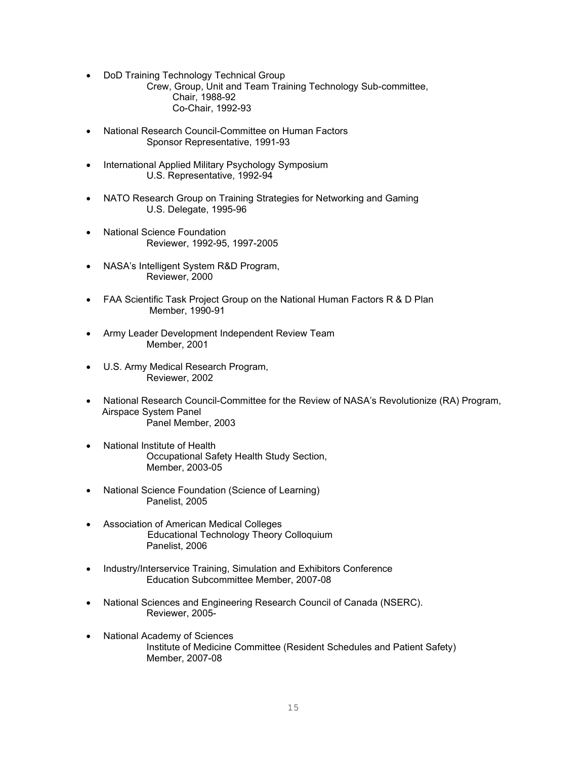- DoD Training Technology Technical Group
  Crew, Group, Unit and Team Training Technology Sub-committee,
  Chair, 1988-92
  Co-Chair, 1992-93

- National Research Council-Committee on Human Factors
  Sponsor Representative, 1991-93

- International Applied Military Psychology Symposium
  U.S. Representative, 1992-94

- NATO Research Group on Training Strategies for Networking and Gaming
  U.S. Delegate, 1995-96

- National Science Foundation
  Reviewer, 1992-95, 1997-2005

- NASA's Intelligent System R&D Program,
  Reviewer, 2000

- FAA Scientific Task Project Group on the National Human Factors R & D Plan
  Member, 1990-91

- Army Leader Development Independent Review Team
  Member, 2001

- U.S. Army Medical Research Program,
  Reviewer, 2002

- National Research Council-Committee for the Review of NASA's Revolutionize (RA) Program, Airspace System Panel
  Panel Member, 2003

- National Institute of Health
  Occupational Safety Health Study Section,
  Member, 2003-05

- National Science Foundation (Science of Learning)
  Panelist, 2005

- Association of American Medical Colleges
  Educational Technology Theory Colloquium
  Panelist, 2006

- Industry/Interservice Training, Simulation and Exhibitors Conference
  Education Subcommittee Member, 2007-08

- National Sciences and Engineering Research Council of Canada (NSERC).
  Reviewer, 2005-

- National Academy of Sciences
  Institute of Medicine Committee (Resident Schedules and Patient Safety)
  Member, 2007-08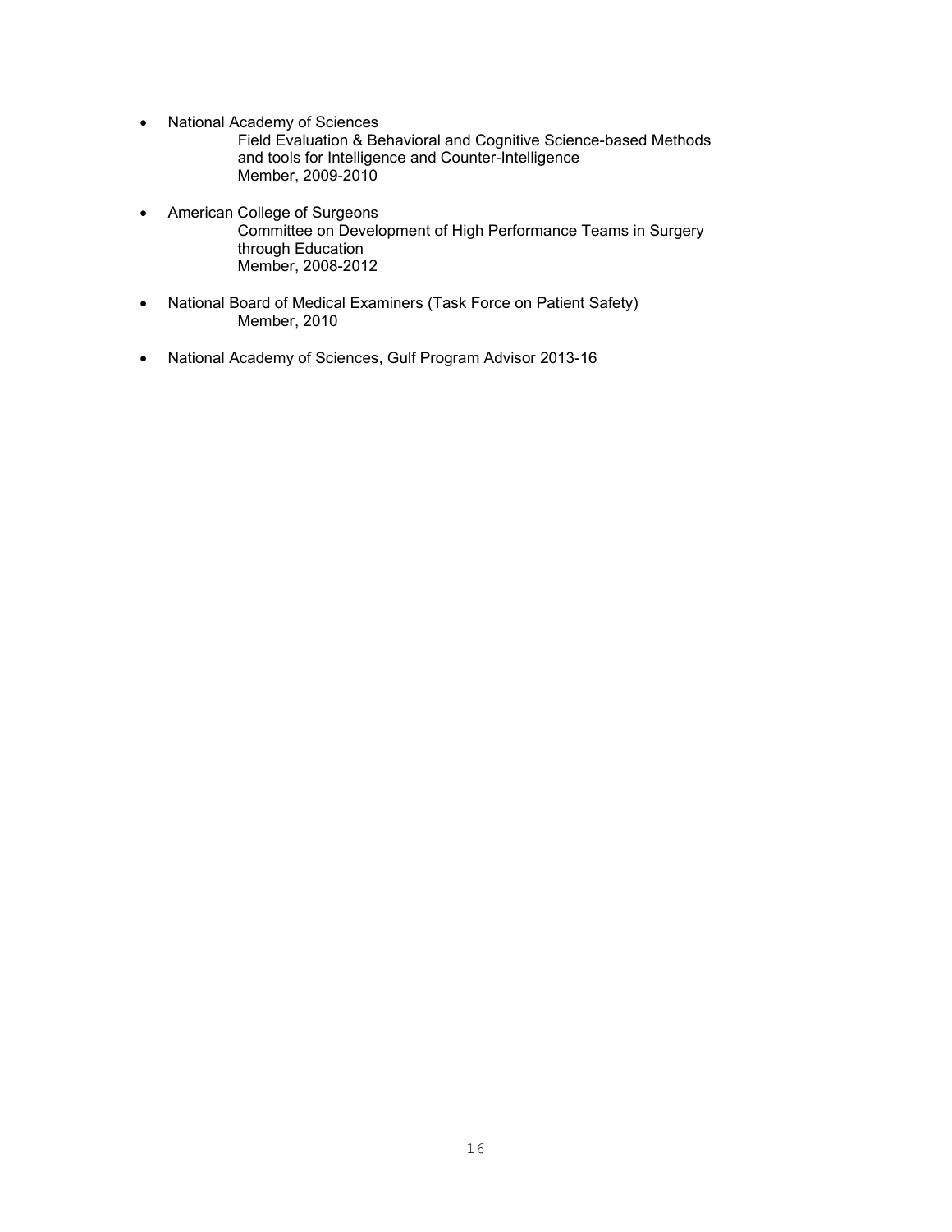- National Academy of Sciences
  Field Evaluation & Behavioral and Cognitive Science-based Methods and tools for Intelligence and Counter-Intelligence
  Member, 2009-2010

- American College of Surgeons
  Committee on Development of High Performance Teams in Surgery through Education
  Member, 2008-2012

- National Board of Medical Examiners (Task Force on Patient Safety)
  Member, 2010

- National Academy of Sciences, Gulf Program Advisor 2013-16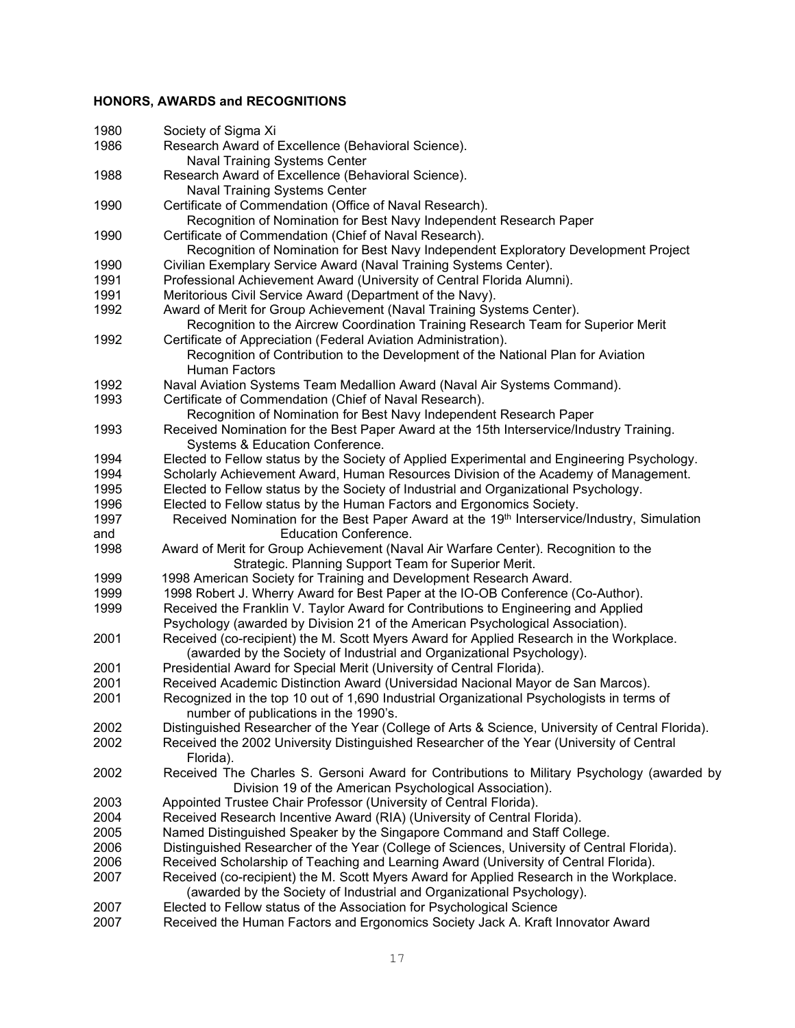## HONORS, AWARDS and RECOGNITIONS

1980 Society of Sigma Xi

1986 Research Award of Excellence (Behavioral Science).
Naval Training Systems Center

1988 Research Award of Excellence (Behavioral Science).
Naval Training Systems Center

1990 Certificate of Commendation (Office of Naval Research).
Recognition of Nomination for Best Navy Independent Research Paper

1990 Certificate of Commendation (Chief of Naval Research).
Recognition of Nomination for Best Navy Independent Exploratory Development Project

1990 Civilian Exemplary Service Award (Naval Training Systems Center).

1991 Professional Achievement Award (University of Central Florida Alumni).

1991 Meritorious Civil Service Award (Department of the Navy).

1992 Award of Merit for Group Achievement (Naval Training Systems Center).
Recognition to the Aircrew Coordination Training Research Team for Superior Merit

1992 Certificate of Appreciation (Federal Aviation Administration).
Recognition of Contribution to the Development of the National Plan for Aviation Human Factors

1992 Naval Aviation Systems Team Medallion Award (Naval Air Systems Command).

1993 Certificate of Commendation (Chief of Naval Research).
Recognition of Nomination for Best Navy Independent Research Paper

1993 Received Nomination for the Best Paper Award at the 15th Interservice/Industry Training. Systems & Education Conference.

1994 Elected to Fellow status by the Society of Applied Experimental and Engineering Psychology.

1994 Scholarly Achievement Award, Human Resources Division of the Academy of Management.

1995 Elected to Fellow status by the Society of Industrial and Organizational Psychology.

1996 Elected to Fellow status by the Human Factors and Ergonomics Society.

1997 Received Nomination for the Best Paper Award at the 19th Interservice/Industry, Simulation and Education Conference.

1998 Award of Merit for Group Achievement (Naval Air Warfare Center). Recognition to the Strategic. Planning Support Team for Superior Merit.

1999 1998 American Society for Training and Development Research Award.

1999 1998 Robert J. Wherry Award for Best Paper at the IO-OB Conference (Co-Author).

1999 Received the Franklin V. Taylor Award for Contributions to Engineering and Applied Psychology (awarded by Division 21 of the American Psychological Association).

2001 Received (co-recipient) the M. Scott Myers Award for Applied Research in the Workplace. (awarded by the Society of Industrial and Organizational Psychology).

2001 Presidential Award for Special Merit (University of Central Florida).

2001 Received Academic Distinction Award (Universidad Nacional Mayor de San Marcos).

2001 Recognized in the top 10 out of 1,690 Industrial Organizational Psychologists in terms of number of publications in the 1990's.

2002 Distinguished Researcher of the Year (College of Arts & Science, University of Central Florida).

2002 Received the 2002 University Distinguished Researcher of the Year (University of Central Florida).

2002 Received The Charles S. Gersoni Award for Contributions to Military Psychology (awarded by Division 19 of the American Psychological Association).

2003 Appointed Trustee Chair Professor (University of Central Florida).

2004 Received Research Incentive Award (RIA) (University of Central Florida).

2005 Named Distinguished Speaker by the Singapore Command and Staff College.

2006 Distinguished Researcher of the Year (College of Sciences, University of Central Florida).

2006 Received Scholarship of Teaching and Learning Award (University of Central Florida).

2007 Received (co-recipient) the M. Scott Myers Award for Applied Research in the Workplace. (awarded by the Society of Industrial and Organizational Psychology).

2007 Elected to Fellow status of the Association for Psychological Science

2007 Received the Human Factors and Ergonomics Society Jack A. Kraft Innovator Award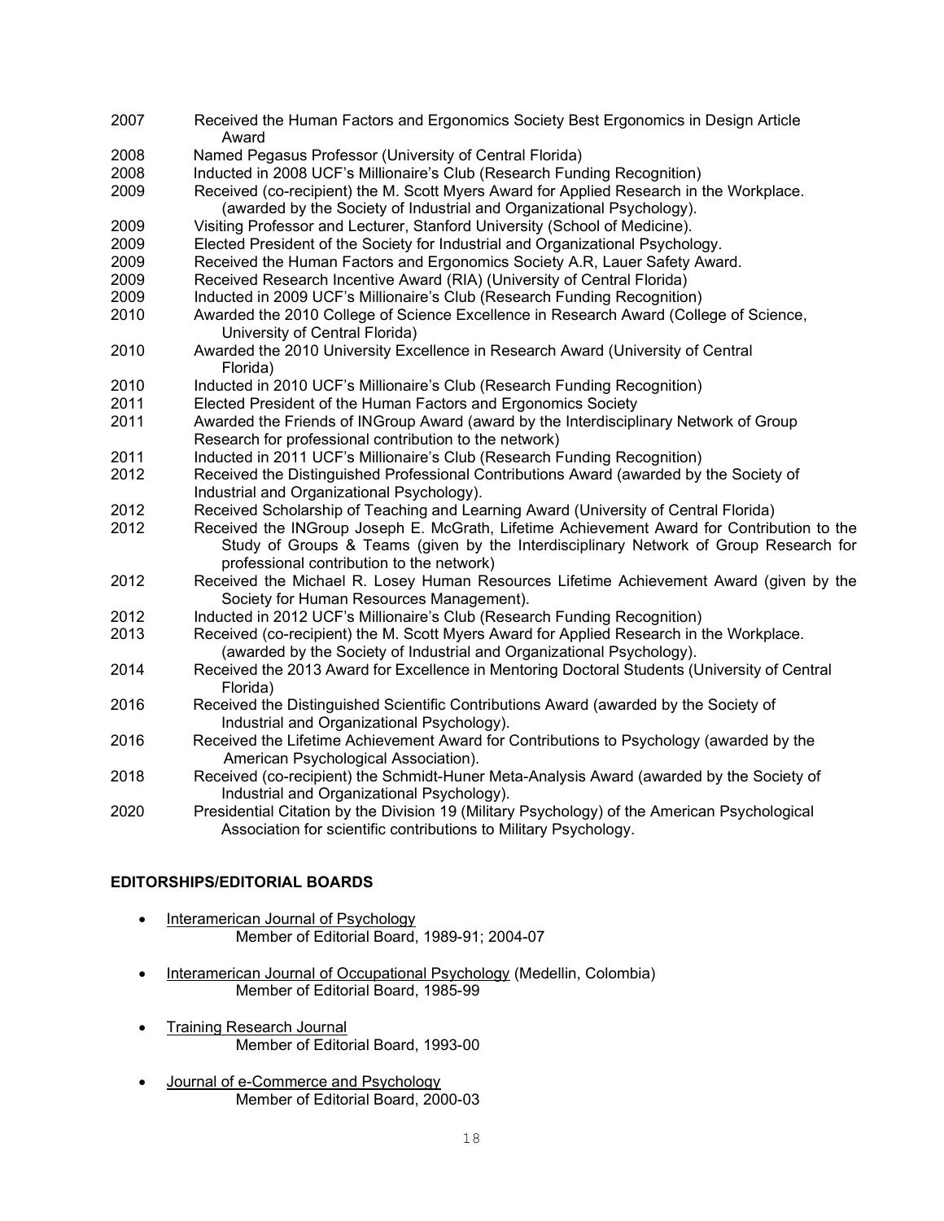2007 Received the Human Factors and Ergonomics Society Best Ergonomics in Design Article Award

2008 Named Pegasus Professor (University of Central Florida)

2008 Inducted in 2008 UCF's Millionaire's Club (Research Funding Recognition)

2009 Received (co-recipient) the M. Scott Myers Award for Applied Research in the Workplace. (awarded by the Society of Industrial and Organizational Psychology).

2009 Visiting Professor and Lecturer, Stanford University (School of Medicine).

2009 Elected President of the Society for Industrial and Organizational Psychology.

2009 Received the Human Factors and Ergonomics Society A.R, Lauer Safety Award.

2009 Received Research Incentive Award (RIA) (University of Central Florida)

2009 Inducted in 2009 UCF's Millionaire's Club (Research Funding Recognition)

2010 Awarded the 2010 College of Science Excellence in Research Award (College of Science, University of Central Florida)

2010 Awarded the 2010 University Excellence in Research Award (University of Central Florida)

2010 Inducted in 2010 UCF's Millionaire's Club (Research Funding Recognition)

2011 Elected President of the Human Factors and Ergonomics Society

2011 Awarded the Friends of INGroup Award (award by the Interdisciplinary Network of Group Research for professional contribution to the network)

2011 Inducted in 2011 UCF's Millionaire's Club (Research Funding Recognition)

2012 Received the Distinguished Professional Contributions Award (awarded by the Society of Industrial and Organizational Psychology).

2012 Received Scholarship of Teaching and Learning Award (University of Central Florida)

2012 Received the INGroup Joseph E. McGrath, Lifetime Achievement Award for Contribution to the Study of Groups & Teams (given by the Interdisciplinary Network of Group Research for professional contribution to the network)

2012 Received the Michael R. Losey Human Resources Lifetime Achievement Award (given by the Society for Human Resources Management).

2012 Inducted in 2012 UCF's Millionaire's Club (Research Funding Recognition)

2013 Received (co-recipient) the M. Scott Myers Award for Applied Research in the Workplace. (awarded by the Society of Industrial and Organizational Psychology).

2014 Received the 2013 Award for Excellence in Mentoring Doctoral Students (University of Central Florida)

2016 Received the Distinguished Scientific Contributions Award (awarded by the Society of Industrial and Organizational Psychology).

2016 Received the Lifetime Achievement Award for Contributions to Psychology (awarded by the American Psychological Association).

2018 Received (co-recipient) the Schmidt-Huner Meta-Analysis Award (awarded by the Society of Industrial and Organizational Psychology).

2020 Presidential Citation by the Division 19 (Military Psychology) of the American Psychological Association for scientific contributions to Military Psychology.

**EDITORSHIPS/EDITORIAL BOARDS**

- Interamerican Journal of Psychology
  Member of Editorial Board, 1989-91; 2004-07

- Interamerican Journal of Occupational Psychology (Medellin, Colombia)
  Member of Editorial Board, 1985-99

- Training Research Journal
  Member of Editorial Board, 1993-00

- Journal of e-Commerce and Psychology
  Member of Editorial Board, 2000-03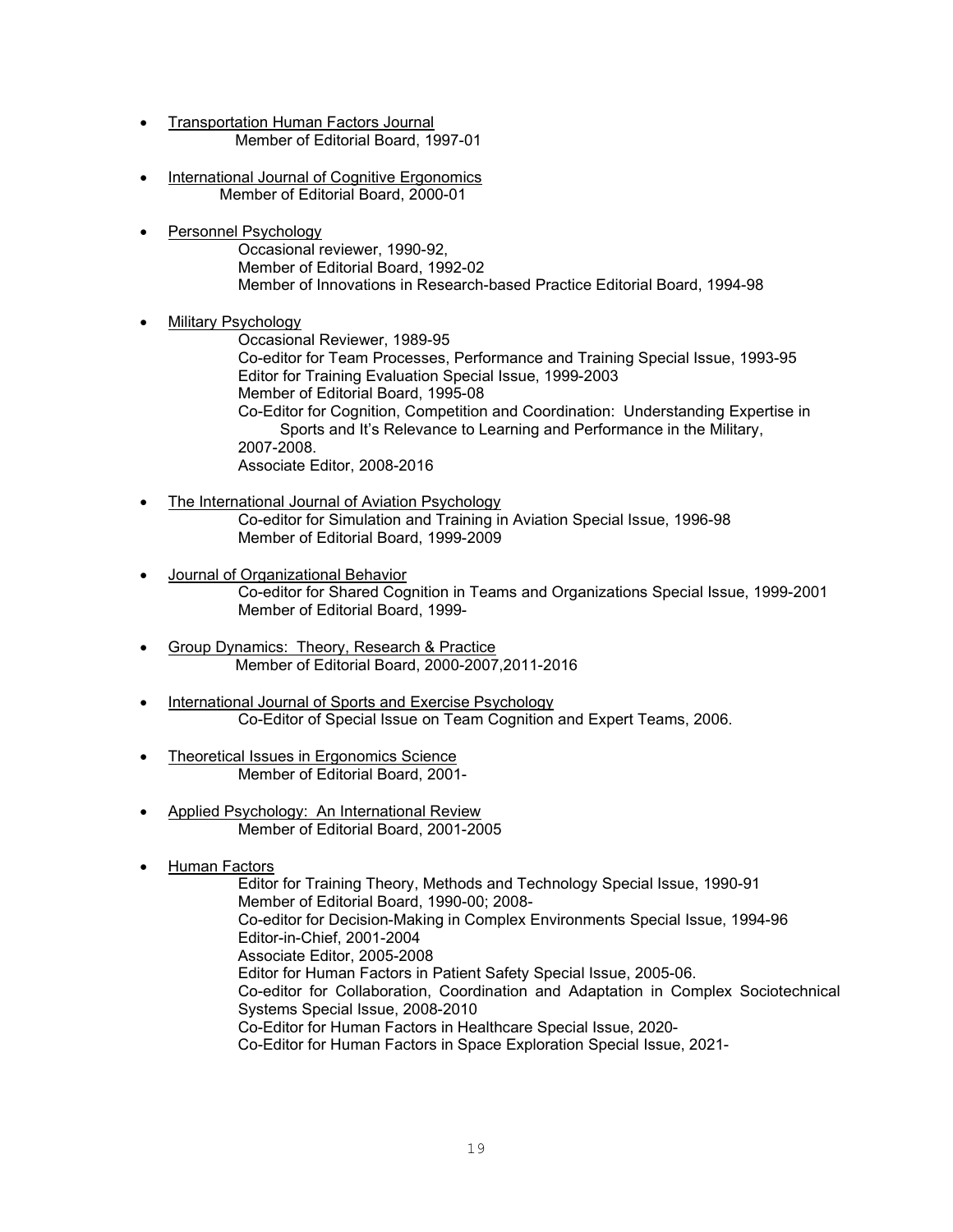- Transportation Human Factors Journal
  Member of Editorial Board, 1997-01

- International Journal of Cognitive Ergonomics
  Member of Editorial Board, 2000-01

- Personnel Psychology
  Occasional reviewer, 1990-92,
  Member of Editorial Board, 1992-02
  Member of Innovations in Research-based Practice Editorial Board, 1994-98

- Military Psychology
  Occasional Reviewer, 1989-95
  Co-editor for Team Processes, Performance and Training Special Issue, 1993-95
  Editor for Training Evaluation Special Issue, 1999-2003
  Member of Editorial Board, 1995-08
  Co-Editor for Cognition, Competition and Coordination: Understanding Expertise in Sports and It's Relevance to Learning and Performance in the Military, 2007-2008.
  Associate Editor, 2008-2016

- The International Journal of Aviation Psychology
  Co-editor for Simulation and Training in Aviation Special Issue, 1996-98
  Member of Editorial Board, 1999-2009

- Journal of Organizational Behavior
  Co-editor for Shared Cognition in Teams and Organizations Special Issue, 1999-2001
  Member of Editorial Board, 1999-

- Group Dynamics: Theory, Research & Practice
  Member of Editorial Board, 2000-2007,2011-2016

- International Journal of Sports and Exercise Psychology
  Co-Editor of Special Issue on Team Cognition and Expert Teams, 2006.

- Theoretical Issues in Ergonomics Science
  Member of Editorial Board, 2001-

- Applied Psychology: An International Review
  Member of Editorial Board, 2001-2005

- Human Factors
  Editor for Training Theory, Methods and Technology Special Issue, 1990-91
  Member of Editorial Board, 1990-00; 2008-
  Co-editor for Decision-Making in Complex Environments Special Issue, 1994-96
  Editor-in-Chief, 2001-2004
  Associate Editor, 2005-2008
  Editor for Human Factors in Patient Safety Special Issue, 2005-06.
  Co-editor for Collaboration, Coordination and Adaptation in Complex Sociotechnical Systems Special Issue, 2008-2010
  Co-Editor for Human Factors in Healthcare Special Issue, 2020-
  Co-Editor for Human Factors in Space Exploration Special Issue, 2021-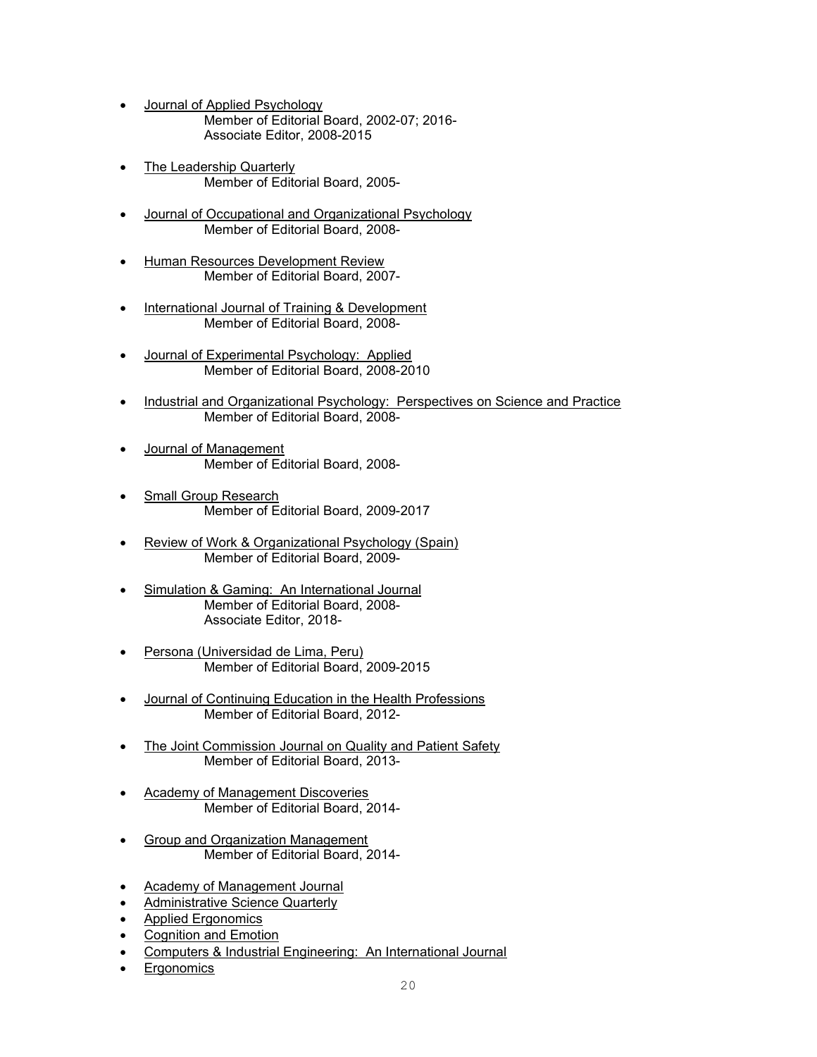- Journal of Applied Psychology
  - Member of Editorial Board, 2002-07; 2016-
  - Associate Editor, 2008-2015

- The Leadership Quarterly
  - Member of Editorial Board, 2005-

- Journal of Occupational and Organizational Psychology
  - Member of Editorial Board, 2008-

- Human Resources Development Review
  - Member of Editorial Board, 2007-

- International Journal of Training & Development
  - Member of Editorial Board, 2008-

- Journal of Experimental Psychology: Applied
  - Member of Editorial Board, 2008-2010

- Industrial and Organizational Psychology: Perspectives on Science and Practice
  - Member of Editorial Board, 2008-

- Journal of Management
  - Member of Editorial Board, 2008-

- Small Group Research
  - Member of Editorial Board, 2009-2017

- Review of Work & Organizational Psychology (Spain)
  - Member of Editorial Board, 2009-

- Simulation & Gaming: An International Journal
  - Member of Editorial Board, 2008-
  - Associate Editor, 2018-

- Persona (Universidad de Lima, Peru)
  - Member of Editorial Board, 2009-2015

- Journal of Continuing Education in the Health Professions
  - Member of Editorial Board, 2012-

- The Joint Commission Journal on Quality and Patient Safety
  - Member of Editorial Board, 2013-

- Academy of Management Discoveries
  - Member of Editorial Board, 2014-

- Group and Organization Management
  - Member of Editorial Board, 2014-

- Academy of Management Journal
- Administrative Science Quarterly
- Applied Ergonomics
- Cognition and Emotion
- Computers & Industrial Engineering: An International Journal
- Ergonomics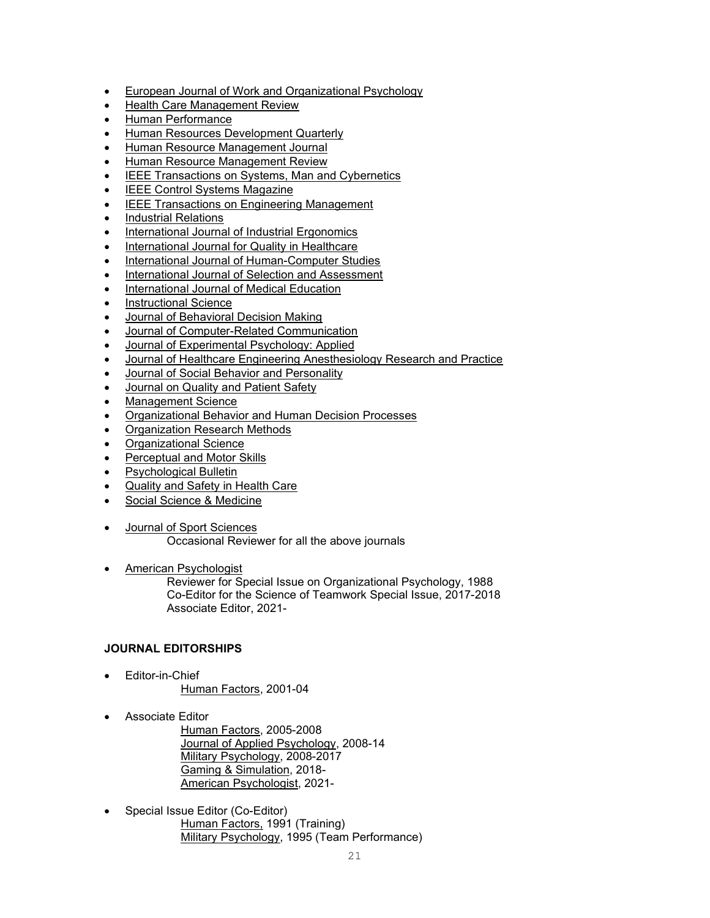- European Journal of Work and Organizational Psychology
- Health Care Management Review
- Human Performance
- Human Resources Development Quarterly
- Human Resource Management Journal
- Human Resource Management Review
- IEEE Transactions on Systems, Man and Cybernetics
- IEEE Control Systems Magazine
- IEEE Transactions on Engineering Management
- Industrial Relations
- International Journal of Industrial Ergonomics
- International Journal for Quality in Healthcare
- International Journal of Human-Computer Studies
- International Journal of Selection and Assessment
- International Journal of Medical Education
- Instructional Science
- Journal of Behavioral Decision Making
- Journal of Computer-Related Communication
- Journal of Experimental Psychology: Applied
- Journal of Healthcare Engineering Anesthesiology Research and Practice
- Journal of Social Behavior and Personality
- Journal on Quality and Patient Safety
- Management Science
- Organizational Behavior and Human Decision Processes
- Organization Research Methods
- Organizational Science
- Perceptual and Motor Skills
- Psychological Bulletin
- Quality and Safety in Health Care
- Social Science & Medicine

- Journal of Sport Sciences
  Occasional Reviewer for all the above journals

- American Psychologist
  Reviewer for Special Issue on Organizational Psychology, 1988
  Co-Editor for the Science of Teamwork Special Issue, 2017-2018
  Associate Editor, 2021-

**JOURNAL EDITORSHIPS**

- Editor-in-Chief
  Human Factors, 2001-04

- Associate Editor
  Human Factors, 2005-2008
  Journal of Applied Psychology, 2008-14
  Military Psychology, 2008-2017
  Gaming & Simulation, 2018-
  American Psychologist, 2021-

- Special Issue Editor (Co-Editor)
  Human Factors, 1991 (Training)
  Military Psychology, 1995 (Team Performance)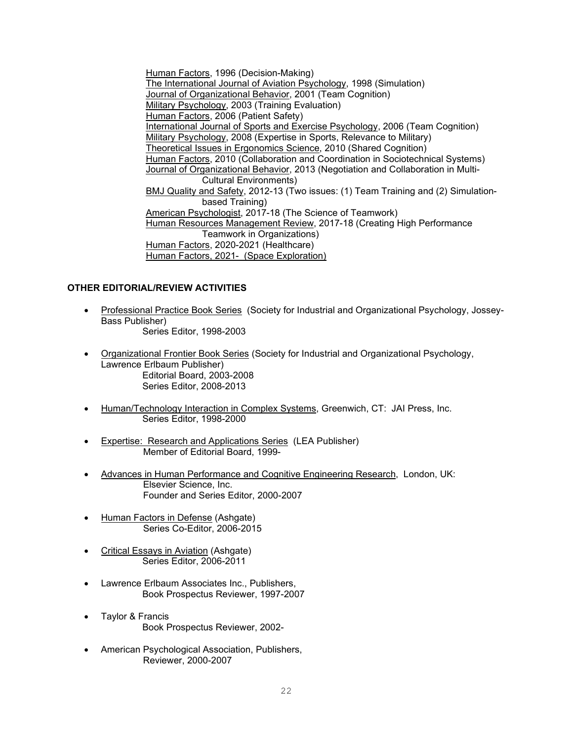Human Factors, 1996 (Decision-Making)
The International Journal of Aviation Psychology, 1998 (Simulation)
Journal of Organizational Behavior, 2001 (Team Cognition)
Military Psychology, 2003 (Training Evaluation)
Human Factors, 2006 (Patient Safety)
International Journal of Sports and Exercise Psychology, 2006 (Team Cognition)
Military Psychology, 2008 (Expertise in Sports, Relevance to Military)
Theoretical Issues in Ergonomics Science, 2010 (Shared Cognition)
Human Factors, 2010 (Collaboration and Coordination in Sociotechnical Systems)
Journal of Organizational Behavior, 2013 (Negotiation and Collaboration in Multi-Cultural Environments)
BMJ Quality and Safety, 2012-13 (Two issues: (1) Team Training and (2) Simulation-based Training)
American Psychologist, 2017-18 (The Science of Teamwork)
Human Resources Management Review, 2017-18 (Creating High Performance Teamwork in Organizations)
Human Factors, 2020-2021 (Healthcare)
Human Factors, 2021- (Space Exploration)

**OTHER EDITORIAL/REVIEW ACTIVITIES**

- Professional Practice Book Series (Society for Industrial and Organizational Psychology, Jossey-Bass Publisher)
  Series Editor, 1998-2003

- Organizational Frontier Book Series (Society for Industrial and Organizational Psychology, Lawrence Erlbaum Publisher)
  Editorial Board, 2003-2008
  Series Editor, 2008-2013

- Human/Technology Interaction in Complex Systems, Greenwich, CT: JAI Press, Inc.
  Series Editor, 1998-2000

- Expertise: Research and Applications Series (LEA Publisher)
  Member of Editorial Board, 1999-

- Advances in Human Performance and Cognitive Engineering Research, London, UK: Elsevier Science, Inc.
  Founder and Series Editor, 2000-2007

- Human Factors in Defense (Ashgate)
  Series Co-Editor, 2006-2015

- Critical Essays in Aviation (Ashgate)
  Series Editor, 2006-2011

- Lawrence Erlbaum Associates Inc., Publishers,
  Book Prospectus Reviewer, 1997-2007

- Taylor & Francis
  Book Prospectus Reviewer, 2002-

- American Psychological Association, Publishers,
  Reviewer, 2000-2007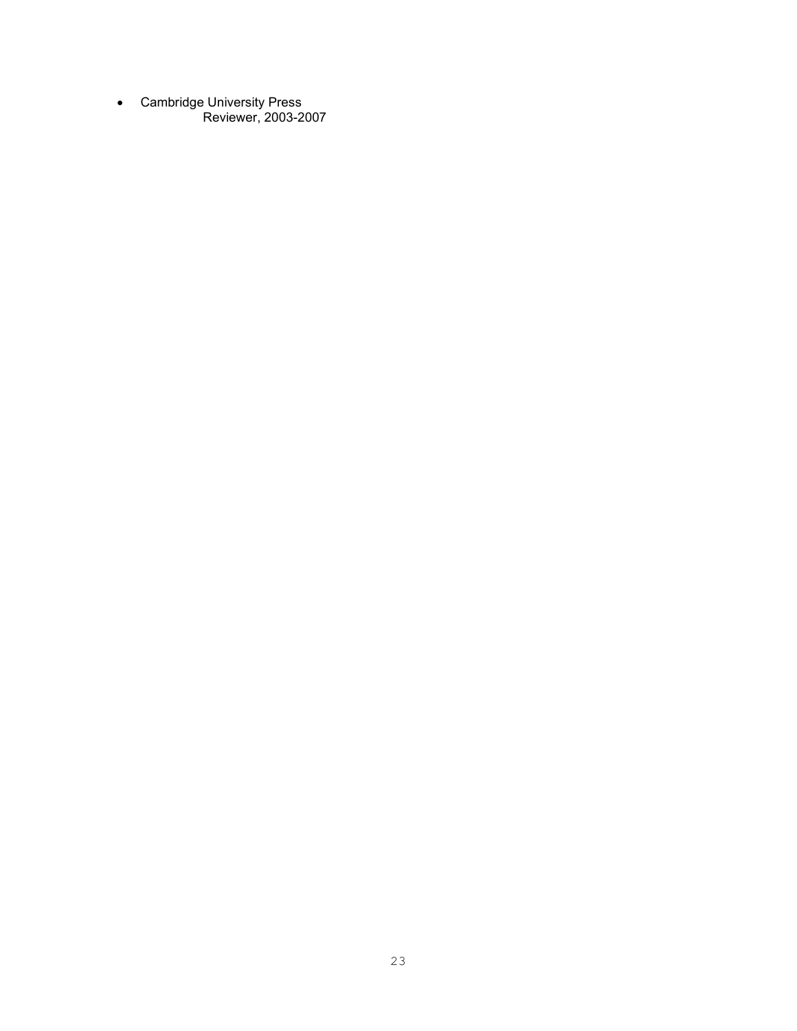- Cambridge University Press
  Reviewer, 2003-2007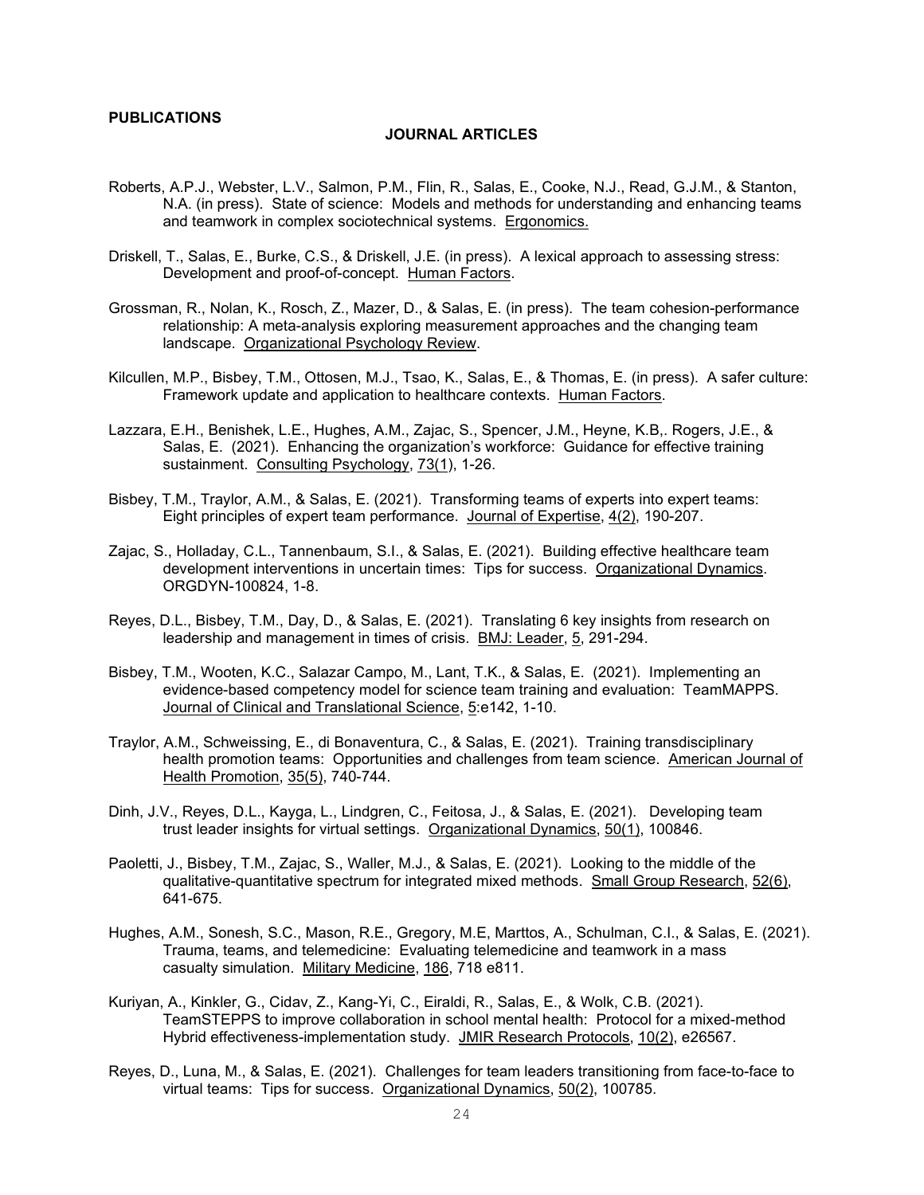**PUBLICATIONS**

## JOURNAL ARTICLES

Roberts, A.P.J., Webster, L.V., Salmon, P.M., Flin, R., Salas, E., Cooke, N.J., Read, G.J.M., & Stanton, N.A. (in press). State of science: Models and methods for understanding and enhancing teams and teamwork in complex sociotechnical systems. Ergonomics.

Driskell, T., Salas, E., Burke, C.S., & Driskell, J.E. (in press). A lexical approach to assessing stress: Development and proof-of-concept. Human Factors.

Grossman, R., Nolan, K., Rosch, Z., Mazer, D., & Salas, E. (in press). The team cohesion-performance relationship: A meta-analysis exploring measurement approaches and the changing team landscape. Organizational Psychology Review.

Kilcullen, M.P., Bisbey, T.M., Ottosen, M.J., Tsao, K., Salas, E., & Thomas, E. (in press). A safer culture: Framework update and application to healthcare contexts. Human Factors.

Lazzara, E.H., Benishek, L.E., Hughes, A.M., Zajac, S., Spencer, J.M., Heyne, K.B,. Rogers, J.E., & Salas, E. (2021). Enhancing the organization's workforce: Guidance for effective training sustainment. Consulting Psychology, 73(1), 1-26.

Bisbey, T.M., Traylor, A.M., & Salas, E. (2021). Transforming teams of experts into expert teams: Eight principles of expert team performance. Journal of Expertise, 4(2), 190-207.

Zajac, S., Holladay, C.L., Tannenbaum, S.I., & Salas, E. (2021). Building effective healthcare team development interventions in uncertain times: Tips for success. Organizational Dynamics. ORGDYN-100824, 1-8.

Reyes, D.L., Bisbey, T.M., Day, D., & Salas, E. (2021). Translating 6 key insights from research on leadership and management in times of crisis. BMJ: Leader, 5, 291-294.

Bisbey, T.M., Wooten, K.C., Salazar Campo, M., Lant, T.K., & Salas, E. (2021). Implementing an evidence-based competency model for science team training and evaluation: TeamMAPPS. Journal of Clinical and Translational Science, 5:e142, 1-10.

Traylor, A.M., Schweissing, E., di Bonaventura, C., & Salas, E. (2021). Training transdisciplinary health promotion teams: Opportunities and challenges from team science. American Journal of Health Promotion, 35(5), 740-744.

Dinh, J.V., Reyes, D.L., Kayga, L., Lindgren, C., Feitosa, J., & Salas, E. (2021). Developing team trust leader insights for virtual settings. Organizational Dynamics, 50(1), 100846.

Paoletti, J., Bisbey, T.M., Zajac, S., Waller, M.J., & Salas, E. (2021). Looking to the middle of the qualitative-quantitative spectrum for integrated mixed methods. Small Group Research, 52(6), 641-675.

Hughes, A.M., Sonesh, S.C., Mason, R.E., Gregory, M.E, Marttos, A., Schulman, C.I., & Salas, E. (2021). Trauma, teams, and telemedicine: Evaluating telemedicine and teamwork in a mass casualty simulation. Military Medicine, 186, 718 e811.

Kuriyan, A., Kinkler, G., Cidav, Z., Kang-Yi, C., Eiraldi, R., Salas, E., & Wolk, C.B. (2021). TeamSTEPPS to improve collaboration in school mental health: Protocol for a mixed-method Hybrid effectiveness-implementation study. JMIR Research Protocols, 10(2), e26567.

Reyes, D., Luna, M., & Salas, E. (2021). Challenges for team leaders transitioning from face-to-face to virtual teams: Tips for success. Organizational Dynamics, 50(2), 100785.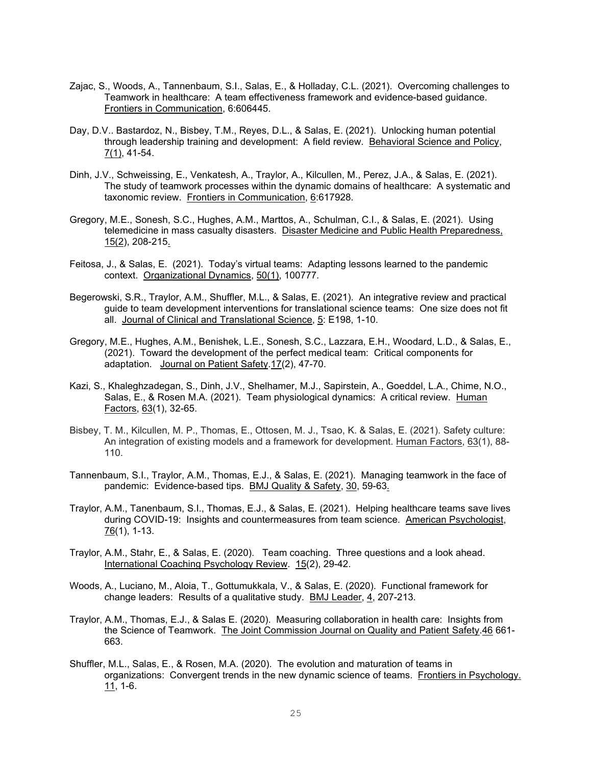Zajac, S., Woods, A., Tannenbaum, S.I., Salas, E., & Holladay, C.L. (2021). Overcoming challenges to Teamwork in healthcare: A team effectiveness framework and evidence-based guidance. Frontiers in Communication, 6:606445.

Day, D.V.. Bastardoz, N., Bisbey, T.M., Reyes, D.L., & Salas, E. (2021). Unlocking human potential through leadership training and development: A field review. Behavioral Science and Policy, 7(1), 41-54.

Dinh, J.V., Schweissing, E., Venkatesh, A., Traylor, A., Kilcullen, M., Perez, J.A., & Salas, E. (2021). The study of teamwork processes within the dynamic domains of healthcare: A systematic and taxonomic review. Frontiers in Communication, 6:617928.

Gregory, M.E., Sonesh, S.C., Hughes, A.M., Marttos, A., Schulman, C.I., & Salas, E. (2021). Using telemedicine in mass casualty disasters. Disaster Medicine and Public Health Preparedness, 15(2), 208-215.

Feitosa, J., & Salas, E. (2021). Today's virtual teams: Adapting lessons learned to the pandemic context. Organizational Dynamics, 50(1), 100777.

Begerowski, S.R., Traylor, A.M., Shuffler, M.L., & Salas, E. (2021). An integrative review and practical guide to team development interventions for translational science teams: One size does not fit all. Journal of Clinical and Translational Science, 5: E198, 1-10.

Gregory, M.E., Hughes, A.M., Benishek, L.E., Sonesh, S.C., Lazzara, E.H., Woodard, L.D., & Salas, E., (2021). Toward the development of the perfect medical team: Critical components for adaptation. Journal on Patient Safety.17(2), 47-70.

Kazi, S., Khaleghzadegan, S., Dinh, J.V., Shelhamer, M.J., Sapirstein, A., Goeddel, L.A., Chime, N.O., Salas, E., & Rosen M.A. (2021). Team physiological dynamics: A critical review. Human Factors, 63(1), 32-65.

Bisbey, T. M., Kilcullen, M. P., Thomas, E., Ottosen, M. J., Tsao, K. & Salas, E. (2021). Safety culture: An integration of existing models and a framework for development. Human Factors, 63(1), 88-110.

Tannenbaum, S.I., Traylor, A.M., Thomas, E.J., & Salas, E. (2021). Managing teamwork in the face of pandemic: Evidence-based tips. BMJ Quality & Safety, 30, 59-63.

Traylor, A.M., Tanenbaum, S.I., Thomas, E.J., & Salas, E. (2021). Helping healthcare teams save lives during COVID-19: Insights and countermeasures from team science. American Psychologist, 76(1), 1-13.

Traylor, A.M., Stahr, E., & Salas, E. (2020). Team coaching. Three questions and a look ahead. International Coaching Psychology Review. 15(2), 29-42.

Woods, A., Luciano, M., Aloia, T., Gottumukkala, V., & Salas, E. (2020). Functional framework for change leaders: Results of a qualitative study. BMJ Leader, 4, 207-213.

Traylor, A.M., Thomas, E.J., & Salas E. (2020). Measuring collaboration in health care: Insights from the Science of Teamwork. The Joint Commission Journal on Quality and Patient Safety.46 661-663.

Shuffler, M.L., Salas, E., & Rosen, M.A. (2020). The evolution and maturation of teams in organizations: Convergent trends in the new dynamic science of teams. Frontiers in Psychology. 11, 1-6.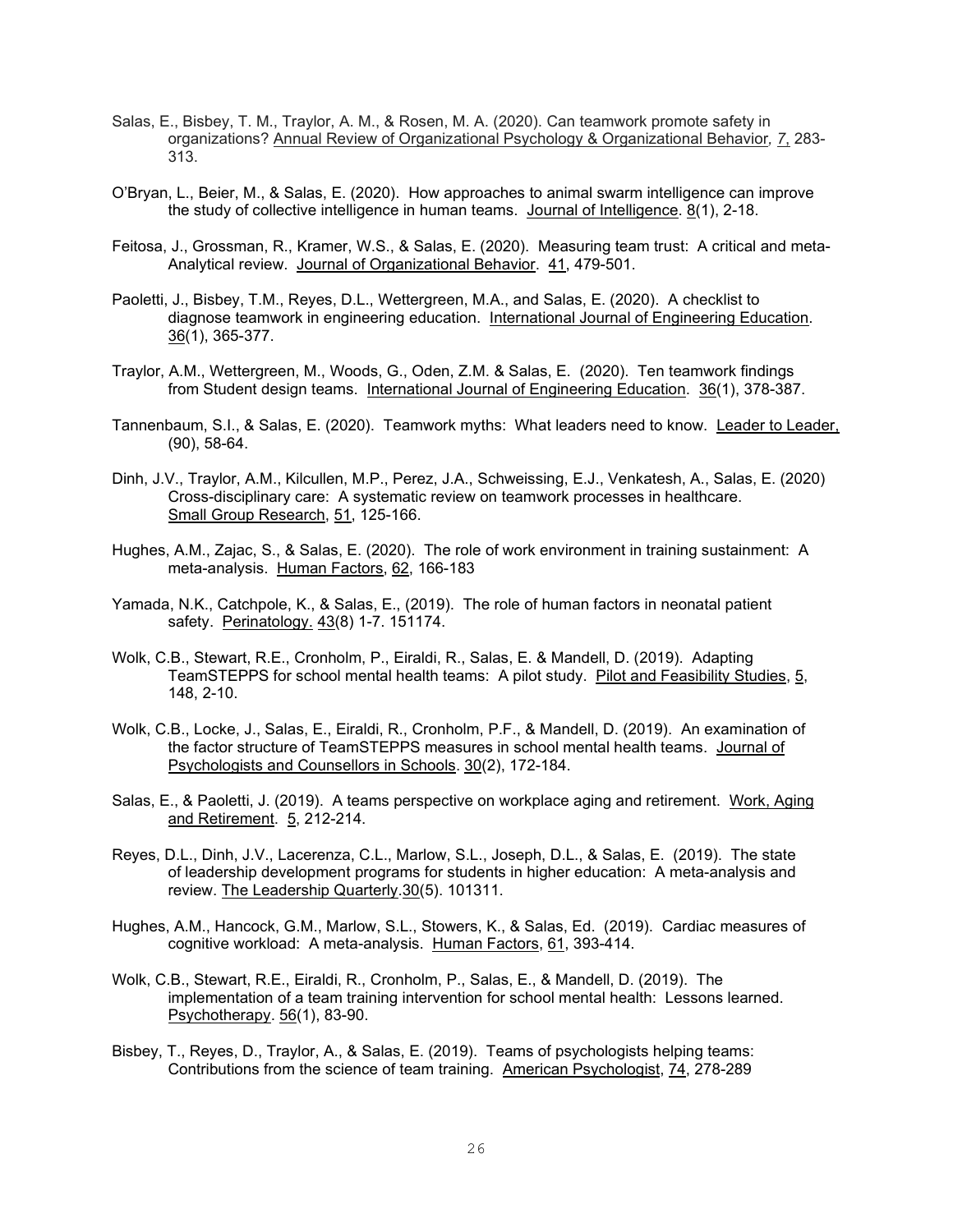Salas, E., Bisbey, T. M., Traylor, A. M., & Rosen, M. A. (2020). Can teamwork promote safety in organizations? Annual Review of Organizational Psychology & Organizational Behavior*,* 7, 283-313.

O'Bryan, L., Beier, M., & Salas, E. (2020). How approaches to animal swarm intelligence can improve the study of collective intelligence in human teams. Journal of Intelligence. 8(1), 2-18.

Feitosa, J., Grossman, R., Kramer, W.S., & Salas, E. (2020). Measuring team trust: A critical and meta-Analytical review. Journal of Organizational Behavior. 41, 479-501.

Paoletti, J., Bisbey, T.M., Reyes, D.L., Wettergreen, M.A., and Salas, E. (2020). A checklist to diagnose teamwork in engineering education. International Journal of Engineering Education. 36(1), 365-377.

Traylor, A.M., Wettergreen, M., Woods, G., Oden, Z.M. & Salas, E. (2020). Ten teamwork findings from Student design teams. International Journal of Engineering Education. 36(1), 378-387.

Tannenbaum, S.I., & Salas, E. (2020). Teamwork myths: What leaders need to know. Leader to Leader, (90), 58-64.

Dinh, J.V., Traylor, A.M., Kilcullen, M.P., Perez, J.A., Schweissing, E.J., Venkatesh, A., Salas, E. (2020) Cross-disciplinary care: A systematic review on teamwork processes in healthcare. Small Group Research, 51, 125-166.

Hughes, A.M., Zajac, S., & Salas, E. (2020). The role of work environment in training sustainment: A meta-analysis. Human Factors, 62, 166-183

Yamada, N.K., Catchpole, K., & Salas, E., (2019). The role of human factors in neonatal patient safety. Perinatology. 43(8) 1-7. 151174.

Wolk, C.B., Stewart, R.E., Cronholm, P., Eiraldi, R., Salas, E. & Mandell, D. (2019). Adapting TeamSTEPPS for school mental health teams: A pilot study. Pilot and Feasibility Studies, 5, 148, 2-10.

Wolk, C.B., Locke, J., Salas, E., Eiraldi, R., Cronholm, P.F., & Mandell, D. (2019). An examination of the factor structure of TeamSTEPPS measures in school mental health teams. Journal of Psychologists and Counsellors in Schools. 30(2), 172-184.

Salas, E., & Paoletti, J. (2019). A teams perspective on workplace aging and retirement. Work, Aging and Retirement. 5, 212-214.

Reyes, D.L., Dinh, J.V., Lacerenza, C.L., Marlow, S.L., Joseph, D.L., & Salas, E. (2019). The state of leadership development programs for students in higher education: A meta-analysis and review. The Leadership Quarterly.30(5). 101311.

Hughes, A.M., Hancock, G.M., Marlow, S.L., Stowers, K., & Salas, Ed. (2019). Cardiac measures of cognitive workload: A meta-analysis. Human Factors, 61, 393-414.

Wolk, C.B., Stewart, R.E., Eiraldi, R., Cronholm, P., Salas, E., & Mandell, D. (2019). The implementation of a team training intervention for school mental health: Lessons learned. Psychotherapy. 56(1), 83-90.

Bisbey, T., Reyes, D., Traylor, A., & Salas, E. (2019). Teams of psychologists helping teams: Contributions from the science of team training. American Psychologist, 74, 278-289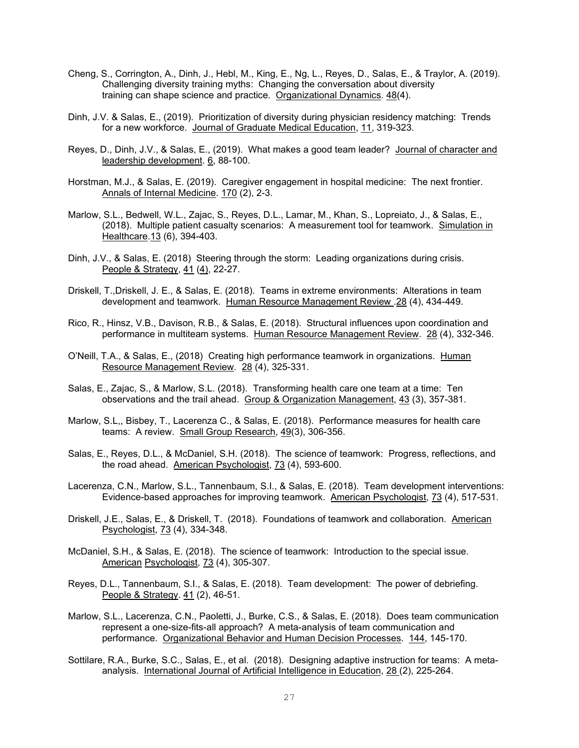Cheng, S., Corrington, A., Dinh, J., Hebl, M., King, E., Ng, L., Reyes, D., Salas, E., & Traylor, A. (2019). Challenging diversity training myths: Changing the conversation about diversity training can shape science and practice. Organizational Dynamics. 48(4).

Dinh, J.V. & Salas, E., (2019). Prioritization of diversity during physician residency matching: Trends for a new workforce. Journal of Graduate Medical Education, 11, 319-323.

Reyes, D., Dinh, J.V., & Salas, E., (2019). What makes a good team leader? Journal of character and leadership development. 6, 88-100.

Horstman, M.J., & Salas, E. (2019). Caregiver engagement in hospital medicine: The next frontier. Annals of Internal Medicine. 170 (2), 2-3.

Marlow, S.L., Bedwell, W.L., Zajac, S., Reyes, D.L., Lamar, M., Khan, S., Lopreiato, J., & Salas, E., (2018). Multiple patient casualty scenarios: A measurement tool for teamwork. Simulation in Healthcare.13 (6), 394-403.

Dinh, J.V., & Salas, E. (2018) Steering through the storm: Leading organizations during crisis. People & Strategy, 41 (4), 22-27.

Driskell, T.,Driskell, J. E., & Salas, E. (2018). Teams in extreme environments: Alterations in team development and teamwork. Human Resource Management Review .28 (4), 434-449.

Rico, R., Hinsz, V.B., Davison, R.B., & Salas, E. (2018). Structural influences upon coordination and performance in multiteam systems. Human Resource Management Review. 28 (4), 332-346.

O'Neill, T.A., & Salas, E., (2018) Creating high performance teamwork in organizations. Human Resource Management Review. 28 (4), 325-331.

Salas, E., Zajac, S., & Marlow, S.L. (2018). Transforming health care one team at a time: Ten observations and the trail ahead. Group & Organization Management, 43 (3), 357-381.

Marlow, S.L,, Bisbey, T., Lacerenza C., & Salas, E. (2018). Performance measures for health care teams: A review. Small Group Research, 49(3), 306-356.

Salas, E., Reyes, D.L., & McDaniel, S.H. (2018). The science of teamwork: Progress, reflections, and the road ahead. American Psychologist, 73 (4), 593-600.

Lacerenza, C.N., Marlow, S.L., Tannenbaum, S.I., & Salas, E. (2018). Team development interventions: Evidence-based approaches for improving teamwork. American Psychologist, 73 (4), 517-531.

Driskell, J.E., Salas, E., & Driskell, T. (2018). Foundations of teamwork and collaboration. American Psychologist, 73 (4), 334-348.

McDaniel, S.H., & Salas, E. (2018). The science of teamwork: Introduction to the special issue. American Psychologist, 73 (4), 305-307.

Reyes, D.L., Tannenbaum, S.I., & Salas, E. (2018). Team development: The power of debriefing. People & Strategy. 41 (2), 46-51.

Marlow, S.L., Lacerenza, C.N., Paoletti, J., Burke, C.S., & Salas, E. (2018). Does team communication represent a one-size-fits-all approach? A meta-analysis of team communication and performance. Organizational Behavior and Human Decision Processes. 144, 145-170.

Sottilare, R.A., Burke, S.C., Salas, E., et al. (2018). Designing adaptive instruction for teams: A meta-analysis. International Journal of Artificial Intelligence in Education, 28 (2), 225-264.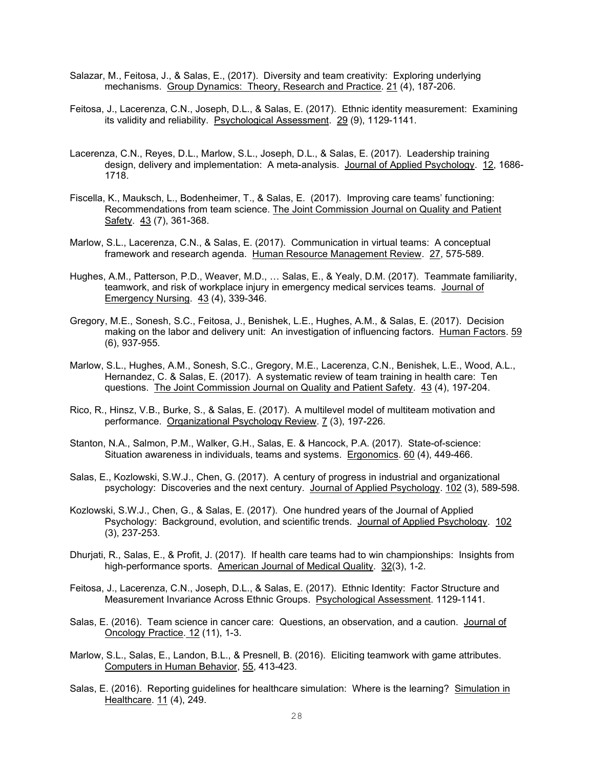Salazar, M., Feitosa, J., & Salas, E., (2017). Diversity and team creativity: Exploring underlying mechanisms. Group Dynamics: Theory, Research and Practice. 21 (4), 187-206.

Feitosa, J., Lacerenza, C.N., Joseph, D.L., & Salas, E. (2017). Ethnic identity measurement: Examining its validity and reliability. Psychological Assessment. 29 (9), 1129-1141.

Lacerenza, C.N., Reyes, D.L., Marlow, S.L., Joseph, D.L., & Salas, E. (2017). Leadership training design, delivery and implementation: A meta-analysis. Journal of Applied Psychology. 12, 1686-1718.

Fiscella, K., Mauksch, L., Bodenheimer, T., & Salas, E. (2017). Improving care teams' functioning: Recommendations from team science. The Joint Commission Journal on Quality and Patient Safety. 43 (7), 361-368.

Marlow, S.L., Lacerenza, C.N., & Salas, E. (2017). Communication in virtual teams: A conceptual framework and research agenda. Human Resource Management Review. 27, 575-589.

Hughes, A.M., Patterson, P.D., Weaver, M.D., … Salas, E., & Yealy, D.M. (2017). Teammate familiarity, teamwork, and risk of workplace injury in emergency medical services teams. Journal of Emergency Nursing. 43 (4), 339-346.

Gregory, M.E., Sonesh, S.C., Feitosa, J., Benishek, L.E., Hughes, A.M., & Salas, E. (2017). Decision making on the labor and delivery unit: An investigation of influencing factors. Human Factors. 59 (6), 937-955.

Marlow, S.L., Hughes, A.M., Sonesh, S.C., Gregory, M.E., Lacerenza, C.N., Benishek, L.E., Wood, A.L., Hernandez, C. & Salas, E. (2017). A systematic review of team training in health care: Ten questions. The Joint Commission Journal on Quality and Patient Safety. 43 (4), 197-204.

Rico, R., Hinsz, V.B., Burke, S., & Salas, E. (2017). A multilevel model of multiteam motivation and performance. Organizational Psychology Review. 7 (3), 197-226.

Stanton, N.A., Salmon, P.M., Walker, G.H., Salas, E. & Hancock, P.A. (2017). State-of-science: Situation awareness in individuals, teams and systems. Ergonomics. 60 (4), 449-466.

Salas, E., Kozlowski, S.W.J., Chen, G. (2017). A century of progress in industrial and organizational psychology: Discoveries and the next century. Journal of Applied Psychology. 102 (3), 589-598.

Kozlowski, S.W.J., Chen, G., & Salas, E. (2017). One hundred years of the Journal of Applied Psychology: Background, evolution, and scientific trends. Journal of Applied Psychology. 102 (3), 237-253.

Dhurjati, R., Salas, E., & Profit, J. (2017). If health care teams had to win championships: Insights from high-performance sports. American Journal of Medical Quality. 32(3), 1-2.

Feitosa, J., Lacerenza, C.N., Joseph, D.L., & Salas, E. (2017). Ethnic Identity: Factor Structure and Measurement Invariance Across Ethnic Groups. Psychological Assessment. 1129-1141.

Salas, E. (2016). Team science in cancer care: Questions, an observation, and a caution. Journal of Oncology Practice. 12 (11), 1-3.

Marlow, S.L., Salas, E., Landon, B.L., & Presnell, B. (2016). Eliciting teamwork with game attributes. Computers in Human Behavior, 55, 413-423.

Salas, E. (2016). Reporting guidelines for healthcare simulation: Where is the learning? Simulation in Healthcare. 11 (4), 249.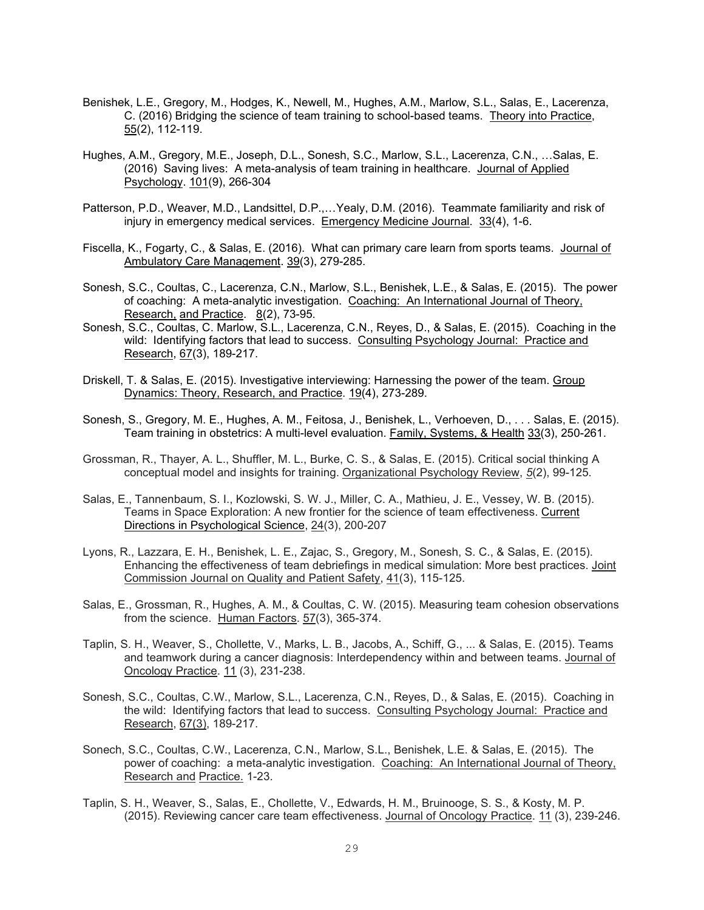Benishek, L.E., Gregory, M., Hodges, K., Newell, M., Hughes, A.M., Marlow, S.L., Salas, E., Lacerenza, C. (2016) Bridging the science of team training to school-based teams. Theory into Practice, 55(2), 112-119.

Hughes, A.M., Gregory, M.E., Joseph, D.L., Sonesh, S.C., Marlow, S.L., Lacerenza, C.N., …Salas, E. (2016) Saving lives: A meta-analysis of team training in healthcare. Journal of Applied Psychology. 101(9), 266-304

Patterson, P.D., Weaver, M.D., Landsittel, D.P.,…Yealy, D.M. (2016). Teammate familiarity and risk of injury in emergency medical services. Emergency Medicine Journal. 33(4), 1-6.

Fiscella, K., Fogarty, C., & Salas, E. (2016). What can primary care learn from sports teams. Journal of Ambulatory Care Management. 39(3), 279-285.

Sonesh, S.C., Coultas, C., Lacerenza, C.N., Marlow, S.L., Benishek, L.E., & Salas, E. (2015). The power of coaching: A meta-analytic investigation. Coaching: An International Journal of Theory, Research, and Practice. 8(2), 73-95.

Sonesh, S.C., Coultas, C. Marlow, S.L., Lacerenza, C.N., Reyes, D., & Salas, E. (2015). Coaching in the wild: Identifying factors that lead to success. Consulting Psychology Journal: Practice and Research, 67(3), 189-217.

Driskell, T. & Salas, E. (2015). Investigative interviewing: Harnessing the power of the team. Group Dynamics: Theory, Research, and Practice. 19(4), 273-289.

Sonesh, S., Gregory, M. E., Hughes, A. M., Feitosa, J., Benishek, L., Verhoeven, D., . . . Salas, E. (2015). Team training in obstetrics: A multi-level evaluation. Family, Systems, & Health 33(3), 250-261.

Grossman, R., Thayer, A. L., Shuffler, M. L., Burke, C. S., & Salas, E. (2015). Critical social thinking A conceptual model and insights for training. Organizational Psychology Review, *5*(2), 99-125.

Salas, E., Tannenbaum, S. I., Kozlowski, S. W. J., Miller, C. A., Mathieu, J. E., Vessey, W. B. (2015). Teams in Space Exploration: A new frontier for the science of team effectiveness. Current Directions in Psychological Science, 24(3), 200-207

Lyons, R., Lazzara, E. H., Benishek, L. E., Zajac, S., Gregory, M., Sonesh, S. C., & Salas, E. (2015). Enhancing the effectiveness of team debriefings in medical simulation: More best practices. Joint Commission Journal on Quality and Patient Safety, 41(3), 115-125.

Salas, E., Grossman, R., Hughes, A. M., & Coultas, C. W. (2015). Measuring team cohesion observations from the science. Human Factors. 57(3), 365-374.

Taplin, S. H., Weaver, S., Chollette, V., Marks, L. B., Jacobs, A., Schiff, G., ... & Salas, E. (2015). Teams and teamwork during a cancer diagnosis: Interdependency within and between teams. Journal of Oncology Practice. 11 (3), 231-238.

Sonesh, S.C., Coultas, C.W., Marlow, S.L., Lacerenza, C.N., Reyes, D., & Salas, E. (2015). Coaching in the wild: Identifying factors that lead to success. Consulting Psychology Journal: Practice and Research, 67(3), 189-217.

Sonech, S.C., Coultas, C.W., Lacerenza, C.N., Marlow, S.L., Benishek, L.E. & Salas, E. (2015). The power of coaching: a meta-analytic investigation. Coaching: An International Journal of Theory, Research and Practice. 1-23.

Taplin, S. H., Weaver, S., Salas, E., Chollette, V., Edwards, H. M., Bruinooge, S. S., & Kosty, M. P. (2015). Reviewing cancer care team effectiveness. Journal of Oncology Practice. 11 (3), 239-246.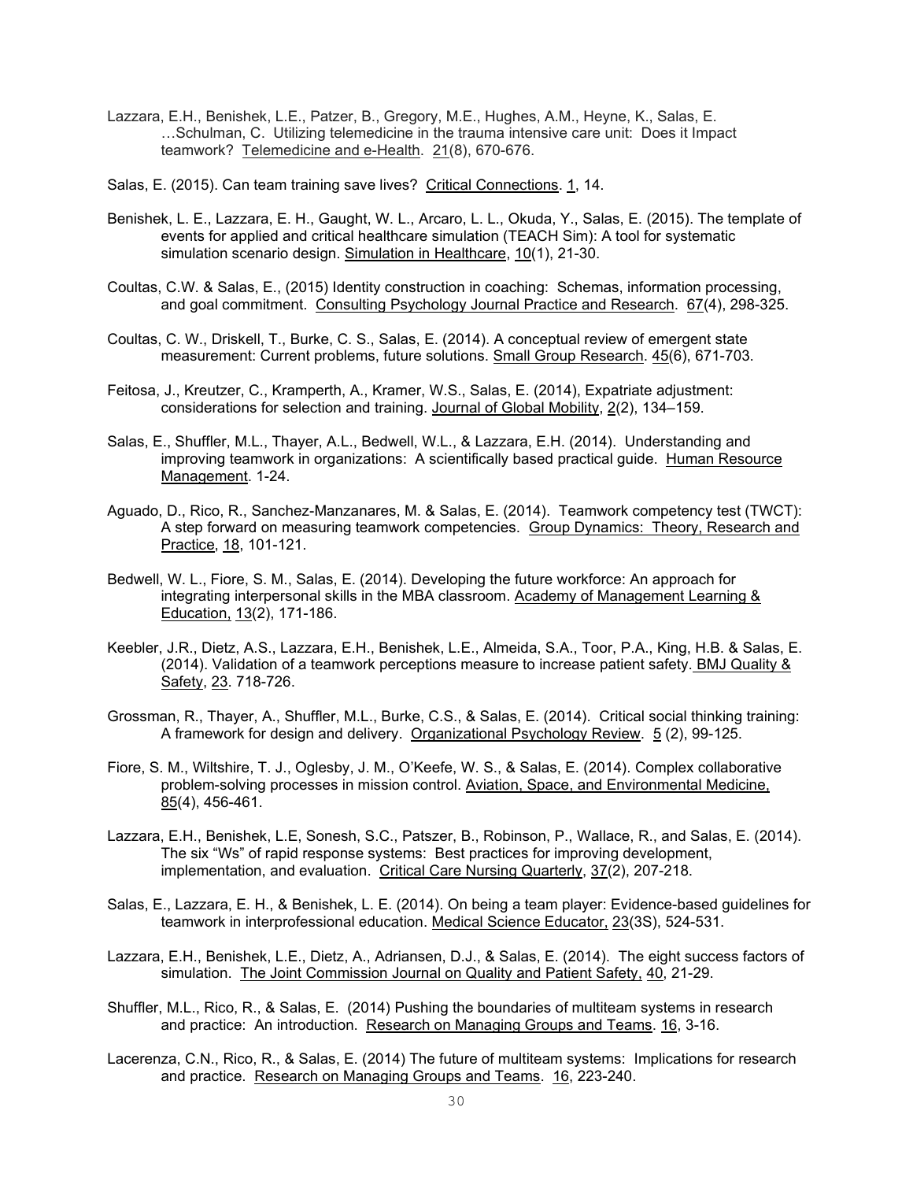Lazzara, E.H., Benishek, L.E., Patzer, B., Gregory, M.E., Hughes, A.M., Heyne, K., Salas, E. …Schulman, C. Utilizing telemedicine in the trauma intensive care unit: Does it Impact teamwork? Telemedicine and e-Health. 21(8), 670-676.

Salas, E. (2015). Can team training save lives? Critical Connections. 1, 14.

Benishek, L. E., Lazzara, E. H., Gaught, W. L., Arcaro, L. L., Okuda, Y., Salas, E. (2015). The template of events for applied and critical healthcare simulation (TEACH Sim): A tool for systematic simulation scenario design. Simulation in Healthcare, 10(1), 21-30.

Coultas, C.W. & Salas, E., (2015) Identity construction in coaching: Schemas, information processing, and goal commitment. Consulting Psychology Journal Practice and Research. 67(4), 298-325.

Coultas, C. W., Driskell, T., Burke, C. S., Salas, E. (2014). A conceptual review of emergent state measurement: Current problems, future solutions. Small Group Research. 45(6), 671-703.

Feitosa, J., Kreutzer, C., Kramperth, A., Kramer, W.S., Salas, E. (2014), Expatriate adjustment: considerations for selection and training. Journal of Global Mobility, 2(2), 134–159.

Salas, E., Shuffler, M.L., Thayer, A.L., Bedwell, W.L., & Lazzara, E.H. (2014). Understanding and improving teamwork in organizations: A scientifically based practical guide. Human Resource Management. 1-24.

Aguado, D., Rico, R., Sanchez-Manzanares, M. & Salas, E. (2014). Teamwork competency test (TWCT): A step forward on measuring teamwork competencies. Group Dynamics: Theory, Research and Practice, 18, 101-121.

Bedwell, W. L., Fiore, S. M., Salas, E. (2014). Developing the future workforce: An approach for integrating interpersonal skills in the MBA classroom. Academy of Management Learning & Education, 13(2), 171-186.

Keebler, J.R., Dietz, A.S., Lazzara, E.H., Benishek, L.E., Almeida, S.A., Toor, P.A., King, H.B. & Salas, E. (2014). Validation of a teamwork perceptions measure to increase patient safety. BMJ Quality & Safety, 23. 718-726.

Grossman, R., Thayer, A., Shuffler, M.L., Burke, C.S., & Salas, E. (2014). Critical social thinking training: A framework for design and delivery. Organizational Psychology Review. 5 (2), 99-125.

Fiore, S. M., Wiltshire, T. J., Oglesby, J. M., O'Keefe, W. S., & Salas, E. (2014). Complex collaborative problem-solving processes in mission control. Aviation, Space, and Environmental Medicine, 85(4), 456-461.

Lazzara, E.H., Benishek, L.E, Sonesh, S.C., Patszer, B., Robinson, P., Wallace, R., and Salas, E. (2014). The six "Ws" of rapid response systems: Best practices for improving development, implementation, and evaluation. Critical Care Nursing Quarterly, 37(2), 207-218.

Salas, E., Lazzara, E. H., & Benishek, L. E. (2014). On being a team player: Evidence-based guidelines for teamwork in interprofessional education. Medical Science Educator, 23(3S), 524-531.

Lazzara, E.H., Benishek, L.E., Dietz, A., Adriansen, D.J., & Salas, E. (2014). The eight success factors of simulation. The Joint Commission Journal on Quality and Patient Safety, 40, 21-29.

Shuffler, M.L., Rico, R., & Salas, E. (2014) Pushing the boundaries of multiteam systems in research and practice: An introduction. Research on Managing Groups and Teams. 16, 3-16.

Lacerenza, C.N., Rico, R., & Salas, E. (2014) The future of multiteam systems: Implications for research and practice. Research on Managing Groups and Teams. 16, 223-240.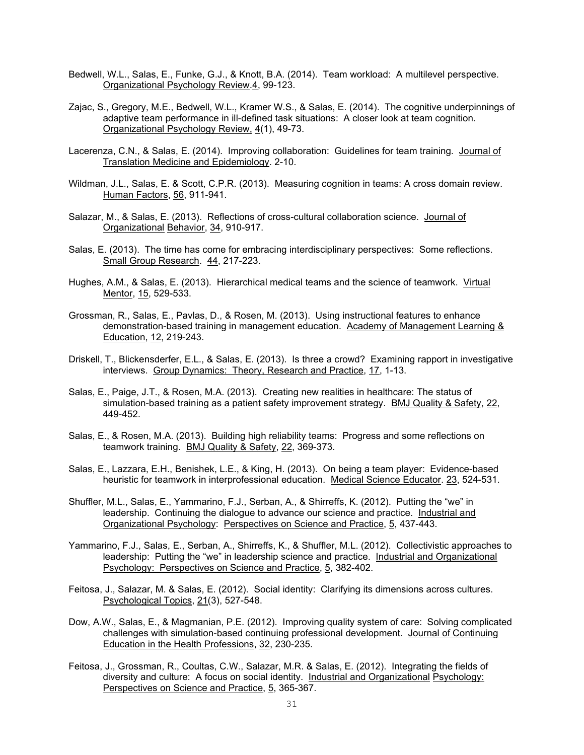Bedwell, W.L., Salas, E., Funke, G.J., & Knott, B.A. (2014). Team workload: A multilevel perspective. Organizational Psychology Review.4, 99-123.

Zajac, S., Gregory, M.E., Bedwell, W.L., Kramer W.S., & Salas, E. (2014). The cognitive underpinnings of adaptive team performance in ill-defined task situations: A closer look at team cognition. Organizational Psychology Review, 4(1), 49-73.

Lacerenza, C.N., & Salas, E. (2014). Improving collaboration: Guidelines for team training. Journal of Translation Medicine and Epidemiology. 2-10.

Wildman, J.L., Salas, E. & Scott, C.P.R. (2013). Measuring cognition in teams: A cross domain review. Human Factors, 56, 911-941.

Salazar, M., & Salas, E. (2013). Reflections of cross-cultural collaboration science. Journal of Organizational Behavior, 34, 910-917.

Salas, E. (2013). The time has come for embracing interdisciplinary perspectives: Some reflections. Small Group Research. 44, 217-223.

Hughes, A.M., & Salas, E. (2013). Hierarchical medical teams and the science of teamwork. Virtual Mentor, 15, 529-533.

Grossman, R., Salas, E., Pavlas, D., & Rosen, M. (2013). Using instructional features to enhance demonstration-based training in management education. Academy of Management Learning & Education, 12, 219-243.

Driskell, T., Blickensderfer, E.L., & Salas, E. (2013). Is three a crowd? Examining rapport in investigative interviews. Group Dynamics: Theory, Research and Practice, 17, 1-13.

Salas, E., Paige, J.T., & Rosen, M.A. (2013). Creating new realities in healthcare: The status of simulation-based training as a patient safety improvement strategy. BMJ Quality & Safety, 22, 449-452.

Salas, E., & Rosen, M.A. (2013). Building high reliability teams: Progress and some reflections on teamwork training. BMJ Quality & Safety, 22, 369-373.

Salas, E., Lazzara, E.H., Benishek, L.E., & King, H. (2013). On being a team player: Evidence-based heuristic for teamwork in interprofessional education. Medical Science Educator. 23, 524-531.

Shuffler, M.L., Salas, E., Yammarino, F.J., Serban, A., & Shirreffs, K. (2012). Putting the "we" in leadership. Continuing the dialogue to advance our science and practice. Industrial and Organizational Psychology: Perspectives on Science and Practice, 5, 437-443.

Yammarino, F.J., Salas, E., Serban, A., Shirreffs, K., & Shuffler, M.L. (2012). Collectivistic approaches to leadership: Putting the "we" in leadership science and practice. Industrial and Organizational Psychology: Perspectives on Science and Practice, 5, 382-402.

Feitosa, J., Salazar, M. & Salas, E. (2012). Social identity: Clarifying its dimensions across cultures. Psychological Topics, 21(3), 527-548.

Dow, A.W., Salas, E., & Magmanian, P.E. (2012). Improving quality system of care: Solving complicated challenges with simulation-based continuing professional development. Journal of Continuing Education in the Health Professions, 32, 230-235.

Feitosa, J., Grossman, R., Coultas, C.W., Salazar, M.R. & Salas, E. (2012). Integrating the fields of diversity and culture: A focus on social identity. Industrial and Organizational Psychology: Perspectives on Science and Practice, 5, 365-367.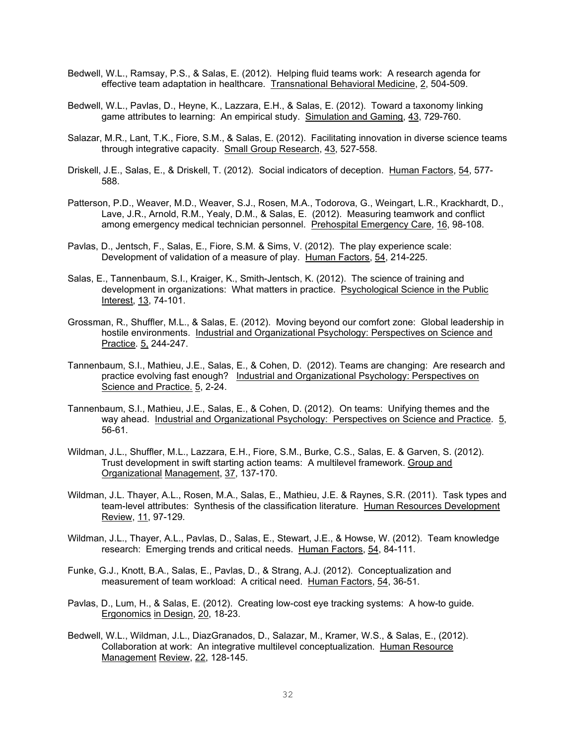Bedwell, W.L., Ramsay, P.S., & Salas, E. (2012). Helping fluid teams work: A research agenda for effective team adaptation in healthcare. Transnational Behavioral Medicine, 2, 504-509.

Bedwell, W.L., Pavlas, D., Heyne, K., Lazzara, E.H., & Salas, E. (2012). Toward a taxonomy linking game attributes to learning: An empirical study. Simulation and Gaming, 43, 729-760.

Salazar, M.R., Lant, T.K., Fiore, S.M., & Salas, E. (2012). Facilitating innovation in diverse science teams through integrative capacity. Small Group Research, 43, 527-558.

Driskell, J.E., Salas, E., & Driskell, T. (2012). Social indicators of deception. Human Factors, 54, 577-588.

Patterson, P.D., Weaver, M.D., Weaver, S.J., Rosen, M.A., Todorova, G., Weingart, L.R., Krackhardt, D., Lave, J.R., Arnold, R.M., Yealy, D.M., & Salas, E. (2012). Measuring teamwork and conflict among emergency medical technician personnel. Prehospital Emergency Care, 16, 98-108.

Pavlas, D., Jentsch, F., Salas, E., Fiore, S.M. & Sims, V. (2012). The play experience scale: Development of validation of a measure of play. Human Factors, 54, 214-225.

Salas, E., Tannenbaum, S.I., Kraiger, K., Smith-Jentsch, K. (2012). The science of training and development in organizations: What matters in practice. Psychological Science in the Public Interest, 13, 74-101.

Grossman, R., Shuffler, M.L., & Salas, E. (2012). Moving beyond our comfort zone: Global leadership in hostile environments. Industrial and Organizational Psychology: Perspectives on Science and Practice. 5, 244-247.

Tannenbaum, S.I., Mathieu, J.E., Salas, E., & Cohen, D. (2012). Teams are changing: Are research and practice evolving fast enough? Industrial and Organizational Psychology: Perspectives on Science and Practice. 5, 2-24.

Tannenbaum, S.I., Mathieu, J.E., Salas, E., & Cohen, D. (2012). On teams: Unifying themes and the way ahead. Industrial and Organizational Psychology: Perspectives on Science and Practice. 5, 56-61.

Wildman, J.L., Shuffler, M.L., Lazzara, E.H., Fiore, S.M., Burke, C.S., Salas, E. & Garven, S. (2012). Trust development in swift starting action teams: A multilevel framework. Group and Organizational Management, 37, 137-170.

Wildman, J.L. Thayer, A.L., Rosen, M.A., Salas, E., Mathieu, J.E. & Raynes, S.R. (2011). Task types and team-level attributes: Synthesis of the classification literature. Human Resources Development Review, 11, 97-129.

Wildman, J.L., Thayer, A.L., Pavlas, D., Salas, E., Stewart, J.E., & Howse, W. (2012). Team knowledge research: Emerging trends and critical needs. Human Factors, 54, 84-111.

Funke, G.J., Knott, B.A., Salas, E., Pavlas, D., & Strang, A.J. (2012). Conceptualization and measurement of team workload: A critical need. Human Factors, 54, 36-51.

Pavlas, D., Lum, H., & Salas, E. (2012). Creating low-cost eye tracking systems: A how-to guide. Ergonomics in Design, 20, 18-23.

Bedwell, W.L., Wildman, J.L., DiazGranados, D., Salazar, M., Kramer, W.S., & Salas, E., (2012). Collaboration at work: An integrative multilevel conceptualization. Human Resource Management Review, 22, 128-145.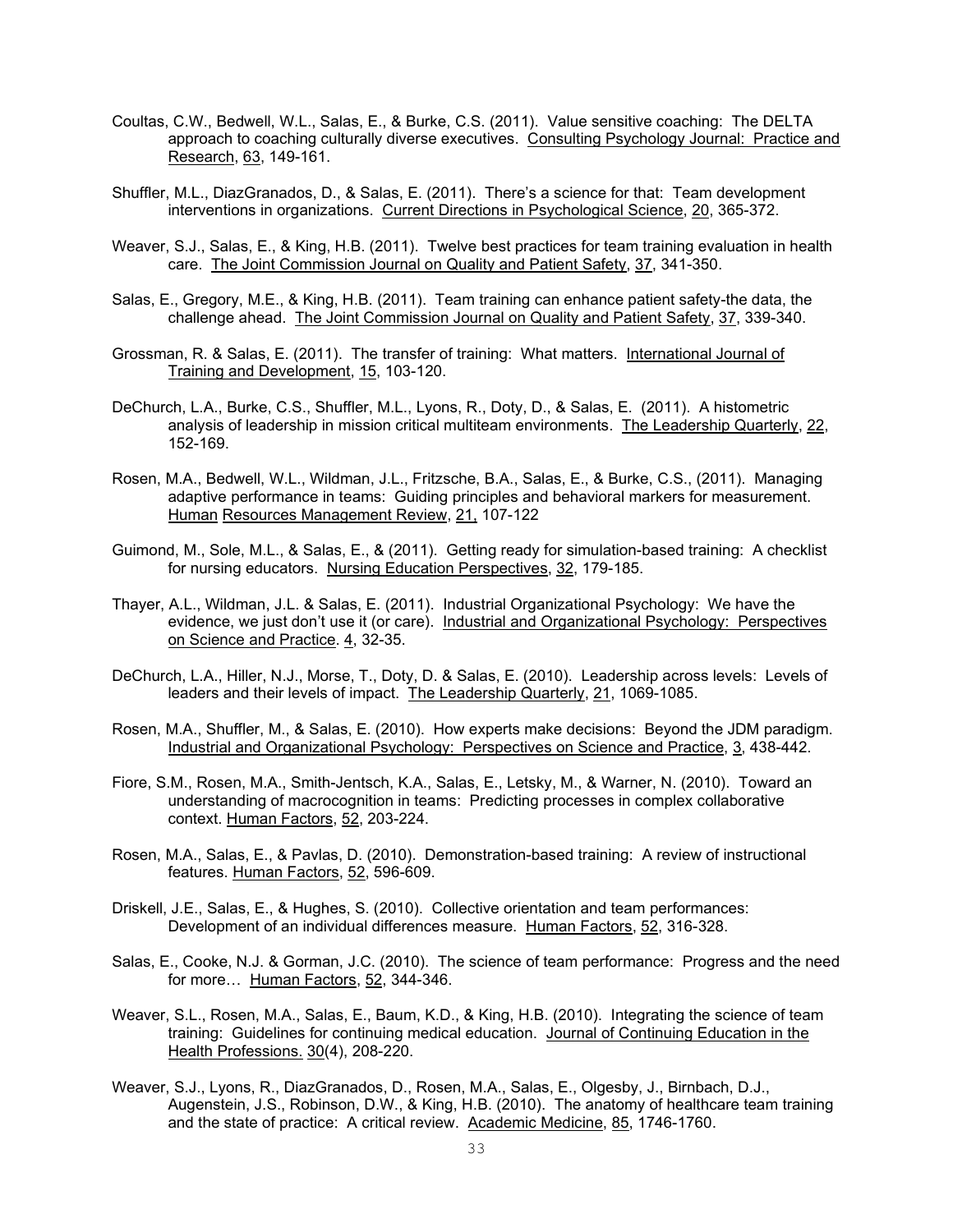Coultas, C.W., Bedwell, W.L., Salas, E., & Burke, C.S. (2011). Value sensitive coaching: The DELTA approach to coaching culturally diverse executives. Consulting Psychology Journal: Practice and Research, 63, 149-161.

Shuffler, M.L., DiazGranados, D., & Salas, E. (2011). There's a science for that: Team development interventions in organizations. Current Directions in Psychological Science, 20, 365-372.

Weaver, S.J., Salas, E., & King, H.B. (2011). Twelve best practices for team training evaluation in health care. The Joint Commission Journal on Quality and Patient Safety, 37, 341-350.

Salas, E., Gregory, M.E., & King, H.B. (2011). Team training can enhance patient safety-the data, the challenge ahead. The Joint Commission Journal on Quality and Patient Safety, 37, 339-340.

Grossman, R. & Salas, E. (2011). The transfer of training: What matters. International Journal of Training and Development, 15, 103-120.

DeChurch, L.A., Burke, C.S., Shuffler, M.L., Lyons, R., Doty, D., & Salas, E. (2011). A histometric analysis of leadership in mission critical multiteam environments. The Leadership Quarterly, 22, 152-169.

Rosen, M.A., Bedwell, W.L., Wildman, J.L., Fritzsche, B.A., Salas, E., & Burke, C.S., (2011). Managing adaptive performance in teams: Guiding principles and behavioral markers for measurement. Human Resources Management Review, 21, 107-122

Guimond, M., Sole, M.L., & Salas, E., & (2011). Getting ready for simulation-based training: A checklist for nursing educators. Nursing Education Perspectives, 32, 179-185.

Thayer, A.L., Wildman, J.L. & Salas, E. (2011). Industrial Organizational Psychology: We have the evidence, we just don't use it (or care). Industrial and Organizational Psychology: Perspectives on Science and Practice. 4, 32-35.

DeChurch, L.A., Hiller, N.J., Morse, T., Doty, D. & Salas, E. (2010). Leadership across levels: Levels of leaders and their levels of impact. The Leadership Quarterly, 21, 1069-1085.

Rosen, M.A., Shuffler, M., & Salas, E. (2010). How experts make decisions: Beyond the JDM paradigm. Industrial and Organizational Psychology: Perspectives on Science and Practice, 3, 438-442.

Fiore, S.M., Rosen, M.A., Smith-Jentsch, K.A., Salas, E., Letsky, M., & Warner, N. (2010). Toward an understanding of macrocognition in teams: Predicting processes in complex collaborative context. Human Factors, 52, 203-224.

Rosen, M.A., Salas, E., & Pavlas, D. (2010). Demonstration-based training: A review of instructional features. Human Factors, 52, 596-609.

Driskell, J.E., Salas, E., & Hughes, S. (2010). Collective orientation and team performances: Development of an individual differences measure. Human Factors, 52, 316-328.

Salas, E., Cooke, N.J. & Gorman, J.C. (2010). The science of team performance: Progress and the need for more… Human Factors, 52, 344-346.

Weaver, S.L., Rosen, M.A., Salas, E., Baum, K.D., & King, H.B. (2010). Integrating the science of team training: Guidelines for continuing medical education. Journal of Continuing Education in the Health Professions. 30(4), 208-220.

Weaver, S.J., Lyons, R., DiazGranados, D., Rosen, M.A., Salas, E., Olgesby, J., Birnbach, D.J., Augenstein, J.S., Robinson, D.W., & King, H.B. (2010). The anatomy of healthcare team training and the state of practice: A critical review. Academic Medicine, 85, 1746-1760.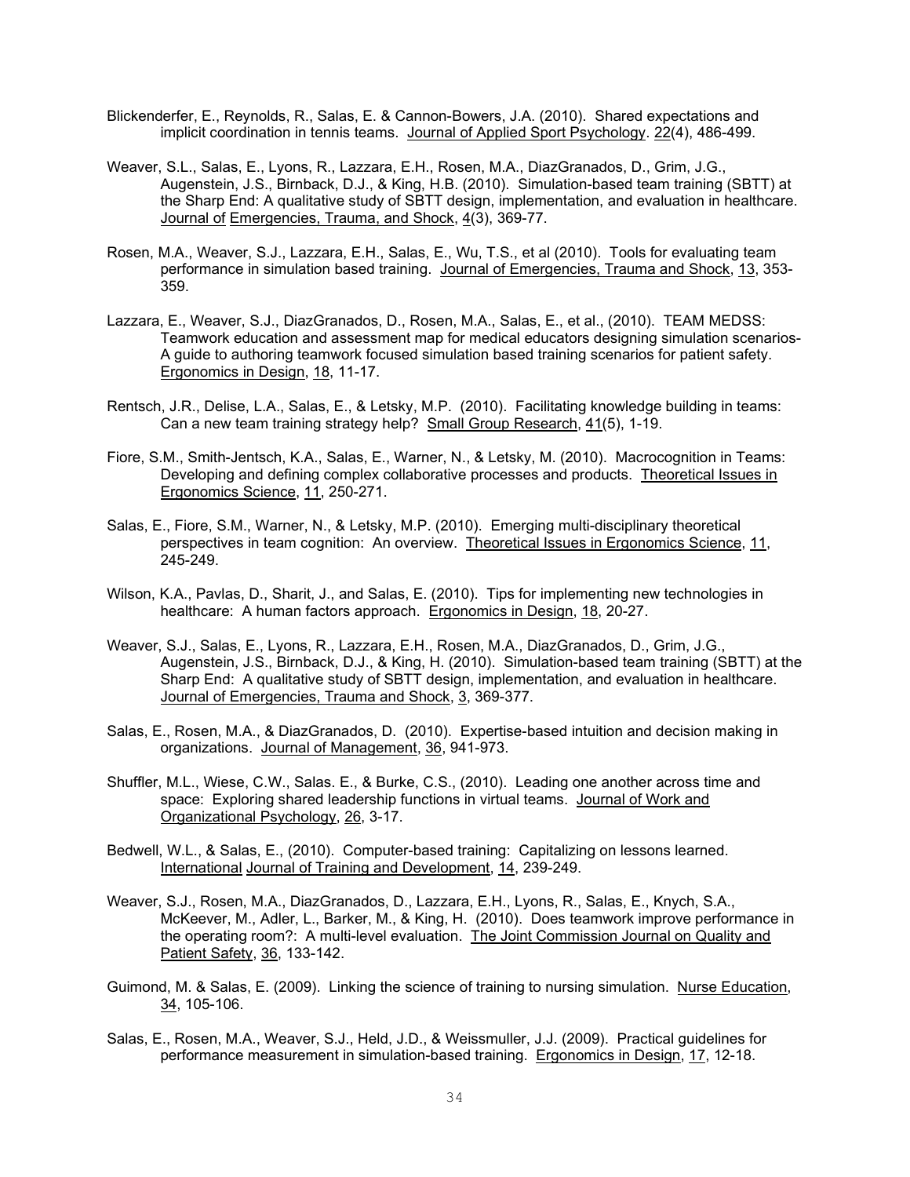Blickenderfer, E., Reynolds, R., Salas, E. & Cannon-Bowers, J.A. (2010). Shared expectations and implicit coordination in tennis teams. Journal of Applied Sport Psychology. 22(4), 486-499.

Weaver, S.L., Salas, E., Lyons, R., Lazzara, E.H., Rosen, M.A., DiazGranados, D., Grim, J.G., Augenstein, J.S., Birnback, D.J., & King, H.B. (2010). Simulation-based team training (SBTT) at the Sharp End: A qualitative study of SBTT design, implementation, and evaluation in healthcare. Journal of Emergencies, Trauma, and Shock, 4(3), 369-77.

Rosen, M.A., Weaver, S.J., Lazzara, E.H., Salas, E., Wu, T.S., et al (2010). Tools for evaluating team performance in simulation based training. Journal of Emergencies, Trauma and Shock, 13, 353-359.

Lazzara, E., Weaver, S.J., DiazGranados, D., Rosen, M.A., Salas, E., et al., (2010). TEAM MEDSS: Teamwork education and assessment map for medical educators designing simulation scenarios- A guide to authoring teamwork focused simulation based training scenarios for patient safety. Ergonomics in Design, 18, 11-17.

Rentsch, J.R., Delise, L.A., Salas, E., & Letsky, M.P. (2010). Facilitating knowledge building in teams: Can a new team training strategy help? Small Group Research, 41(5), 1-19.

Fiore, S.M., Smith-Jentsch, K.A., Salas, E., Warner, N., & Letsky, M. (2010). Macrocognition in Teams: Developing and defining complex collaborative processes and products. Theoretical Issues in Ergonomics Science, 11, 250-271.

Salas, E., Fiore, S.M., Warner, N., & Letsky, M.P. (2010). Emerging multi-disciplinary theoretical perspectives in team cognition: An overview. Theoretical Issues in Ergonomics Science, 11, 245-249.

Wilson, K.A., Pavlas, D., Sharit, J., and Salas, E. (2010). Tips for implementing new technologies in healthcare: A human factors approach. Ergonomics in Design, 18, 20-27.

Weaver, S.J., Salas, E., Lyons, R., Lazzara, E.H., Rosen, M.A., DiazGranados, D., Grim, J.G., Augenstein, J.S., Birnback, D.J., & King, H. (2010). Simulation-based team training (SBTT) at the Sharp End: A qualitative study of SBTT design, implementation, and evaluation in healthcare. Journal of Emergencies, Trauma and Shock, 3, 369-377.

Salas, E., Rosen, M.A., & DiazGranados, D. (2010). Expertise-based intuition and decision making in organizations. Journal of Management, 36, 941-973.

Shuffler, M.L., Wiese, C.W., Salas. E., & Burke, C.S., (2010). Leading one another across time and space: Exploring shared leadership functions in virtual teams. Journal of Work and Organizational Psychology, 26, 3-17.

Bedwell, W.L., & Salas, E., (2010). Computer-based training: Capitalizing on lessons learned. International Journal of Training and Development, 14, 239-249.

Weaver, S.J., Rosen, M.A., DiazGranados, D., Lazzara, E.H., Lyons, R., Salas, E., Knych, S.A., McKeever, M., Adler, L., Barker, M., & King, H. (2010). Does teamwork improve performance in the operating room?: A multi-level evaluation. The Joint Commission Journal on Quality and Patient Safety, 36, 133-142.

Guimond, M. & Salas, E. (2009). Linking the science of training to nursing simulation. Nurse Education, 34, 105-106.

Salas, E., Rosen, M.A., Weaver, S.J., Held, J.D., & Weissmuller, J.J. (2009). Practical guidelines for performance measurement in simulation-based training. Ergonomics in Design, 17, 12-18.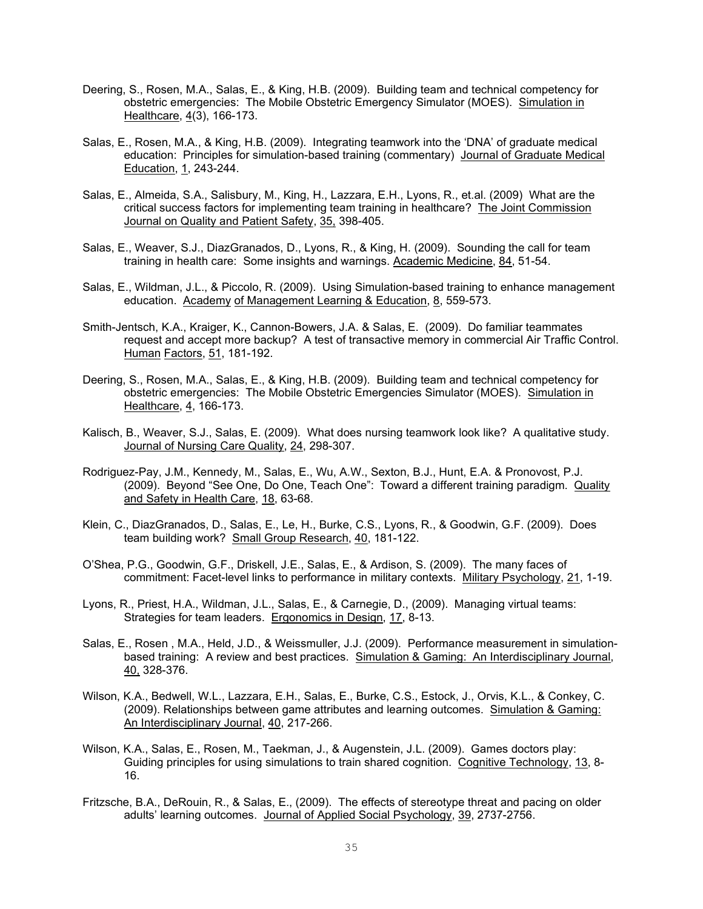Deering, S., Rosen, M.A., Salas, E., & King, H.B. (2009). Building team and technical competency for obstetric emergencies: The Mobile Obstetric Emergency Simulator (MOES). Simulation in Healthcare, 4(3), 166-173.

Salas, E., Rosen, M.A., & King, H.B. (2009). Integrating teamwork into the 'DNA' of graduate medical education: Principles for simulation-based training (commentary) Journal of Graduate Medical Education, 1, 243-244.

Salas, E., Almeida, S.A., Salisbury, M., King, H., Lazzara, E.H., Lyons, R., et.al. (2009) What are the critical success factors for implementing team training in healthcare? The Joint Commission Journal on Quality and Patient Safety, 35, 398-405.

Salas, E., Weaver, S.J., DiazGranados, D., Lyons, R., & King, H. (2009). Sounding the call for team training in health care: Some insights and warnings. Academic Medicine, 84, 51-54.

Salas, E., Wildman, J.L., & Piccolo, R. (2009). Using Simulation-based training to enhance management education. Academy of Management Learning & Education, 8, 559-573.

Smith-Jentsch, K.A., Kraiger, K., Cannon-Bowers, J.A. & Salas, E. (2009). Do familiar teammates request and accept more backup? A test of transactive memory in commercial Air Traffic Control. Human Factors, 51, 181-192.

Deering, S., Rosen, M.A., Salas, E., & King, H.B. (2009). Building team and technical competency for obstetric emergencies: The Mobile Obstetric Emergencies Simulator (MOES). Simulation in Healthcare, 4, 166-173.

Kalisch, B., Weaver, S.J., Salas, E. (2009). What does nursing teamwork look like? A qualitative study. Journal of Nursing Care Quality, 24, 298-307.

Rodriguez-Pay, J.M., Kennedy, M., Salas, E., Wu, A.W., Sexton, B.J., Hunt, E.A. & Pronovost, P.J. (2009). Beyond "See One, Do One, Teach One": Toward a different training paradigm. Quality and Safety in Health Care, 18, 63-68.

Klein, C., DiazGranados, D., Salas, E., Le, H., Burke, C.S., Lyons, R., & Goodwin, G.F. (2009). Does team building work? Small Group Research, 40, 181-122.

O'Shea, P.G., Goodwin, G.F., Driskell, J.E., Salas, E., & Ardison, S. (2009). The many faces of commitment: Facet-level links to performance in military contexts. Military Psychology, 21, 1-19.

Lyons, R., Priest, H.A., Wildman, J.L., Salas, E., & Carnegie, D., (2009). Managing virtual teams: Strategies for team leaders. Ergonomics in Design, 17, 8-13.

Salas, E., Rosen , M.A., Held, J.D., & Weissmuller, J.J. (2009). Performance measurement in simulation-based training: A review and best practices. Simulation & Gaming: An Interdisciplinary Journal, 40, 328-376.

Wilson, K.A., Bedwell, W.L., Lazzara, E.H., Salas, E., Burke, C.S., Estock, J., Orvis, K.L., & Conkey, C. (2009). Relationships between game attributes and learning outcomes. Simulation & Gaming: An Interdisciplinary Journal, 40, 217-266.

Wilson, K.A., Salas, E., Rosen, M., Taekman, J., & Augenstein, J.L. (2009). Games doctors play: Guiding principles for using simulations to train shared cognition. Cognitive Technology, 13, 8-16.

Fritzsche, B.A., DeRouin, R., & Salas, E., (2009). The effects of stereotype threat and pacing on older adults' learning outcomes. Journal of Applied Social Psychology, 39, 2737-2756.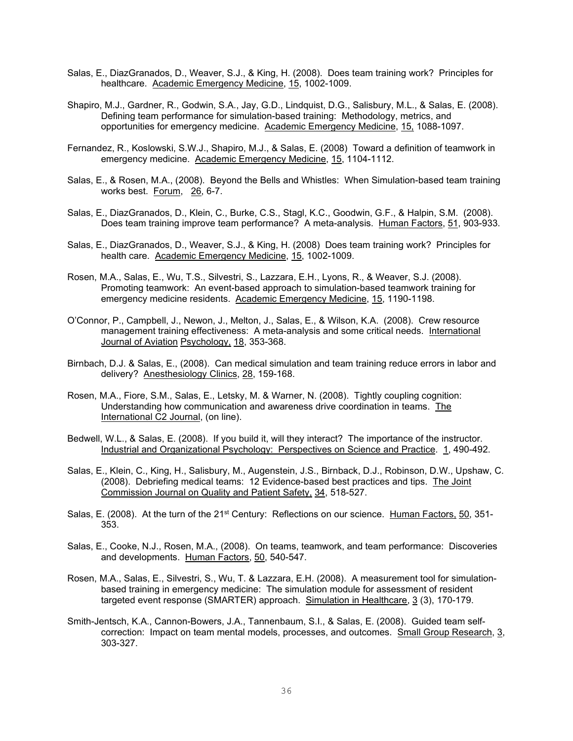Salas, E., DiazGranados, D., Weaver, S.J., & King, H. (2008). Does team training work? Principles for healthcare. Academic Emergency Medicine, 15, 1002-1009.

Shapiro, M.J., Gardner, R., Godwin, S.A., Jay, G.D., Lindquist, D.G., Salisbury, M.L., & Salas, E. (2008). Defining team performance for simulation-based training: Methodology, metrics, and opportunities for emergency medicine. Academic Emergency Medicine, 15, 1088-1097.

Fernandez, R., Koslowski, S.W.J., Shapiro, M.J., & Salas, E. (2008) Toward a definition of teamwork in emergency medicine. Academic Emergency Medicine, 15, 1104-1112.

Salas, E., & Rosen, M.A., (2008). Beyond the Bells and Whistles: When Simulation-based team training works best. Forum, 26, 6-7.

Salas, E., DiazGranados, D., Klein, C., Burke, C.S., Stagl, K.C., Goodwin, G.F., & Halpin, S.M. (2008). Does team training improve team performance? A meta-analysis. Human Factors, 51, 903-933.

Salas, E., DiazGranados, D., Weaver, S.J., & King, H. (2008) Does team training work? Principles for health care. Academic Emergency Medicine, 15, 1002-1009.

Rosen, M.A., Salas, E., Wu, T.S., Silvestri, S., Lazzara, E.H., Lyons, R., & Weaver, S.J. (2008). Promoting teamwork: An event-based approach to simulation-based teamwork training for emergency medicine residents. Academic Emergency Medicine, 15, 1190-1198.

O'Connor, P., Campbell, J., Newon, J., Melton, J., Salas, E., & Wilson, K.A. (2008). Crew resource management training effectiveness: A meta-analysis and some critical needs. International Journal of Aviation Psychology, 18, 353-368.

Birnbach, D.J. & Salas, E., (2008). Can medical simulation and team training reduce errors in labor and delivery? Anesthesiology Clinics, 28, 159-168.

Rosen, M.A., Fiore, S.M., Salas, E., Letsky, M. & Warner, N. (2008). Tightly coupling cognition: Understanding how communication and awareness drive coordination in teams. The International C2 Journal, (on line).

Bedwell, W.L., & Salas, E. (2008). If you build it, will they interact? The importance of the instructor. Industrial and Organizational Psychology: Perspectives on Science and Practice. 1, 490-492.

Salas, E., Klein, C., King, H., Salisbury, M., Augenstein, J.S., Birnback, D.J., Robinson, D.W., Upshaw, C. (2008). Debriefing medical teams: 12 Evidence-based best practices and tips. The Joint Commission Journal on Quality and Patient Safety, 34, 518-527.

Salas, E. (2008). At the turn of the 21st Century: Reflections on our science. Human Factors, 50, 351-353.

Salas, E., Cooke, N.J., Rosen, M.A., (2008). On teams, teamwork, and team performance: Discoveries and developments. Human Factors, 50, 540-547.

Rosen, M.A., Salas, E., Silvestri, S., Wu, T. & Lazzara, E.H. (2008). A measurement tool for simulation-based training in emergency medicine: The simulation module for assessment of resident targeted event response (SMARTER) approach. Simulation in Healthcare, 3 (3), 170-179.

Smith-Jentsch, K.A., Cannon-Bowers, J.A., Tannenbaum, S.I., & Salas, E. (2008). Guided team self-correction: Impact on team mental models, processes, and outcomes. Small Group Research, 3, 303-327.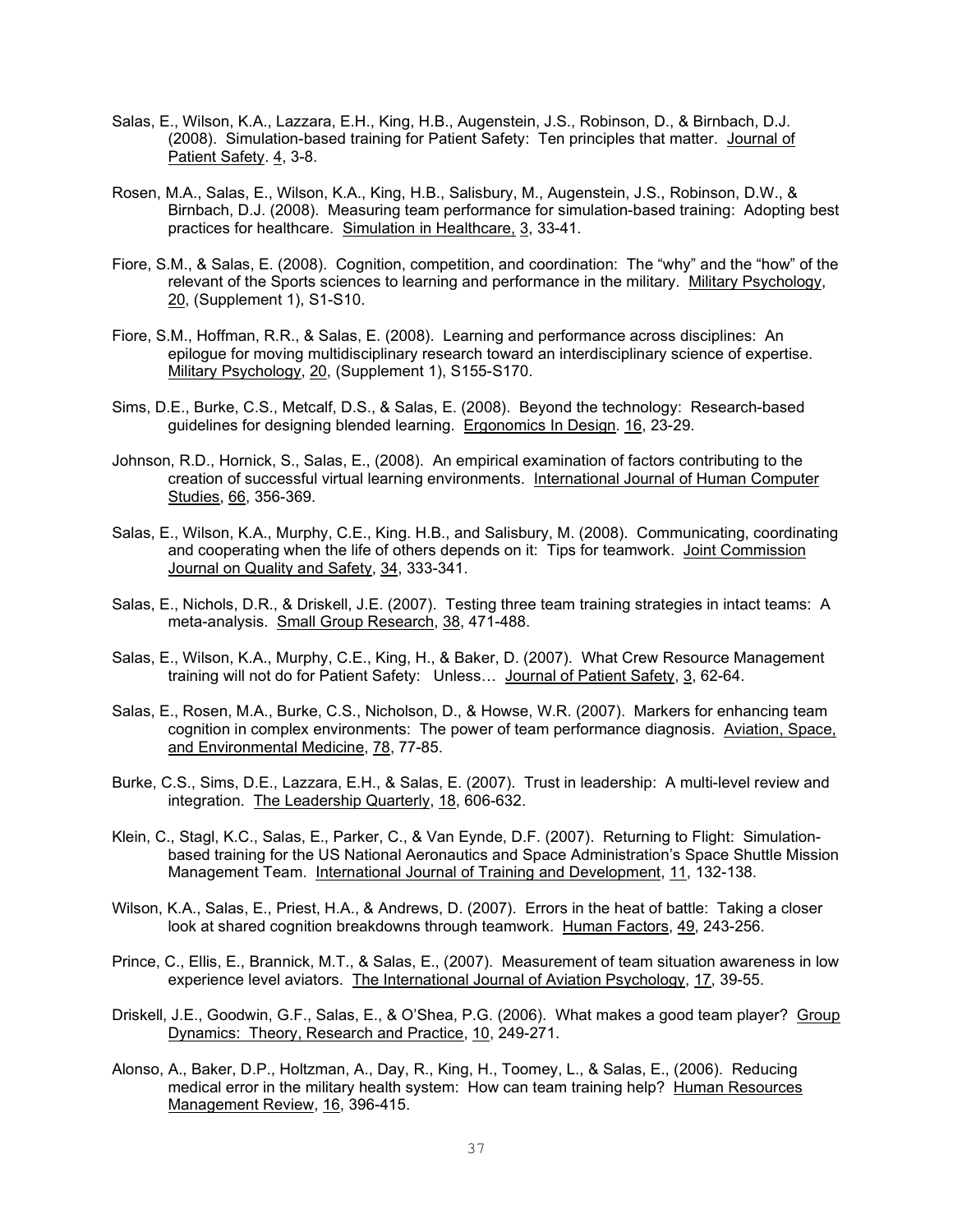Salas, E., Wilson, K.A., Lazzara, E.H., King, H.B., Augenstein, J.S., Robinson, D., & Birnbach, D.J. (2008). Simulation-based training for Patient Safety: Ten principles that matter. Journal of Patient Safety. 4, 3-8.

Rosen, M.A., Salas, E., Wilson, K.A., King, H.B., Salisbury, M., Augenstein, J.S., Robinson, D.W., & Birnbach, D.J. (2008). Measuring team performance for simulation-based training: Adopting best practices for healthcare. Simulation in Healthcare, 3, 33-41.

Fiore, S.M., & Salas, E. (2008). Cognition, competition, and coordination: The "why" and the "how" of the relevant of the Sports sciences to learning and performance in the military. Military Psychology, 20, (Supplement 1), S1-S10.

Fiore, S.M., Hoffman, R.R., & Salas, E. (2008). Learning and performance across disciplines: An epilogue for moving multidisciplinary research toward an interdisciplinary science of expertise. Military Psychology, 20, (Supplement 1), S155-S170.

Sims, D.E., Burke, C.S., Metcalf, D.S., & Salas, E. (2008). Beyond the technology: Research-based guidelines for designing blended learning. Ergonomics In Design. 16, 23-29.

Johnson, R.D., Hornick, S., Salas, E., (2008). An empirical examination of factors contributing to the creation of successful virtual learning environments. International Journal of Human Computer Studies, 66, 356-369.

Salas, E., Wilson, K.A., Murphy, C.E., King. H.B., and Salisbury, M. (2008). Communicating, coordinating and cooperating when the life of others depends on it: Tips for teamwork. Joint Commission Journal on Quality and Safety, 34, 333-341.

Salas, E., Nichols, D.R., & Driskell, J.E. (2007). Testing three team training strategies in intact teams: A meta-analysis. Small Group Research, 38, 471-488.

Salas, E., Wilson, K.A., Murphy, C.E., King, H., & Baker, D. (2007). What Crew Resource Management training will not do for Patient Safety: Unless… Journal of Patient Safety, 3, 62-64.

Salas, E., Rosen, M.A., Burke, C.S., Nicholson, D., & Howse, W.R. (2007). Markers for enhancing team cognition in complex environments: The power of team performance diagnosis. Aviation, Space, and Environmental Medicine, 78, 77-85.

Burke, C.S., Sims, D.E., Lazzara, E.H., & Salas, E. (2007). Trust in leadership: A multi-level review and integration. The Leadership Quarterly, 18, 606-632.

Klein, C., Stagl, K.C., Salas, E., Parker, C., & Van Eynde, D.F. (2007). Returning to Flight: Simulation-based training for the US National Aeronautics and Space Administration's Space Shuttle Mission Management Team. International Journal of Training and Development, 11, 132-138.

Wilson, K.A., Salas, E., Priest, H.A., & Andrews, D. (2007). Errors in the heat of battle: Taking a closer look at shared cognition breakdowns through teamwork. Human Factors, 49, 243-256.

Prince, C., Ellis, E., Brannick, M.T., & Salas, E., (2007). Measurement of team situation awareness in low experience level aviators. The International Journal of Aviation Psychology, 17, 39-55.

Driskell, J.E., Goodwin, G.F., Salas, E., & O'Shea, P.G. (2006). What makes a good team player? Group Dynamics: Theory, Research and Practice, 10, 249-271.

Alonso, A., Baker, D.P., Holtzman, A., Day, R., King, H., Toomey, L., & Salas, E., (2006). Reducing medical error in the military health system: How can team training help? Human Resources Management Review, 16, 396-415.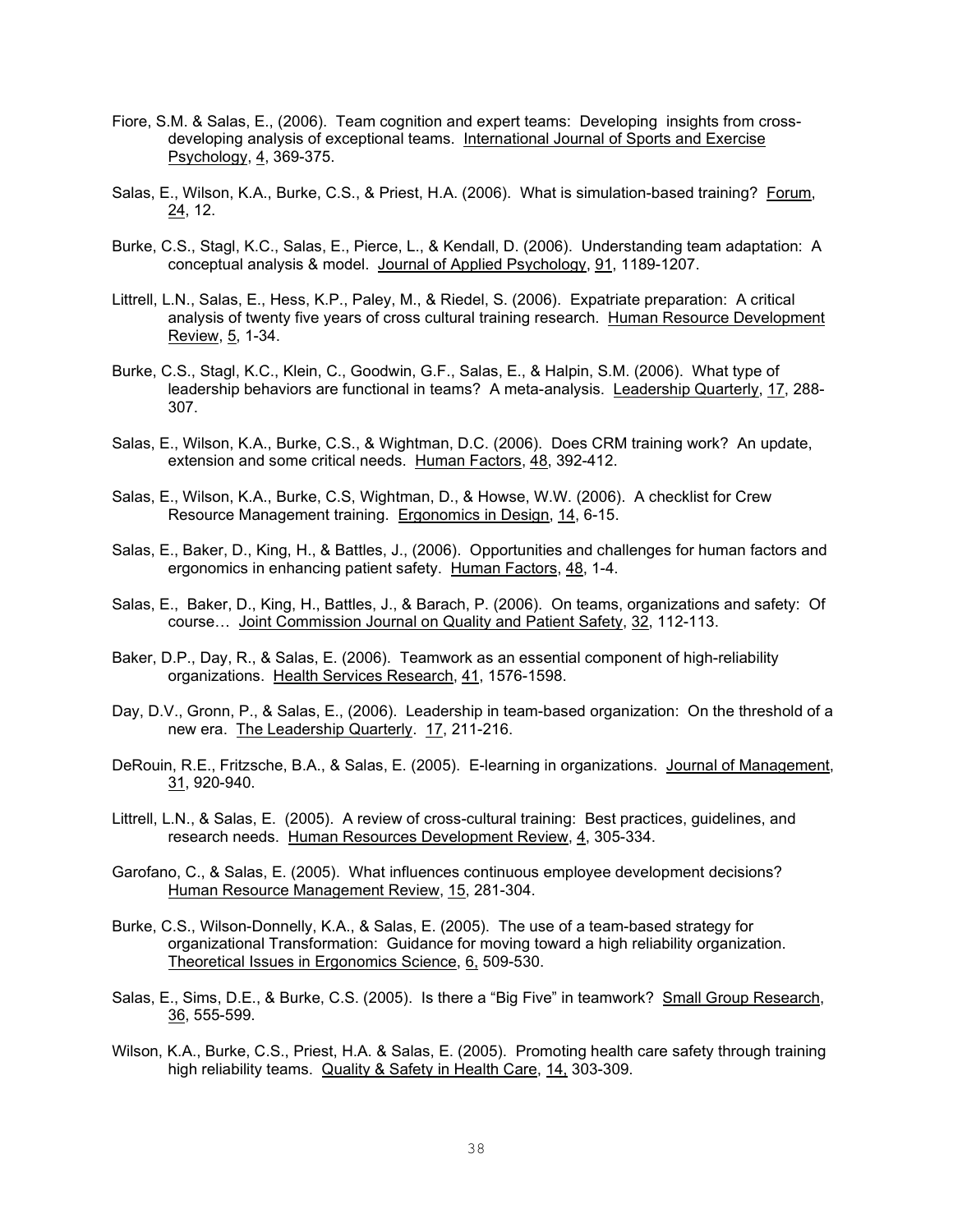Fiore, S.M. & Salas, E., (2006). Team cognition and expert teams: Developing insights from cross-developing analysis of exceptional teams. International Journal of Sports and Exercise Psychology, 4, 369-375.

Salas, E., Wilson, K.A., Burke, C.S., & Priest, H.A. (2006). What is simulation-based training? Forum, 24, 12.

Burke, C.S., Stagl, K.C., Salas, E., Pierce, L., & Kendall, D. (2006). Understanding team adaptation: A conceptual analysis & model. Journal of Applied Psychology, 91, 1189-1207.

Littrell, L.N., Salas, E., Hess, K.P., Paley, M., & Riedel, S. (2006). Expatriate preparation: A critical analysis of twenty five years of cross cultural training research. Human Resource Development Review, 5, 1-34.

Burke, C.S., Stagl, K.C., Klein, C., Goodwin, G.F., Salas, E., & Halpin, S.M. (2006). What type of leadership behaviors are functional in teams? A meta-analysis. Leadership Quarterly, 17, 288-307.

Salas, E., Wilson, K.A., Burke, C.S., & Wightman, D.C. (2006). Does CRM training work? An update, extension and some critical needs. Human Factors, 48, 392-412.

Salas, E., Wilson, K.A., Burke, C.S, Wightman, D., & Howse, W.W. (2006). A checklist for Crew Resource Management training. Ergonomics in Design, 14, 6-15.

Salas, E., Baker, D., King, H., & Battles, J., (2006). Opportunities and challenges for human factors and ergonomics in enhancing patient safety. Human Factors, 48, 1-4.

Salas, E., Baker, D., King, H., Battles, J., & Barach, P. (2006). On teams, organizations and safety: Of course… Joint Commission Journal on Quality and Patient Safety, 32, 112-113.

Baker, D.P., Day, R., & Salas, E. (2006). Teamwork as an essential component of high-reliability organizations. Health Services Research, 41, 1576-1598.

Day, D.V., Gronn, P., & Salas, E., (2006). Leadership in team-based organization: On the threshold of a new era. The Leadership Quarterly. 17, 211-216.

DeRouin, R.E., Fritzsche, B.A., & Salas, E. (2005). E-learning in organizations. Journal of Management, 31, 920-940.

Littrell, L.N., & Salas, E. (2005). A review of cross-cultural training: Best practices, guidelines, and research needs. Human Resources Development Review, 4, 305-334.

Garofano, C., & Salas, E. (2005). What influences continuous employee development decisions? Human Resource Management Review, 15, 281-304.

Burke, C.S., Wilson-Donnelly, K.A., & Salas, E. (2005). The use of a team-based strategy for organizational Transformation: Guidance for moving toward a high reliability organization. Theoretical Issues in Ergonomics Science, 6, 509-530.

Salas, E., Sims, D.E., & Burke, C.S. (2005). Is there a "Big Five" in teamwork? Small Group Research, 36, 555-599.

Wilson, K.A., Burke, C.S., Priest, H.A. & Salas, E. (2005). Promoting health care safety through training high reliability teams. Quality & Safety in Health Care, 14, 303-309.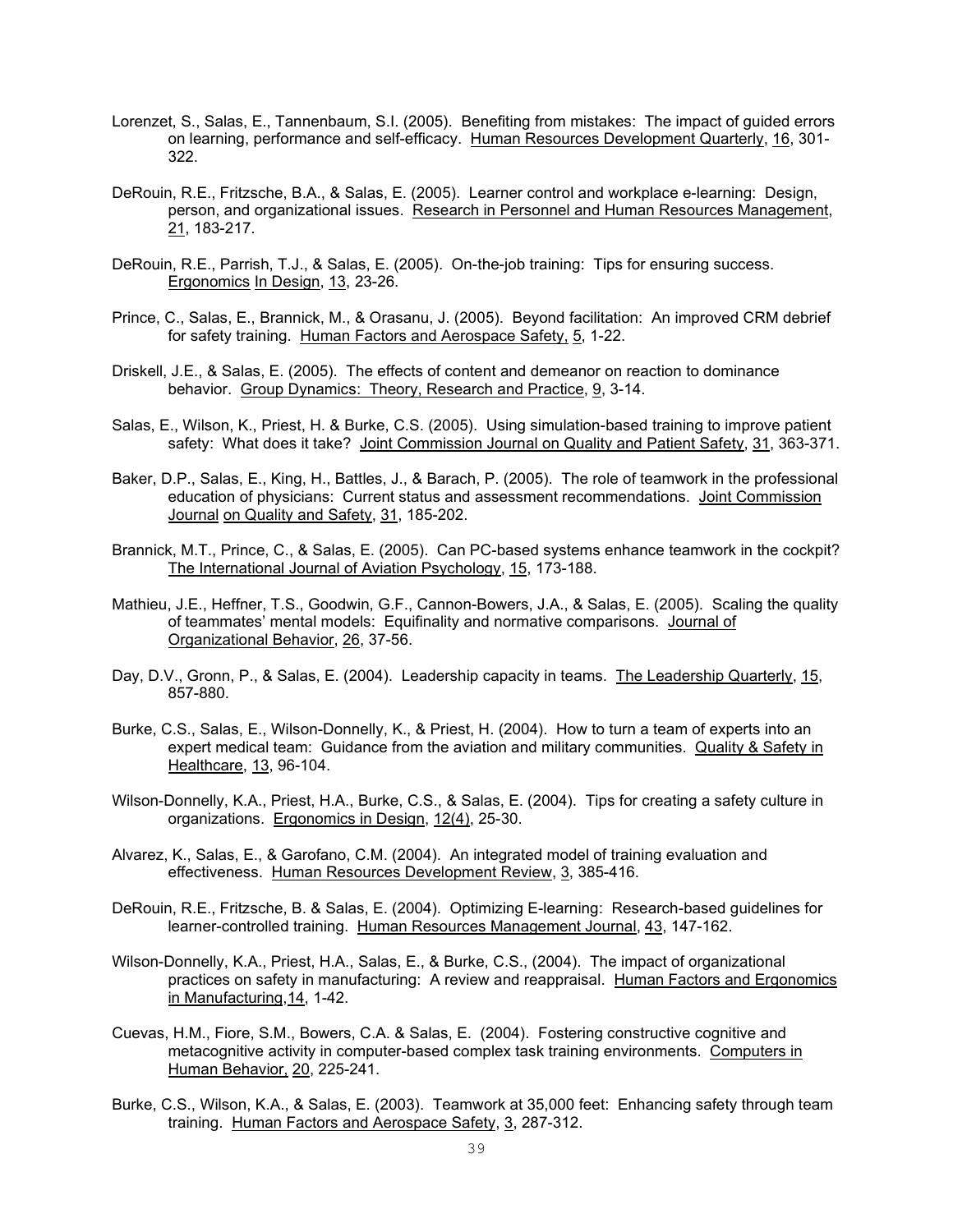Lorenzet, S., Salas, E., Tannenbaum, S.I. (2005). Benefiting from mistakes: The impact of guided errors on learning, performance and self-efficacy. Human Resources Development Quarterly, 16, 301-322.

DeRouin, R.E., Fritzsche, B.A., & Salas, E. (2005). Learner control and workplace e-learning: Design, person, and organizational issues. Research in Personnel and Human Resources Management, 21, 183-217.

DeRouin, R.E., Parrish, T.J., & Salas, E. (2005). On-the-job training: Tips for ensuring success. Ergonomics In Design, 13, 23-26.

Prince, C., Salas, E., Brannick, M., & Orasanu, J. (2005). Beyond facilitation: An improved CRM debrief for safety training. Human Factors and Aerospace Safety, 5, 1-22.

Driskell, J.E., & Salas, E. (2005). The effects of content and demeanor on reaction to dominance behavior. Group Dynamics: Theory, Research and Practice, 9, 3-14.

Salas, E., Wilson, K., Priest, H. & Burke, C.S. (2005). Using simulation-based training to improve patient safety: What does it take? Joint Commission Journal on Quality and Patient Safety, 31, 363-371.

Baker, D.P., Salas, E., King, H., Battles, J., & Barach, P. (2005). The role of teamwork in the professional education of physicians: Current status and assessment recommendations. Joint Commission Journal on Quality and Safety, 31, 185-202.

Brannick, M.T., Prince, C., & Salas, E. (2005). Can PC-based systems enhance teamwork in the cockpit? The International Journal of Aviation Psychology, 15, 173-188.

Mathieu, J.E., Heffner, T.S., Goodwin, G.F., Cannon-Bowers, J.A., & Salas, E. (2005). Scaling the quality of teammates' mental models: Equifinality and normative comparisons. Journal of Organizational Behavior, 26, 37-56.

Day, D.V., Gronn, P., & Salas, E. (2004). Leadership capacity in teams. The Leadership Quarterly, 15, 857-880.

Burke, C.S., Salas, E., Wilson-Donnelly, K., & Priest, H. (2004). How to turn a team of experts into an expert medical team: Guidance from the aviation and military communities. Quality & Safety in Healthcare, 13, 96-104.

Wilson-Donnelly, K.A., Priest, H.A., Burke, C.S., & Salas, E. (2004). Tips for creating a safety culture in organizations. Ergonomics in Design, 12(4), 25-30.

Alvarez, K., Salas, E., & Garofano, C.M. (2004). An integrated model of training evaluation and effectiveness. Human Resources Development Review, 3, 385-416.

DeRouin, R.E., Fritzsche, B. & Salas, E. (2004). Optimizing E-learning: Research-based guidelines for learner-controlled training. Human Resources Management Journal, 43, 147-162.

Wilson-Donnelly, K.A., Priest, H.A., Salas, E., & Burke, C.S., (2004). The impact of organizational practices on safety in manufacturing: A review and reappraisal. Human Factors and Ergonomics in Manufacturing, 14, 1-42.

Cuevas, H.M., Fiore, S.M., Bowers, C.A. & Salas, E. (2004). Fostering constructive cognitive and metacognitive activity in computer-based complex task training environments. Computers in Human Behavior, 20, 225-241.

Burke, C.S., Wilson, K.A., & Salas, E. (2003). Teamwork at 35,000 feet: Enhancing safety through team training. Human Factors and Aerospace Safety, 3, 287-312.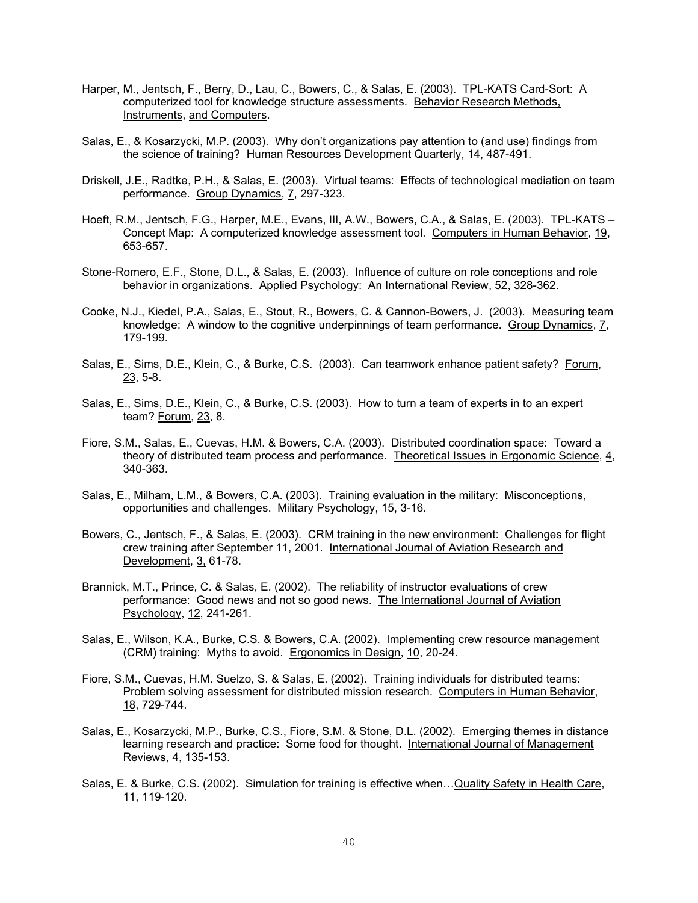Harper, M., Jentsch, F., Berry, D., Lau, C., Bowers, C., & Salas, E. (2003). TPL-KATS Card-Sort: A computerized tool for knowledge structure assessments. Behavior Research Methods, Instruments, and Computers.

Salas, E., & Kosarzycki, M.P. (2003). Why don't organizations pay attention to (and use) findings from the science of training? Human Resources Development Quarterly, 14, 487-491.

Driskell, J.E., Radtke, P.H., & Salas, E. (2003). Virtual teams: Effects of technological mediation on team performance. Group Dynamics, 7, 297-323.

Hoeft, R.M., Jentsch, F.G., Harper, M.E., Evans, III, A.W., Bowers, C.A., & Salas, E. (2003). TPL-KATS – Concept Map: A computerized knowledge assessment tool. Computers in Human Behavior, 19, 653-657.

Stone-Romero, E.F., Stone, D.L., & Salas, E. (2003). Influence of culture on role conceptions and role behavior in organizations. Applied Psychology: An International Review, 52, 328-362.

Cooke, N.J., Kiedel, P.A., Salas, E., Stout, R., Bowers, C. & Cannon-Bowers, J. (2003). Measuring team knowledge: A window to the cognitive underpinnings of team performance. Group Dynamics, 7, 179-199.

Salas, E., Sims, D.E., Klein, C., & Burke, C.S. (2003). Can teamwork enhance patient safety? Forum, 23, 5-8.

Salas, E., Sims, D.E., Klein, C., & Burke, C.S. (2003). How to turn a team of experts in to an expert team? Forum, 23, 8.

Fiore, S.M., Salas, E., Cuevas, H.M. & Bowers, C.A. (2003). Distributed coordination space: Toward a theory of distributed team process and performance. Theoretical Issues in Ergonomic Science, 4, 340-363.

Salas, E., Milham, L.M., & Bowers, C.A. (2003). Training evaluation in the military: Misconceptions, opportunities and challenges. Military Psychology, 15, 3-16.

Bowers, C., Jentsch, F., & Salas, E. (2003). CRM training in the new environment: Challenges for flight crew training after September 11, 2001. International Journal of Aviation Research and Development, 3, 61-78.

Brannick, M.T., Prince, C. & Salas, E. (2002). The reliability of instructor evaluations of crew performance: Good news and not so good news. The International Journal of Aviation Psychology, 12, 241-261.

Salas, E., Wilson, K.A., Burke, C.S. & Bowers, C.A. (2002). Implementing crew resource management (CRM) training: Myths to avoid. Ergonomics in Design, 10, 20-24.

Fiore, S.M., Cuevas, H.M. Suelzo, S. & Salas, E. (2002). Training individuals for distributed teams: Problem solving assessment for distributed mission research. Computers in Human Behavior, 18, 729-744.

Salas, E., Kosarzycki, M.P., Burke, C.S., Fiore, S.M. & Stone, D.L. (2002). Emerging themes in distance learning research and practice: Some food for thought. International Journal of Management Reviews, 4, 135-153.

Salas, E. & Burke, C.S. (2002). Simulation for training is effective when…Quality Safety in Health Care, 11, 119-120.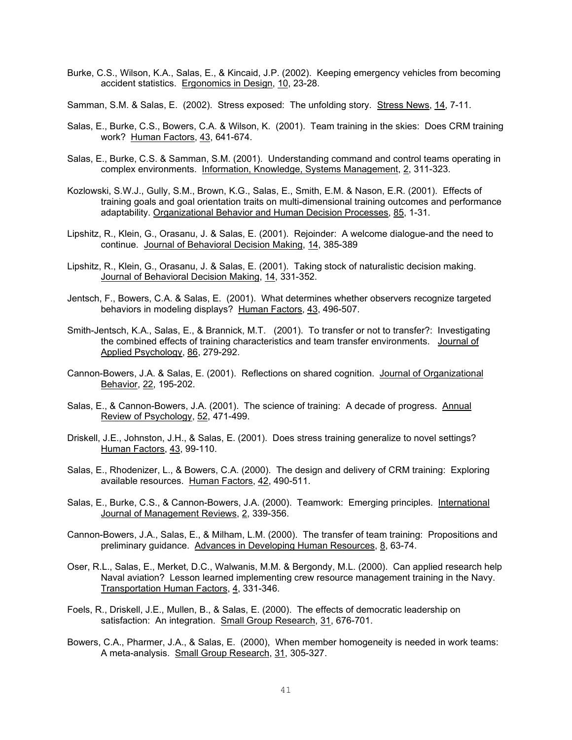Burke, C.S., Wilson, K.A., Salas, E., & Kincaid, J.P. (2002). Keeping emergency vehicles from becoming accident statistics. Ergonomics in Design, 10, 23-28.

Samman, S.M. & Salas, E. (2002). Stress exposed: The unfolding story. Stress News, 14, 7-11.

Salas, E., Burke, C.S., Bowers, C.A. & Wilson, K. (2001). Team training in the skies: Does CRM training work? Human Factors, 43, 641-674.

Salas, E., Burke, C.S. & Samman, S.M. (2001). Understanding command and control teams operating in complex environments. Information, Knowledge, Systems Management, 2, 311-323.

Kozlowski, S.W.J., Gully, S.M., Brown, K.G., Salas, E., Smith, E.M. & Nason, E.R. (2001). Effects of training goals and goal orientation traits on multi-dimensional training outcomes and performance adaptability. Organizational Behavior and Human Decision Processes, 85, 1-31.

Lipshitz, R., Klein, G., Orasanu, J. & Salas, E. (2001). Rejoinder: A welcome dialogue-and the need to continue. Journal of Behavioral Decision Making, 14, 385-389

Lipshitz, R., Klein, G., Orasanu, J. & Salas, E. (2001). Taking stock of naturalistic decision making. Journal of Behavioral Decision Making, 14, 331-352.

Jentsch, F., Bowers, C.A. & Salas, E. (2001). What determines whether observers recognize targeted behaviors in modeling displays? Human Factors, 43, 496-507.

Smith-Jentsch, K.A., Salas, E., & Brannick, M.T. (2001). To transfer or not to transfer?: Investigating the combined effects of training characteristics and team transfer environments. Journal of Applied Psychology, 86, 279-292.

Cannon-Bowers, J.A. & Salas, E. (2001). Reflections on shared cognition. Journal of Organizational Behavior, 22, 195-202.

Salas, E., & Cannon-Bowers, J.A. (2001). The science of training: A decade of progress. Annual Review of Psychology, 52, 471-499.

Driskell, J.E., Johnston, J.H., & Salas, E. (2001). Does stress training generalize to novel settings? Human Factors, 43, 99-110.

Salas, E., Rhodenizer, L., & Bowers, C.A. (2000). The design and delivery of CRM training: Exploring available resources. Human Factors, 42, 490-511.

Salas, E., Burke, C.S., & Cannon-Bowers, J.A. (2000). Teamwork: Emerging principles. International Journal of Management Reviews, 2, 339-356.

Cannon-Bowers, J.A., Salas, E., & Milham, L.M. (2000). The transfer of team training: Propositions and preliminary guidance. Advances in Developing Human Resources, 8, 63-74.

Oser, R.L., Salas, E., Merket, D.C., Walwanis, M.M. & Bergondy, M.L. (2000). Can applied research help Naval aviation? Lesson learned implementing crew resource management training in the Navy. Transportation Human Factors, 4, 331-346.

Foels, R., Driskell, J.E., Mullen, B., & Salas, E. (2000). The effects of democratic leadership on satisfaction: An integration. Small Group Research, 31, 676-701.

Bowers, C.A., Pharmer, J.A., & Salas, E. (2000), When member homogeneity is needed in work teams: A meta-analysis. Small Group Research, 31, 305-327.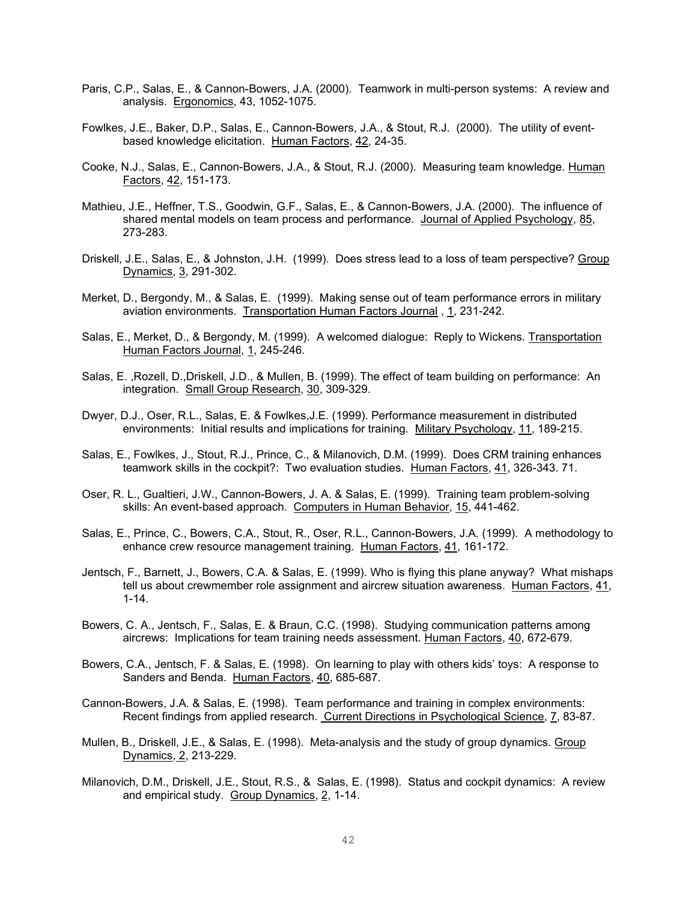Paris, C.P., Salas, E., & Cannon-Bowers, J.A. (2000). Teamwork in multi-person systems: A review and analysis. Ergonomics, 43, 1052-1075.

Fowlkes, J.E., Baker, D.P., Salas, E., Cannon-Bowers, J.A., & Stout, R.J. (2000). The utility of event-based knowledge elicitation. Human Factors, 42, 24-35.

Cooke, N.J., Salas, E., Cannon-Bowers, J.A., & Stout, R.J. (2000). Measuring team knowledge. Human Factors, 42, 151-173.

Mathieu, J.E., Heffner, T.S., Goodwin, G.F., Salas, E., & Cannon-Bowers, J.A. (2000). The influence of shared mental models on team process and performance. Journal of Applied Psychology, 85, 273-283.

Driskell, J.E., Salas, E., & Johnston, J.H. (1999). Does stress lead to a loss of team perspective? Group Dynamics, 3, 291-302.

Merket, D., Bergondy, M., & Salas, E. (1999). Making sense out of team performance errors in military aviation environments. Transportation Human Factors Journal , 1, 231-242.

Salas, E., Merket, D., & Bergondy, M. (1999). A welcomed dialogue: Reply to Wickens. Transportation Human Factors Journal, 1, 245-246.

Salas, E. ,Rozell, D.,Driskell, J.D., & Mullen, B. (1999). The effect of team building on performance: An integration. Small Group Research, 30, 309-329.

Dwyer, D.J., Oser, R.L., Salas, E. & Fowlkes,J.E. (1999). Performance measurement in distributed environments: Initial results and implications for training. Military Psychology, 11, 189-215.

Salas, E., Fowlkes, J., Stout, R.J., Prince, C., & Milanovich, D.M. (1999). Does CRM training enhances teamwork skills in the cockpit?: Two evaluation studies. Human Factors, 41, 326-343. 71.

Oser, R. L., Gualtieri, J.W., Cannon-Bowers, J. A. & Salas, E. (1999). Training team problem-solving skills: An event-based approach. Computers in Human Behavior, 15, 441-462.

Salas, E., Prince, C., Bowers, C.A., Stout, R., Oser, R.L., Cannon-Bowers, J.A. (1999). A methodology to enhance crew resource management training. Human Factors, 41, 161-172.

Jentsch, F., Barnett, J., Bowers, C.A. & Salas, E. (1999). Who is flying this plane anyway? What mishaps tell us about crewmember role assignment and aircrew situation awareness. Human Factors, 41, 1-14.

Bowers, C. A., Jentsch, F., Salas, E. & Braun, C.C. (1998). Studying communication patterns among aircrews: Implications for team training needs assessment. Human Factors, 40, 672-679.

Bowers, C.A., Jentsch, F. & Salas, E. (1998). On learning to play with others kids' toys: A response to Sanders and Benda. Human Factors, 40, 685-687.

Cannon-Bowers, J.A. & Salas, E. (1998). Team performance and training in complex environments: Recent findings from applied research. Current Directions in Psychological Science, 7, 83-87.

Mullen, B., Driskell, J.E., & Salas, E. (1998). Meta-analysis and the study of group dynamics. Group Dynamics, 2, 213-229.

Milanovich, D.M., Driskell, J.E., Stout, R.S., & Salas, E. (1998). Status and cockpit dynamics: A review and empirical study. Group Dynamics, 2, 1-14.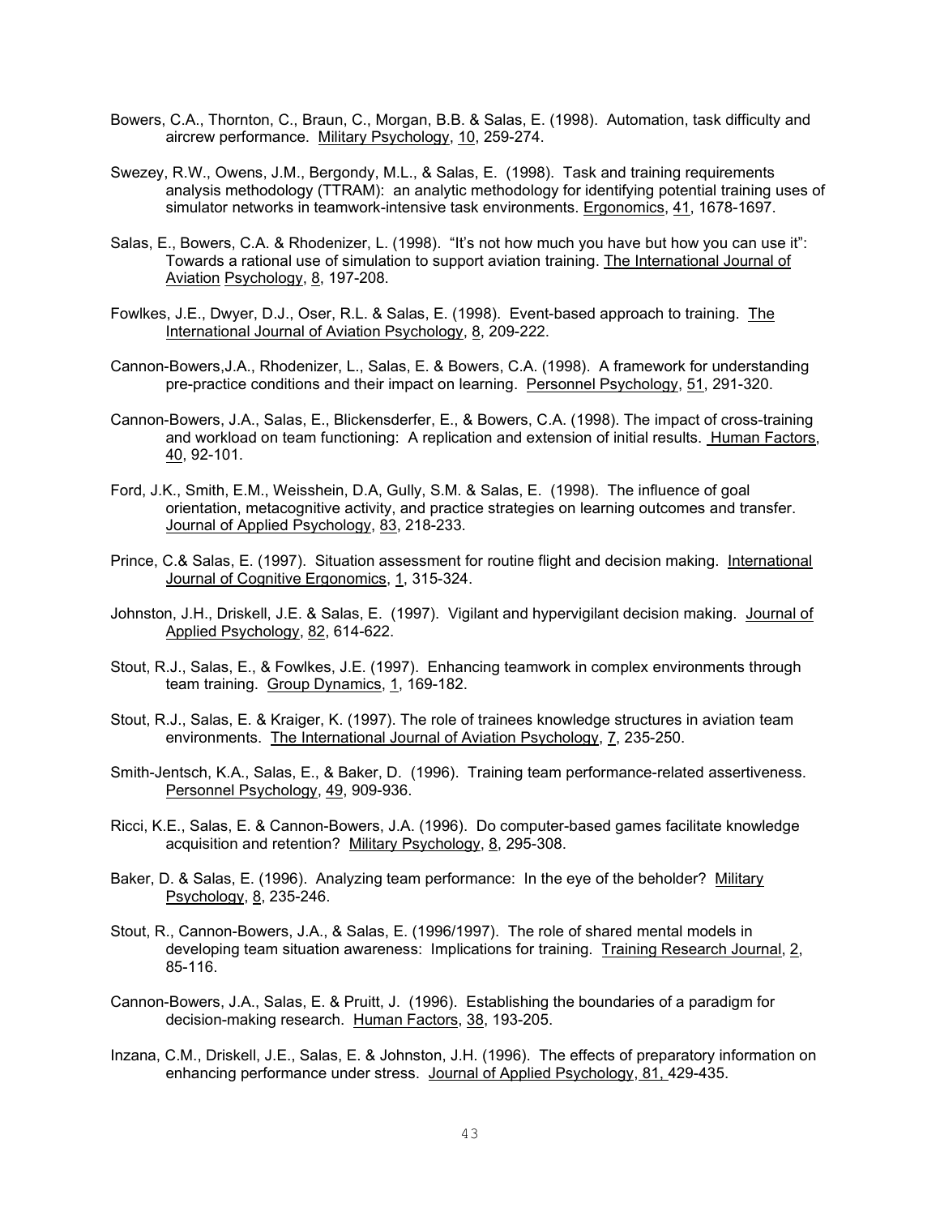Bowers, C.A., Thornton, C., Braun, C., Morgan, B.B. & Salas, E. (1998). Automation, task difficulty and aircrew performance. Military Psychology, 10, 259-274.

Swezey, R.W., Owens, J.M., Bergondy, M.L., & Salas, E. (1998). Task and training requirements analysis methodology (TTRAM): an analytic methodology for identifying potential training uses of simulator networks in teamwork-intensive task environments. Ergonomics, 41, 1678-1697.

Salas, E., Bowers, C.A. & Rhodenizer, L. (1998). "It's not how much you have but how you can use it": Towards a rational use of simulation to support aviation training. The International Journal of Aviation Psychology, 8, 197-208.

Fowlkes, J.E., Dwyer, D.J., Oser, R.L. & Salas, E. (1998). Event-based approach to training. The International Journal of Aviation Psychology, 8, 209-222.

Cannon-Bowers,J.A., Rhodenizer, L., Salas, E. & Bowers, C.A. (1998). A framework for understanding pre-practice conditions and their impact on learning. Personnel Psychology, 51, 291-320.

Cannon-Bowers, J.A., Salas, E., Blickensderfer, E., & Bowers, C.A. (1998). The impact of cross-training and workload on team functioning: A replication and extension of initial results. Human Factors, 40, 92-101.

Ford, J.K., Smith, E.M., Weisshein, D.A, Gully, S.M. & Salas, E. (1998). The influence of goal orientation, metacognitive activity, and practice strategies on learning outcomes and transfer. Journal of Applied Psychology, 83, 218-233.

Prince, C.& Salas, E. (1997). Situation assessment for routine flight and decision making. International Journal of Cognitive Ergonomics, 1, 315-324.

Johnston, J.H., Driskell, J.E. & Salas, E. (1997). Vigilant and hypervigilant decision making. Journal of Applied Psychology, 82, 614-622.

Stout, R.J., Salas, E., & Fowlkes, J.E. (1997). Enhancing teamwork in complex environments through team training. Group Dynamics, 1, 169-182.

Stout, R.J., Salas, E. & Kraiger, K. (1997). The role of trainees knowledge structures in aviation team environments. The International Journal of Aviation Psychology, 7, 235-250.

Smith-Jentsch, K.A., Salas, E., & Baker, D. (1996). Training team performance-related assertiveness. Personnel Psychology, 49, 909-936.

Ricci, K.E., Salas, E. & Cannon-Bowers, J.A. (1996). Do computer-based games facilitate knowledge acquisition and retention? Military Psychology, 8, 295-308.

Baker, D. & Salas, E. (1996). Analyzing team performance: In the eye of the beholder? Military Psychology, 8, 235-246.

Stout, R., Cannon-Bowers, J.A., & Salas, E. (1996/1997). The role of shared mental models in developing team situation awareness: Implications for training. Training Research Journal, 2, 85-116.

Cannon-Bowers, J.A., Salas, E. & Pruitt, J. (1996). Establishing the boundaries of a paradigm for decision-making research. Human Factors, 38, 193-205.

Inzana, C.M., Driskell, J.E., Salas, E. & Johnston, J.H. (1996). The effects of preparatory information on enhancing performance under stress. Journal of Applied Psychology, 81, 429-435.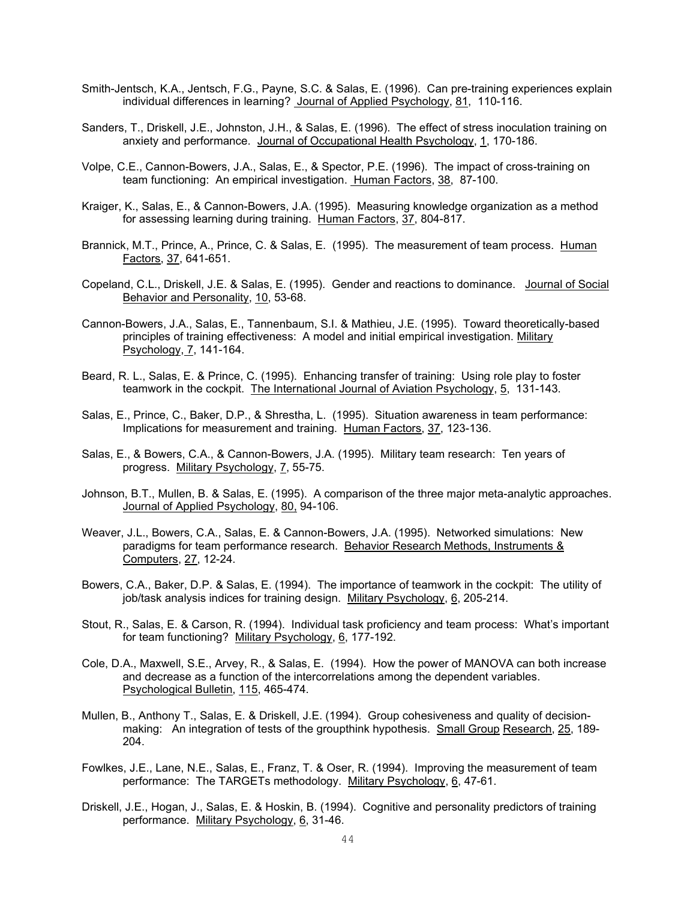Smith-Jentsch, K.A., Jentsch, F.G., Payne, S.C. & Salas, E. (1996). Can pre-training experiences explain individual differences in learning? Journal of Applied Psychology, 81, 110-116.

Sanders, T., Driskell, J.E., Johnston, J.H., & Salas, E. (1996). The effect of stress inoculation training on anxiety and performance. Journal of Occupational Health Psychology, 1, 170-186.

Volpe, C.E., Cannon-Bowers, J.A., Salas, E., & Spector, P.E. (1996). The impact of cross-training on team functioning: An empirical investigation. Human Factors, 38, 87-100.

Kraiger, K., Salas, E., & Cannon-Bowers, J.A. (1995). Measuring knowledge organization as a method for assessing learning during training. Human Factors, 37, 804-817.

Brannick, M.T., Prince, A., Prince, C. & Salas, E. (1995). The measurement of team process. Human Factors, 37, 641-651.

Copeland, C.L., Driskell, J.E. & Salas, E. (1995). Gender and reactions to dominance. Journal of Social Behavior and Personality, 10, 53-68.

Cannon-Bowers, J.A., Salas, E., Tannenbaum, S.I. & Mathieu, J.E. (1995). Toward theoretically-based principles of training effectiveness: A model and initial empirical investigation. Military Psychology, 7, 141-164.

Beard, R. L., Salas, E. & Prince, C. (1995). Enhancing transfer of training: Using role play to foster teamwork in the cockpit. The International Journal of Aviation Psychology, 5, 131-143.

Salas, E., Prince, C., Baker, D.P., & Shrestha, L. (1995). Situation awareness in team performance: Implications for measurement and training. Human Factors, 37, 123-136.

Salas, E., & Bowers, C.A., & Cannon-Bowers, J.A. (1995). Military team research: Ten years of progress. Military Psychology, 7, 55-75.

Johnson, B.T., Mullen, B. & Salas, E. (1995). A comparison of the three major meta-analytic approaches. Journal of Applied Psychology, 80, 94-106.

Weaver, J.L., Bowers, C.A., Salas, E. & Cannon-Bowers, J.A. (1995). Networked simulations: New paradigms for team performance research. Behavior Research Methods, Instruments & Computers, 27, 12-24.

Bowers, C.A., Baker, D.P. & Salas, E. (1994). The importance of teamwork in the cockpit: The utility of job/task analysis indices for training design. Military Psychology, 6, 205-214.

Stout, R., Salas, E. & Carson, R. (1994). Individual task proficiency and team process: What's important for team functioning? Military Psychology, 6, 177-192.

Cole, D.A., Maxwell, S.E., Arvey, R., & Salas, E. (1994). How the power of MANOVA can both increase and decrease as a function of the intercorrelations among the dependent variables. Psychological Bulletin, 115, 465-474.

Mullen, B., Anthony T., Salas, E. & Driskell, J.E. (1994). Group cohesiveness and quality of decision-making: An integration of tests of the groupthink hypothesis. Small Group Research, 25, 189-204.

Fowlkes, J.E., Lane, N.E., Salas, E., Franz, T. & Oser, R. (1994). Improving the measurement of team performance: The TARGETs methodology. Military Psychology, 6, 47-61.

Driskell, J.E., Hogan, J., Salas, E. & Hoskin, B. (1994). Cognitive and personality predictors of training performance. Military Psychology, 6, 31-46.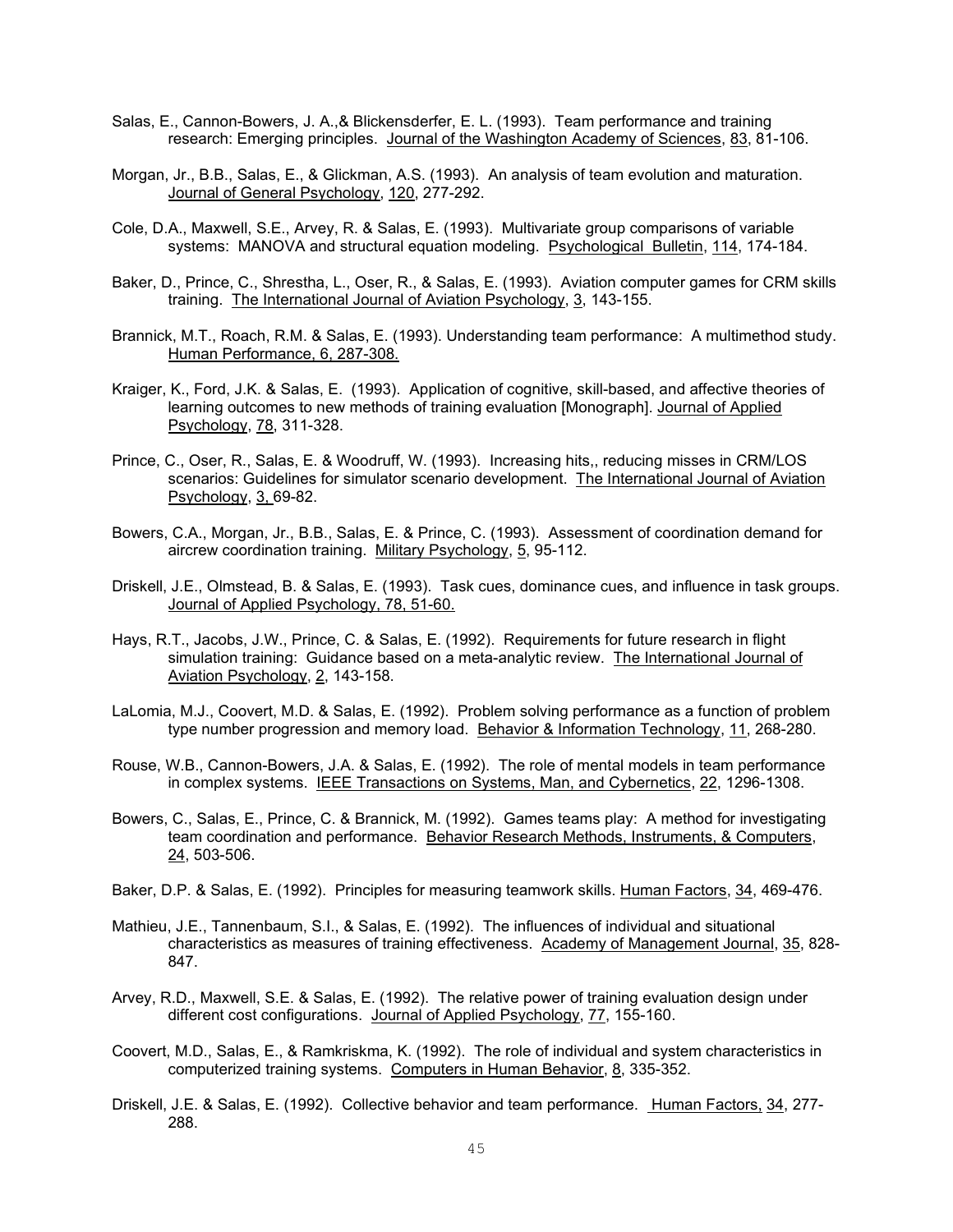Salas, E., Cannon-Bowers, J. A.,& Blickensderfer, E. L. (1993). Team performance and training research: Emerging principles. Journal of the Washington Academy of Sciences, 83, 81-106.

Morgan, Jr., B.B., Salas, E., & Glickman, A.S. (1993). An analysis of team evolution and maturation. Journal of General Psychology, 120, 277-292.

Cole, D.A., Maxwell, S.E., Arvey, R. & Salas, E. (1993). Multivariate group comparisons of variable systems: MANOVA and structural equation modeling. Psychological Bulletin, 114, 174-184.

Baker, D., Prince, C., Shrestha, L., Oser, R., & Salas, E. (1993). Aviation computer games for CRM skills training. The International Journal of Aviation Psychology, 3, 143-155.

Brannick, M.T., Roach, R.M. & Salas, E. (1993). Understanding team performance: A multimethod study. Human Performance, 6, 287-308.

Kraiger, K., Ford, J.K. & Salas, E. (1993). Application of cognitive, skill-based, and affective theories of learning outcomes to new methods of training evaluation [Monograph]. Journal of Applied Psychology, 78, 311-328.

Prince, C., Oser, R., Salas, E. & Woodruff, W. (1993). Increasing hits,, reducing misses in CRM/LOS scenarios: Guidelines for simulator scenario development. The International Journal of Aviation Psychology, 3, 69-82.

Bowers, C.A., Morgan, Jr., B.B., Salas, E. & Prince, C. (1993). Assessment of coordination demand for aircrew coordination training. Military Psychology, 5, 95-112.

Driskell, J.E., Olmstead, B. & Salas, E. (1993). Task cues, dominance cues, and influence in task groups. Journal of Applied Psychology, 78, 51-60.

Hays, R.T., Jacobs, J.W., Prince, C. & Salas, E. (1992). Requirements for future research in flight simulation training: Guidance based on a meta-analytic review. The International Journal of Aviation Psychology, 2, 143-158.

LaLomia, M.J., Coovert, M.D. & Salas, E. (1992). Problem solving performance as a function of problem type number progression and memory load. Behavior & Information Technology, 11, 268-280.

Rouse, W.B., Cannon-Bowers, J.A. & Salas, E. (1992). The role of mental models in team performance in complex systems. IEEE Transactions on Systems, Man, and Cybernetics, 22, 1296-1308.

Bowers, C., Salas, E., Prince, C. & Brannick, M. (1992). Games teams play: A method for investigating team coordination and performance. Behavior Research Methods, Instruments, & Computers, 24, 503-506.

Baker, D.P. & Salas, E. (1992). Principles for measuring teamwork skills. Human Factors, 34, 469-476.

Mathieu, J.E., Tannenbaum, S.I., & Salas, E. (1992). The influences of individual and situational characteristics as measures of training effectiveness. Academy of Management Journal, 35, 828-847.

Arvey, R.D., Maxwell, S.E. & Salas, E. (1992). The relative power of training evaluation design under different cost configurations. Journal of Applied Psychology, 77, 155-160.

Coovert, M.D., Salas, E., & Ramkriskma, K. (1992). The role of individual and system characteristics in computerized training systems. Computers in Human Behavior, 8, 335-352.

Driskell, J.E. & Salas, E. (1992). Collective behavior and team performance. Human Factors, 34, 277-288.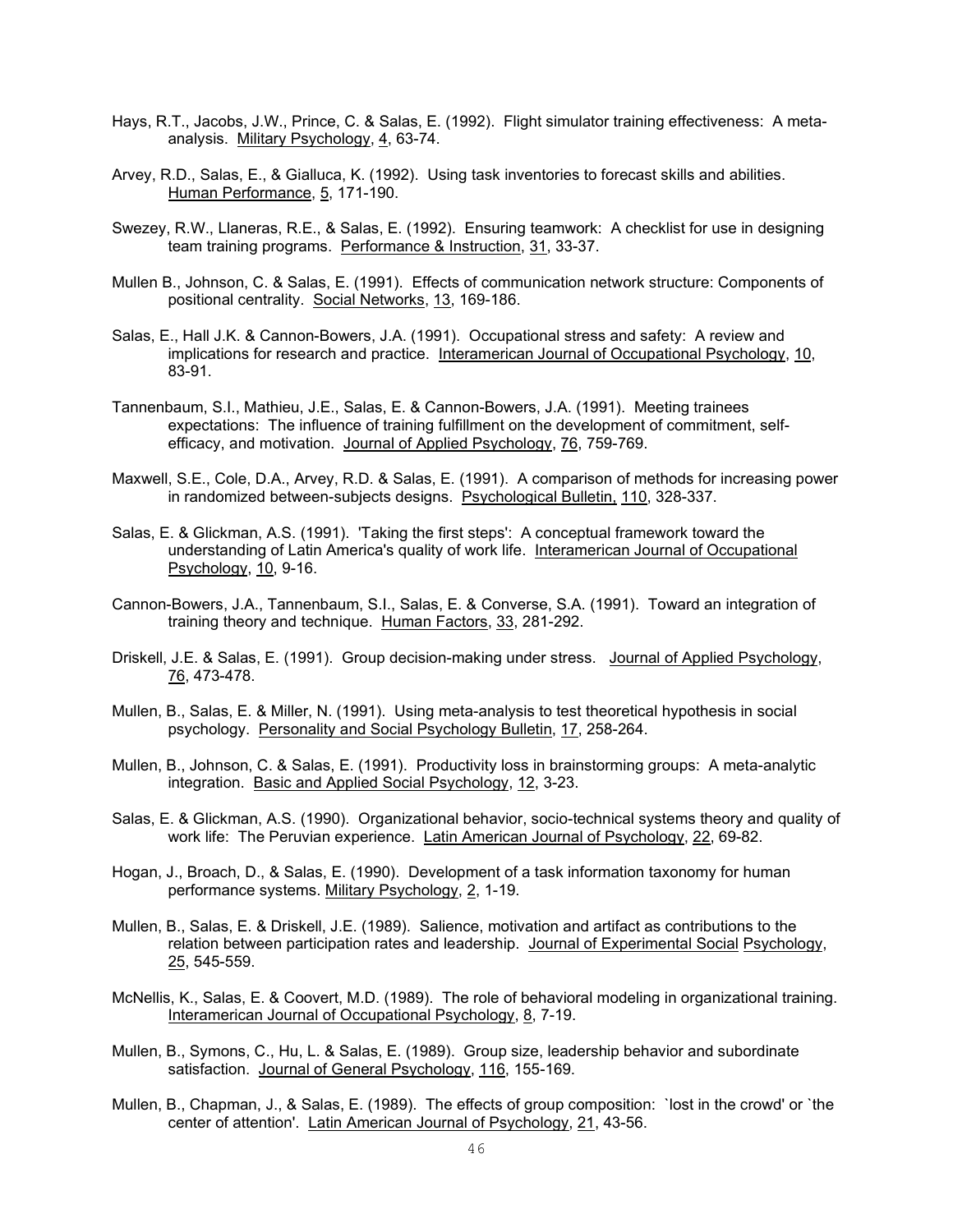Hays, R.T., Jacobs, J.W., Prince, C. & Salas, E. (1992). Flight simulator training effectiveness: A meta-analysis. Military Psychology, 4, 63-74.

Arvey, R.D., Salas, E., & Gialluca, K. (1992). Using task inventories to forecast skills and abilities. Human Performance, 5, 171-190.

Swezey, R.W., Llaneras, R.E., & Salas, E. (1992). Ensuring teamwork: A checklist for use in designing team training programs. Performance & Instruction, 31, 33-37.

Mullen B., Johnson, C. & Salas, E. (1991). Effects of communication network structure: Components of positional centrality. Social Networks, 13, 169-186.

Salas, E., Hall J.K. & Cannon-Bowers, J.A. (1991). Occupational stress and safety: A review and implications for research and practice. Interamerican Journal of Occupational Psychology, 10, 83-91.

Tannenbaum, S.I., Mathieu, J.E., Salas, E. & Cannon-Bowers, J.A. (1991). Meeting trainees expectations: The influence of training fulfillment on the development of commitment, self-efficacy, and motivation. Journal of Applied Psychology, 76, 759-769.

Maxwell, S.E., Cole, D.A., Arvey, R.D. & Salas, E. (1991). A comparison of methods for increasing power in randomized between-subjects designs. Psychological Bulletin, 110, 328-337.

Salas, E. & Glickman, A.S. (1991). 'Taking the first steps': A conceptual framework toward the understanding of Latin America's quality of work life. Interamerican Journal of Occupational Psychology, 10, 9-16.

Cannon-Bowers, J.A., Tannenbaum, S.I., Salas, E. & Converse, S.A. (1991). Toward an integration of training theory and technique. Human Factors, 33, 281-292.

Driskell, J.E. & Salas, E. (1991). Group decision-making under stress. Journal of Applied Psychology, 76, 473-478.

Mullen, B., Salas, E. & Miller, N. (1991). Using meta-analysis to test theoretical hypothesis in social psychology. Personality and Social Psychology Bulletin, 17, 258-264.

Mullen, B., Johnson, C. & Salas, E. (1991). Productivity loss in brainstorming groups: A meta-analytic integration. Basic and Applied Social Psychology, 12, 3-23.

Salas, E. & Glickman, A.S. (1990). Organizational behavior, socio-technical systems theory and quality of work life: The Peruvian experience. Latin American Journal of Psychology, 22, 69-82.

Hogan, J., Broach, D., & Salas, E. (1990). Development of a task information taxonomy for human performance systems. Military Psychology, 2, 1-19.

Mullen, B., Salas, E. & Driskell, J.E. (1989). Salience, motivation and artifact as contributions to the relation between participation rates and leadership. Journal of Experimental Social Psychology, 25, 545-559.

McNellis, K., Salas, E. & Coovert, M.D. (1989). The role of behavioral modeling in organizational training. Interamerican Journal of Occupational Psychology, 8, 7-19.

Mullen, B., Symons, C., Hu, L. & Salas, E. (1989). Group size, leadership behavior and subordinate satisfaction. Journal of General Psychology, 116, 155-169.

Mullen, B., Chapman, J., & Salas, E. (1989). The effects of group composition: `lost in the crowd' or `the center of attention'. Latin American Journal of Psychology, 21, 43-56.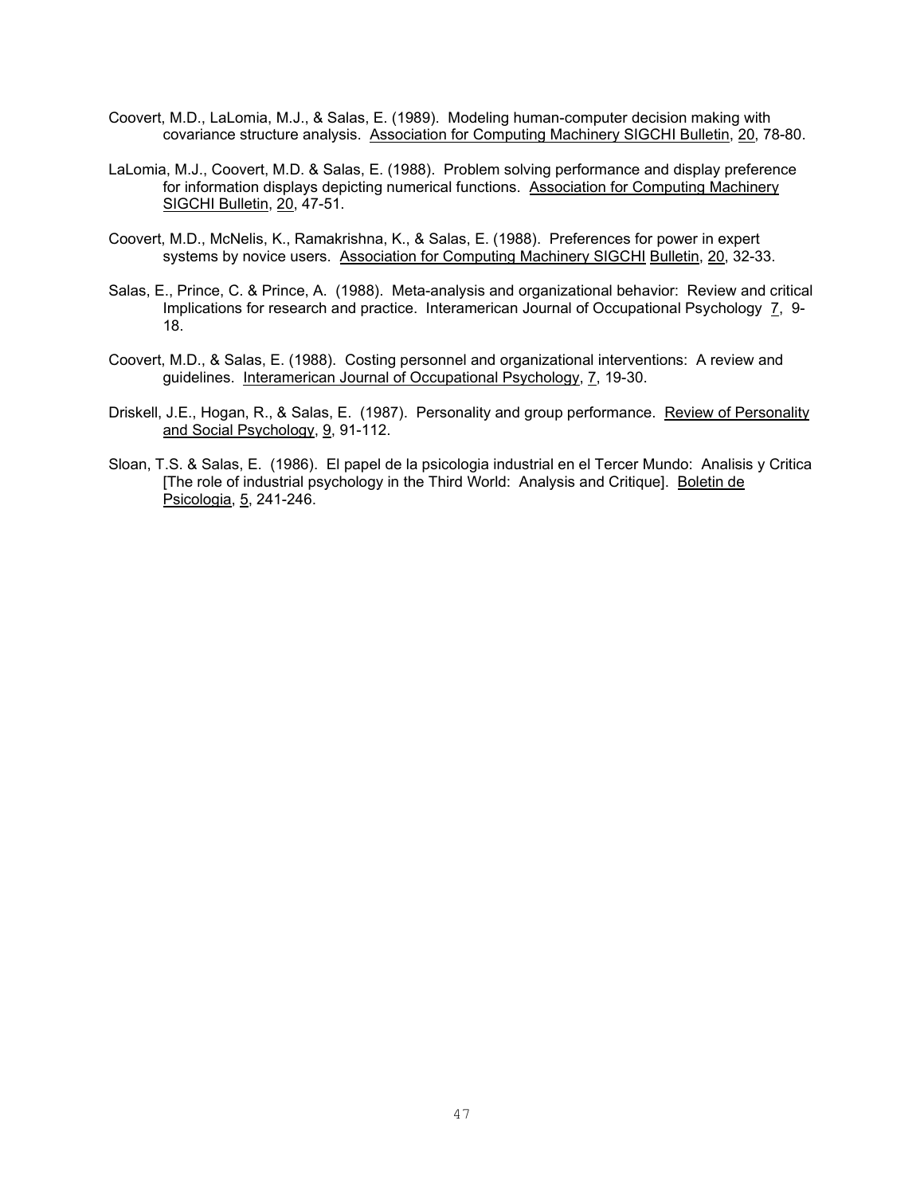Coovert, M.D., LaLomia, M.J., & Salas, E. (1989). Modeling human-computer decision making with covariance structure analysis. Association for Computing Machinery SIGCHI Bulletin, 20, 78-80.

LaLomia, M.J., Coovert, M.D. & Salas, E. (1988). Problem solving performance and display preference for information displays depicting numerical functions. Association for Computing Machinery SIGCHI Bulletin, 20, 47-51.

Coovert, M.D., McNelis, K., Ramakrishna, K., & Salas, E. (1988). Preferences for power in expert systems by novice users. Association for Computing Machinery SIGCHI Bulletin, 20, 32-33.

Salas, E., Prince, C. & Prince, A. (1988). Meta-analysis and organizational behavior: Review and critical Implications for research and practice. Interamerican Journal of Occupational Psychology 7, 9-18.

Coovert, M.D., & Salas, E. (1988). Costing personnel and organizational interventions: A review and guidelines. Interamerican Journal of Occupational Psychology, 7, 19-30.

Driskell, J.E., Hogan, R., & Salas, E. (1987). Personality and group performance. Review of Personality and Social Psychology, 9, 91-112.

Sloan, T.S. & Salas, E. (1986). El papel de la psicologia industrial en el Tercer Mundo: Analisis y Critica [The role of industrial psychology in the Third World: Analysis and Critique]. Boletin de Psicologia, 5, 241-246.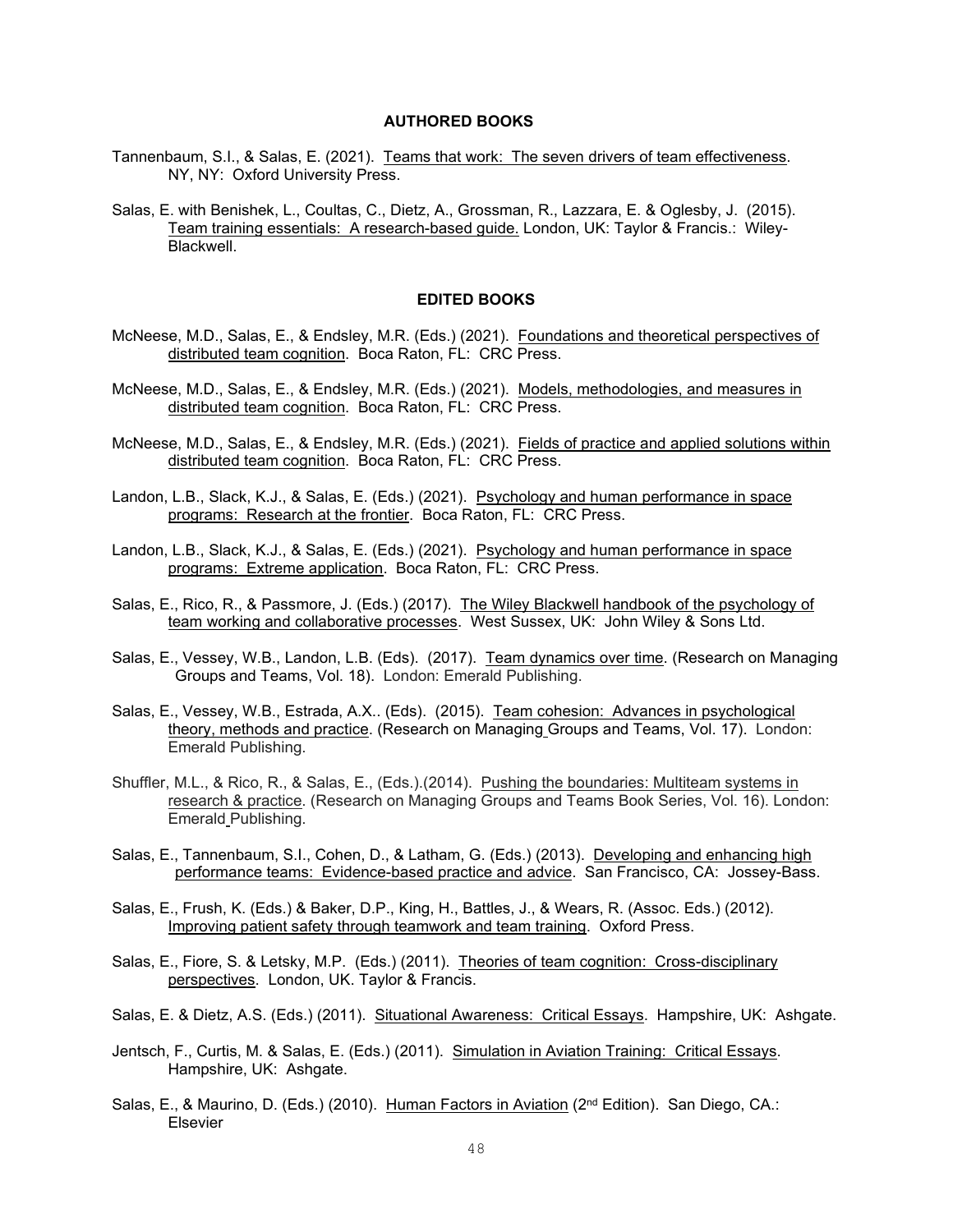## AUTHORED BOOKS

Tannenbaum, S.I., & Salas, E. (2021). Teams that work: The seven drivers of team effectiveness. NY, NY: Oxford University Press.

Salas, E. with Benishek, L., Coultas, C., Dietz, A., Grossman, R., Lazzara, E. & Oglesby, J. (2015). Team training essentials: A research-based guide. London, UK: Taylor & Francis.: Wiley-Blackwell.

## EDITED BOOKS

McNeese, M.D., Salas, E., & Endsley, M.R. (Eds.) (2021). Foundations and theoretical perspectives of distributed team cognition. Boca Raton, FL: CRC Press.

McNeese, M.D., Salas, E., & Endsley, M.R. (Eds.) (2021). Models, methodologies, and measures in distributed team cognition. Boca Raton, FL: CRC Press.

McNeese, M.D., Salas, E., & Endsley, M.R. (Eds.) (2021). Fields of practice and applied solutions within distributed team cognition. Boca Raton, FL: CRC Press.

Landon, L.B., Slack, K.J., & Salas, E. (Eds.) (2021). Psychology and human performance in space programs: Research at the frontier. Boca Raton, FL: CRC Press.

Landon, L.B., Slack, K.J., & Salas, E. (Eds.) (2021). Psychology and human performance in space programs: Extreme application. Boca Raton, FL: CRC Press.

Salas, E., Rico, R., & Passmore, J. (Eds.) (2017). The Wiley Blackwell handbook of the psychology of team working and collaborative processes. West Sussex, UK: John Wiley & Sons Ltd.

Salas, E., Vessey, W.B., Landon, L.B. (Eds). (2017). Team dynamics over time. (Research on Managing Groups and Teams, Vol. 18). London: Emerald Publishing.

Salas, E., Vessey, W.B., Estrada, A.X.. (Eds). (2015). Team cohesion: Advances in psychological theory, methods and practice. (Research on Managing Groups and Teams, Vol. 17). London: Emerald Publishing.

Shuffler, M.L., & Rico, R., & Salas, E., (Eds.).(2014). Pushing the boundaries: Multiteam systems in research & practice. (Research on Managing Groups and Teams Book Series, Vol. 16). London: Emerald Publishing.

Salas, E., Tannenbaum, S.I., Cohen, D., & Latham, G. (Eds.) (2013). Developing and enhancing high performance teams: Evidence-based practice and advice. San Francisco, CA: Jossey-Bass.

Salas, E., Frush, K. (Eds.) & Baker, D.P., King, H., Battles, J., & Wears, R. (Assoc. Eds.) (2012). Improving patient safety through teamwork and team training. Oxford Press.

Salas, E., Fiore, S. & Letsky, M.P. (Eds.) (2011). Theories of team cognition: Cross-disciplinary perspectives. London, UK. Taylor & Francis.

Salas, E. & Dietz, A.S. (Eds.) (2011). Situational Awareness: Critical Essays. Hampshire, UK: Ashgate.

Jentsch, F., Curtis, M. & Salas, E. (Eds.) (2011). Simulation in Aviation Training: Critical Essays. Hampshire, UK: Ashgate.

Salas, E., & Maurino, D. (Eds.) (2010). Human Factors in Aviation (2nd Edition). San Diego, CA.: Elsevier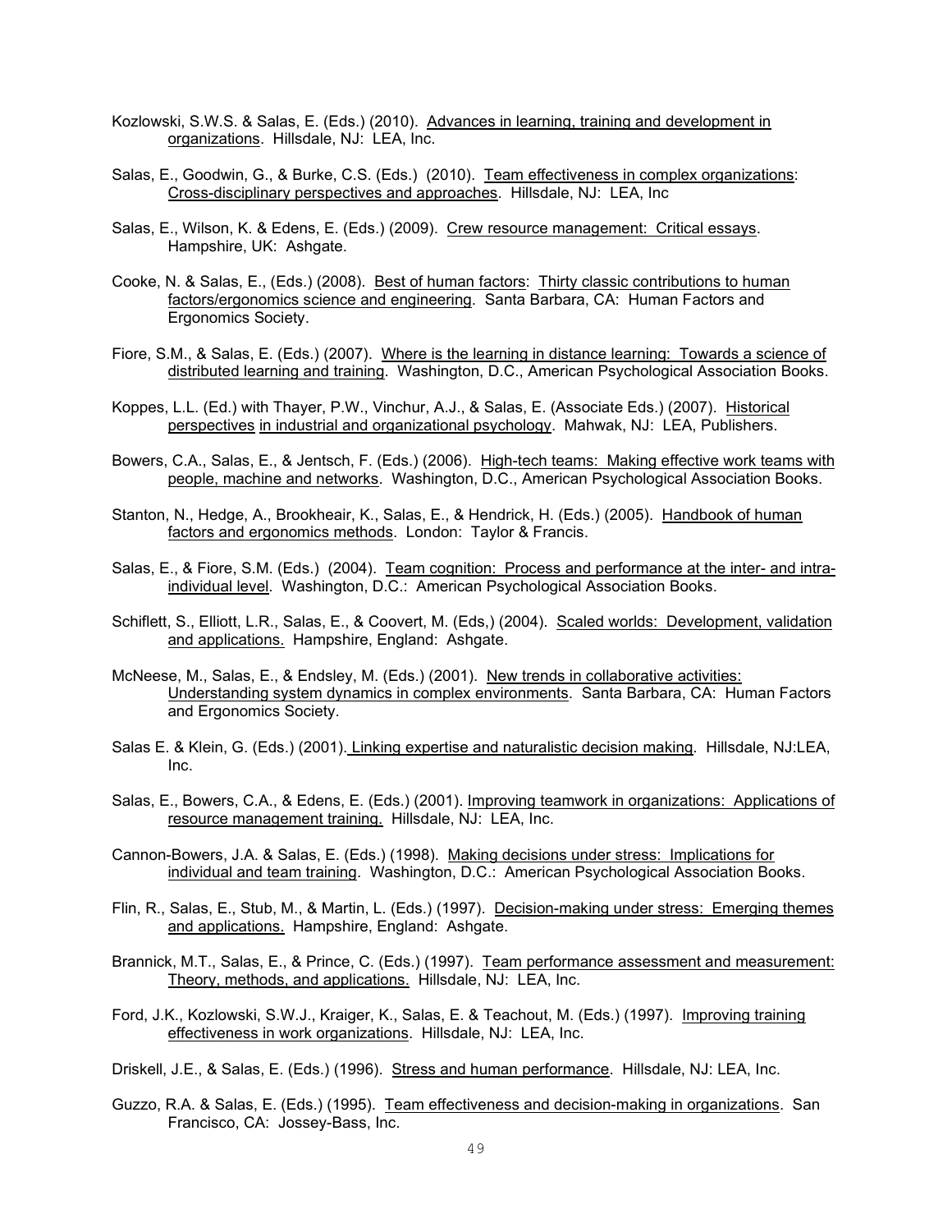Kozlowski, S.W.S. & Salas, E. (Eds.) (2010). Advances in learning, training and development in organizations. Hillsdale, NJ: LEA, Inc.

Salas, E., Goodwin, G., & Burke, C.S. (Eds.) (2010). Team effectiveness in complex organizations: Cross-disciplinary perspectives and approaches. Hillsdale, NJ: LEA, Inc

Salas, E., Wilson, K. & Edens, E. (Eds.) (2009). Crew resource management: Critical essays. Hampshire, UK: Ashgate.

Cooke, N. & Salas, E., (Eds.) (2008). Best of human factors: Thirty classic contributions to human factors/ergonomics science and engineering. Santa Barbara, CA: Human Factors and Ergonomics Society.

Fiore, S.M., & Salas, E. (Eds.) (2007). Where is the learning in distance learning: Towards a science of distributed learning and training. Washington, D.C., American Psychological Association Books.

Koppes, L.L. (Ed.) with Thayer, P.W., Vinchur, A.J., & Salas, E. (Associate Eds.) (2007). Historical perspectives in industrial and organizational psychology. Mahwak, NJ: LEA, Publishers.

Bowers, C.A., Salas, E., & Jentsch, F. (Eds.) (2006). High-tech teams: Making effective work teams with people, machine and networks. Washington, D.C., American Psychological Association Books.

Stanton, N., Hedge, A., Brookheair, K., Salas, E., & Hendrick, H. (Eds.) (2005). Handbook of human factors and ergonomics methods. London: Taylor & Francis.

Salas, E., & Fiore, S.M. (Eds.) (2004). Team cognition: Process and performance at the inter- and intra-individual level. Washington, D.C.: American Psychological Association Books.

Schiflett, S., Elliott, L.R., Salas, E., & Coovert, M. (Eds,) (2004). Scaled worlds: Development, validation and applications. Hampshire, England: Ashgate.

McNeese, M., Salas, E., & Endsley, M. (Eds.) (2001). New trends in collaborative activities: Understanding system dynamics in complex environments. Santa Barbara, CA: Human Factors and Ergonomics Society.

Salas E. & Klein, G. (Eds.) (2001). Linking expertise and naturalistic decision making. Hillsdale, NJ:LEA, Inc.

Salas, E., Bowers, C.A., & Edens, E. (Eds.) (2001). Improving teamwork in organizations: Applications of resource management training. Hillsdale, NJ: LEA, Inc.

Cannon-Bowers, J.A. & Salas, E. (Eds.) (1998). Making decisions under stress: Implications for individual and team training. Washington, D.C.: American Psychological Association Books.

Flin, R., Salas, E., Stub, M., & Martin, L. (Eds.) (1997). Decision-making under stress: Emerging themes and applications. Hampshire, England: Ashgate.

Brannick, M.T., Salas, E., & Prince, C. (Eds.) (1997). Team performance assessment and measurement: Theory, methods, and applications. Hillsdale, NJ: LEA, Inc.

Ford, J.K., Kozlowski, S.W.J., Kraiger, K., Salas, E. & Teachout, M. (Eds.) (1997). Improving training effectiveness in work organizations. Hillsdale, NJ: LEA, Inc.

Driskell, J.E., & Salas, E. (Eds.) (1996). Stress and human performance. Hillsdale, NJ: LEA, Inc.

Guzzo, R.A. & Salas, E. (Eds.) (1995). Team effectiveness and decision-making in organizations. San Francisco, CA: Jossey-Bass, Inc.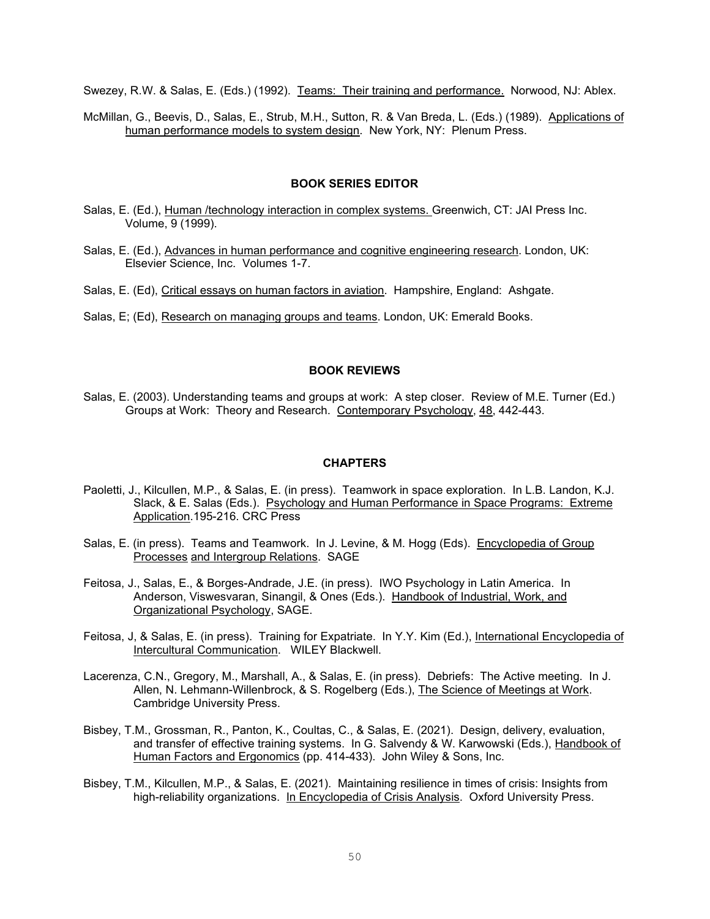Swezey, R.W. & Salas, E. (Eds.) (1992). Teams: Their training and performance. Norwood, NJ: Ablex.

McMillan, G., Beevis, D., Salas, E., Strub, M.H., Sutton, R. & Van Breda, L. (Eds.) (1989). Applications of human performance models to system design. New York, NY: Plenum Press.

### BOOK SERIES EDITOR

Salas, E. (Ed.), Human /technology interaction in complex systems. Greenwich, CT: JAI Press Inc. Volume, 9 (1999).

Salas, E. (Ed.), Advances in human performance and cognitive engineering research. London, UK: Elsevier Science, Inc. Volumes 1-7.

Salas, E. (Ed), Critical essays on human factors in aviation. Hampshire, England: Ashgate.

Salas, E; (Ed), Research on managing groups and teams. London, UK: Emerald Books.

### BOOK REVIEWS

Salas, E. (2003). Understanding teams and groups at work: A step closer. Review of M.E. Turner (Ed.) Groups at Work: Theory and Research. Contemporary Psychology, 48, 442-443.

### CHAPTERS

Paoletti, J., Kilcullen, M.P., & Salas, E. (in press). Teamwork in space exploration. In L.B. Landon, K.J. Slack, & E. Salas (Eds.). Psychology and Human Performance in Space Programs: Extreme Application.195-216. CRC Press

Salas, E. (in press). Teams and Teamwork. In J. Levine, & M. Hogg (Eds). Encyclopedia of Group Processes and Intergroup Relations. SAGE

Feitosa, J., Salas, E., & Borges-Andrade, J.E. (in press). IWO Psychology in Latin America. In Anderson, Viswesvaran, Sinangil, & Ones (Eds.). Handbook of Industrial, Work, and Organizational Psychology, SAGE.

Feitosa, J, & Salas, E. (in press). Training for Expatriate. In Y.Y. Kim (Ed.), International Encyclopedia of Intercultural Communication. WILEY Blackwell.

Lacerenza, C.N., Gregory, M., Marshall, A., & Salas, E. (in press). Debriefs: The Active meeting. In J. Allen, N. Lehmann-Willenbrock, & S. Rogelberg (Eds.), The Science of Meetings at Work. Cambridge University Press.

Bisbey, T.M., Grossman, R., Panton, K., Coultas, C., & Salas, E. (2021). Design, delivery, evaluation, and transfer of effective training systems. In G. Salvendy & W. Karwowski (Eds.), Handbook of Human Factors and Ergonomics (pp. 414-433). John Wiley & Sons, Inc.

Bisbey, T.M., Kilcullen, M.P., & Salas, E. (2021). Maintaining resilience in times of crisis: Insights from high-reliability organizations. In Encyclopedia of Crisis Analysis. Oxford University Press.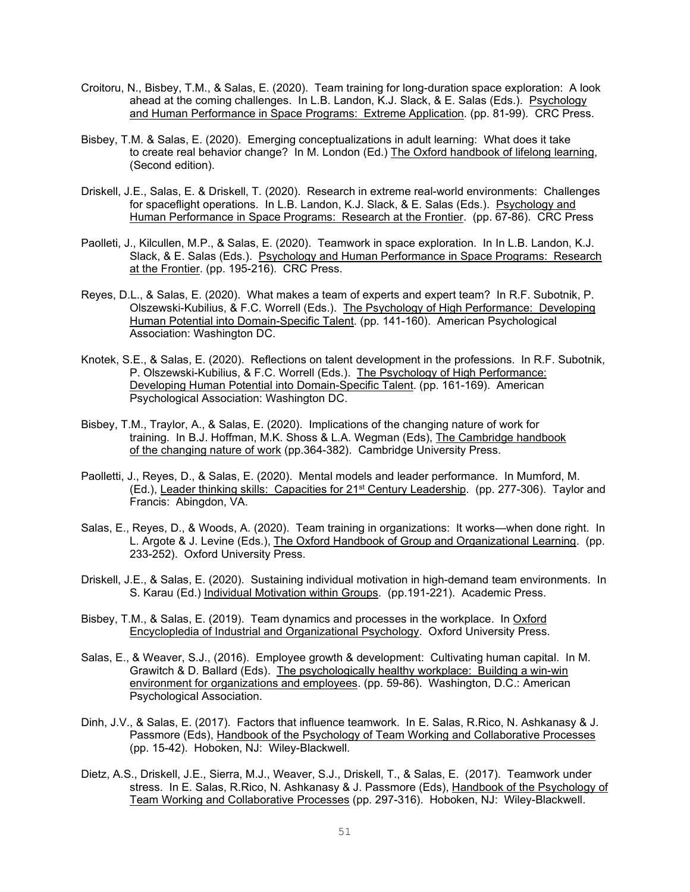Croitoru, N., Bisbey, T.M., & Salas, E. (2020). Team training for long-duration space exploration: A look ahead at the coming challenges. In L.B. Landon, K.J. Slack, & E. Salas (Eds.). Psychology and Human Performance in Space Programs: Extreme Application. (pp. 81-99). CRC Press.

Bisbey, T.M. & Salas, E. (2020). Emerging conceptualizations in adult learning: What does it take to create real behavior change? In M. London (Ed.) The Oxford handbook of lifelong learning, (Second edition).

Driskell, J.E., Salas, E. & Driskell, T. (2020). Research in extreme real-world environments: Challenges for spaceflight operations. In L.B. Landon, K.J. Slack, & E. Salas (Eds.). Psychology and Human Performance in Space Programs: Research at the Frontier. (pp. 67-86). CRC Press

Paolleti, J., Kilcullen, M.P., & Salas, E. (2020). Teamwork in space exploration. In In L.B. Landon, K.J. Slack, & E. Salas (Eds.). Psychology and Human Performance in Space Programs: Research at the Frontier. (pp. 195-216). CRC Press.

Reyes, D.L., & Salas, E. (2020). What makes a team of experts and expert team? In R.F. Subotnik, P. Olszewski-Kubilius, & F.C. Worrell (Eds.). The Psychology of High Performance: Developing Human Potential into Domain-Specific Talent. (pp. 141-160). American Psychological Association: Washington DC.

Knotek, S.E., & Salas, E. (2020). Reflections on talent development in the professions. In R.F. Subotnik, P. Olszewski-Kubilius, & F.C. Worrell (Eds.). The Psychology of High Performance: Developing Human Potential into Domain-Specific Talent. (pp. 161-169). American Psychological Association: Washington DC.

Bisbey, T.M., Traylor, A., & Salas, E. (2020). Implications of the changing nature of work for training. In B.J. Hoffman, M.K. Shoss & L.A. Wegman (Eds), The Cambridge handbook of the changing nature of work (pp.364-382). Cambridge University Press.

Paolletti, J., Reyes, D., & Salas, E. (2020). Mental models and leader performance. In Mumford, M. (Ed.), Leader thinking skills: Capacities for 21st Century Leadership. (pp. 277-306). Taylor and Francis: Abingdon, VA.

Salas, E., Reyes, D., & Woods, A. (2020). Team training in organizations: It works—when done right. In L. Argote & J. Levine (Eds.), The Oxford Handbook of Group and Organizational Learning. (pp. 233-252). Oxford University Press.

Driskell, J.E., & Salas, E. (2020). Sustaining individual motivation in high-demand team environments. In S. Karau (Ed.) Individual Motivation within Groups. (pp.191-221). Academic Press.

Bisbey, T.M., & Salas, E. (2019). Team dynamics and processes in the workplace. In Oxford Encyclopledia of Industrial and Organizational Psychology. Oxford University Press.

Salas, E., & Weaver, S.J., (2016). Employee growth & development: Cultivating human capital. In M. Grawitch & D. Ballard (Eds). The psychologically healthy workplace: Building a win-win environment for organizations and employees. (pp. 59-86). Washington, D.C.: American Psychological Association.

Dinh, J.V., & Salas, E. (2017). Factors that influence teamwork. In E. Salas, R.Rico, N. Ashkanasy & J. Passmore (Eds), Handbook of the Psychology of Team Working and Collaborative Processes (pp. 15-42). Hoboken, NJ: Wiley-Blackwell.

Dietz, A.S., Driskell, J.E., Sierra, M.J., Weaver, S.J., Driskell, T., & Salas, E. (2017). Teamwork under stress. In E. Salas, R.Rico, N. Ashkanasy & J. Passmore (Eds), Handbook of the Psychology of Team Working and Collaborative Processes (pp. 297-316). Hoboken, NJ: Wiley-Blackwell.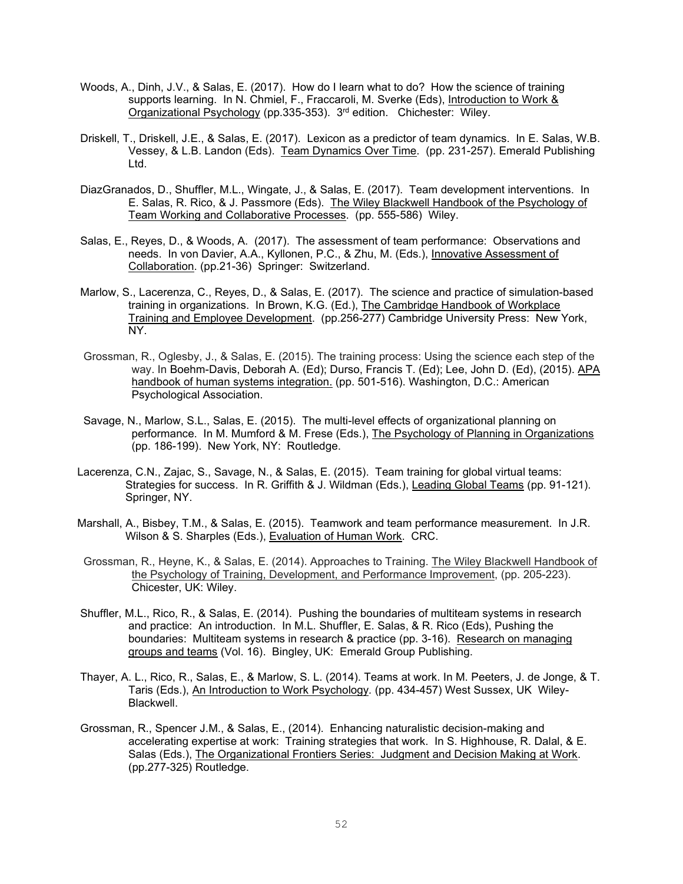Woods, A., Dinh, J.V., & Salas, E. (2017). How do I learn what to do? How the science of training supports learning. In N. Chmiel, F., Fraccaroli, M. Sverke (Eds), Introduction to Work & Organizational Psychology (pp.335-353). 3rd edition. Chichester: Wiley.

Driskell, T., Driskell, J.E., & Salas, E. (2017). Lexicon as a predictor of team dynamics. In E. Salas, W.B. Vessey, & L.B. Landon (Eds). Team Dynamics Over Time. (pp. 231-257). Emerald Publishing Ltd.

DiazGranados, D., Shuffler, M.L., Wingate, J., & Salas, E. (2017). Team development interventions. In E. Salas, R. Rico, & J. Passmore (Eds). The Wiley Blackwell Handbook of the Psychology of Team Working and Collaborative Processes. (pp. 555-586) Wiley.

Salas, E., Reyes, D., & Woods, A. (2017). The assessment of team performance: Observations and needs. In von Davier, A.A., Kyllonen, P.C., & Zhu, M. (Eds.), Innovative Assessment of Collaboration. (pp.21-36) Springer: Switzerland.

Marlow, S., Lacerenza, C., Reyes, D., & Salas, E. (2017). The science and practice of simulation-based training in organizations. In Brown, K.G. (Ed.), The Cambridge Handbook of Workplace Training and Employee Development. (pp.256-277) Cambridge University Press: New York, NY.

Grossman, R., Oglesby, J., & Salas, E. (2015). The training process: Using the science each step of the way. In Boehm-Davis, Deborah A. (Ed); Durso, Francis T. (Ed); Lee, John D. (Ed), (2015). APA handbook of human systems integration. (pp. 501-516). Washington, D.C.: American Psychological Association.

Savage, N., Marlow, S.L., Salas, E. (2015). The multi-level effects of organizational planning on performance. In M. Mumford & M. Frese (Eds.), The Psychology of Planning in Organizations (pp. 186-199). New York, NY: Routledge.

Lacerenza, C.N., Zajac, S., Savage, N., & Salas, E. (2015). Team training for global virtual teams: Strategies for success. In R. Griffith & J. Wildman (Eds.), Leading Global Teams (pp. 91-121). Springer, NY.

Marshall, A., Bisbey, T.M., & Salas, E. (2015). Teamwork and team performance measurement. In J.R. Wilson & S. Sharples (Eds.), Evaluation of Human Work. CRC.

Grossman, R., Heyne, K., & Salas, E. (2014). Approaches to Training. The Wiley Blackwell Handbook of the Psychology of Training, Development, and Performance Improvement, (pp. 205-223). Chicester, UK: Wiley.

Shuffler, M.L., Rico, R., & Salas, E. (2014). Pushing the boundaries of multiteam systems in research and practice: An introduction. In M.L. Shuffler, E. Salas, & R. Rico (Eds), Pushing the boundaries: Multiteam systems in research & practice (pp. 3-16). Research on managing groups and teams (Vol. 16). Bingley, UK: Emerald Group Publishing.

Thayer, A. L., Rico, R., Salas, E., & Marlow, S. L. (2014). Teams at work. In M. Peeters, J. de Jonge, & T. Taris (Eds.), An Introduction to Work Psychology. (pp. 434-457) West Sussex, UK Wiley-Blackwell.

Grossman, R., Spencer J.M., & Salas, E., (2014). Enhancing naturalistic decision-making and accelerating expertise at work: Training strategies that work. In S. Highhouse, R. Dalal, & E. Salas (Eds.), The Organizational Frontiers Series: Judgment and Decision Making at Work. (pp.277-325) Routledge.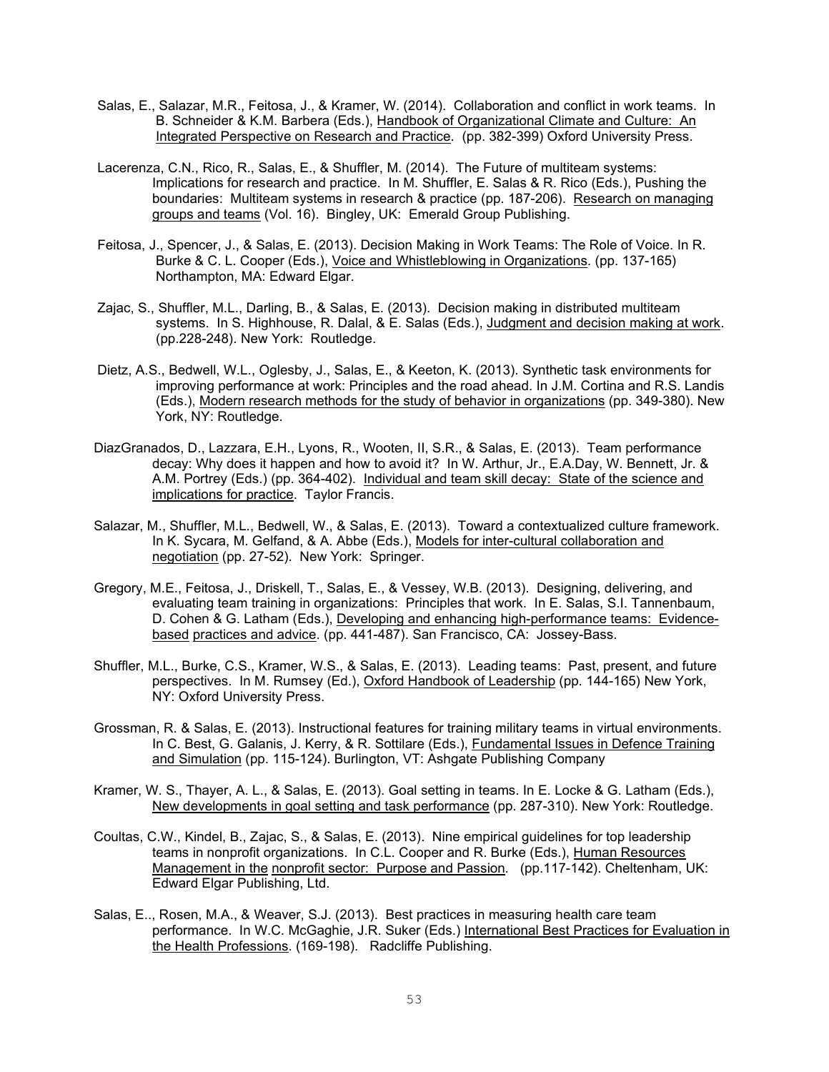Salas, E., Salazar, M.R., Feitosa, J., & Kramer, W. (2014). Collaboration and conflict in work teams. In B. Schneider & K.M. Barbera (Eds.), Handbook of Organizational Climate and Culture: An Integrated Perspective on Research and Practice. (pp. 382-399) Oxford University Press.

Lacerenza, C.N., Rico, R., Salas, E., & Shuffler, M. (2014). The Future of multiteam systems: Implications for research and practice. In M. Shuffler, E. Salas & R. Rico (Eds.), Pushing the boundaries: Multiteam systems in research & practice (pp. 187-206). Research on managing groups and teams (Vol. 16). Bingley, UK: Emerald Group Publishing.

Feitosa, J., Spencer, J., & Salas, E. (2013). Decision Making in Work Teams: The Role of Voice. In R. Burke & C. L. Cooper (Eds.), Voice and Whistleblowing in Organizations. (pp. 137-165) Northampton, MA: Edward Elgar.

Zajac, S., Shuffler, M.L., Darling, B., & Salas, E. (2013). Decision making in distributed multiteam systems. In S. Highhouse, R. Dalal, & E. Salas (Eds.), Judgment and decision making at work. (pp.228-248). New York: Routledge.

Dietz, A.S., Bedwell, W.L., Oglesby, J., Salas, E., & Keeton, K. (2013). Synthetic task environments for improving performance at work: Principles and the road ahead. In J.M. Cortina and R.S. Landis (Eds.), Modern research methods for the study of behavior in organizations (pp. 349-380). New York, NY: Routledge.

DiazGranados, D., Lazzara, E.H., Lyons, R., Wooten, II, S.R., & Salas, E. (2013). Team performance decay: Why does it happen and how to avoid it? In W. Arthur, Jr., E.A.Day, W. Bennett, Jr. & A.M. Portrey (Eds.) (pp. 364-402). Individual and team skill decay: State of the science and implications for practice. Taylor Francis.

Salazar, M., Shuffler, M.L., Bedwell, W., & Salas, E. (2013). Toward a contextualized culture framework. In K. Sycara, M. Gelfand, & A. Abbe (Eds.), Models for inter-cultural collaboration and negotiation (pp. 27-52). New York: Springer.

Gregory, M.E., Feitosa, J., Driskell, T., Salas, E., & Vessey, W.B. (2013). Designing, delivering, and evaluating team training in organizations: Principles that work. In E. Salas, S.I. Tannenbaum, D. Cohen & G. Latham (Eds.), Developing and enhancing high-performance teams: Evidence-based practices and advice. (pp. 441-487). San Francisco, CA: Jossey-Bass.

Shuffler, M.L., Burke, C.S., Kramer, W.S., & Salas, E. (2013). Leading teams: Past, present, and future perspectives. In M. Rumsey (Ed.), Oxford Handbook of Leadership (pp. 144-165) New York, NY: Oxford University Press.

Grossman, R. & Salas, E. (2013). Instructional features for training military teams in virtual environments. In C. Best, G. Galanis, J. Kerry, & R. Sottilare (Eds.), Fundamental Issues in Defence Training and Simulation (pp. 115-124). Burlington, VT: Ashgate Publishing Company

Kramer, W. S., Thayer, A. L., & Salas, E. (2013). Goal setting in teams. In E. Locke & G. Latham (Eds.), New developments in goal setting and task performance (pp. 287-310). New York: Routledge.

Coultas, C.W., Kindel, B., Zajac, S., & Salas, E. (2013). Nine empirical guidelines for top leadership teams in nonprofit organizations. In C.L. Cooper and R. Burke (Eds.), Human Resources Management in the nonprofit sector: Purpose and Passion. (pp.117-142). Cheltenham, UK: Edward Elgar Publishing, Ltd.

Salas, E.., Rosen, M.A., & Weaver, S.J. (2013). Best practices in measuring health care team performance. In W.C. McGaghie, J.R. Suker (Eds.) International Best Practices for Evaluation in the Health Professions. (169-198). Radcliffe Publishing.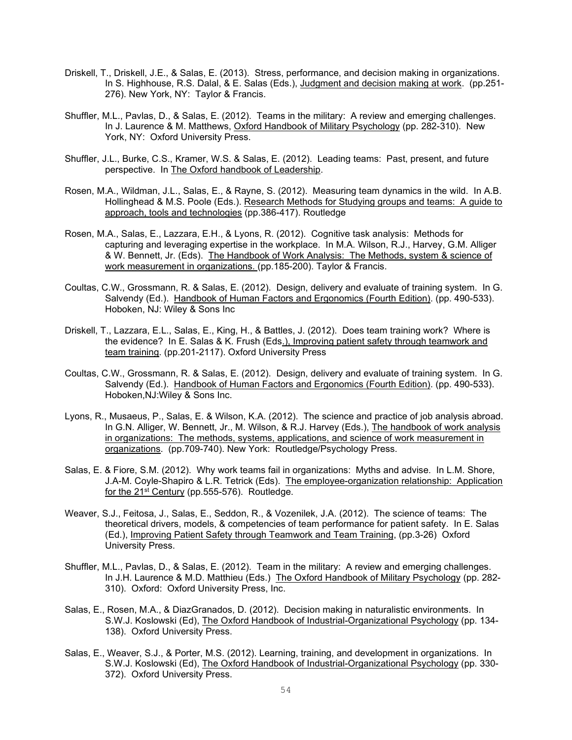Driskell, T., Driskell, J.E., & Salas, E. (2013). Stress, performance, and decision making in organizations. In S. Highhouse, R.S. Dalal, & E. Salas (Eds.), Judgment and decision making at work. (pp.251-276). New York, NY: Taylor & Francis.

Shuffler, M.L., Pavlas, D., & Salas, E. (2012). Teams in the military: A review and emerging challenges. In J. Laurence & M. Matthews, Oxford Handbook of Military Psychology (pp. 282-310). New York, NY: Oxford University Press.

Shuffler, J.L., Burke, C.S., Kramer, W.S. & Salas, E. (2012). Leading teams: Past, present, and future perspective. In The Oxford handbook of Leadership.

Rosen, M.A., Wildman, J.L., Salas, E., & Rayne, S. (2012). Measuring team dynamics in the wild. In A.B. Hollinghead & M.S. Poole (Eds.). Research Methods for Studying groups and teams: A guide to approach, tools and technologies (pp.386-417). Routledge

Rosen, M.A., Salas, E., Lazzara, E.H., & Lyons, R. (2012). Cognitive task analysis: Methods for capturing and leveraging expertise in the workplace. In M.A. Wilson, R.J., Harvey, G.M. Alliger & W. Bennett, Jr. (Eds). The Handbook of Work Analysis: The Methods, system & science of work measurement in organizations. (pp.185-200). Taylor & Francis.

Coultas, C.W., Grossmann, R. & Salas, E. (2012). Design, delivery and evaluate of training system. In G. Salvendy (Ed.). Handbook of Human Factors and Ergonomics (Fourth Edition). (pp. 490-533). Hoboken, NJ: Wiley & Sons Inc

Driskell, T., Lazzara, E.L., Salas, E., King, H., & Battles, J. (2012). Does team training work? Where is the evidence? In E. Salas & K. Frush (Eds.), Improving patient safety through teamwork and team training. (pp.201-2117). Oxford University Press

Coultas, C.W., Grossmann, R. & Salas, E. (2012). Design, delivery and evaluate of training system. In G. Salvendy (Ed.). Handbook of Human Factors and Ergonomics (Fourth Edition). (pp. 490-533). Hoboken,NJ:Wiley & Sons Inc.

Lyons, R., Musaeus, P., Salas, E. & Wilson, K.A. (2012). The science and practice of job analysis abroad. In G.N. Alliger, W. Bennett, Jr., M. Wilson, & R.J. Harvey (Eds.), The handbook of work analysis in organizations: The methods, systems, applications, and science of work measurement in organizations. (pp.709-740). New York: Routledge/Psychology Press.

Salas, E. & Fiore, S.M. (2012). Why work teams fail in organizations: Myths and advise. In L.M. Shore, J.A-M. Coyle-Shapiro & L.R. Tetrick (Eds). The employee-organization relationship: Application for the 21st Century (pp.555-576). Routledge.

Weaver, S.J., Feitosa, J., Salas, E., Seddon, R., & Vozenilek, J.A. (2012). The science of teams: The theoretical drivers, models, & competencies of team performance for patient safety. In E. Salas (Ed.), Improving Patient Safety through Teamwork and Team Training, (pp.3-26) Oxford University Press.

Shuffler, M.L., Pavlas, D., & Salas, E. (2012). Team in the military: A review and emerging challenges. In J.H. Laurence & M.D. Matthieu (Eds.) The Oxford Handbook of Military Psychology (pp. 282-310). Oxford: Oxford University Press, Inc.

Salas, E., Rosen, M.A., & DiazGranados, D. (2012). Decision making in naturalistic environments. In S.W.J. Koslowski (Ed), The Oxford Handbook of Industrial-Organizational Psychology (pp. 134-138). Oxford University Press.

Salas, E., Weaver, S.J., & Porter, M.S. (2012). Learning, training, and development in organizations. In S.W.J. Koslowski (Ed), The Oxford Handbook of Industrial-Organizational Psychology (pp. 330-372). Oxford University Press.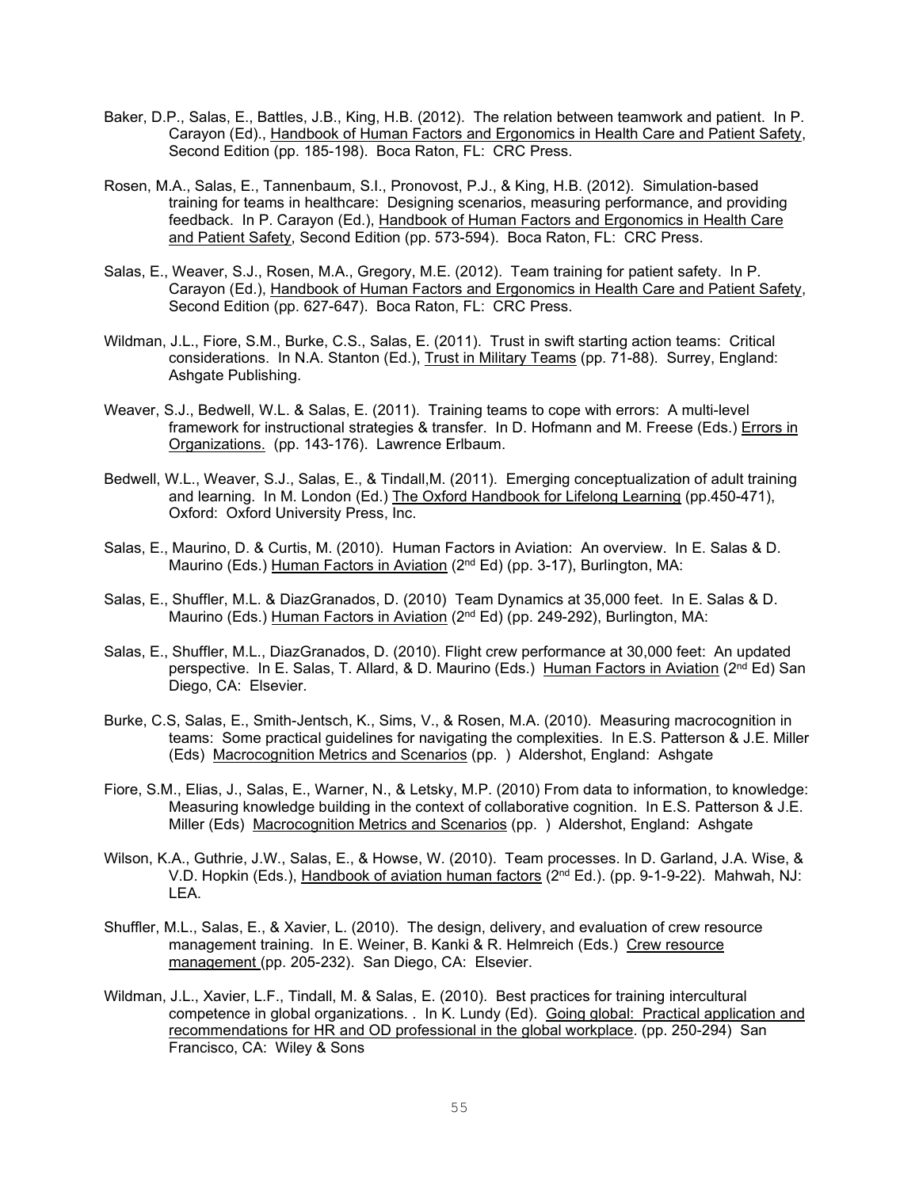Baker, D.P., Salas, E., Battles, J.B., King, H.B. (2012). The relation between teamwork and patient. In P. Carayon (Ed)., Handbook of Human Factors and Ergonomics in Health Care and Patient Safety, Second Edition (pp. 185-198). Boca Raton, FL: CRC Press.

Rosen, M.A., Salas, E., Tannenbaum, S.I., Pronovost, P.J., & King, H.B. (2012). Simulation-based training for teams in healthcare: Designing scenarios, measuring performance, and providing feedback. In P. Carayon (Ed.), Handbook of Human Factors and Ergonomics in Health Care and Patient Safety, Second Edition (pp. 573-594). Boca Raton, FL: CRC Press.

Salas, E., Weaver, S.J., Rosen, M.A., Gregory, M.E. (2012). Team training for patient safety. In P. Carayon (Ed.), Handbook of Human Factors and Ergonomics in Health Care and Patient Safety, Second Edition (pp. 627-647). Boca Raton, FL: CRC Press.

Wildman, J.L., Fiore, S.M., Burke, C.S., Salas, E. (2011). Trust in swift starting action teams: Critical considerations. In N.A. Stanton (Ed.), Trust in Military Teams (pp. 71-88). Surrey, England: Ashgate Publishing.

Weaver, S.J., Bedwell, W.L. & Salas, E. (2011). Training teams to cope with errors: A multi-level framework for instructional strategies & transfer. In D. Hofmann and M. Freese (Eds.) Errors in Organizations. (pp. 143-176). Lawrence Erlbaum.

Bedwell, W.L., Weaver, S.J., Salas, E., & Tindall,M. (2011). Emerging conceptualization of adult training and learning. In M. London (Ed.) The Oxford Handbook for Lifelong Learning (pp.450-471), Oxford: Oxford University Press, Inc.

Salas, E., Maurino, D. & Curtis, M. (2010). Human Factors in Aviation: An overview. In E. Salas & D. Maurino (Eds.) Human Factors in Aviation (2nd Ed) (pp. 3-17), Burlington, MA:

Salas, E., Shuffler, M.L. & DiazGranados, D. (2010) Team Dynamics at 35,000 feet. In E. Salas & D. Maurino (Eds.) Human Factors in Aviation (2nd Ed) (pp. 249-292), Burlington, MA:

Salas, E., Shuffler, M.L., DiazGranados, D. (2010). Flight crew performance at 30,000 feet: An updated perspective. In E. Salas, T. Allard, & D. Maurino (Eds.) Human Factors in Aviation (2nd Ed) San Diego, CA: Elsevier.

Burke, C.S, Salas, E., Smith-Jentsch, K., Sims, V., & Rosen, M.A. (2010). Measuring macrocognition in teams: Some practical guidelines for navigating the complexities. In E.S. Patterson & J.E. Miller (Eds) Macrocognition Metrics and Scenarios (pp. ) Aldershot, England: Ashgate

Fiore, S.M., Elias, J., Salas, E., Warner, N., & Letsky, M.P. (2010) From data to information, to knowledge: Measuring knowledge building in the context of collaborative cognition. In E.S. Patterson & J.E. Miller (Eds) Macrocognition Metrics and Scenarios (pp. ) Aldershot, England: Ashgate

Wilson, K.A., Guthrie, J.W., Salas, E., & Howse, W. (2010). Team processes. In D. Garland, J.A. Wise, & V.D. Hopkin (Eds.), Handbook of aviation human factors (2nd Ed.). (pp. 9-1-9-22). Mahwah, NJ: LEA.

Shuffler, M.L., Salas, E., & Xavier, L. (2010). The design, delivery, and evaluation of crew resource management training. In E. Weiner, B. Kanki & R. Helmreich (Eds.) Crew resource management (pp. 205-232). San Diego, CA: Elsevier.

Wildman, J.L., Xavier, L.F., Tindall, M. & Salas, E. (2010). Best practices for training intercultural competence in global organizations. . In K. Lundy (Ed). Going global: Practical application and recommendations for HR and OD professional in the global workplace. (pp. 250-294) San Francisco, CA: Wiley & Sons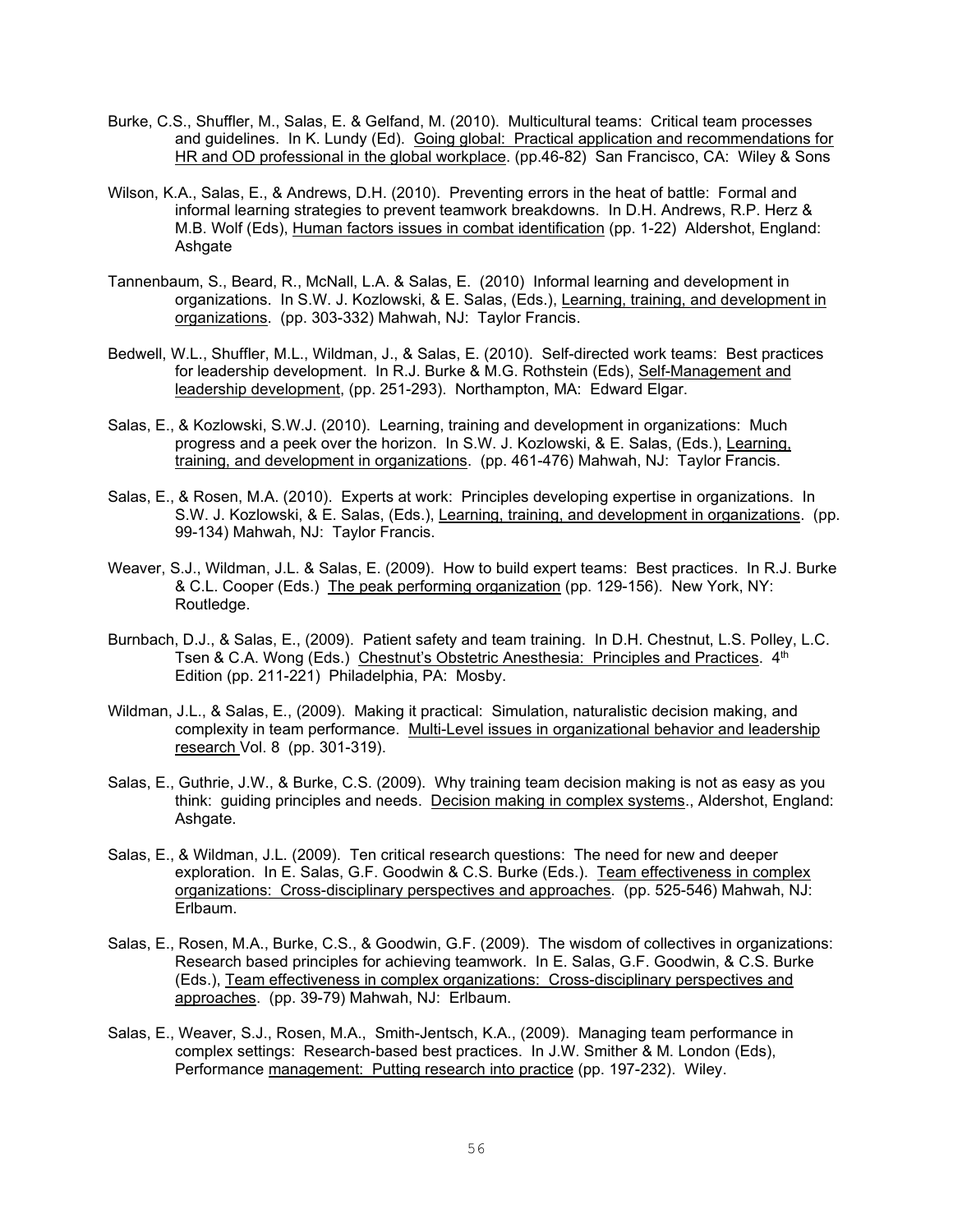Burke, C.S., Shuffler, M., Salas, E. & Gelfand, M. (2010). Multicultural teams: Critical team processes and guidelines. In K. Lundy (Ed). Going global: Practical application and recommendations for HR and OD professional in the global workplace. (pp.46-82) San Francisco, CA: Wiley & Sons

Wilson, K.A., Salas, E., & Andrews, D.H. (2010). Preventing errors in the heat of battle: Formal and informal learning strategies to prevent teamwork breakdowns. In D.H. Andrews, R.P. Herz & M.B. Wolf (Eds), Human factors issues in combat identification (pp. 1-22) Aldershot, England: Ashgate

Tannenbaum, S., Beard, R., McNall, L.A. & Salas, E. (2010) Informal learning and development in organizations. In S.W. J. Kozlowski, & E. Salas, (Eds.), Learning, training, and development in organizations. (pp. 303-332) Mahwah, NJ: Taylor Francis.

Bedwell, W.L., Shuffler, M.L., Wildman, J., & Salas, E. (2010). Self-directed work teams: Best practices for leadership development. In R.J. Burke & M.G. Rothstein (Eds), Self-Management and leadership development, (pp. 251-293). Northampton, MA: Edward Elgar.

Salas, E., & Kozlowski, S.W.J. (2010). Learning, training and development in organizations: Much progress and a peek over the horizon. In S.W. J. Kozlowski, & E. Salas, (Eds.), Learning, training, and development in organizations. (pp. 461-476) Mahwah, NJ: Taylor Francis.

Salas, E., & Rosen, M.A. (2010). Experts at work: Principles developing expertise in organizations. In S.W. J. Kozlowski, & E. Salas, (Eds.), Learning, training, and development in organizations. (pp. 99-134) Mahwah, NJ: Taylor Francis.

Weaver, S.J., Wildman, J.L. & Salas, E. (2009). How to build expert teams: Best practices. In R.J. Burke & C.L. Cooper (Eds.) The peak performing organization (pp. 129-156). New York, NY: Routledge.

Burnbach, D.J., & Salas, E., (2009). Patient safety and team training. In D.H. Chestnut, L.S. Polley, L.C. Tsen & C.A. Wong (Eds.) Chestnut's Obstetric Anesthesia: Principles and Practices. 4th Edition (pp. 211-221) Philadelphia, PA: Mosby.

Wildman, J.L., & Salas, E., (2009). Making it practical: Simulation, naturalistic decision making, and complexity in team performance. Multi-Level issues in organizational behavior and leadership research Vol. 8 (pp. 301-319).

Salas, E., Guthrie, J.W., & Burke, C.S. (2009). Why training team decision making is not as easy as you think: guiding principles and needs. Decision making in complex systems., Aldershot, England: Ashgate.

Salas, E., & Wildman, J.L. (2009). Ten critical research questions: The need for new and deeper exploration. In E. Salas, G.F. Goodwin & C.S. Burke (Eds.). Team effectiveness in complex organizations: Cross-disciplinary perspectives and approaches. (pp. 525-546) Mahwah, NJ: Erlbaum.

Salas, E., Rosen, M.A., Burke, C.S., & Goodwin, G.F. (2009). The wisdom of collectives in organizations: Research based principles for achieving teamwork. In E. Salas, G.F. Goodwin, & C.S. Burke (Eds.), Team effectiveness in complex organizations: Cross-disciplinary perspectives and approaches. (pp. 39-79) Mahwah, NJ: Erlbaum.

Salas, E., Weaver, S.J., Rosen, M.A., Smith-Jentsch, K.A., (2009). Managing team performance in complex settings: Research-based best practices. In J.W. Smither & M. London (Eds), Performance management: Putting research into practice (pp. 197-232). Wiley.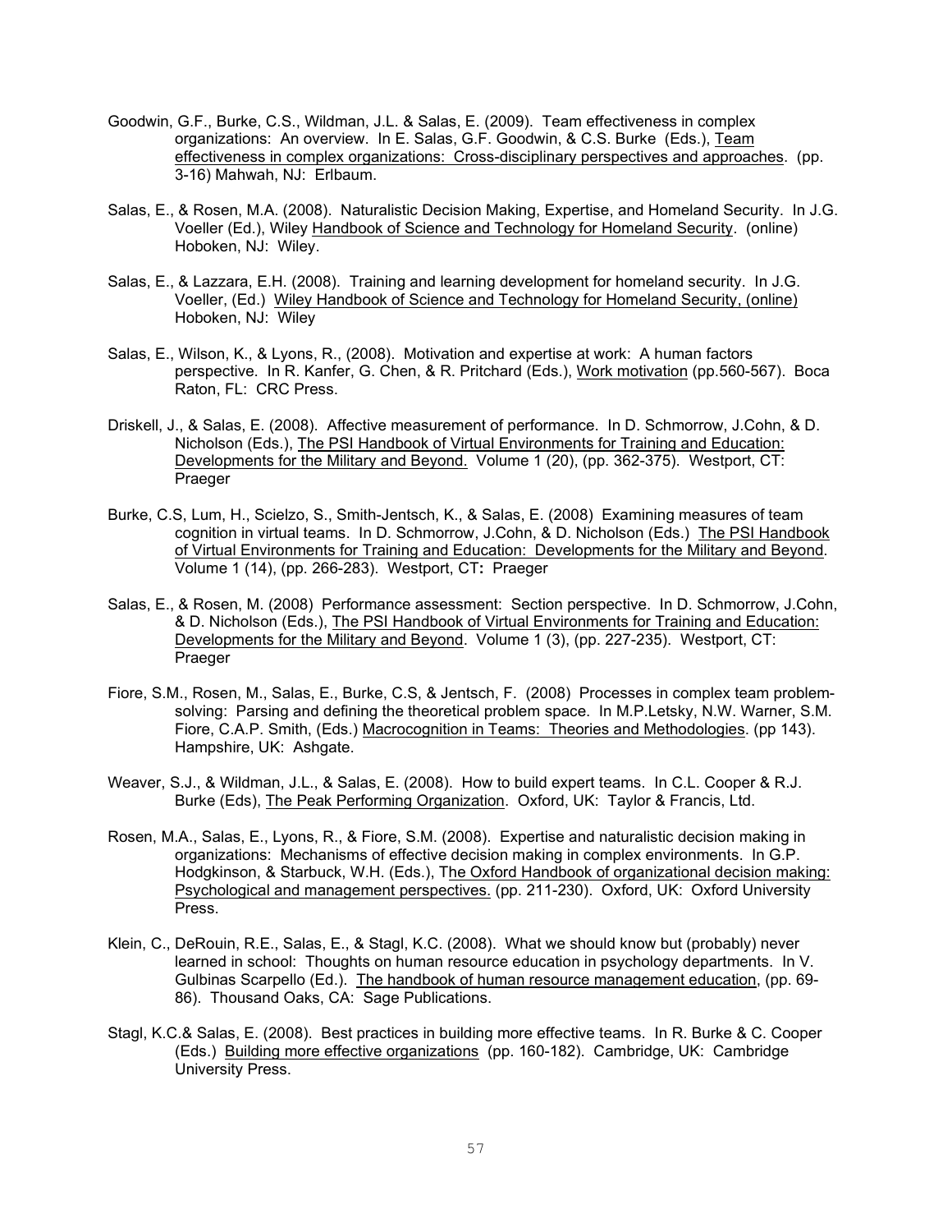Goodwin, G.F., Burke, C.S., Wildman, J.L. & Salas, E. (2009). Team effectiveness in complex organizations: An overview. In E. Salas, G.F. Goodwin, & C.S. Burke (Eds.), Team effectiveness in complex organizations: Cross-disciplinary perspectives and approaches. (pp. 3-16) Mahwah, NJ: Erlbaum.

Salas, E., & Rosen, M.A. (2008). Naturalistic Decision Making, Expertise, and Homeland Security. In J.G. Voeller (Ed.), Wiley Handbook of Science and Technology for Homeland Security. (online) Hoboken, NJ: Wiley.

Salas, E., & Lazzara, E.H. (2008). Training and learning development for homeland security. In J.G. Voeller, (Ed.) Wiley Handbook of Science and Technology for Homeland Security, (online) Hoboken, NJ: Wiley

Salas, E., Wilson, K., & Lyons, R., (2008). Motivation and expertise at work: A human factors perspective. In R. Kanfer, G. Chen, & R. Pritchard (Eds.), Work motivation (pp.560-567). Boca Raton, FL: CRC Press.

Driskell, J., & Salas, E. (2008). Affective measurement of performance. In D. Schmorrow, J.Cohn, & D. Nicholson (Eds.), The PSI Handbook of Virtual Environments for Training and Education: Developments for the Military and Beyond. Volume 1 (20), (pp. 362-375). Westport, CT: Praeger

Burke, C.S, Lum, H., Scielzo, S., Smith-Jentsch, K., & Salas, E. (2008) Examining measures of team cognition in virtual teams. In D. Schmorrow, J.Cohn, & D. Nicholson (Eds.) The PSI Handbook of Virtual Environments for Training and Education: Developments for the Military and Beyond. Volume 1 (14), (pp. 266-283). Westport, CT: Praeger

Salas, E., & Rosen, M. (2008) Performance assessment: Section perspective. In D. Schmorrow, J.Cohn, & D. Nicholson (Eds.), The PSI Handbook of Virtual Environments for Training and Education: Developments for the Military and Beyond. Volume 1 (3), (pp. 227-235). Westport, CT: Praeger

Fiore, S.M., Rosen, M., Salas, E., Burke, C.S, & Jentsch, F. (2008) Processes in complex team problem-solving: Parsing and defining the theoretical problem space. In M.P.Letsky, N.W. Warner, S.M. Fiore, C.A.P. Smith, (Eds.) Macrocognition in Teams: Theories and Methodologies. (pp 143). Hampshire, UK: Ashgate.

Weaver, S.J., & Wildman, J.L., & Salas, E. (2008). How to build expert teams. In C.L. Cooper & R.J. Burke (Eds), The Peak Performing Organization. Oxford, UK: Taylor & Francis, Ltd.

Rosen, M.A., Salas, E., Lyons, R., & Fiore, S.M. (2008). Expertise and naturalistic decision making in organizations: Mechanisms of effective decision making in complex environments. In G.P. Hodgkinson, & Starbuck, W.H. (Eds.), The Oxford Handbook of organizational decision making: Psychological and management perspectives. (pp. 211-230). Oxford, UK: Oxford University Press.

Klein, C., DeRouin, R.E., Salas, E., & Stagl, K.C. (2008). What we should know but (probably) never learned in school: Thoughts on human resource education in psychology departments. In V. Gulbinas Scarpello (Ed.). The handbook of human resource management education, (pp. 69-86). Thousand Oaks, CA: Sage Publications.

Stagl, K.C.& Salas, E. (2008). Best practices in building more effective teams. In R. Burke & C. Cooper (Eds.) Building more effective organizations (pp. 160-182). Cambridge, UK: Cambridge University Press.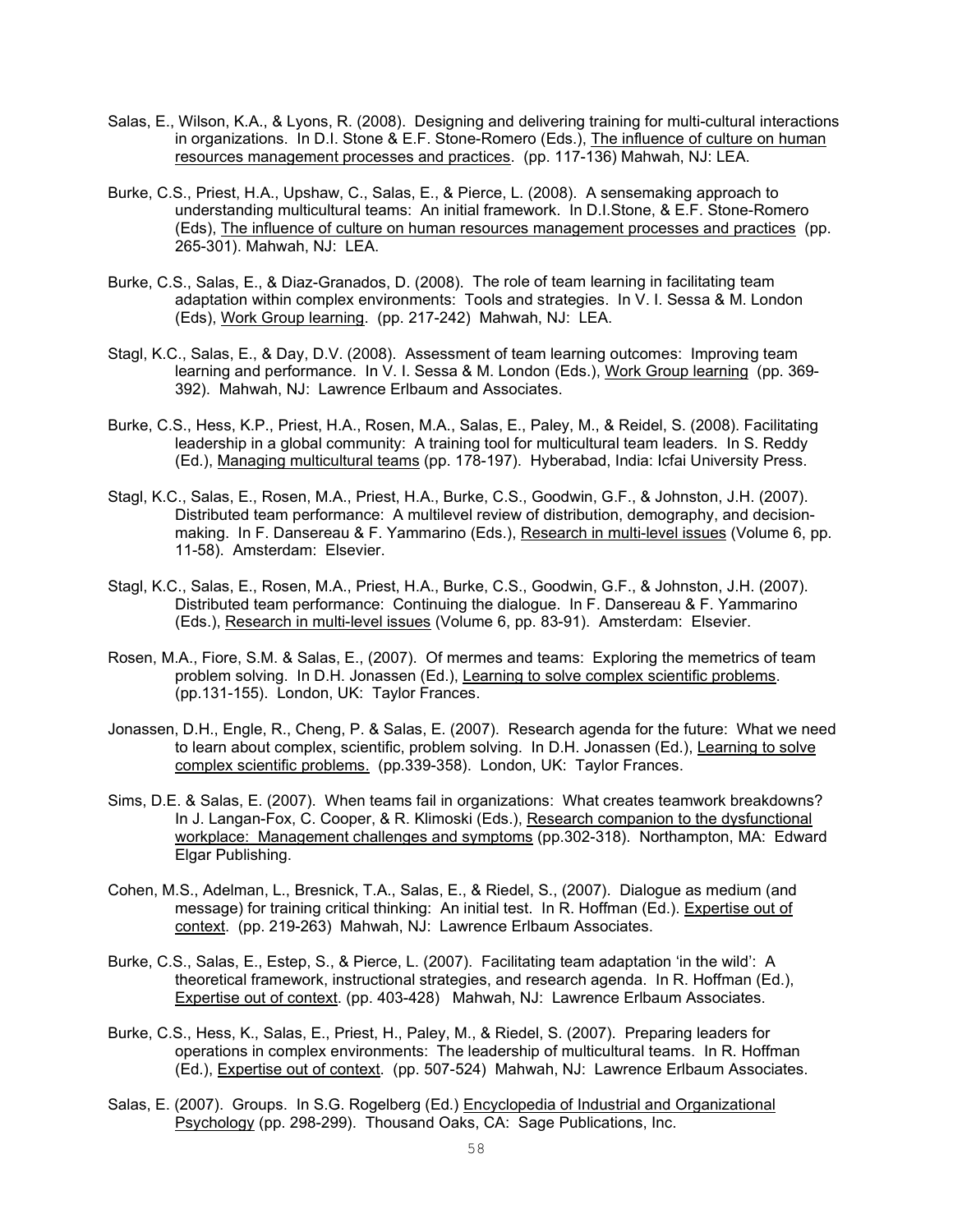Salas, E., Wilson, K.A., & Lyons, R. (2008). Designing and delivering training for multi-cultural interactions in organizations. In D.I. Stone & E.F. Stone-Romero (Eds.), The influence of culture on human resources management processes and practices. (pp. 117-136) Mahwah, NJ: LEA.

Burke, C.S., Priest, H.A., Upshaw, C., Salas, E., & Pierce, L. (2008). A sensemaking approach to understanding multicultural teams: An initial framework. In D.I.Stone, & E.F. Stone-Romero (Eds), The influence of culture on human resources management processes and practices (pp. 265-301). Mahwah, NJ: LEA.

Burke, C.S., Salas, E., & Diaz-Granados, D. (2008). The role of team learning in facilitating team adaptation within complex environments: Tools and strategies. In V. I. Sessa & M. London (Eds), Work Group learning. (pp. 217-242) Mahwah, NJ: LEA.

Stagl, K.C., Salas, E., & Day, D.V. (2008). Assessment of team learning outcomes: Improving team learning and performance. In V. I. Sessa & M. London (Eds.), Work Group learning (pp. 369-392). Mahwah, NJ: Lawrence Erlbaum and Associates.

Burke, C.S., Hess, K.P., Priest, H.A., Rosen, M.A., Salas, E., Paley, M., & Reidel, S. (2008). Facilitating leadership in a global community: A training tool for multicultural team leaders. In S. Reddy (Ed.), Managing multicultural teams (pp. 178-197). Hyberabad, India: Icfai University Press.

Stagl, K.C., Salas, E., Rosen, M.A., Priest, H.A., Burke, C.S., Goodwin, G.F., & Johnston, J.H. (2007). Distributed team performance: A multilevel review of distribution, demography, and decision-making. In F. Dansereau & F. Yammarino (Eds.), Research in multi-level issues (Volume 6, pp. 11-58). Amsterdam: Elsevier.

Stagl, K.C., Salas, E., Rosen, M.A., Priest, H.A., Burke, C.S., Goodwin, G.F., & Johnston, J.H. (2007). Distributed team performance: Continuing the dialogue. In F. Dansereau & F. Yammarino (Eds.), Research in multi-level issues (Volume 6, pp. 83-91). Amsterdam: Elsevier.

Rosen, M.A., Fiore, S.M. & Salas, E., (2007). Of mermes and teams: Exploring the memetrics of team problem solving. In D.H. Jonassen (Ed.), Learning to solve complex scientific problems. (pp.131-155). London, UK: Taylor Frances.

Jonassen, D.H., Engle, R., Cheng, P. & Salas, E. (2007). Research agenda for the future: What we need to learn about complex, scientific, problem solving. In D.H. Jonassen (Ed.), Learning to solve complex scientific problems. (pp.339-358). London, UK: Taylor Frances.

Sims, D.E. & Salas, E. (2007). When teams fail in organizations: What creates teamwork breakdowns? In J. Langan-Fox, C. Cooper, & R. Klimoski (Eds.), Research companion to the dysfunctional workplace: Management challenges and symptoms (pp.302-318). Northampton, MA: Edward Elgar Publishing.

Cohen, M.S., Adelman, L., Bresnick, T.A., Salas, E., & Riedel, S., (2007). Dialogue as medium (and message) for training critical thinking: An initial test. In R. Hoffman (Ed.). Expertise out of context. (pp. 219-263) Mahwah, NJ: Lawrence Erlbaum Associates.

Burke, C.S., Salas, E., Estep, S., & Pierce, L. (2007). Facilitating team adaptation 'in the wild': A theoretical framework, instructional strategies, and research agenda. In R. Hoffman (Ed.), Expertise out of context. (pp. 403-428) Mahwah, NJ: Lawrence Erlbaum Associates.

Burke, C.S., Hess, K., Salas, E., Priest, H., Paley, M., & Riedel, S. (2007). Preparing leaders for operations in complex environments: The leadership of multicultural teams. In R. Hoffman (Ed.), Expertise out of context. (pp. 507-524) Mahwah, NJ: Lawrence Erlbaum Associates.

Salas, E. (2007). Groups. In S.G. Rogelberg (Ed.) Encyclopedia of Industrial and Organizational Psychology (pp. 298-299). Thousand Oaks, CA: Sage Publications, Inc.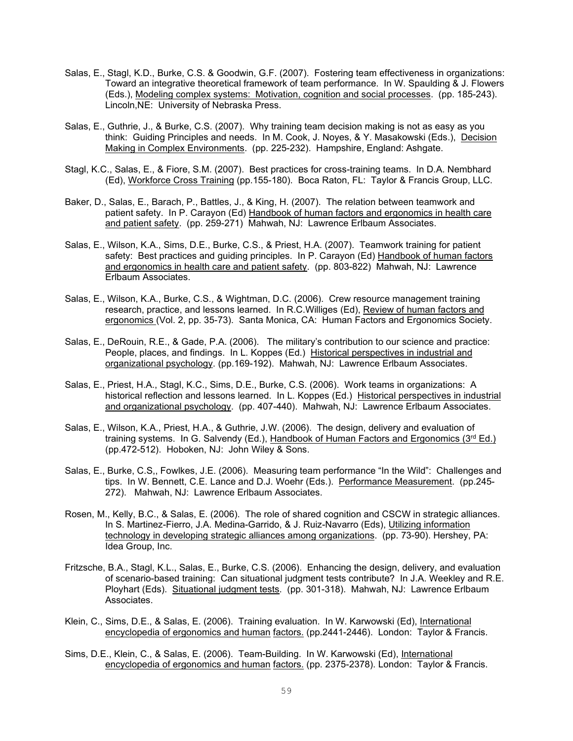Salas, E., Stagl, K.D., Burke, C.S. & Goodwin, G.F. (2007). Fostering team effectiveness in organizations: Toward an integrative theoretical framework of team performance. In W. Spaulding & J. Flowers (Eds.), Modeling complex systems: Motivation, cognition and social processes. (pp. 185-243). Lincoln,NE: University of Nebraska Press.

Salas, E., Guthrie, J., & Burke, C.S. (2007). Why training team decision making is not as easy as you think: Guiding Principles and needs. In M. Cook, J. Noyes, & Y. Masakowski (Eds.), Decision Making in Complex Environments. (pp. 225-232). Hampshire, England: Ashgate.

Stagl, K.C., Salas, E., & Fiore, S.M. (2007). Best practices for cross-training teams. In D.A. Nembhard (Ed), Workforce Cross Training (pp.155-180). Boca Raton, FL: Taylor & Francis Group, LLC.

Baker, D., Salas, E., Barach, P., Battles, J., & King, H. (2007). The relation between teamwork and patient safety. In P. Carayon (Ed) Handbook of human factors and ergonomics in health care and patient safety. (pp. 259-271) Mahwah, NJ: Lawrence Erlbaum Associates.

Salas, E., Wilson, K.A., Sims, D.E., Burke, C.S., & Priest, H.A. (2007). Teamwork training for patient safety: Best practices and guiding principles. In P. Carayon (Ed) Handbook of human factors and ergonomics in health care and patient safety. (pp. 803-822) Mahwah, NJ: Lawrence Erlbaum Associates.

Salas, E., Wilson, K.A., Burke, C.S., & Wightman, D.C. (2006). Crew resource management training research, practice, and lessons learned. In R.C.Williges (Ed), Review of human factors and ergonomics (Vol. 2, pp. 35-73). Santa Monica, CA: Human Factors and Ergonomics Society.

Salas, E., DeRouin, R.E., & Gade, P.A. (2006). The military's contribution to our science and practice: People, places, and findings. In L. Koppes (Ed.) Historical perspectives in industrial and organizational psychology. (pp.169-192). Mahwah, NJ: Lawrence Erlbaum Associates.

Salas, E., Priest, H.A., Stagl, K.C., Sims, D.E., Burke, C.S. (2006). Work teams in organizations: A historical reflection and lessons learned. In L. Koppes (Ed.) Historical perspectives in industrial and organizational psychology. (pp. 407-440). Mahwah, NJ: Lawrence Erlbaum Associates.

Salas, E., Wilson, K.A., Priest, H.A., & Guthrie, J.W. (2006). The design, delivery and evaluation of training systems. In G. Salvendy (Ed.), Handbook of Human Factors and Ergonomics (3rd Ed.) (pp.472-512). Hoboken, NJ: John Wiley & Sons.

Salas, E., Burke, C.S,, Fowlkes, J.E. (2006). Measuring team performance "In the Wild": Challenges and tips. In W. Bennett, C.E. Lance and D.J. Woehr (Eds.). Performance Measurement. (pp.245-272). Mahwah, NJ: Lawrence Erlbaum Associates.

Rosen, M., Kelly, B.C., & Salas, E. (2006). The role of shared cognition and CSCW in strategic alliances. In S. Martinez-Fierro, J.A. Medina-Garrido, & J. Ruiz-Navarro (Eds), Utilizing information technology in developing strategic alliances among organizations. (pp. 73-90). Hershey, PA: Idea Group, Inc.

Fritzsche, B.A., Stagl, K.L., Salas, E., Burke, C.S. (2006). Enhancing the design, delivery, and evaluation of scenario-based training: Can situational judgment tests contribute? In J.A. Weekley and R.E. Ployhart (Eds). Situational judgment tests. (pp. 301-318). Mahwah, NJ: Lawrence Erlbaum Associates.

Klein, C., Sims, D.E., & Salas, E. (2006). Training evaluation. In W. Karwowski (Ed), International encyclopedia of ergonomics and human factors. (pp.2441-2446). London: Taylor & Francis.

Sims, D.E., Klein, C., & Salas, E. (2006). Team-Building. In W. Karwowski (Ed), International encyclopedia of ergonomics and human factors. (pp. 2375-2378). London: Taylor & Francis.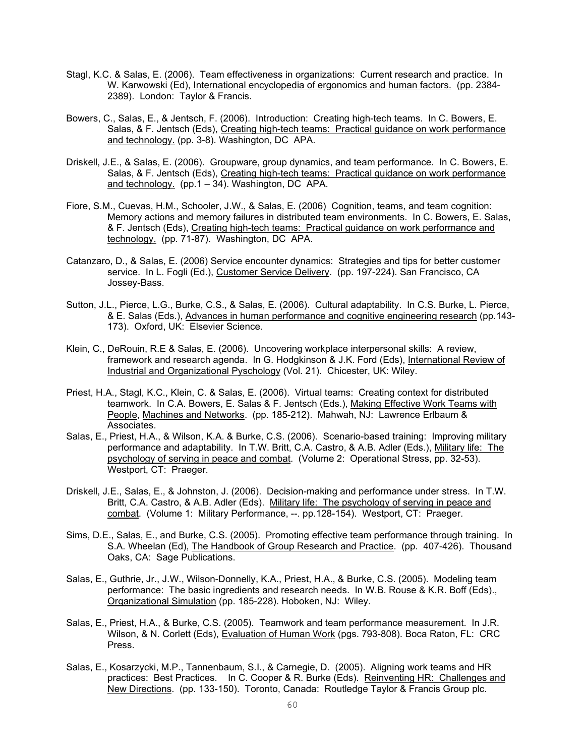Stagl, K.C. & Salas, E. (2006). Team effectiveness in organizations: Current research and practice. In W. Karwowski (Ed), International encyclopedia of ergonomics and human factors. (pp. 2384-2389). London: Taylor & Francis.

Bowers, C., Salas, E., & Jentsch, F. (2006). Introduction: Creating high-tech teams. In C. Bowers, E. Salas, & F. Jentsch (Eds), Creating high-tech teams: Practical guidance on work performance and technology. (pp. 3-8). Washington, DC APA.

Driskell, J.E., & Salas, E. (2006). Groupware, group dynamics, and team performance. In C. Bowers, E. Salas, & F. Jentsch (Eds), Creating high-tech teams: Practical guidance on work performance and technology. (pp.1 – 34). Washington, DC APA.

Fiore, S.M., Cuevas, H.M., Schooler, J.W., & Salas, E. (2006) Cognition, teams, and team cognition: Memory actions and memory failures in distributed team environments. In C. Bowers, E. Salas, & F. Jentsch (Eds), Creating high-tech teams: Practical guidance on work performance and technology. (pp. 71-87). Washington, DC APA.

Catanzaro, D., & Salas, E. (2006) Service encounter dynamics: Strategies and tips for better customer service. In L. Fogli (Ed.), Customer Service Delivery. (pp. 197-224). San Francisco, CA Jossey-Bass.

Sutton, J.L., Pierce, L.G., Burke, C.S., & Salas, E. (2006). Cultural adaptability. In C.S. Burke, L. Pierce, & E. Salas (Eds.), Advances in human performance and cognitive engineering research (pp.143-173). Oxford, UK: Elsevier Science.

Klein, C., DeRouin, R.E & Salas, E. (2006). Uncovering workplace interpersonal skills: A review, framework and research agenda. In G. Hodgkinson & J.K. Ford (Eds), International Review of Industrial and Organizational Pyschology (Vol. 21). Chicester, UK: Wiley.

Priest, H.A., Stagl, K.C., Klein, C. & Salas, E. (2006). Virtual teams: Creating context for distributed teamwork. In C.A. Bowers, E. Salas & F. Jentsch (Eds.), Making Effective Work Teams with People, Machines and Networks. (pp. 185-212). Mahwah, NJ: Lawrence Erlbaum & Associates.

Salas, E., Priest, H.A., & Wilson, K.A. & Burke, C.S. (2006). Scenario-based training: Improving military performance and adaptability. In T.W. Britt, C.A. Castro, & A.B. Adler (Eds.), Military life: The psychology of serving in peace and combat. (Volume 2: Operational Stress, pp. 32-53). Westport, CT: Praeger.

Driskell, J.E., Salas, E., & Johnston, J. (2006). Decision-making and performance under stress. In T.W. Britt, C.A. Castro, & A.B. Adler (Eds). Military life: The psychology of serving in peace and combat. (Volume 1: Military Performance, --. pp.128-154). Westport, CT: Praeger.

Sims, D.E., Salas, E., and Burke, C.S. (2005). Promoting effective team performance through training. In S.A. Wheelan (Ed), The Handbook of Group Research and Practice. (pp. 407-426). Thousand Oaks, CA: Sage Publications.

Salas, E., Guthrie, Jr., J.W., Wilson-Donnelly, K.A., Priest, H.A., & Burke, C.S. (2005). Modeling team performance: The basic ingredients and research needs. In W.B. Rouse & K.R. Boff (Eds)., Organizational Simulation (pp. 185-228). Hoboken, NJ: Wiley.

Salas, E., Priest, H.A., & Burke, C.S. (2005). Teamwork and team performance measurement. In J.R. Wilson, & N. Corlett (Eds), Evaluation of Human Work (pgs. 793-808). Boca Raton, FL: CRC Press.

Salas, E., Kosarzycki, M.P., Tannenbaum, S.I., & Carnegie, D. (2005). Aligning work teams and HR practices: Best Practices. In C. Cooper & R. Burke (Eds). Reinventing HR: Challenges and New Directions. (pp. 133-150). Toronto, Canada: Routledge Taylor & Francis Group plc.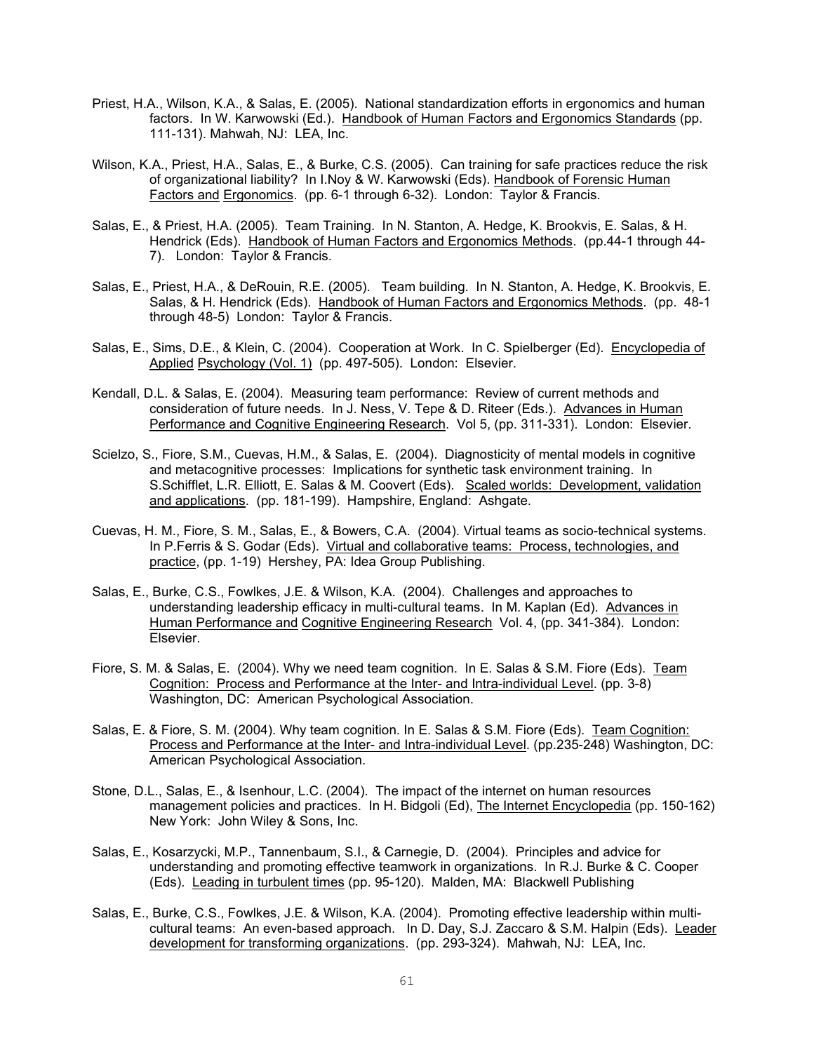Priest, H.A., Wilson, K.A., & Salas, E. (2005). National standardization efforts in ergonomics and human factors. In W. Karwowski (Ed.). Handbook of Human Factors and Ergonomics Standards (pp. 111-131). Mahwah, NJ: LEA, Inc.

Wilson, K.A., Priest, H.A., Salas, E., & Burke, C.S. (2005). Can training for safe practices reduce the risk of organizational liability? In I.Noy & W. Karwowski (Eds). Handbook of Forensic Human Factors and Ergonomics. (pp. 6-1 through 6-32). London: Taylor & Francis.

Salas, E., & Priest, H.A. (2005). Team Training. In N. Stanton, A. Hedge, K. Brookvis, E. Salas, & H. Hendrick (Eds). Handbook of Human Factors and Ergonomics Methods. (pp.44-1 through 44-7). London: Taylor & Francis.

Salas, E., Priest, H.A., & DeRouin, R.E. (2005). Team building. In N. Stanton, A. Hedge, K. Brookvis, E. Salas, & H. Hendrick (Eds). Handbook of Human Factors and Ergonomics Methods. (pp. 48-1 through 48-5) London: Taylor & Francis.

Salas, E., Sims, D.E., & Klein, C. (2004). Cooperation at Work. In C. Spielberger (Ed). Encyclopedia of Applied Psychology (Vol. 1) (pp. 497-505). London: Elsevier.

Kendall, D.L. & Salas, E. (2004). Measuring team performance: Review of current methods and consideration of future needs. In J. Ness, V. Tepe & D. Riteer (Eds.). Advances in Human Performance and Cognitive Engineering Research. Vol 5, (pp. 311-331). London: Elsevier.

Scielzo, S., Fiore, S.M., Cuevas, H.M., & Salas, E. (2004). Diagnosticity of mental models in cognitive and metacognitive processes: Implications for synthetic task environment training. In S.Schifflet, L.R. Elliott, E. Salas & M. Coovert (Eds). Scaled worlds: Development, validation and applications. (pp. 181-199). Hampshire, England: Ashgate.

Cuevas, H. M., Fiore, S. M., Salas, E., & Bowers, C.A. (2004). Virtual teams as socio-technical systems. In P.Ferris & S. Godar (Eds). Virtual and collaborative teams: Process, technologies, and practice, (pp. 1-19) Hershey, PA: Idea Group Publishing.

Salas, E., Burke, C.S., Fowlkes, J.E. & Wilson, K.A. (2004). Challenges and approaches to understanding leadership efficacy in multi-cultural teams. In M. Kaplan (Ed). Advances in Human Performance and Cognitive Engineering Research Vol. 4, (pp. 341-384). London: Elsevier.

Fiore, S. M. & Salas, E. (2004). Why we need team cognition. In E. Salas & S.M. Fiore (Eds). Team Cognition: Process and Performance at the Inter- and Intra-individual Level. (pp. 3-8) Washington, DC: American Psychological Association.

Salas, E. & Fiore, S. M. (2004). Why team cognition. In E. Salas & S.M. Fiore (Eds). Team Cognition: Process and Performance at the Inter- and Intra-individual Level. (pp.235-248) Washington, DC: American Psychological Association.

Stone, D.L., Salas, E., & Isenhour, L.C. (2004). The impact of the internet on human resources management policies and practices. In H. Bidgoli (Ed), The Internet Encyclopedia (pp. 150-162) New York: John Wiley & Sons, Inc.

Salas, E., Kosarzycki, M.P., Tannenbaum, S.I., & Carnegie, D. (2004). Principles and advice for understanding and promoting effective teamwork in organizations. In R.J. Burke & C. Cooper (Eds). Leading in turbulent times (pp. 95-120). Malden, MA: Blackwell Publishing

Salas, E., Burke, C.S., Fowlkes, J.E. & Wilson, K.A. (2004). Promoting effective leadership within multi-cultural teams: An even-based approach. In D. Day, S.J. Zaccaro & S.M. Halpin (Eds). Leader development for transforming organizations. (pp. 293-324). Mahwah, NJ: LEA, Inc.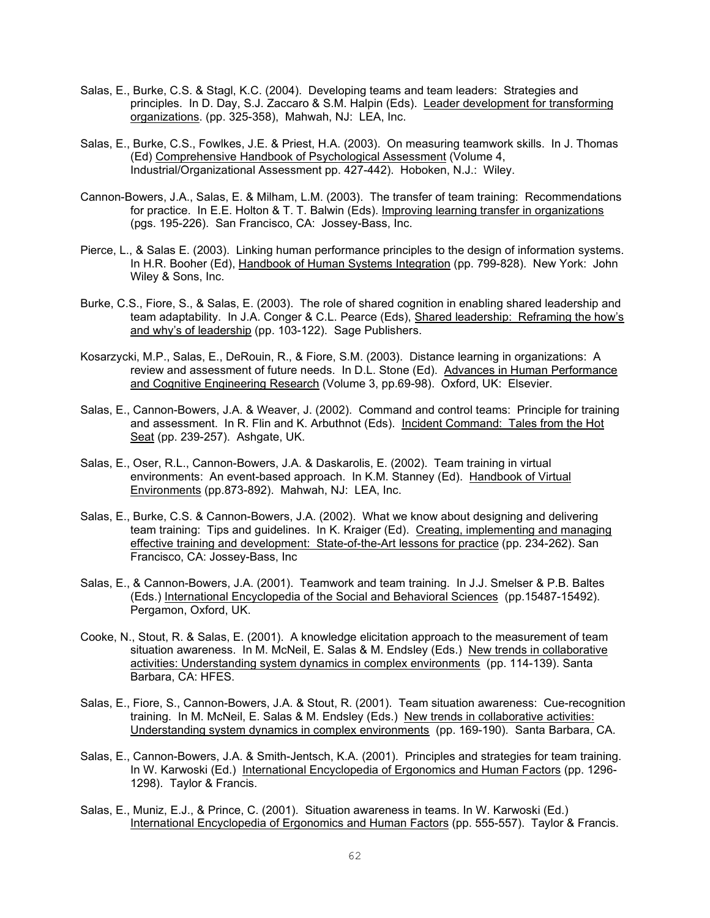Salas, E., Burke, C.S. & Stagl, K.C. (2004). Developing teams and team leaders: Strategies and principles. In D. Day, S.J. Zaccaro & S.M. Halpin (Eds). Leader development for transforming organizations. (pp. 325-358), Mahwah, NJ: LEA, Inc.

Salas, E., Burke, C.S., Fowlkes, J.E. & Priest, H.A. (2003). On measuring teamwork skills. In J. Thomas (Ed) Comprehensive Handbook of Psychological Assessment (Volume 4, Industrial/Organizational Assessment pp. 427-442). Hoboken, N.J.: Wiley.

Cannon-Bowers, J.A., Salas, E. & Milham, L.M. (2003). The transfer of team training: Recommendations for practice. In E.E. Holton & T. T. Balwin (Eds). Improving learning transfer in organizations (pgs. 195-226). San Francisco, CA: Jossey-Bass, Inc.

Pierce, L., & Salas E. (2003). Linking human performance principles to the design of information systems. In H.R. Booher (Ed), Handbook of Human Systems Integration (pp. 799-828). New York: John Wiley & Sons, Inc.

Burke, C.S., Fiore, S., & Salas, E. (2003). The role of shared cognition in enabling shared leadership and team adaptability. In J.A. Conger & C.L. Pearce (Eds), Shared leadership: Reframing the how's and why's of leadership (pp. 103-122). Sage Publishers.

Kosarzycki, M.P., Salas, E., DeRouin, R., & Fiore, S.M. (2003). Distance learning in organizations: A review and assessment of future needs. In D.L. Stone (Ed). Advances in Human Performance and Cognitive Engineering Research (Volume 3, pp.69-98). Oxford, UK: Elsevier.

Salas, E., Cannon-Bowers, J.A. & Weaver, J. (2002). Command and control teams: Principle for training and assessment. In R. Flin and K. Arbuthnot (Eds). Incident Command: Tales from the Hot Seat (pp. 239-257). Ashgate, UK.

Salas, E., Oser, R.L., Cannon-Bowers, J.A. & Daskarolis, E. (2002). Team training in virtual environments: An event-based approach. In K.M. Stanney (Ed). Handbook of Virtual Environments (pp.873-892). Mahwah, NJ: LEA, Inc.

Salas, E., Burke, C.S. & Cannon-Bowers, J.A. (2002). What we know about designing and delivering team training: Tips and guidelines. In K. Kraiger (Ed). Creating, implementing and managing effective training and development: State-of-the-Art lessons for practice (pp. 234-262). San Francisco, CA: Jossey-Bass, Inc

Salas, E., & Cannon-Bowers, J.A. (2001). Teamwork and team training. In J.J. Smelser & P.B. Baltes (Eds.) International Encyclopedia of the Social and Behavioral Sciences (pp.15487-15492). Pergamon, Oxford, UK.

Cooke, N., Stout, R. & Salas, E. (2001). A knowledge elicitation approach to the measurement of team situation awareness. In M. McNeil, E. Salas & M. Endsley (Eds.) New trends in collaborative activities: Understanding system dynamics in complex environments (pp. 114-139). Santa Barbara, CA: HFES.

Salas, E., Fiore, S., Cannon-Bowers, J.A. & Stout, R. (2001). Team situation awareness: Cue-recognition training. In M. McNeil, E. Salas & M. Endsley (Eds.) New trends in collaborative activities: Understanding system dynamics in complex environments (pp. 169-190). Santa Barbara, CA.

Salas, E., Cannon-Bowers, J.A. & Smith-Jentsch, K.A. (2001). Principles and strategies for team training. In W. Karwoski (Ed.) International Encyclopedia of Ergonomics and Human Factors (pp. 1296-1298). Taylor & Francis.

Salas, E., Muniz, E.J., & Prince, C. (2001). Situation awareness in teams. In W. Karwoski (Ed.) International Encyclopedia of Ergonomics and Human Factors (pp. 555-557). Taylor & Francis.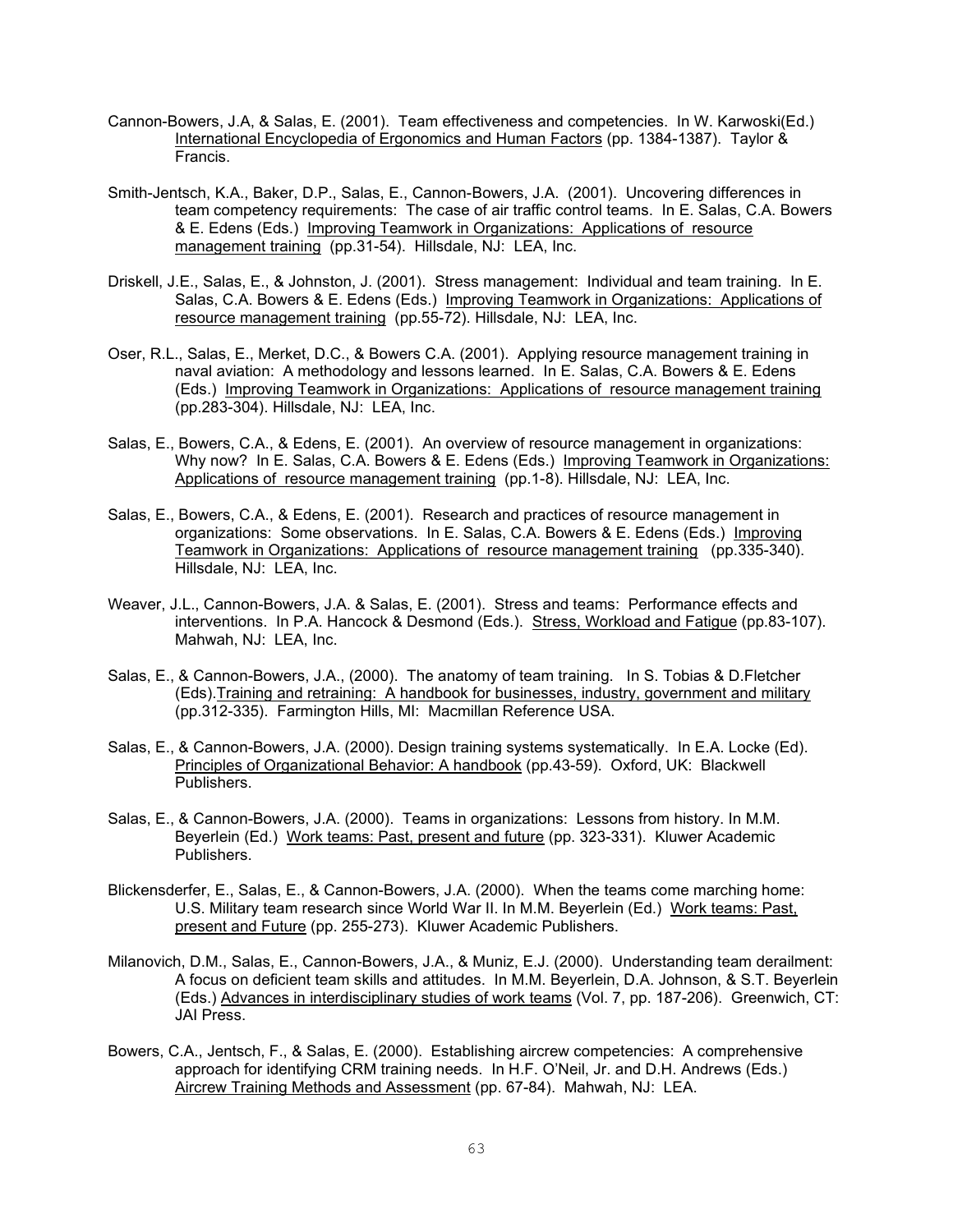Cannon-Bowers, J.A, & Salas, E. (2001). Team effectiveness and competencies. In W. Karwoski(Ed.) International Encyclopedia of Ergonomics and Human Factors (pp. 1384-1387). Taylor & Francis.

Smith-Jentsch, K.A., Baker, D.P., Salas, E., Cannon-Bowers, J.A. (2001). Uncovering differences in team competency requirements: The case of air traffic control teams. In E. Salas, C.A. Bowers & E. Edens (Eds.) Improving Teamwork in Organizations: Applications of resource management training (pp.31-54). Hillsdale, NJ: LEA, Inc.

Driskell, J.E., Salas, E., & Johnston, J. (2001). Stress management: Individual and team training. In E. Salas, C.A. Bowers & E. Edens (Eds.) Improving Teamwork in Organizations: Applications of resource management training (pp.55-72). Hillsdale, NJ: LEA, Inc.

Oser, R.L., Salas, E., Merket, D.C., & Bowers C.A. (2001). Applying resource management training in naval aviation: A methodology and lessons learned. In E. Salas, C.A. Bowers & E. Edens (Eds.) Improving Teamwork in Organizations: Applications of resource management training (pp.283-304). Hillsdale, NJ: LEA, Inc.

Salas, E., Bowers, C.A., & Edens, E. (2001). An overview of resource management in organizations: Why now? In E. Salas, C.A. Bowers & E. Edens (Eds.) Improving Teamwork in Organizations: Applications of resource management training (pp.1-8). Hillsdale, NJ: LEA, Inc.

Salas, E., Bowers, C.A., & Edens, E. (2001). Research and practices of resource management in organizations: Some observations. In E. Salas, C.A. Bowers & E. Edens (Eds.) Improving Teamwork in Organizations: Applications of resource management training (pp.335-340). Hillsdale, NJ: LEA, Inc.

Weaver, J.L., Cannon-Bowers, J.A. & Salas, E. (2001). Stress and teams: Performance effects and interventions. In P.A. Hancock & Desmond (Eds.). Stress, Workload and Fatigue (pp.83-107). Mahwah, NJ: LEA, Inc.

Salas, E., & Cannon-Bowers, J.A., (2000). The anatomy of team training. In S. Tobias & D.Fletcher (Eds).Training and retraining: A handbook for businesses, industry, government and military (pp.312-335). Farmington Hills, MI: Macmillan Reference USA.

Salas, E., & Cannon-Bowers, J.A. (2000). Design training systems systematically. In E.A. Locke (Ed). Principles of Organizational Behavior: A handbook (pp.43-59). Oxford, UK: Blackwell Publishers.

Salas, E., & Cannon-Bowers, J.A. (2000). Teams in organizations: Lessons from history. In M.M. Beyerlein (Ed.) Work teams: Past, present and future (pp. 323-331). Kluwer Academic Publishers.

Blickensderfer, E., Salas, E., & Cannon-Bowers, J.A. (2000). When the teams come marching home: U.S. Military team research since World War II. In M.M. Beyerlein (Ed.) Work teams: Past, present and Future (pp. 255-273). Kluwer Academic Publishers.

Milanovich, D.M., Salas, E., Cannon-Bowers, J.A., & Muniz, E.J. (2000). Understanding team derailment: A focus on deficient team skills and attitudes. In M.M. Beyerlein, D.A. Johnson, & S.T. Beyerlein (Eds.) Advances in interdisciplinary studies of work teams (Vol. 7, pp. 187-206). Greenwich, CT: JAI Press.

Bowers, C.A., Jentsch, F., & Salas, E. (2000). Establishing aircrew competencies: A comprehensive approach for identifying CRM training needs. In H.F. O'Neil, Jr. and D.H. Andrews (Eds.) Aircrew Training Methods and Assessment (pp. 67-84). Mahwah, NJ: LEA.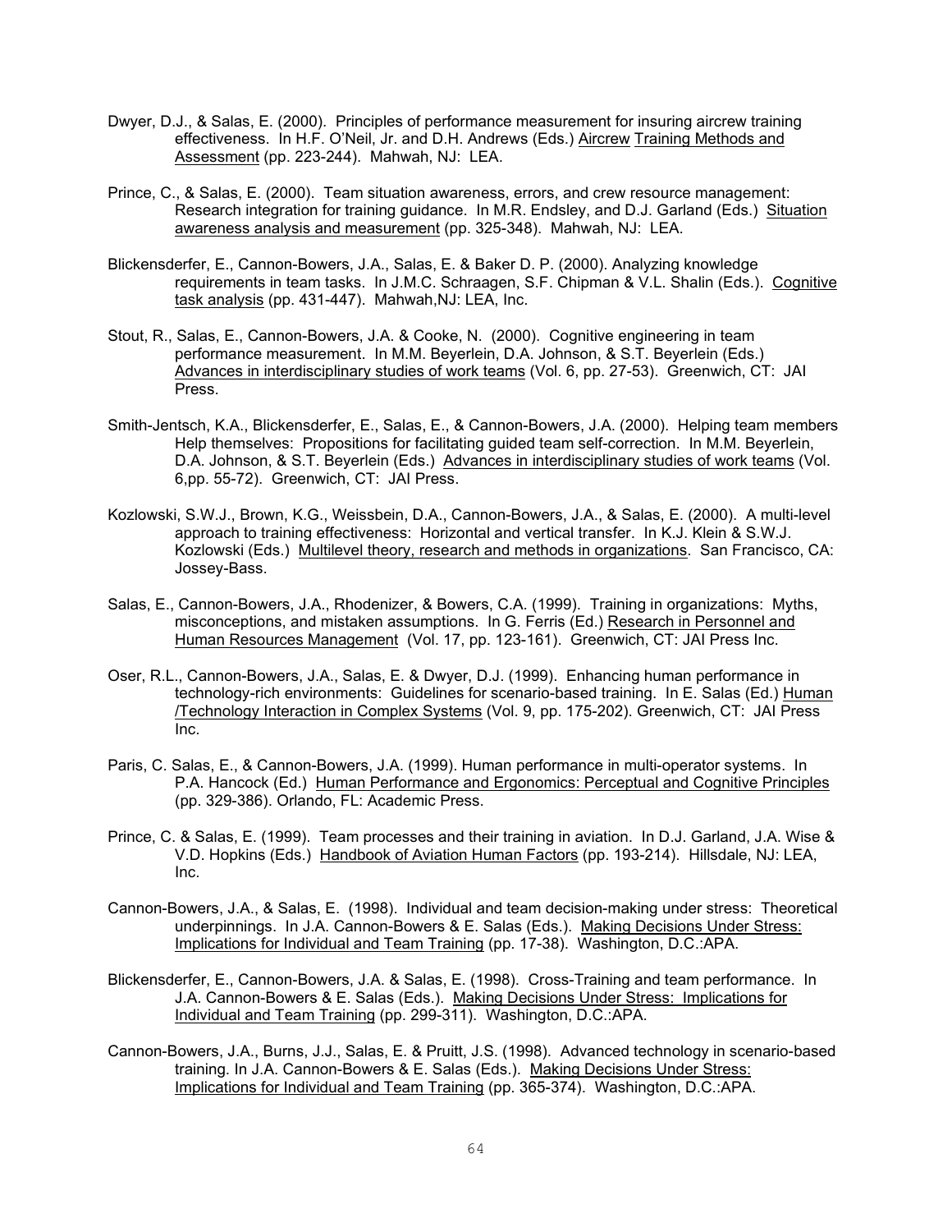Dwyer, D.J., & Salas, E. (2000). Principles of performance measurement for insuring aircrew training effectiveness. In H.F. O'Neil, Jr. and D.H. Andrews (Eds.) Aircrew Training Methods and Assessment (pp. 223-244). Mahwah, NJ: LEA.

Prince, C., & Salas, E. (2000). Team situation awareness, errors, and crew resource management: Research integration for training guidance. In M.R. Endsley, and D.J. Garland (Eds.) Situation awareness analysis and measurement (pp. 325-348). Mahwah, NJ: LEA.

Blickensderfer, E., Cannon-Bowers, J.A., Salas, E. & Baker D. P. (2000). Analyzing knowledge requirements in team tasks. In J.M.C. Schraagen, S.F. Chipman & V.L. Shalin (Eds.). Cognitive task analysis (pp. 431-447). Mahwah,NJ: LEA, Inc.

Stout, R., Salas, E., Cannon-Bowers, J.A. & Cooke, N. (2000). Cognitive engineering in team performance measurement. In M.M. Beyerlein, D.A. Johnson, & S.T. Beyerlein (Eds.) Advances in interdisciplinary studies of work teams (Vol. 6, pp. 27-53). Greenwich, CT: JAI Press.

Smith-Jentsch, K.A., Blickensderfer, E., Salas, E., & Cannon-Bowers, J.A. (2000). Helping team members Help themselves: Propositions for facilitating guided team self-correction. In M.M. Beyerlein, D.A. Johnson, & S.T. Beyerlein (Eds.) Advances in interdisciplinary studies of work teams (Vol. 6,pp. 55-72). Greenwich, CT: JAI Press.

Kozlowski, S.W.J., Brown, K.G., Weissbein, D.A., Cannon-Bowers, J.A., & Salas, E. (2000). A multi-level approach to training effectiveness: Horizontal and vertical transfer. In K.J. Klein & S.W.J. Kozlowski (Eds.) Multilevel theory, research and methods in organizations. San Francisco, CA: Jossey-Bass.

Salas, E., Cannon-Bowers, J.A., Rhodenizer, & Bowers, C.A. (1999). Training in organizations: Myths, misconceptions, and mistaken assumptions. In G. Ferris (Ed.) Research in Personnel and Human Resources Management (Vol. 17, pp. 123-161). Greenwich, CT: JAI Press Inc.

Oser, R.L., Cannon-Bowers, J.A., Salas, E. & Dwyer, D.J. (1999). Enhancing human performance in technology-rich environments: Guidelines for scenario-based training. In E. Salas (Ed.) Human /Technology Interaction in Complex Systems (Vol. 9, pp. 175-202). Greenwich, CT: JAI Press Inc.

Paris, C. Salas, E., & Cannon-Bowers, J.A. (1999). Human performance in multi-operator systems. In P.A. Hancock (Ed.) Human Performance and Ergonomics: Perceptual and Cognitive Principles (pp. 329-386). Orlando, FL: Academic Press.

Prince, C. & Salas, E. (1999). Team processes and their training in aviation. In D.J. Garland, J.A. Wise & V.D. Hopkins (Eds.) Handbook of Aviation Human Factors (pp. 193-214). Hillsdale, NJ: LEA, Inc.

Cannon-Bowers, J.A., & Salas, E. (1998). Individual and team decision-making under stress: Theoretical underpinnings. In J.A. Cannon-Bowers & E. Salas (Eds.). Making Decisions Under Stress: Implications for Individual and Team Training (pp. 17-38). Washington, D.C.:APA.

Blickensderfer, E., Cannon-Bowers, J.A. & Salas, E. (1998). Cross-Training and team performance. In J.A. Cannon-Bowers & E. Salas (Eds.). Making Decisions Under Stress: Implications for Individual and Team Training (pp. 299-311). Washington, D.C.:APA.

Cannon-Bowers, J.A., Burns, J.J., Salas, E. & Pruitt, J.S. (1998). Advanced technology in scenario-based training. In J.A. Cannon-Bowers & E. Salas (Eds.). Making Decisions Under Stress: Implications for Individual and Team Training (pp. 365-374). Washington, D.C.:APA.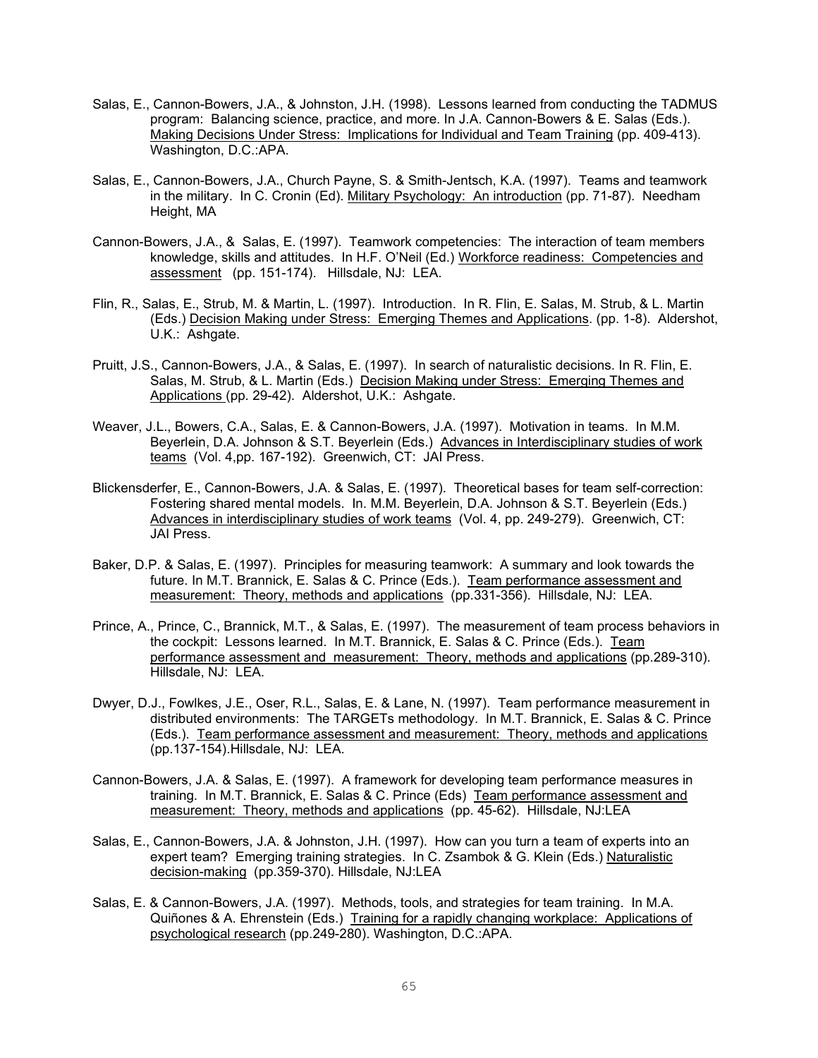Salas, E., Cannon-Bowers, J.A., & Johnston, J.H. (1998). Lessons learned from conducting the TADMUS program: Balancing science, practice, and more. In J.A. Cannon-Bowers & E. Salas (Eds.). Making Decisions Under Stress: Implications for Individual and Team Training (pp. 409-413). Washington, D.C.:APA.

Salas, E., Cannon-Bowers, J.A., Church Payne, S. & Smith-Jentsch, K.A. (1997). Teams and teamwork in the military. In C. Cronin (Ed). Military Psychology: An introduction (pp. 71-87). Needham Height, MA

Cannon-Bowers, J.A., & Salas, E. (1997). Teamwork competencies: The interaction of team members knowledge, skills and attitudes. In H.F. O'Neil (Ed.) Workforce readiness: Competencies and assessment (pp. 151-174). Hillsdale, NJ: LEA.

Flin, R., Salas, E., Strub, M. & Martin, L. (1997). Introduction. In R. Flin, E. Salas, M. Strub, & L. Martin (Eds.) Decision Making under Stress: Emerging Themes and Applications. (pp. 1-8). Aldershot, U.K.: Ashgate.

Pruitt, J.S., Cannon-Bowers, J.A., & Salas, E. (1997). In search of naturalistic decisions. In R. Flin, E. Salas, M. Strub, & L. Martin (Eds.) Decision Making under Stress: Emerging Themes and Applications (pp. 29-42). Aldershot, U.K.: Ashgate.

Weaver, J.L., Bowers, C.A., Salas, E. & Cannon-Bowers, J.A. (1997). Motivation in teams. In M.M. Beyerlein, D.A. Johnson & S.T. Beyerlein (Eds.) Advances in Interdisciplinary studies of work teams (Vol. 4,pp. 167-192). Greenwich, CT: JAI Press.

Blickensderfer, E., Cannon-Bowers, J.A. & Salas, E. (1997). Theoretical bases for team self-correction: Fostering shared mental models. In. M.M. Beyerlein, D.A. Johnson & S.T. Beyerlein (Eds.) Advances in interdisciplinary studies of work teams (Vol. 4, pp. 249-279). Greenwich, CT: JAI Press.

Baker, D.P. & Salas, E. (1997). Principles for measuring teamwork: A summary and look towards the future. In M.T. Brannick, E. Salas & C. Prince (Eds.). Team performance assessment and measurement: Theory, methods and applications (pp.331-356). Hillsdale, NJ: LEA.

Prince, A., Prince, C., Brannick, M.T., & Salas, E. (1997). The measurement of team process behaviors in the cockpit: Lessons learned. In M.T. Brannick, E. Salas & C. Prince (Eds.). Team performance assessment and measurement: Theory, methods and applications (pp.289-310). Hillsdale, NJ: LEA.

Dwyer, D.J., Fowlkes, J.E., Oser, R.L., Salas, E. & Lane, N. (1997). Team performance measurement in distributed environments: The TARGETs methodology. In M.T. Brannick, E. Salas & C. Prince (Eds.). Team performance assessment and measurement: Theory, methods and applications (pp.137-154).Hillsdale, NJ: LEA.

Cannon-Bowers, J.A. & Salas, E. (1997). A framework for developing team performance measures in training. In M.T. Brannick, E. Salas & C. Prince (Eds) Team performance assessment and measurement: Theory, methods and applications (pp. 45-62). Hillsdale, NJ:LEA

Salas, E., Cannon-Bowers, J.A. & Johnston, J.H. (1997). How can you turn a team of experts into an expert team? Emerging training strategies. In C. Zsambok & G. Klein (Eds.) Naturalistic decision-making (pp.359-370). Hillsdale, NJ:LEA

Salas, E. & Cannon-Bowers, J.A. (1997). Methods, tools, and strategies for team training. In M.A. Quiñones & A. Ehrenstein (Eds.) Training for a rapidly changing workplace: Applications of psychological research (pp.249-280). Washington, D.C.:APA.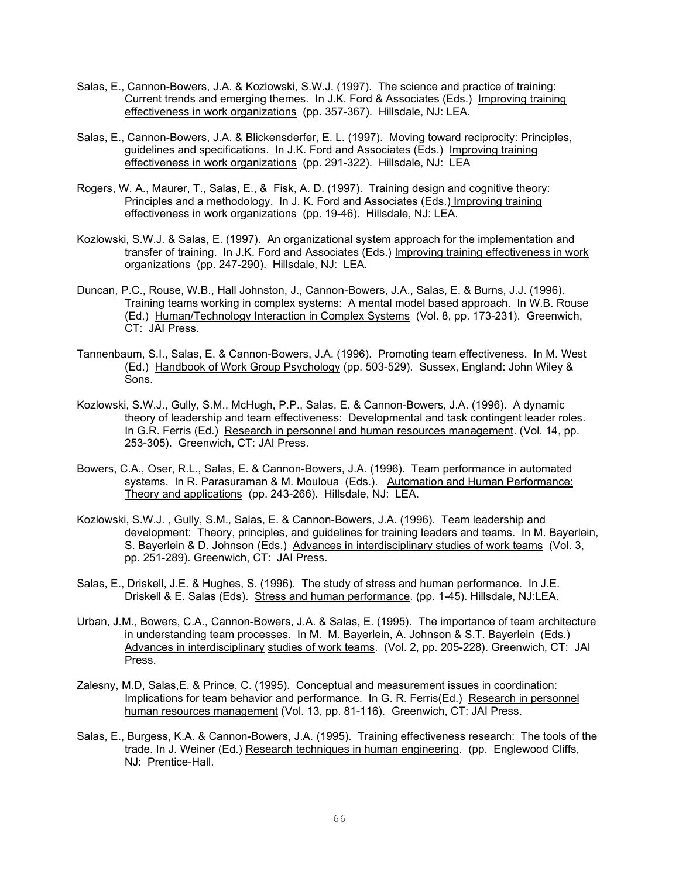Salas, E., Cannon-Bowers, J.A. & Kozlowski, S.W.J. (1997). The science and practice of training: Current trends and emerging themes. In J.K. Ford & Associates (Eds.) Improving training effectiveness in work organizations (pp. 357-367). Hillsdale, NJ: LEA.

Salas, E., Cannon-Bowers, J.A. & Blickensderfer, E. L. (1997). Moving toward reciprocity: Principles, guidelines and specifications. In J.K. Ford and Associates (Eds.) Improving training effectiveness in work organizations (pp. 291-322). Hillsdale, NJ: LEA

Rogers, W. A., Maurer, T., Salas, E., & Fisk, A. D. (1997). Training design and cognitive theory: Principles and a methodology. In J. K. Ford and Associates (Eds.) Improving training effectiveness in work organizations (pp. 19-46). Hillsdale, NJ: LEA.

Kozlowski, S.W.J. & Salas, E. (1997). An organizational system approach for the implementation and transfer of training. In J.K. Ford and Associates (Eds.) Improving training effectiveness in work organizations (pp. 247-290). Hillsdale, NJ: LEA.

Duncan, P.C., Rouse, W.B., Hall Johnston, J., Cannon-Bowers, J.A., Salas, E. & Burns, J.J. (1996). Training teams working in complex systems: A mental model based approach. In W.B. Rouse (Ed.) Human/Technology Interaction in Complex Systems (Vol. 8, pp. 173-231). Greenwich, CT: JAI Press.

Tannenbaum, S.I., Salas, E. & Cannon-Bowers, J.A. (1996). Promoting team effectiveness. In M. West (Ed.) Handbook of Work Group Psychology (pp. 503-529). Sussex, England: John Wiley & Sons.

Kozlowski, S.W.J., Gully, S.M., McHugh, P.P., Salas, E. & Cannon-Bowers, J.A. (1996). A dynamic theory of leadership and team effectiveness: Developmental and task contingent leader roles. In G.R. Ferris (Ed.) Research in personnel and human resources management. (Vol. 14, pp. 253-305). Greenwich, CT: JAI Press.

Bowers, C.A., Oser, R.L., Salas, E. & Cannon-Bowers, J.A. (1996). Team performance in automated systems. In R. Parasuraman & M. Mouloua (Eds.). Automation and Human Performance: Theory and applications (pp. 243-266). Hillsdale, NJ: LEA.

Kozlowski, S.W.J. , Gully, S.M., Salas, E. & Cannon-Bowers, J.A. (1996). Team leadership and development: Theory, principles, and guidelines for training leaders and teams. In M. Bayerlein, S. Bayerlein & D. Johnson (Eds.) Advances in interdisciplinary studies of work teams (Vol. 3, pp. 251-289). Greenwich, CT: JAI Press.

Salas, E., Driskell, J.E. & Hughes, S. (1996). The study of stress and human performance. In J.E. Driskell & E. Salas (Eds). Stress and human performance. (pp. 1-45). Hillsdale, NJ:LEA.

Urban, J.M., Bowers, C.A., Cannon-Bowers, J.A. & Salas, E. (1995). The importance of team architecture in understanding team processes. In M. M. Bayerlein, A. Johnson & S.T. Bayerlein (Eds.) Advances in interdisciplinary studies of work teams. (Vol. 2, pp. 205-228). Greenwich, CT: JAI Press.

Zalesny, M.D, Salas,E. & Prince, C. (1995). Conceptual and measurement issues in coordination: Implications for team behavior and performance. In G. R. Ferris(Ed.) Research in personnel human resources management (Vol. 13, pp. 81-116). Greenwich, CT: JAI Press.

Salas, E., Burgess, K.A. & Cannon-Bowers, J.A. (1995). Training effectiveness research: The tools of the trade. In J. Weiner (Ed.) Research techniques in human engineering. (pp. Englewood Cliffs, NJ: Prentice-Hall.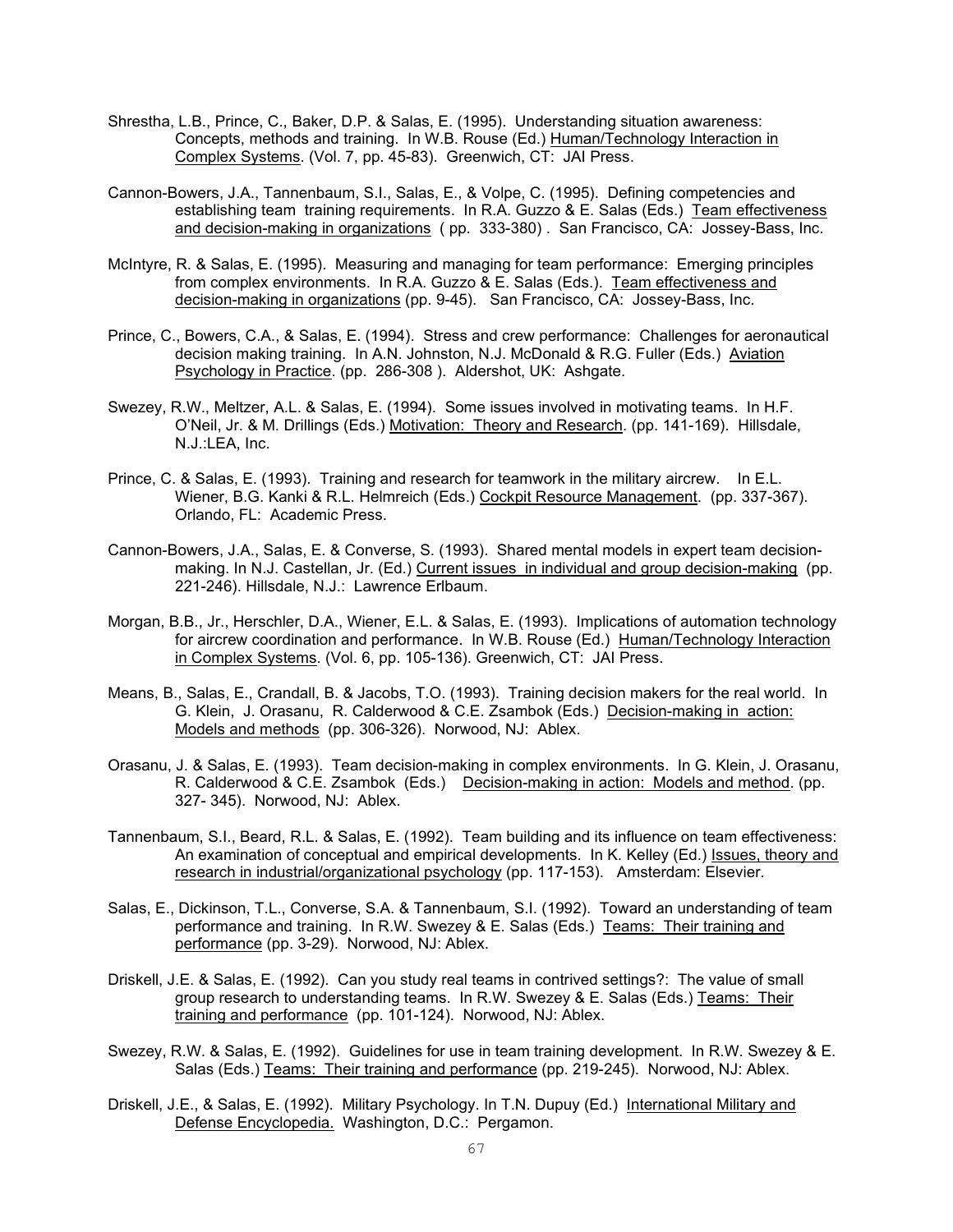Shrestha, L.B., Prince, C., Baker, D.P. & Salas, E. (1995). Understanding situation awareness: Concepts, methods and training. In W.B. Rouse (Ed.) Human/Technology Interaction in Complex Systems. (Vol. 7, pp. 45-83). Greenwich, CT: JAI Press.

Cannon-Bowers, J.A., Tannenbaum, S.I., Salas, E., & Volpe, C. (1995). Defining competencies and establishing team training requirements. In R.A. Guzzo & E. Salas (Eds.) Team effectiveness and decision-making in organizations ( pp. 333-380) . San Francisco, CA: Jossey-Bass, Inc.

McIntyre, R. & Salas, E. (1995). Measuring and managing for team performance: Emerging principles from complex environments. In R.A. Guzzo & E. Salas (Eds.). Team effectiveness and decision-making in organizations (pp. 9-45). San Francisco, CA: Jossey-Bass, Inc.

Prince, C., Bowers, C.A., & Salas, E. (1994). Stress and crew performance: Challenges for aeronautical decision making training. In A.N. Johnston, N.J. McDonald & R.G. Fuller (Eds.) Aviation Psychology in Practice. (pp. 286-308 ). Aldershot, UK: Ashgate.

Swezey, R.W., Meltzer, A.L. & Salas, E. (1994). Some issues involved in motivating teams. In H.F. O'Neil, Jr. & M. Drillings (Eds.) Motivation: Theory and Research. (pp. 141-169). Hillsdale, N.J.:LEA, Inc.

Prince, C. & Salas, E. (1993). Training and research for teamwork in the military aircrew. In E.L. Wiener, B.G. Kanki & R.L. Helmreich (Eds.) Cockpit Resource Management. (pp. 337-367). Orlando, FL: Academic Press.

Cannon-Bowers, J.A., Salas, E. & Converse, S. (1993). Shared mental models in expert team decision-making. In N.J. Castellan, Jr. (Ed.) Current issues in individual and group decision-making (pp. 221-246). Hillsdale, N.J.: Lawrence Erlbaum.

Morgan, B.B., Jr., Herschler, D.A., Wiener, E.L. & Salas, E. (1993). Implications of automation technology for aircrew coordination and performance. In W.B. Rouse (Ed.) Human/Technology Interaction in Complex Systems. (Vol. 6, pp. 105-136). Greenwich, CT: JAI Press.

Means, B., Salas, E., Crandall, B. & Jacobs, T.O. (1993). Training decision makers for the real world. In G. Klein, J. Orasanu, R. Calderwood & C.E. Zsambok (Eds.) Decision-making in action: Models and methods (pp. 306-326). Norwood, NJ: Ablex.

Orasanu, J. & Salas, E. (1993). Team decision-making in complex environments. In G. Klein, J. Orasanu, R. Calderwood & C.E. Zsambok (Eds.) Decision-making in action: Models and method. (pp. 327- 345). Norwood, NJ: Ablex.

Tannenbaum, S.I., Beard, R.L. & Salas, E. (1992). Team building and its influence on team effectiveness: An examination of conceptual and empirical developments. In K. Kelley (Ed.) Issues, theory and research in industrial/organizational psychology (pp. 117-153). Amsterdam: Elsevier.

Salas, E., Dickinson, T.L., Converse, S.A. & Tannenbaum, S.I. (1992). Toward an understanding of team performance and training. In R.W. Swezey & E. Salas (Eds.) Teams: Their training and performance (pp. 3-29). Norwood, NJ: Ablex.

Driskell, J.E. & Salas, E. (1992). Can you study real teams in contrived settings?: The value of small group research to understanding teams. In R.W. Swezey & E. Salas (Eds.) Teams: Their training and performance (pp. 101-124). Norwood, NJ: Ablex.

Swezey, R.W. & Salas, E. (1992). Guidelines for use in team training development. In R.W. Swezey & E. Salas (Eds.) Teams: Their training and performance (pp. 219-245). Norwood, NJ: Ablex.

Driskell, J.E., & Salas, E. (1992). Military Psychology. In T.N. Dupuy (Ed.) International Military and Defense Encyclopedia. Washington, D.C.: Pergamon.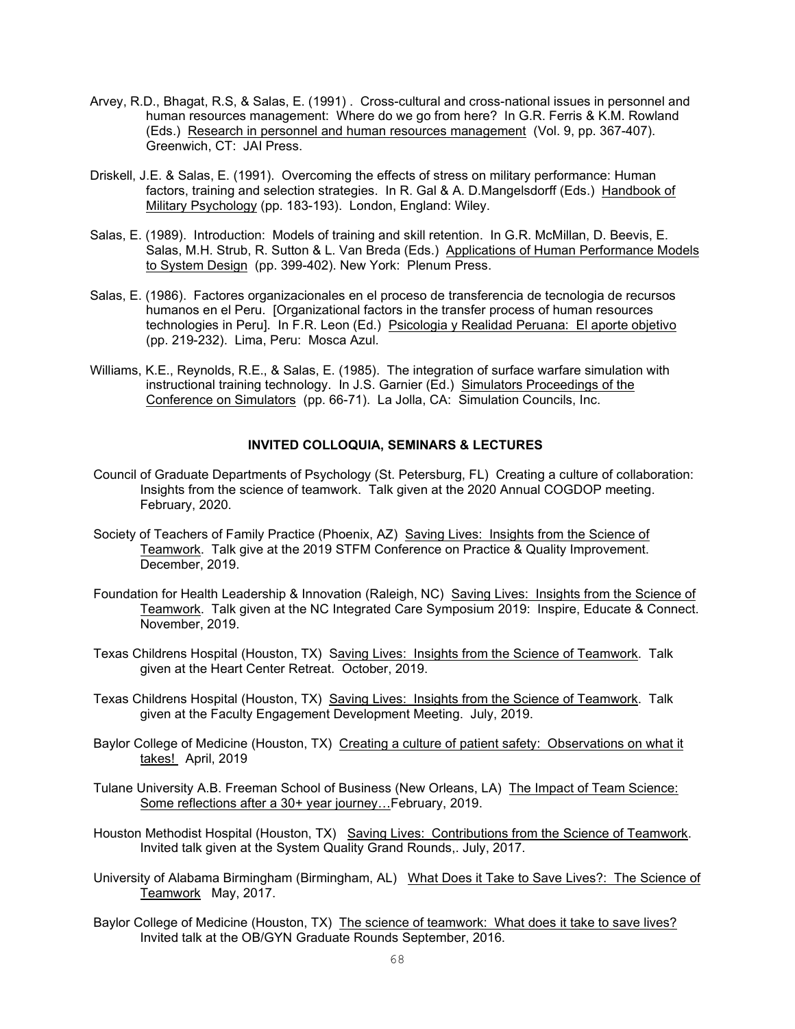Arvey, R.D., Bhagat, R.S, & Salas, E. (1991) . Cross-cultural and cross-national issues in personnel and human resources management: Where do we go from here? In G.R. Ferris & K.M. Rowland (Eds.) Research in personnel and human resources management (Vol. 9, pp. 367-407). Greenwich, CT: JAI Press.

Driskell, J.E. & Salas, E. (1991). Overcoming the effects of stress on military performance: Human factors, training and selection strategies. In R. Gal & A. D.Mangelsdorff (Eds.) Handbook of Military Psychology (pp. 183-193). London, England: Wiley.

Salas, E. (1989). Introduction: Models of training and skill retention. In G.R. McMillan, D. Beevis, E. Salas, M.H. Strub, R. Sutton & L. Van Breda (Eds.) Applications of Human Performance Models to System Design (pp. 399-402). New York: Plenum Press.

Salas, E. (1986). Factores organizacionales en el proceso de transferencia de tecnologia de recursos humanos en el Peru. [Organizational factors in the transfer process of human resources technologies in Peru]. In F.R. Leon (Ed.) Psicologia y Realidad Peruana: El aporte objetivo (pp. 219-232). Lima, Peru: Mosca Azul.

Williams, K.E., Reynolds, R.E., & Salas, E. (1985). The integration of surface warfare simulation with instructional training technology. In J.S. Garnier (Ed.) Simulators Proceedings of the Conference on Simulators (pp. 66-71). La Jolla, CA: Simulation Councils, Inc.

## INVITED COLLOQUIA, SEMINARS & LECTURES

Council of Graduate Departments of Psychology (St. Petersburg, FL) Creating a culture of collaboration: Insights from the science of teamwork. Talk given at the 2020 Annual COGDOP meeting. February, 2020.

Society of Teachers of Family Practice (Phoenix, AZ) Saving Lives: Insights from the Science of Teamwork. Talk give at the 2019 STFM Conference on Practice & Quality Improvement. December, 2019.

Foundation for Health Leadership & Innovation (Raleigh, NC) Saving Lives: Insights from the Science of Teamwork. Talk given at the NC Integrated Care Symposium 2019: Inspire, Educate & Connect. November, 2019.

Texas Childrens Hospital (Houston, TX) Saving Lives: Insights from the Science of Teamwork. Talk given at the Heart Center Retreat. October, 2019.

Texas Childrens Hospital (Houston, TX) Saving Lives: Insights from the Science of Teamwork. Talk given at the Faculty Engagement Development Meeting. July, 2019.

Baylor College of Medicine (Houston, TX) Creating a culture of patient safety: Observations on what it takes! April, 2019

Tulane University A.B. Freeman School of Business (New Orleans, LA) The Impact of Team Science: Some reflections after a 30+ year journey…February, 2019.

Houston Methodist Hospital (Houston, TX) Saving Lives: Contributions from the Science of Teamwork. Invited talk given at the System Quality Grand Rounds,. July, 2017.

University of Alabama Birmingham (Birmingham, AL) What Does it Take to Save Lives?: The Science of Teamwork May, 2017.

Baylor College of Medicine (Houston, TX) The science of teamwork: What does it take to save lives? Invited talk at the OB/GYN Graduate Rounds September, 2016.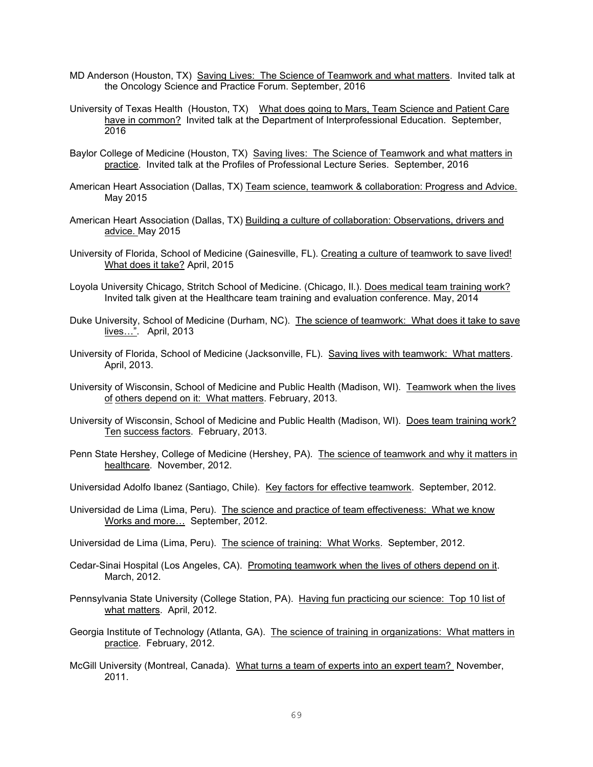MD Anderson (Houston, TX) Saving Lives: The Science of Teamwork and what matters. Invited talk at the Oncology Science and Practice Forum. September, 2016

University of Texas Health (Houston, TX) What does going to Mars, Team Science and Patient Care have in common? Invited talk at the Department of Interprofessional Education. September, 2016

Baylor College of Medicine (Houston, TX) Saving lives: The Science of Teamwork and what matters in practice. Invited talk at the Profiles of Professional Lecture Series. September, 2016

American Heart Association (Dallas, TX) Team science, teamwork & collaboration: Progress and Advice. May 2015

American Heart Association (Dallas, TX) Building a culture of collaboration: Observations, drivers and advice. May 2015

University of Florida, School of Medicine (Gainesville, FL). Creating a culture of teamwork to save lived! What does it take? April, 2015

Loyola University Chicago, Stritch School of Medicine. (Chicago, Il.). Does medical team training work? Invited talk given at the Healthcare team training and evaluation conference. May, 2014

Duke University, School of Medicine (Durham, NC). The science of teamwork: What does it take to save lives…". April, 2013

University of Florida, School of Medicine (Jacksonville, FL). Saving lives with teamwork: What matters. April, 2013.

University of Wisconsin, School of Medicine and Public Health (Madison, WI). Teamwork when the lives of others depend on it: What matters. February, 2013.

University of Wisconsin, School of Medicine and Public Health (Madison, WI). Does team training work? Ten success factors. February, 2013.

Penn State Hershey, College of Medicine (Hershey, PA). The science of teamwork and why it matters in healthcare. November, 2012.

Universidad Adolfo Ibanez (Santiago, Chile). Key factors for effective teamwork. September, 2012.

Universidad de Lima (Lima, Peru). The science and practice of team effectiveness: What we know Works and more… September, 2012.

Universidad de Lima (Lima, Peru). The science of training: What Works. September, 2012.

Cedar-Sinai Hospital (Los Angeles, CA). Promoting teamwork when the lives of others depend on it. March, 2012.

Pennsylvania State University (College Station, PA). Having fun practicing our science: Top 10 list of what matters. April, 2012.

Georgia Institute of Technology (Atlanta, GA). The science of training in organizations: What matters in practice. February, 2012.

McGill University (Montreal, Canada). What turns a team of experts into an expert team? November, 2011.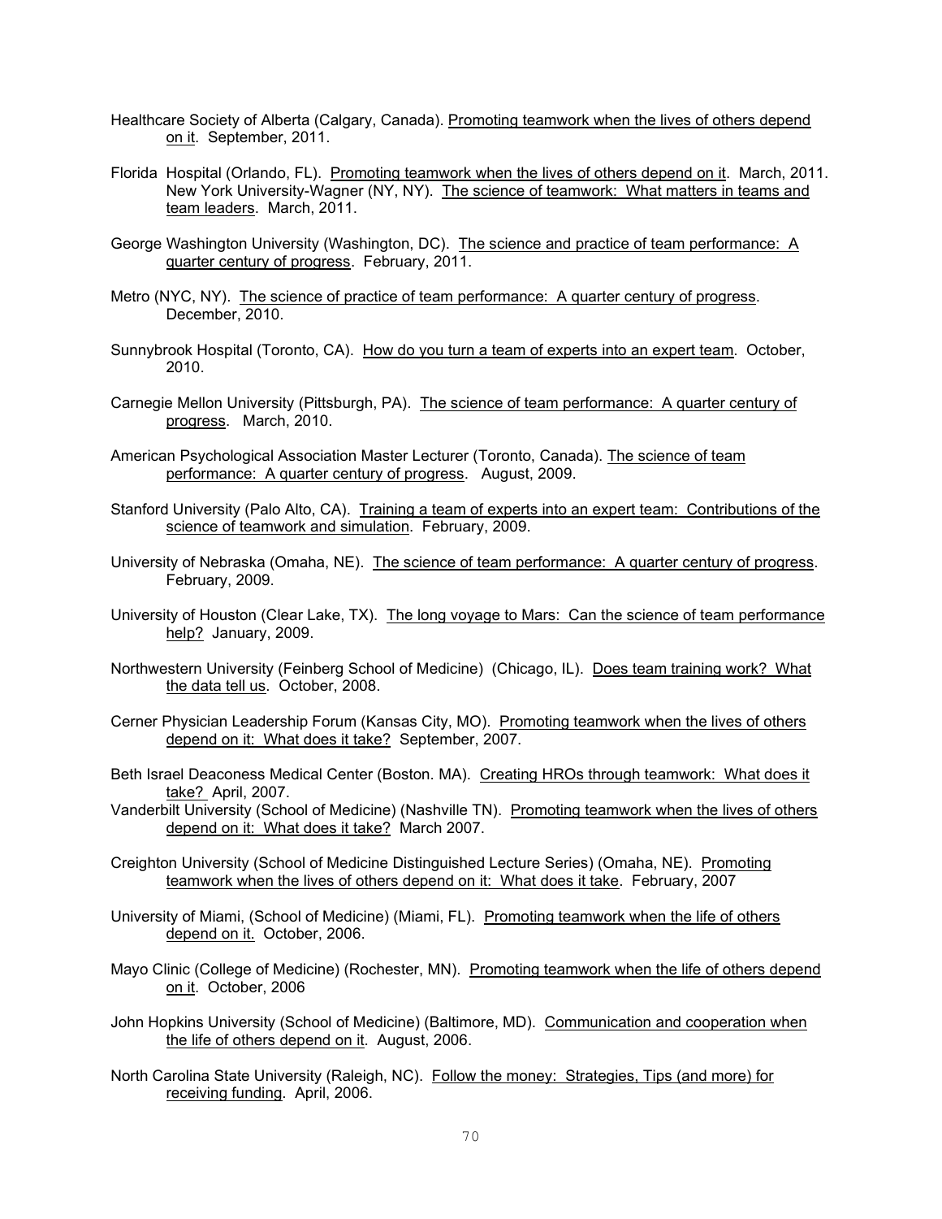Healthcare Society of Alberta (Calgary, Canada). <u>Promoting teamwork when the lives of others depend on it</u>. September, 2011.

Florida Hospital (Orlando, FL). <u>Promoting teamwork when the lives of others depend on it</u>. March, 2011.
New York University-Wagner (NY, NY). <u>The science of teamwork: What matters in teams and team leaders</u>. March, 2011.

George Washington University (Washington, DC). <u>The science and practice of team performance: A quarter century of progress</u>. February, 2011.

Metro (NYC, NY). <u>The science of practice of team performance: A quarter century of progress</u>. December, 2010.

Sunnybrook Hospital (Toronto, CA). <u>How do you turn a team of experts into an expert team</u>. October, 2010.

Carnegie Mellon University (Pittsburgh, PA). <u>The science of team performance: A quarter century of progress</u>. March, 2010.

American Psychological Association Master Lecturer (Toronto, Canada). <u>The science of team performance: A quarter century of progress</u>. August, 2009.

Stanford University (Palo Alto, CA). <u>Training a team of experts into an expert team: Contributions of the science of teamwork and simulation</u>. February, 2009.

University of Nebraska (Omaha, NE). <u>The science of team performance: A quarter century of progress</u>. February, 2009.

University of Houston (Clear Lake, TX). <u>The long voyage to Mars: Can the science of team performance help?</u> January, 2009.

Northwestern University (Feinberg School of Medicine) (Chicago, IL). <u>Does team training work? What the data tell us</u>. October, 2008.

Cerner Physician Leadership Forum (Kansas City, MO). <u>Promoting teamwork when the lives of others depend on it: What does it take?</u> September, 2007.

Beth Israel Deaconess Medical Center (Boston. MA). <u>Creating HROs through teamwork: What does it take?</u> April, 2007.
Vanderbilt University (School of Medicine) (Nashville TN). <u>Promoting teamwork when the lives of others depend on it: What does it take?</u> March 2007.

Creighton University (School of Medicine Distinguished Lecture Series) (Omaha, NE). <u>Promoting teamwork when the lives of others depend on it: What does it take</u>. February, 2007

University of Miami, (School of Medicine) (Miami, FL). <u>Promoting teamwork when the life of others depend on it.</u> October, 2006.

Mayo Clinic (College of Medicine) (Rochester, MN). <u>Promoting teamwork when the life of others depend on it</u>. October, 2006

John Hopkins University (School of Medicine) (Baltimore, MD). <u>Communication and cooperation when the life of others depend on it</u>. August, 2006.

North Carolina State University (Raleigh, NC). <u>Follow the money: Strategies, Tips (and more) for receiving funding</u>. April, 2006.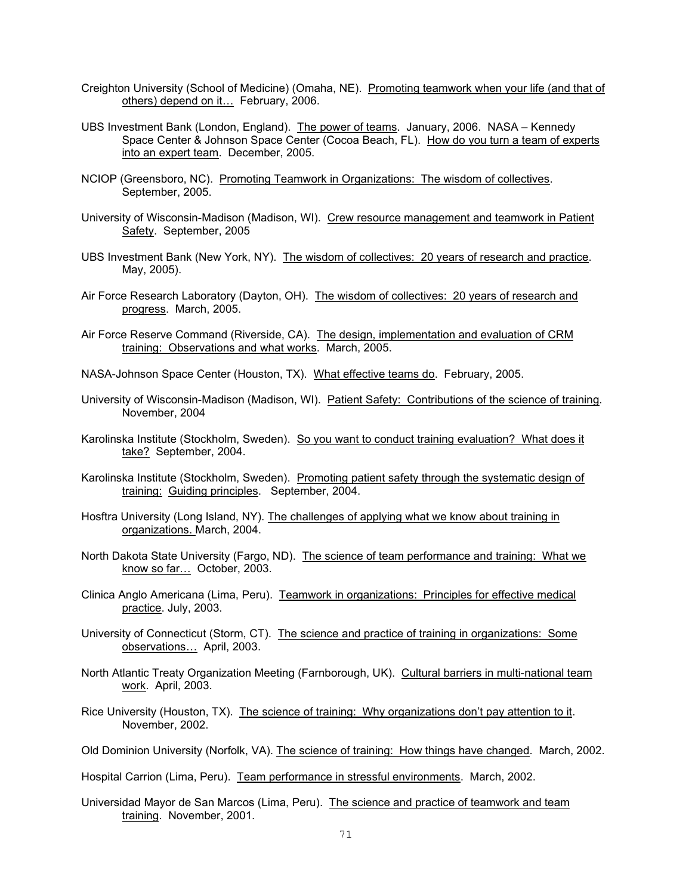Creighton University (School of Medicine) (Omaha, NE). Promoting teamwork when your life (and that of others) depend on it… February, 2006.

UBS Investment Bank (London, England). The power of teams. January, 2006. NASA – Kennedy Space Center & Johnson Space Center (Cocoa Beach, FL). How do you turn a team of experts into an expert team. December, 2005.

NCIOP (Greensboro, NC). Promoting Teamwork in Organizations: The wisdom of collectives. September, 2005.

University of Wisconsin-Madison (Madison, WI). Crew resource management and teamwork in Patient Safety. September, 2005

UBS Investment Bank (New York, NY). The wisdom of collectives: 20 years of research and practice. May, 2005).

Air Force Research Laboratory (Dayton, OH). The wisdom of collectives: 20 years of research and progress. March, 2005.

Air Force Reserve Command (Riverside, CA). The design, implementation and evaluation of CRM training: Observations and what works. March, 2005.

NASA-Johnson Space Center (Houston, TX). What effective teams do. February, 2005.

University of Wisconsin-Madison (Madison, WI). Patient Safety: Contributions of the science of training. November, 2004

Karolinska Institute (Stockholm, Sweden). So you want to conduct training evaluation? What does it take? September, 2004.

Karolinska Institute (Stockholm, Sweden). Promoting patient safety through the systematic design of training: Guiding principles. September, 2004.

Hosftra University (Long Island, NY). The challenges of applying what we know about training in organizations. March, 2004.

North Dakota State University (Fargo, ND). The science of team performance and training: What we know so far… October, 2003.

Clinica Anglo Americana (Lima, Peru). Teamwork in organizations: Principles for effective medical practice. July, 2003.

University of Connecticut (Storm, CT). The science and practice of training in organizations: Some observations… April, 2003.

North Atlantic Treaty Organization Meeting (Farnborough, UK). Cultural barriers in multi-national team work. April, 2003.

Rice University (Houston, TX). The science of training: Why organizations don't pay attention to it. November, 2002.

Old Dominion University (Norfolk, VA). The science of training: How things have changed. March, 2002.

Hospital Carrion (Lima, Peru). Team performance in stressful environments. March, 2002.

Universidad Mayor de San Marcos (Lima, Peru). The science and practice of teamwork and team training. November, 2001.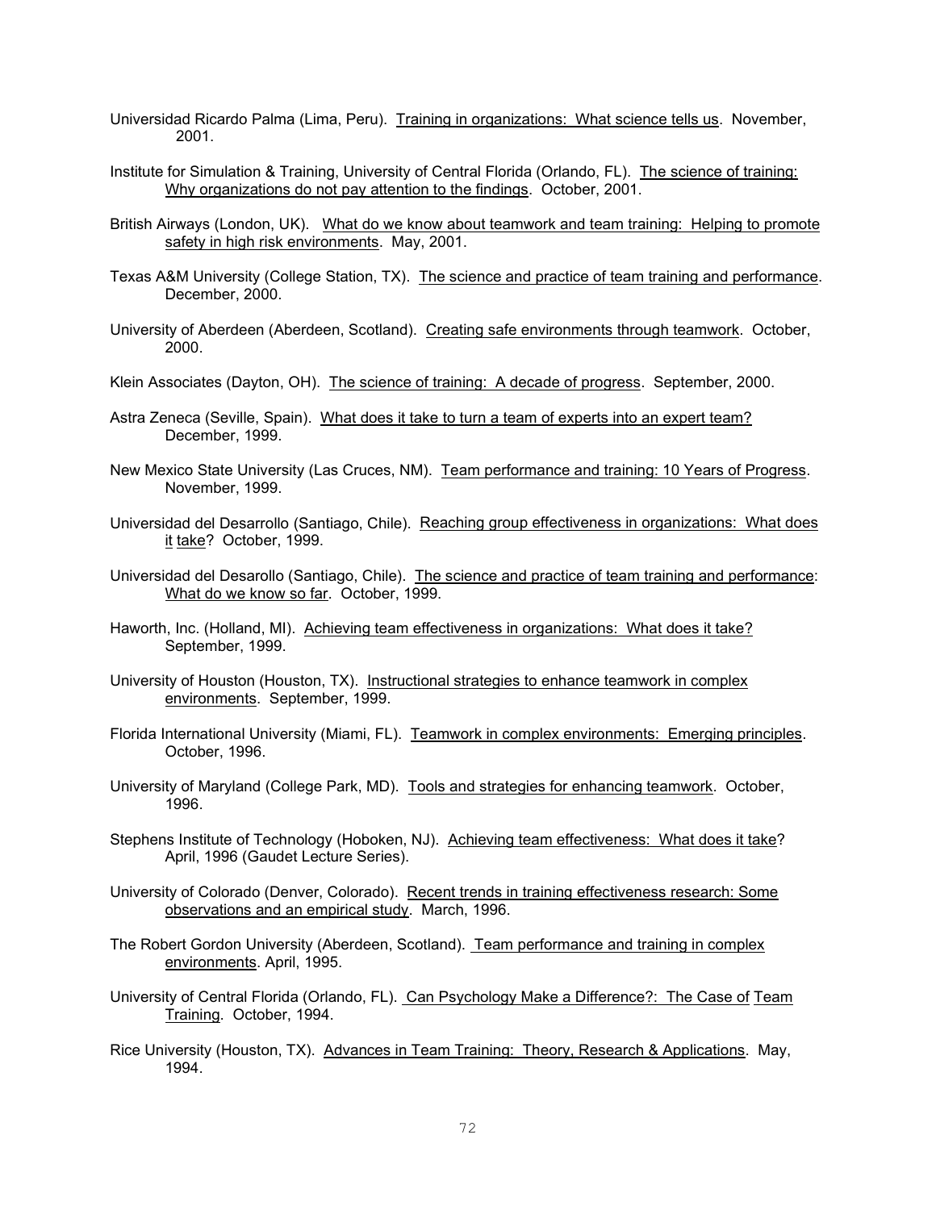Universidad Ricardo Palma (Lima, Peru). Training in organizations: What science tells us. November, 2001.

Institute for Simulation & Training, University of Central Florida (Orlando, FL). The science of training: Why organizations do not pay attention to the findings. October, 2001.

British Airways (London, UK). What do we know about teamwork and team training: Helping to promote safety in high risk environments. May, 2001.

Texas A&M University (College Station, TX). The science and practice of team training and performance. December, 2000.

University of Aberdeen (Aberdeen, Scotland). Creating safe environments through teamwork. October, 2000.

Klein Associates (Dayton, OH). The science of training: A decade of progress. September, 2000.

Astra Zeneca (Seville, Spain). What does it take to turn a team of experts into an expert team? December, 1999.

New Mexico State University (Las Cruces, NM). Team performance and training: 10 Years of Progress. November, 1999.

Universidad del Desarrollo (Santiago, Chile). Reaching group effectiveness in organizations: What does it take? October, 1999.

Universidad del Desarollo (Santiago, Chile). The science and practice of team training and performance: What do we know so far. October, 1999.

Haworth, Inc. (Holland, MI). Achieving team effectiveness in organizations: What does it take? September, 1999.

University of Houston (Houston, TX). Instructional strategies to enhance teamwork in complex environments. September, 1999.

Florida International University (Miami, FL). Teamwork in complex environments: Emerging principles. October, 1996.

University of Maryland (College Park, MD). Tools and strategies for enhancing teamwork. October, 1996.

Stephens Institute of Technology (Hoboken, NJ). Achieving team effectiveness: What does it take? April, 1996 (Gaudet Lecture Series).

University of Colorado (Denver, Colorado). Recent trends in training effectiveness research: Some observations and an empirical study. March, 1996.

The Robert Gordon University (Aberdeen, Scotland). Team performance and training in complex environments. April, 1995.

University of Central Florida (Orlando, FL). Can Psychology Make a Difference?: The Case of Team Training. October, 1994.

Rice University (Houston, TX). Advances in Team Training: Theory, Research & Applications. May, 1994.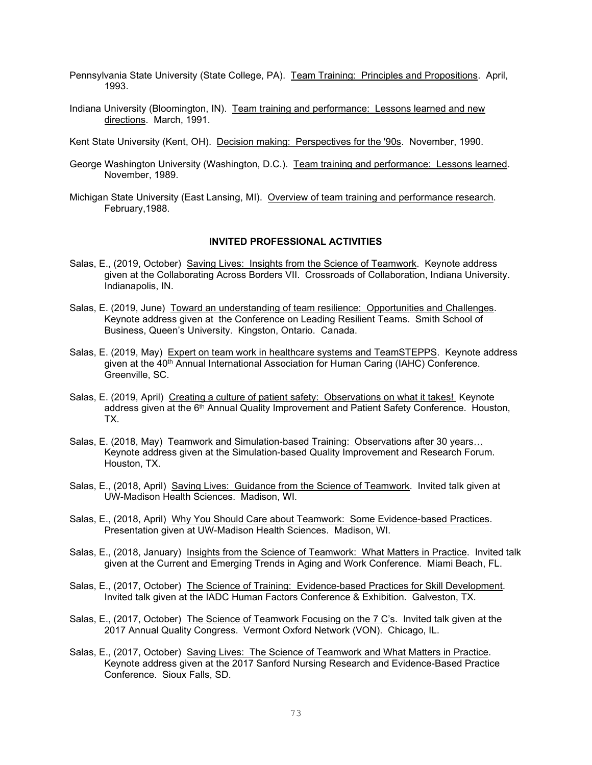Pennsylvania State University (State College, PA). <u>Team Training: Principles and Propositions</u>. April, 1993.

Indiana University (Bloomington, IN). <u>Team training and performance: Lessons learned and new directions</u>. March, 1991.

Kent State University (Kent, OH). <u>Decision making: Perspectives for the '90s</u>. November, 1990.

George Washington University (Washington, D.C.). <u>Team training and performance: Lessons learned</u>. November, 1989.

Michigan State University (East Lansing, MI). <u>Overview of team training and performance research</u>. February,1988.

## INVITED PROFESSIONAL ACTIVITIES

Salas, E., (2019, October) <u>Saving Lives: Insights from the Science of Teamwork</u>. Keynote address given at the Collaborating Across Borders VII. Crossroads of Collaboration, Indiana University. Indianapolis, IN.

Salas, E. (2019, June) <u>Toward an understanding of team resilience: Opportunities and Challenges</u>. Keynote address given at the Conference on Leading Resilient Teams. Smith School of Business, Queen's University. Kingston, Ontario. Canada.

Salas, E. (2019, May) <u>Expert on team work in healthcare systems and TeamSTEPPS</u>. Keynote address given at the 40th Annual International Association for Human Caring (IAHC) Conference. Greenville, SC.

Salas, E. (2019, April) <u>Creating a culture of patient safety: Observations on what it takes!</u> Keynote address given at the 6th Annual Quality Improvement and Patient Safety Conference. Houston, TX.

Salas, E. (2018, May) <u>Teamwork and Simulation-based Training: Observations after 30 years…</u> Keynote address given at the Simulation-based Quality Improvement and Research Forum. Houston, TX.

Salas, E., (2018, April) <u>Saving Lives: Guidance from the Science of Teamwork</u>. Invited talk given at UW-Madison Health Sciences. Madison, WI.

Salas, E., (2018, April) <u>Why You Should Care about Teamwork: Some Evidence-based Practices</u>. Presentation given at UW-Madison Health Sciences. Madison, WI.

Salas, E., (2018, January) <u>Insights from the Science of Teamwork: What Matters in Practice</u>. Invited talk given at the Current and Emerging Trends in Aging and Work Conference. Miami Beach, FL.

Salas, E., (2017, October) <u>The Science of Training: Evidence-based Practices for Skill Development</u>. Invited talk given at the IADC Human Factors Conference & Exhibition. Galveston, TX.

Salas, E., (2017, October) <u>The Science of Teamwork Focusing on the 7 C's</u>. Invited talk given at the 2017 Annual Quality Congress. Vermont Oxford Network (VON). Chicago, IL.

Salas, E., (2017, October) <u>Saving Lives: The Science of Teamwork and What Matters in Practice</u>. Keynote address given at the 2017 Sanford Nursing Research and Evidence-Based Practice Conference. Sioux Falls, SD.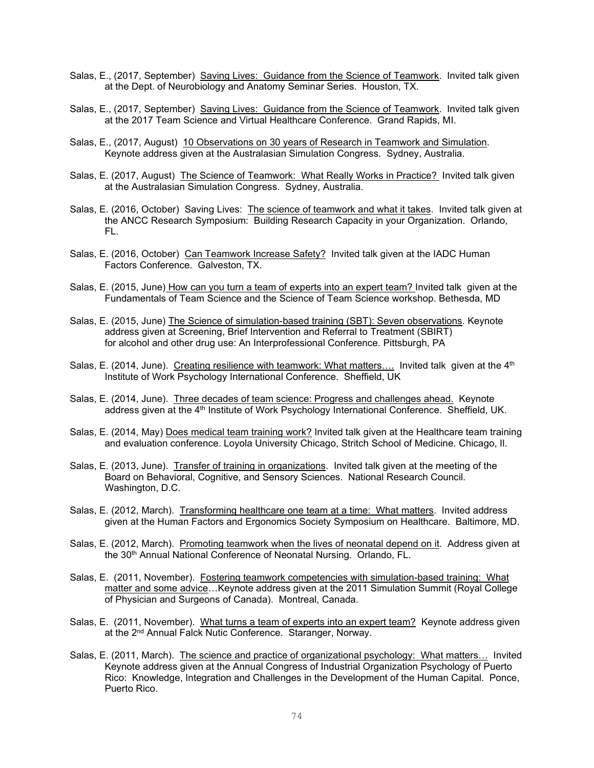Salas, E., (2017, September) <u>Saving Lives: Guidance from the Science of Teamwork</u>. Invited talk given at the Dept. of Neurobiology and Anatomy Seminar Series. Houston, TX.

Salas, E., (2017, September) <u>Saving Lives: Guidance from the Science of Teamwork</u>. Invited talk given at the 2017 Team Science and Virtual Healthcare Conference. Grand Rapids, MI.

Salas, E., (2017, August) <u>10 Observations on 30 years of Research in Teamwork and Simulation</u>. Keynote address given at the Australasian Simulation Congress. Sydney, Australia.

Salas, E. (2017, August) <u>The Science of Teamwork: What Really Works in Practice?</u> Invited talk given at the Australasian Simulation Congress. Sydney, Australia.

Salas, E. (2016, October) Saving Lives: <u>The science of teamwork and what it takes</u>. Invited talk given at the ANCC Research Symposium: Building Research Capacity in your Organization. Orlando, FL.

Salas, E. (2016, October) <u>Can Teamwork Increase Safety?</u> Invited talk given at the IADC Human Factors Conference. Galveston, TX.

Salas, E. (2015, June) <u>How can you turn a team of experts into an expert team?</u> Invited talk given at the Fundamentals of Team Science and the Science of Team Science workshop. Bethesda, MD

Salas, E. (2015, June) <u>The Science of simulation-based training (SBT): Seven observations</u>. Keynote address given at Screening, Brief Intervention and Referral to Treatment (SBIRT) for alcohol and other drug use: An Interprofessional Conference. Pittsburgh, PA

Salas, E. (2014, June). <u>Creating resilience with teamwork: What matters….</u> Invited talk given at the 4th Institute of Work Psychology International Conference. Sheffield, UK

Salas, E. (2014, June). <u>Three decades of team science: Progress and challenges ahead.</u> Keynote address given at the 4th Institute of Work Psychology International Conference. Sheffield, UK.

Salas, E. (2014, May) <u>Does medical team training work?</u> Invited talk given at the Healthcare team training and evaluation conference. Loyola University Chicago, Stritch School of Medicine. Chicago, Il.

Salas, E. (2013, June). <u>Transfer of training in organizations</u>. Invited talk given at the meeting of the Board on Behavioral, Cognitive, and Sensory Sciences. National Research Council. Washington, D.C.

Salas, E. (2012, March). <u>Transforming healthcare one team at a time: What matters</u>. Invited address given at the Human Factors and Ergonomics Society Symposium on Healthcare. Baltimore, MD.

Salas, E. (2012, March). <u>Promoting teamwork when the lives of neonatal depend on it</u>. Address given at the 30th Annual National Conference of Neonatal Nursing. Orlando, FL.

Salas, E. (2011, November). <u>Fostering teamwork competencies with simulation-based training: What matter and some advice</u>…Keynote address given at the 2011 Simulation Summit (Royal College of Physician and Surgeons of Canada). Montreal, Canada.

Salas, E. (2011, November). <u>What turns a team of experts into an expert team?</u> Keynote address given at the 2nd Annual Falck Nutic Conference. Staranger, Norway.

Salas, E. (2011, March). <u>The science and practice of organizational psychology: What matters…</u> Invited Keynote address given at the Annual Congress of Industrial Organization Psychology of Puerto Rico: Knowledge, Integration and Challenges in the Development of the Human Capital. Ponce, Puerto Rico.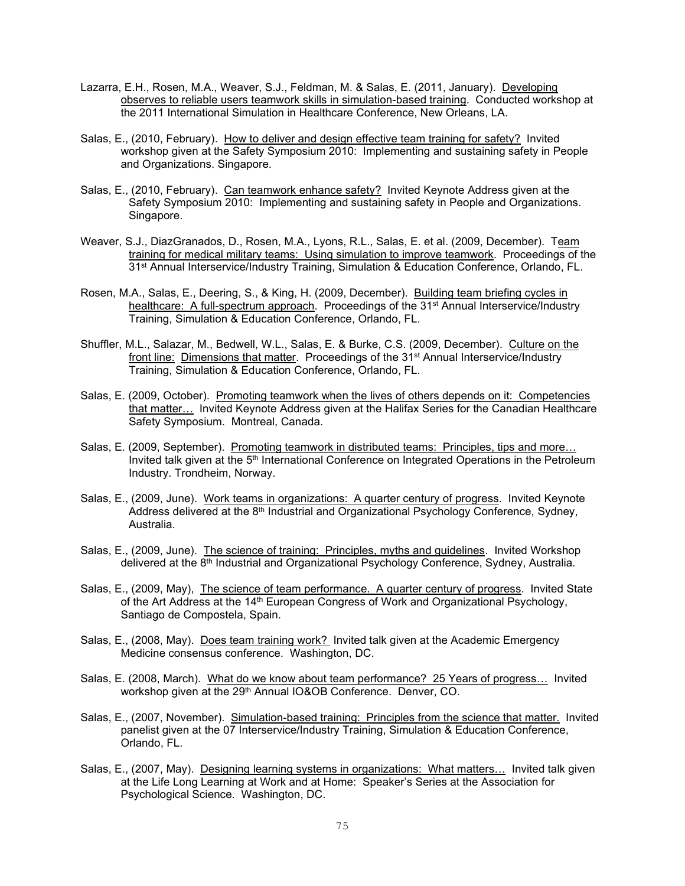Lazarra, E.H., Rosen, M.A., Weaver, S.J., Feldman, M. & Salas, E. (2011, January). Developing observes to reliable users teamwork skills in simulation-based training. Conducted workshop at the 2011 International Simulation in Healthcare Conference, New Orleans, LA.

Salas, E., (2010, February). How to deliver and design effective team training for safety? Invited workshop given at the Safety Symposium 2010: Implementing and sustaining safety in People and Organizations. Singapore.

Salas, E., (2010, February). Can teamwork enhance safety? Invited Keynote Address given at the Safety Symposium 2010: Implementing and sustaining safety in People and Organizations. Singapore.

Weaver, S.J., DiazGranados, D., Rosen, M.A., Lyons, R.L., Salas, E. et al. (2009, December). Team training for medical military teams: Using simulation to improve teamwork. Proceedings of the 31st Annual Interservice/Industry Training, Simulation & Education Conference, Orlando, FL.

Rosen, M.A., Salas, E., Deering, S., & King, H. (2009, December). Building team briefing cycles in healthcare: A full-spectrum approach. Proceedings of the 31st Annual Interservice/Industry Training, Simulation & Education Conference, Orlando, FL.

Shuffler, M.L., Salazar, M., Bedwell, W.L., Salas, E. & Burke, C.S. (2009, December). Culture on the front line: Dimensions that matter. Proceedings of the 31st Annual Interservice/Industry Training, Simulation & Education Conference, Orlando, FL.

Salas, E. (2009, October). Promoting teamwork when the lives of others depends on it: Competencies that matter… Invited Keynote Address given at the Halifax Series for the Canadian Healthcare Safety Symposium. Montreal, Canada.

Salas, E. (2009, September). Promoting teamwork in distributed teams: Principles, tips and more… Invited talk given at the 5th International Conference on Integrated Operations in the Petroleum Industry. Trondheim, Norway.

Salas, E., (2009, June). Work teams in organizations: A quarter century of progress. Invited Keynote Address delivered at the 8th Industrial and Organizational Psychology Conference, Sydney, Australia.

Salas, E., (2009, June). The science of training: Principles, myths and guidelines. Invited Workshop delivered at the 8th Industrial and Organizational Psychology Conference, Sydney, Australia.

Salas, E., (2009, May), The science of team performance. A quarter century of progress. Invited State of the Art Address at the 14th European Congress of Work and Organizational Psychology, Santiago de Compostela, Spain.

Salas, E., (2008, May). Does team training work? Invited talk given at the Academic Emergency Medicine consensus conference. Washington, DC.

Salas, E. (2008, March). What do we know about team performance? 25 Years of progress… Invited workshop given at the 29th Annual IO&OB Conference. Denver, CO.

Salas, E., (2007, November). Simulation-based training: Principles from the science that matter. Invited panelist given at the 07 Interservice/Industry Training, Simulation & Education Conference, Orlando, FL.

Salas, E., (2007, May). Designing learning systems in organizations: What matters… Invited talk given at the Life Long Learning at Work and at Home: Speaker's Series at the Association for Psychological Science. Washington, DC.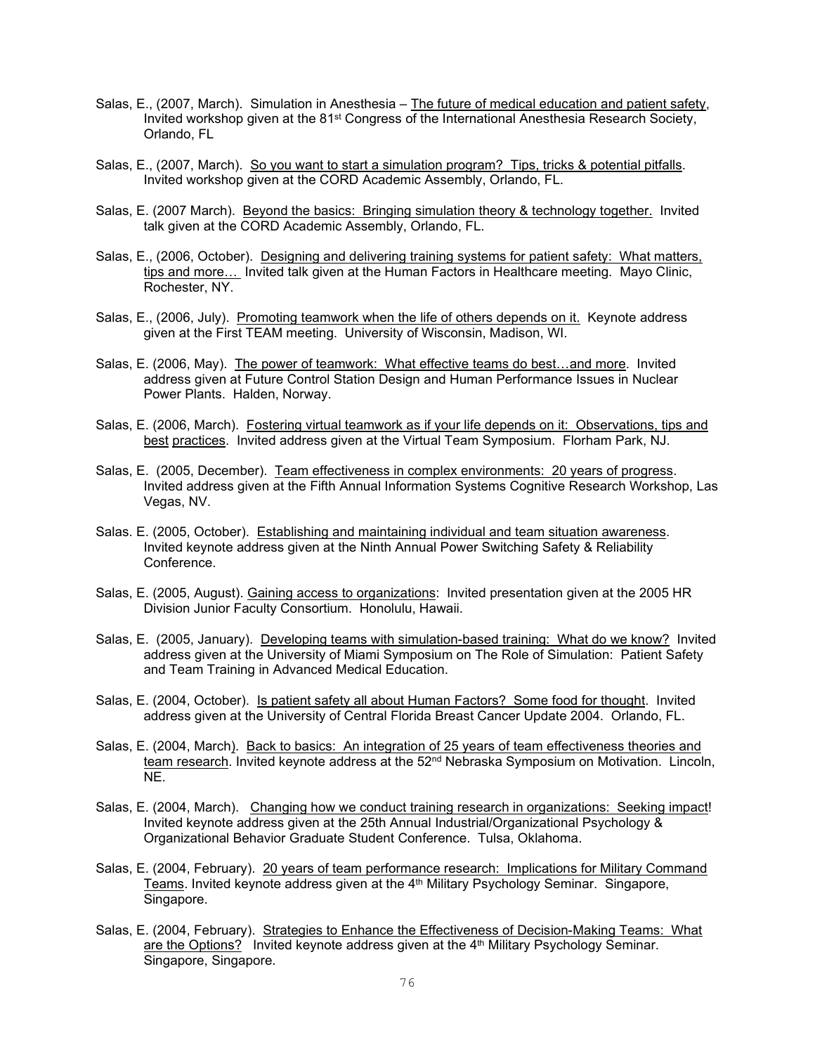Salas, E., (2007, March). Simulation in Anesthesia – The future of medical education and patient safety, Invited workshop given at the 81st Congress of the International Anesthesia Research Society, Orlando, FL

Salas, E., (2007, March). So you want to start a simulation program? Tips, tricks & potential pitfalls. Invited workshop given at the CORD Academic Assembly, Orlando, FL.

Salas, E. (2007 March). Beyond the basics: Bringing simulation theory & technology together. Invited talk given at the CORD Academic Assembly, Orlando, FL.

Salas, E., (2006, October). Designing and delivering training systems for patient safety: What matters, tips and more… Invited talk given at the Human Factors in Healthcare meeting. Mayo Clinic, Rochester, NY.

Salas, E., (2006, July). Promoting teamwork when the life of others depends on it. Keynote address given at the First TEAM meeting. University of Wisconsin, Madison, WI.

Salas, E. (2006, May). The power of teamwork: What effective teams do best…and more. Invited address given at Future Control Station Design and Human Performance Issues in Nuclear Power Plants. Halden, Norway.

Salas, E. (2006, March). Fostering virtual teamwork as if your life depends on it: Observations, tips and best practices. Invited address given at the Virtual Team Symposium. Florham Park, NJ.

Salas, E. (2005, December). Team effectiveness in complex environments: 20 years of progress. Invited address given at the Fifth Annual Information Systems Cognitive Research Workshop, Las Vegas, NV.

Salas. E. (2005, October). Establishing and maintaining individual and team situation awareness. Invited keynote address given at the Ninth Annual Power Switching Safety & Reliability Conference.

Salas, E. (2005, August). Gaining access to organizations: Invited presentation given at the 2005 HR Division Junior Faculty Consortium. Honolulu, Hawaii.

Salas, E. (2005, January). Developing teams with simulation-based training: What do we know? Invited address given at the University of Miami Symposium on The Role of Simulation: Patient Safety and Team Training in Advanced Medical Education.

Salas, E. (2004, October). Is patient safety all about Human Factors? Some food for thought. Invited address given at the University of Central Florida Breast Cancer Update 2004. Orlando, FL.

Salas, E. (2004, March). Back to basics: An integration of 25 years of team effectiveness theories and team research. Invited keynote address at the 52nd Nebraska Symposium on Motivation. Lincoln, NE.

Salas, E. (2004, March). Changing how we conduct training research in organizations: Seeking impact! Invited keynote address given at the 25th Annual Industrial/Organizational Psychology & Organizational Behavior Graduate Student Conference. Tulsa, Oklahoma.

Salas, E. (2004, February). 20 years of team performance research: Implications for Military Command Teams. Invited keynote address given at the 4th Military Psychology Seminar. Singapore, Singapore.

Salas, E. (2004, February). Strategies to Enhance the Effectiveness of Decision-Making Teams: What are the Options? Invited keynote address given at the 4th Military Psychology Seminar. Singapore, Singapore.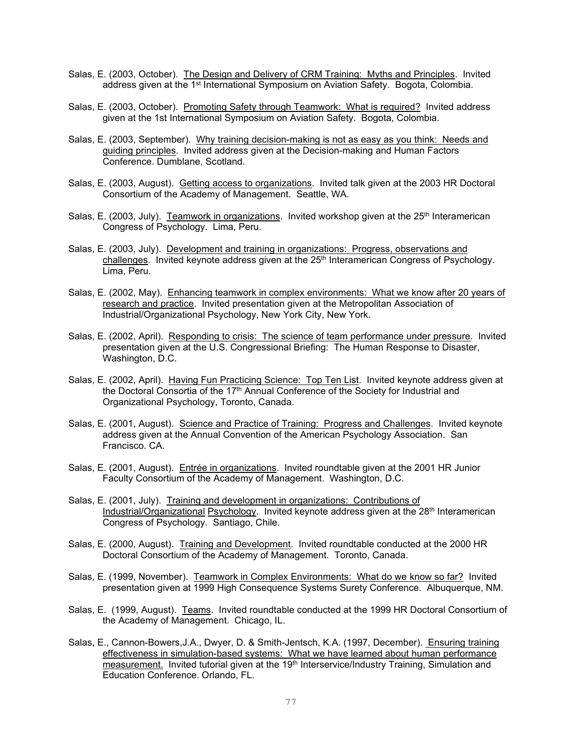Salas, E. (2003, October). The Design and Delivery of CRM Training: Myths and Principles. Invited address given at the 1st International Symposium on Aviation Safety. Bogota, Colombia.

Salas, E. (2003, October). Promoting Safety through Teamwork: What is required? Invited address given at the 1st International Symposium on Aviation Safety. Bogota, Colombia.

Salas, E. (2003, September). Why training decision-making is not as easy as you think: Needs and guiding principles. Invited address given at the Decision-making and Human Factors Conference. Dumblane, Scotland.

Salas, E. (2003, August). Getting access to organizations. Invited talk given at the 2003 HR Doctoral Consortium of the Academy of Management. Seattle, WA.

Salas, E. (2003, July). Teamwork in organizations. Invited workshop given at the 25th Interamerican Congress of Psychology. Lima, Peru.

Salas, E. (2003, July). Development and training in organizations: Progress, observations and challenges. Invited keynote address given at the 25th Interamerican Congress of Psychology. Lima, Peru.

Salas, E. (2002, May). Enhancing teamwork in complex environments: What we know after 20 years of research and practice. Invited presentation given at the Metropolitan Association of Industrial/Organizational Psychology, New York City, New York.

Salas, E. (2002, April). Responding to crisis: The science of team performance under pressure. Invited presentation given at the U.S. Congressional Briefing: The Human Response to Disaster, Washington, D.C.

Salas, E. (2002, April). Having Fun Practicing Science: Top Ten List. Invited keynote address given at the Doctoral Consortia of the 17th Annual Conference of the Society for Industrial and Organizational Psychology, Toronto, Canada.

Salas, E. (2001, August). Science and Practice of Training: Progress and Challenges. Invited keynote address given at the Annual Convention of the American Psychology Association. San Francisco. CA.

Salas, E. (2001, August). Entrée in organizations. Invited roundtable given at the 2001 HR Junior Faculty Consortium of the Academy of Management. Washington, D.C.

Salas, E. (2001, July). Training and development in organizations: Contributions of Industrial/Organizational Psychology. Invited keynote address given at the 28th Interamerican Congress of Psychology. Santiago, Chile.

Salas, E. (2000, August). Training and Development. Invited roundtable conducted at the 2000 HR Doctoral Consortium of the Academy of Management. Toronto, Canada.

Salas, E. (1999, November). Teamwork in Complex Environments: What do we know so far? Invited presentation given at 1999 High Consequence Systems Surety Conference. Albuquerque, NM.

Salas, E. (1999, August). Teams. Invited roundtable conducted at the 1999 HR Doctoral Consortium of the Academy of Management. Chicago, IL.

Salas, E., Cannon-Bowers,J.A., Dwyer, D. & Smith-Jentsch, K.A. (1997, December). Ensuring training effectiveness in simulation-based systems: What we have learned about human performance measurement. Invited tutorial given at the 19th Interservice/Industry Training, Simulation and Education Conference. Orlando, FL.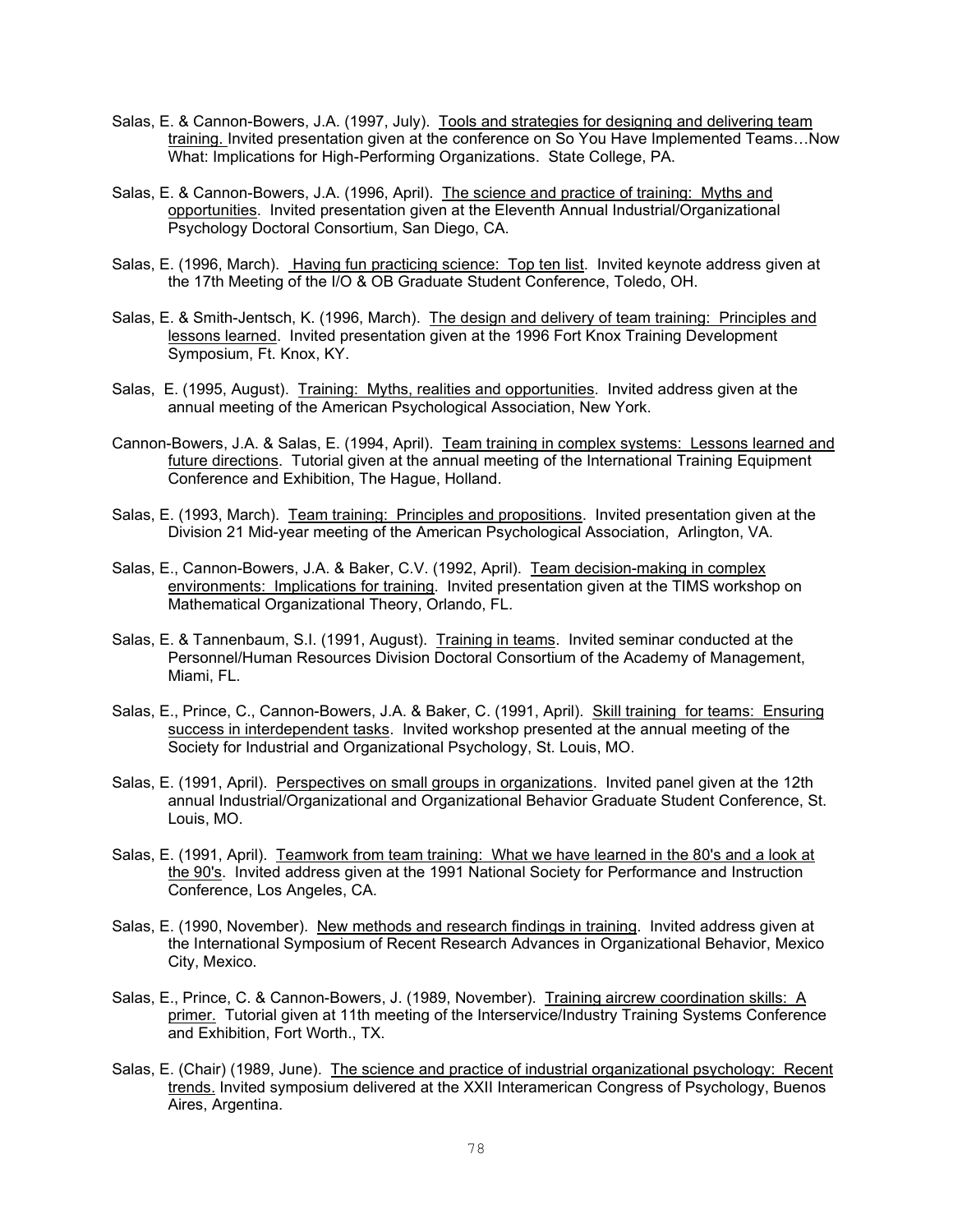Salas, E. & Cannon-Bowers, J.A. (1997, July). Tools and strategies for designing and delivering team training. Invited presentation given at the conference on So You Have Implemented Teams…Now What: Implications for High-Performing Organizations. State College, PA.

Salas, E. & Cannon-Bowers, J.A. (1996, April). The science and practice of training: Myths and opportunities. Invited presentation given at the Eleventh Annual Industrial/Organizational Psychology Doctoral Consortium, San Diego, CA.

Salas, E. (1996, March). Having fun practicing science: Top ten list. Invited keynote address given at the 17th Meeting of the I/O & OB Graduate Student Conference, Toledo, OH.

Salas, E. & Smith-Jentsch, K. (1996, March). The design and delivery of team training: Principles and lessons learned. Invited presentation given at the 1996 Fort Knox Training Development Symposium, Ft. Knox, KY.

Salas, E. (1995, August). Training: Myths, realities and opportunities. Invited address given at the annual meeting of the American Psychological Association, New York.

Cannon-Bowers, J.A. & Salas, E. (1994, April). Team training in complex systems: Lessons learned and future directions. Tutorial given at the annual meeting of the International Training Equipment Conference and Exhibition, The Hague, Holland.

Salas, E. (1993, March). Team training: Principles and propositions. Invited presentation given at the Division 21 Mid-year meeting of the American Psychological Association, Arlington, VA.

Salas, E., Cannon-Bowers, J.A. & Baker, C.V. (1992, April). Team decision-making in complex environments: Implications for training. Invited presentation given at the TIMS workshop on Mathematical Organizational Theory, Orlando, FL.

Salas, E. & Tannenbaum, S.I. (1991, August). Training in teams. Invited seminar conducted at the Personnel/Human Resources Division Doctoral Consortium of the Academy of Management, Miami, FL.

Salas, E., Prince, C., Cannon-Bowers, J.A. & Baker, C. (1991, April). Skill training for teams: Ensuring success in interdependent tasks. Invited workshop presented at the annual meeting of the Society for Industrial and Organizational Psychology, St. Louis, MO.

Salas, E. (1991, April). Perspectives on small groups in organizations. Invited panel given at the 12th annual Industrial/Organizational and Organizational Behavior Graduate Student Conference, St. Louis, MO.

Salas, E. (1991, April). Teamwork from team training: What we have learned in the 80's and a look at the 90's. Invited address given at the 1991 National Society for Performance and Instruction Conference, Los Angeles, CA.

Salas, E. (1990, November). New methods and research findings in training. Invited address given at the International Symposium of Recent Research Advances in Organizational Behavior, Mexico City, Mexico.

Salas, E., Prince, C. & Cannon-Bowers, J. (1989, November). Training aircrew coordination skills: A primer. Tutorial given at 11th meeting of the Interservice/Industry Training Systems Conference and Exhibition, Fort Worth., TX.

Salas, E. (Chair) (1989, June). The science and practice of industrial organizational psychology: Recent trends. Invited symposium delivered at the XXII Interamerican Congress of Psychology, Buenos Aires, Argentina.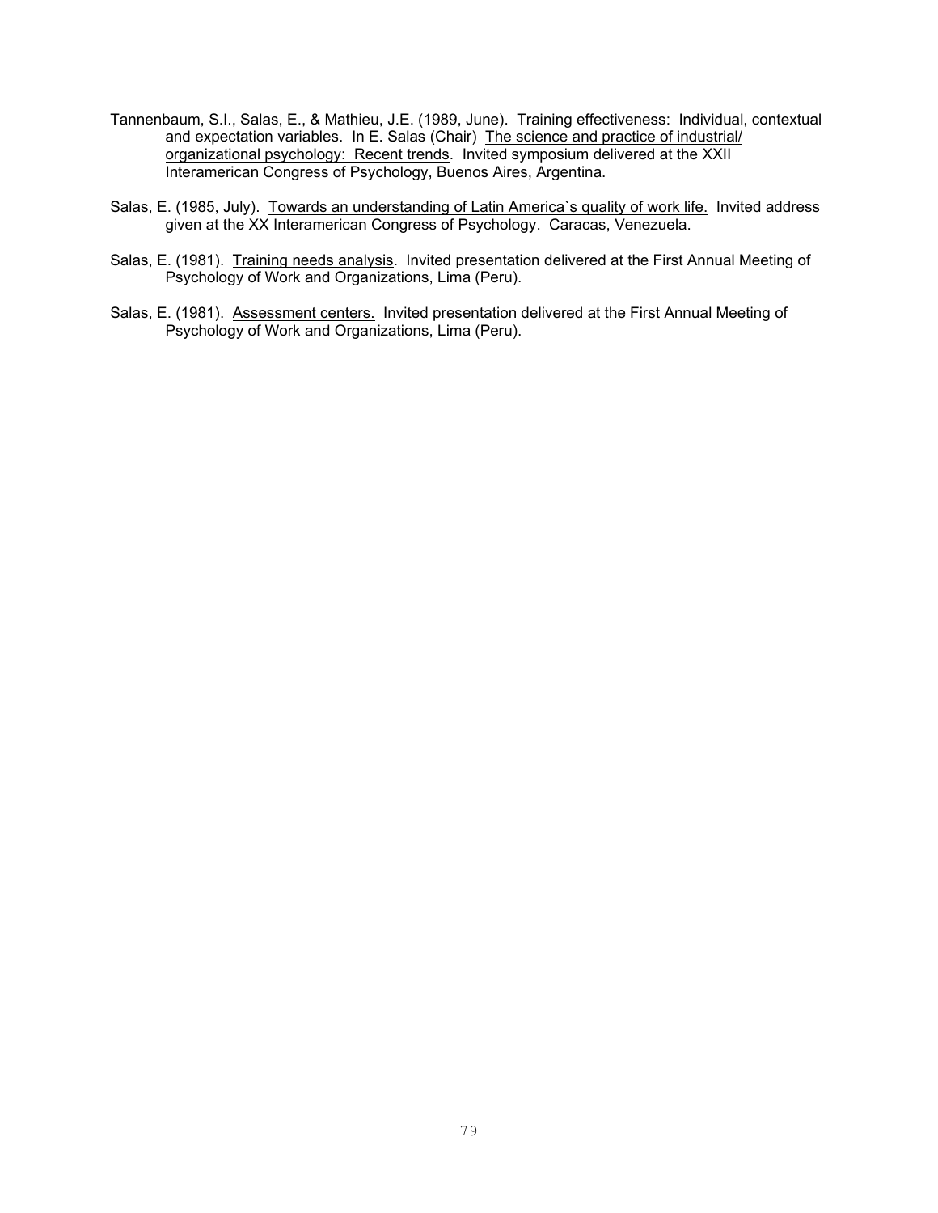Tannenbaum, S.I., Salas, E., & Mathieu, J.E. (1989, June). Training effectiveness: Individual, contextual and expectation variables. In E. Salas (Chair) <u>The science and practice of industrial/ organizational psychology: Recent trends</u>. Invited symposium delivered at the XXII Interamerican Congress of Psychology, Buenos Aires, Argentina.

Salas, E. (1985, July). <u>Towards an understanding of Latin America`s quality of work life.</u> Invited address given at the XX Interamerican Congress of Psychology. Caracas, Venezuela.

Salas, E. (1981). <u>Training needs analysis</u>. Invited presentation delivered at the First Annual Meeting of Psychology of Work and Organizations, Lima (Peru).

Salas, E. (1981). <u>Assessment centers.</u> Invited presentation delivered at the First Annual Meeting of Psychology of Work and Organizations, Lima (Peru).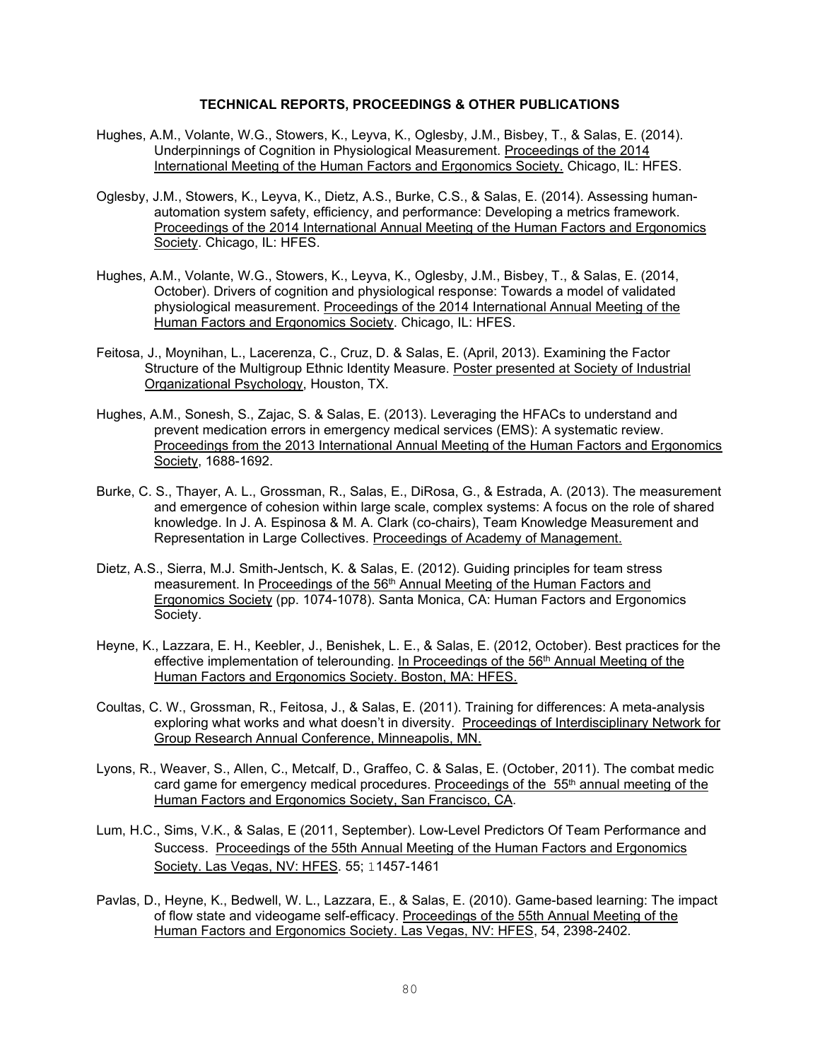**TECHNICAL REPORTS, PROCEEDINGS & OTHER PUBLICATIONS**

Hughes, A.M., Volante, W.G., Stowers, K., Leyva, K., Oglesby, J.M., Bisbey, T., & Salas, E. (2014). Underpinnings of Cognition in Physiological Measurement. Proceedings of the 2014 International Meeting of the Human Factors and Ergonomics Society. Chicago, IL: HFES.

Oglesby, J.M., Stowers, K., Leyva, K., Dietz, A.S., Burke, C.S., & Salas, E. (2014). Assessing human-automation system safety, efficiency, and performance: Developing a metrics framework. Proceedings of the 2014 International Annual Meeting of the Human Factors and Ergonomics Society. Chicago, IL: HFES.

Hughes, A.M., Volante, W.G., Stowers, K., Leyva, K., Oglesby, J.M., Bisbey, T., & Salas, E. (2014, October). Drivers of cognition and physiological response: Towards a model of validated physiological measurement. Proceedings of the 2014 International Annual Meeting of the Human Factors and Ergonomics Society. Chicago, IL: HFES.

Feitosa, J., Moynihan, L., Lacerenza, C., Cruz, D. & Salas, E. (April, 2013). Examining the Factor Structure of the Multigroup Ethnic Identity Measure. Poster presented at Society of Industrial Organizational Psychology, Houston, TX.

Hughes, A.M., Sonesh, S., Zajac, S. & Salas, E. (2013). Leveraging the HFACs to understand and prevent medication errors in emergency medical services (EMS): A systematic review. Proceedings from the 2013 International Annual Meeting of the Human Factors and Ergonomics Society, 1688-1692.

Burke, C. S., Thayer, A. L., Grossman, R., Salas, E., DiRosa, G., & Estrada, A. (2013). The measurement and emergence of cohesion within large scale, complex systems: A focus on the role of shared knowledge. In J. A. Espinosa & M. A. Clark (co-chairs), Team Knowledge Measurement and Representation in Large Collectives. Proceedings of Academy of Management.

Dietz, A.S., Sierra, M.J. Smith-Jentsch, K. & Salas, E. (2012). Guiding principles for team stress measurement. In Proceedings of the 56th Annual Meeting of the Human Factors and Ergonomics Society (pp. 1074-1078). Santa Monica, CA: Human Factors and Ergonomics Society.

Heyne, K., Lazzara, E. H., Keebler, J., Benishek, L. E., & Salas, E. (2012, October). Best practices for the effective implementation of telerounding. In Proceedings of the 56th Annual Meeting of the Human Factors and Ergonomics Society. Boston, MA: HFES.

Coultas, C. W., Grossman, R., Feitosa, J., & Salas, E. (2011). Training for differences: A meta-analysis exploring what works and what doesn't in diversity. Proceedings of Interdisciplinary Network for Group Research Annual Conference, Minneapolis, MN.

Lyons, R., Weaver, S., Allen, C., Metcalf, D., Graffeo, C. & Salas, E. (October, 2011). The combat medic card game for emergency medical procedures. Proceedings of the 55th annual meeting of the Human Factors and Ergonomics Society, San Francisco, CA.

Lum, H.C., Sims, V.K., & Salas, E (2011, September). Low-Level Predictors Of Team Performance and Success. Proceedings of the 55th Annual Meeting of the Human Factors and Ergonomics Society. Las Vegas, NV: HFES. 55; 11457-1461

Pavlas, D., Heyne, K., Bedwell, W. L., Lazzara, E., & Salas, E. (2010). Game-based learning: The impact of flow state and videogame self-efficacy. Proceedings of the 55th Annual Meeting of the Human Factors and Ergonomics Society. Las Vegas, NV: HFES, 54, 2398-2402.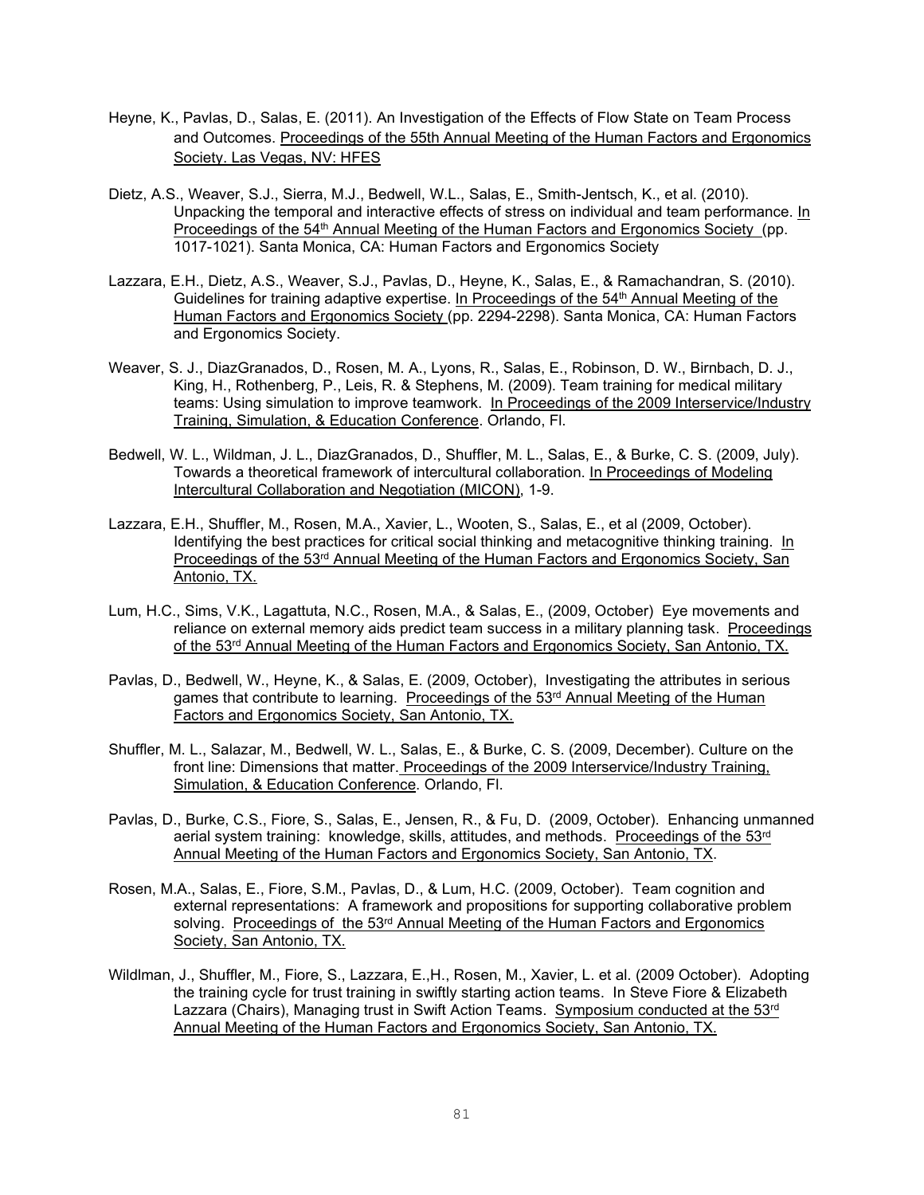Heyne, K., Pavlas, D., Salas, E. (2011). An Investigation of the Effects of Flow State on Team Process and Outcomes. Proceedings of the 55th Annual Meeting of the Human Factors and Ergonomics Society. Las Vegas, NV: HFES

Dietz, A.S., Weaver, S.J., Sierra, M.J., Bedwell, W.L., Salas, E., Smith-Jentsch, K., et al. (2010). Unpacking the temporal and interactive effects of stress on individual and team performance. In Proceedings of the 54th Annual Meeting of the Human Factors and Ergonomics Society (pp. 1017-1021). Santa Monica, CA: Human Factors and Ergonomics Society

Lazzara, E.H., Dietz, A.S., Weaver, S.J., Pavlas, D., Heyne, K., Salas, E., & Ramachandran, S. (2010). Guidelines for training adaptive expertise. In Proceedings of the 54th Annual Meeting of the Human Factors and Ergonomics Society (pp. 2294-2298). Santa Monica, CA: Human Factors and Ergonomics Society.

Weaver, S. J., DiazGranados, D., Rosen, M. A., Lyons, R., Salas, E., Robinson, D. W., Birnbach, D. J., King, H., Rothenberg, P., Leis, R. & Stephens, M. (2009). Team training for medical military teams: Using simulation to improve teamwork. In Proceedings of the 2009 Interservice/Industry Training, Simulation, & Education Conference. Orlando, Fl.

Bedwell, W. L., Wildman, J. L., DiazGranados, D., Shuffler, M. L., Salas, E., & Burke, C. S. (2009, July). Towards a theoretical framework of intercultural collaboration. In Proceedings of Modeling Intercultural Collaboration and Negotiation (MICON), 1-9.

Lazzara, E.H., Shuffler, M., Rosen, M.A., Xavier, L., Wooten, S., Salas, E., et al (2009, October). Identifying the best practices for critical social thinking and metacognitive thinking training. In Proceedings of the 53rd Annual Meeting of the Human Factors and Ergonomics Society, San Antonio, TX.

Lum, H.C., Sims, V.K., Lagattuta, N.C., Rosen, M.A., & Salas, E., (2009, October) Eye movements and reliance on external memory aids predict team success in a military planning task. Proceedings of the 53rd Annual Meeting of the Human Factors and Ergonomics Society, San Antonio, TX.

Pavlas, D., Bedwell, W., Heyne, K., & Salas, E. (2009, October), Investigating the attributes in serious games that contribute to learning. Proceedings of the 53rd Annual Meeting of the Human Factors and Ergonomics Society, San Antonio, TX.

Shuffler, M. L., Salazar, M., Bedwell, W. L., Salas, E., & Burke, C. S. (2009, December). Culture on the front line: Dimensions that matter. Proceedings of the 2009 Interservice/Industry Training, Simulation, & Education Conference. Orlando, Fl.

Pavlas, D., Burke, C.S., Fiore, S., Salas, E., Jensen, R., & Fu, D. (2009, October). Enhancing unmanned aerial system training: knowledge, skills, attitudes, and methods. Proceedings of the 53rd Annual Meeting of the Human Factors and Ergonomics Society, San Antonio, TX.

Rosen, M.A., Salas, E., Fiore, S.M., Pavlas, D., & Lum, H.C. (2009, October). Team cognition and external representations: A framework and propositions for supporting collaborative problem solving. Proceedings of the 53rd Annual Meeting of the Human Factors and Ergonomics Society, San Antonio, TX.

Wildlman, J., Shuffler, M., Fiore, S., Lazzara, E.,H., Rosen, M., Xavier, L. et al. (2009 October). Adopting the training cycle for trust training in swiftly starting action teams. In Steve Fiore & Elizabeth Lazzara (Chairs), Managing trust in Swift Action Teams. Symposium conducted at the 53rd Annual Meeting of the Human Factors and Ergonomics Society, San Antonio, TX.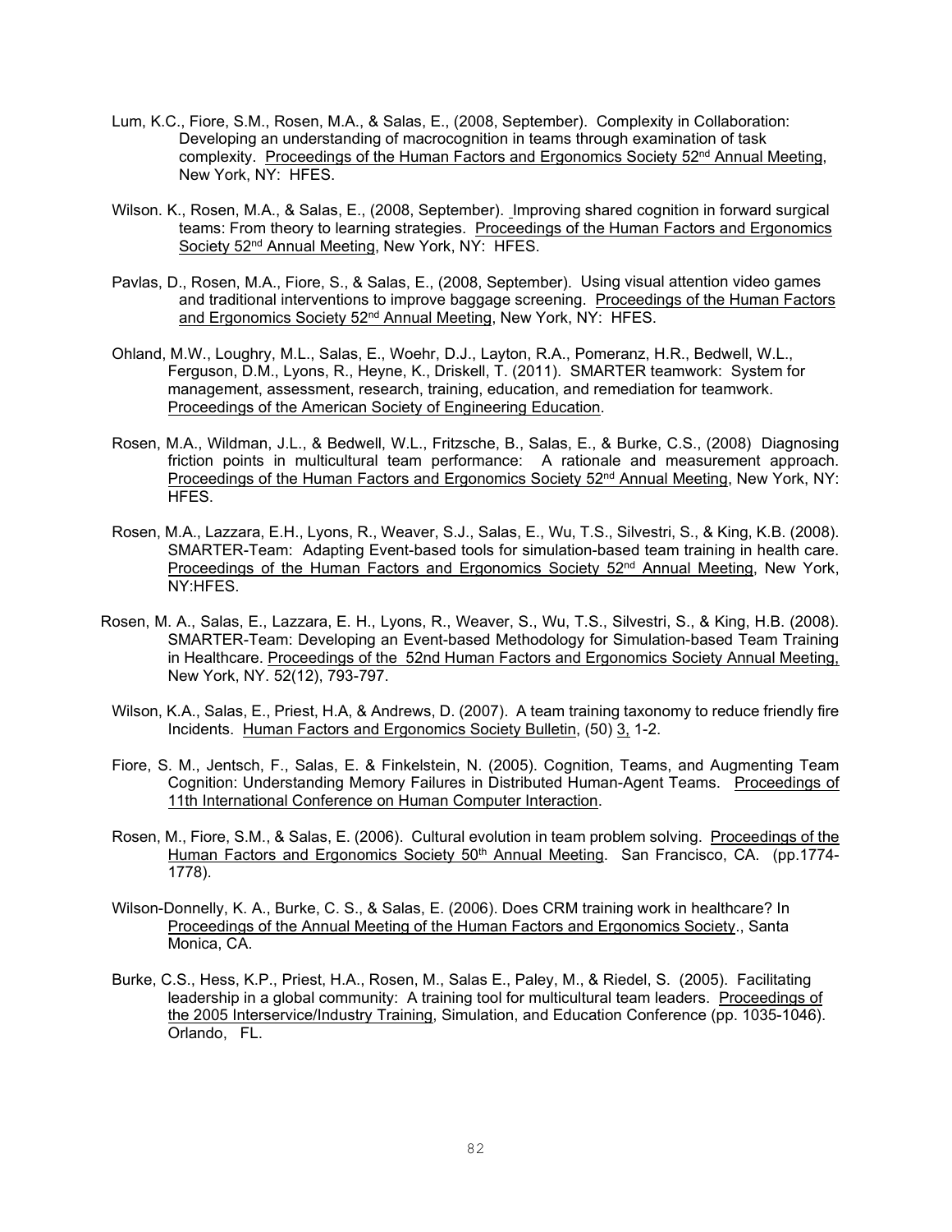Lum, K.C., Fiore, S.M., Rosen, M.A., & Salas, E., (2008, September). Complexity in Collaboration: Developing an understanding of macrocognition in teams through examination of task complexity. Proceedings of the Human Factors and Ergonomics Society 52nd Annual Meeting, New York, NY: HFES.

Wilson. K., Rosen, M.A., & Salas, E., (2008, September). Improving shared cognition in forward surgical teams: From theory to learning strategies. Proceedings of the Human Factors and Ergonomics Society 52nd Annual Meeting, New York, NY: HFES.

Pavlas, D., Rosen, M.A., Fiore, S., & Salas, E., (2008, September). Using visual attention video games and traditional interventions to improve baggage screening. Proceedings of the Human Factors and Ergonomics Society 52nd Annual Meeting, New York, NY: HFES.

Ohland, M.W., Loughry, M.L., Salas, E., Woehr, D.J., Layton, R.A., Pomeranz, H.R., Bedwell, W.L., Ferguson, D.M., Lyons, R., Heyne, K., Driskell, T. (2011). SMARTER teamwork: System for management, assessment, research, training, education, and remediation for teamwork. Proceedings of the American Society of Engineering Education.

Rosen, M.A., Wildman, J.L., & Bedwell, W.L., Fritzsche, B., Salas, E., & Burke, C.S., (2008) Diagnosing friction points in multicultural team performance: A rationale and measurement approach. Proceedings of the Human Factors and Ergonomics Society 52nd Annual Meeting, New York, NY: HFES.

Rosen, M.A., Lazzara, E.H., Lyons, R., Weaver, S.J., Salas, E., Wu, T.S., Silvestri, S., & King, K.B. (2008). SMARTER-Team: Adapting Event-based tools for simulation-based team training in health care. Proceedings of the Human Factors and Ergonomics Society 52nd Annual Meeting, New York, NY:HFES.

Rosen, M. A., Salas, E., Lazzara, E. H., Lyons, R., Weaver, S., Wu, T.S., Silvestri, S., & King, H.B. (2008). SMARTER-Team: Developing an Event-based Methodology for Simulation-based Team Training in Healthcare. Proceedings of the 52nd Human Factors and Ergonomics Society Annual Meeting, New York, NY. 52(12), 793-797.

Wilson, K.A., Salas, E., Priest, H.A, & Andrews, D. (2007). A team training taxonomy to reduce friendly fire Incidents. Human Factors and Ergonomics Society Bulletin, (50) 3, 1-2.

Fiore, S. M., Jentsch, F., Salas, E. & Finkelstein, N. (2005). Cognition, Teams, and Augmenting Team Cognition: Understanding Memory Failures in Distributed Human-Agent Teams. Proceedings of 11th International Conference on Human Computer Interaction.

Rosen, M., Fiore, S.M., & Salas, E. (2006). Cultural evolution in team problem solving. Proceedings of the Human Factors and Ergonomics Society 50th Annual Meeting. San Francisco, CA. (pp.1774-1778).

Wilson-Donnelly, K. A., Burke, C. S., & Salas, E. (2006). Does CRM training work in healthcare? In Proceedings of the Annual Meeting of the Human Factors and Ergonomics Society., Santa Monica, CA.

Burke, C.S., Hess, K.P., Priest, H.A., Rosen, M., Salas E., Paley, M., & Riedel, S. (2005). Facilitating leadership in a global community: A training tool for multicultural team leaders. Proceedings of the 2005 Interservice/Industry Training, Simulation, and Education Conference (pp. 1035-1046). Orlando, FL.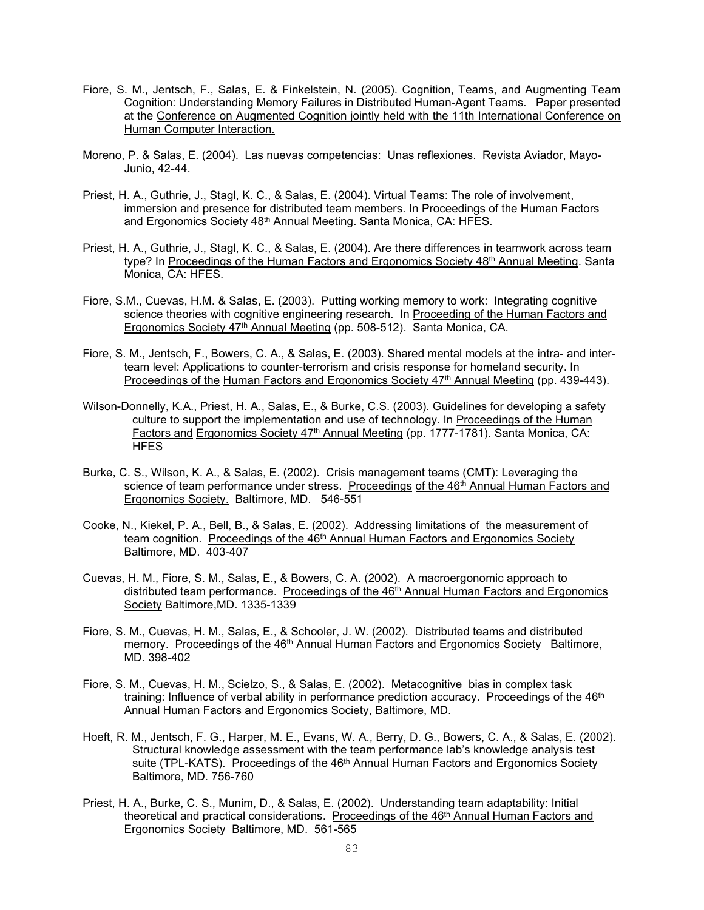Fiore, S. M., Jentsch, F., Salas, E. & Finkelstein, N. (2005). Cognition, Teams, and Augmenting Team Cognition: Understanding Memory Failures in Distributed Human-Agent Teams. Paper presented at the Conference on Augmented Cognition jointly held with the 11th International Conference on Human Computer Interaction.

Moreno, P. & Salas, E. (2004). Las nuevas competencias: Unas reflexiones. Revista Aviador, Mayo-Junio, 42-44.

Priest, H. A., Guthrie, J., Stagl, K. C., & Salas, E. (2004). Virtual Teams: The role of involvement, immersion and presence for distributed team members. In Proceedings of the Human Factors and Ergonomics Society 48th Annual Meeting. Santa Monica, CA: HFES.

Priest, H. A., Guthrie, J., Stagl, K. C., & Salas, E. (2004). Are there differences in teamwork across team type? In Proceedings of the Human Factors and Ergonomics Society 48th Annual Meeting. Santa Monica, CA: HFES.

Fiore, S.M., Cuevas, H.M. & Salas, E. (2003). Putting working memory to work: Integrating cognitive science theories with cognitive engineering research. In Proceeding of the Human Factors and Ergonomics Society 47th Annual Meeting (pp. 508-512). Santa Monica, CA.

Fiore, S. M., Jentsch, F., Bowers, C. A., & Salas, E. (2003). Shared mental models at the intra- and inter-team level: Applications to counter-terrorism and crisis response for homeland security. In Proceedings of the Human Factors and Ergonomics Society 47th Annual Meeting (pp. 439-443).

Wilson-Donnelly, K.A., Priest, H. A., Salas, E., & Burke, C.S. (2003). Guidelines for developing a safety culture to support the implementation and use of technology. In Proceedings of the Human Factors and Ergonomics Society 47th Annual Meeting (pp. 1777-1781). Santa Monica, CA: HFES

Burke, C. S., Wilson, K. A., & Salas, E. (2002). Crisis management teams (CMT): Leveraging the science of team performance under stress. Proceedings of the 46th Annual Human Factors and Ergonomics Society. Baltimore, MD. 546-551

Cooke, N., Kiekel, P. A., Bell, B., & Salas, E. (2002). Addressing limitations of the measurement of team cognition. Proceedings of the 46th Annual Human Factors and Ergonomics Society Baltimore, MD. 403-407

Cuevas, H. M., Fiore, S. M., Salas, E., & Bowers, C. A. (2002). A macroergonomic approach to distributed team performance. Proceedings of the 46th Annual Human Factors and Ergonomics Society Baltimore,MD. 1335-1339

Fiore, S. M., Cuevas, H. M., Salas, E., & Schooler, J. W. (2002). Distributed teams and distributed memory. Proceedings of the 46th Annual Human Factors and Ergonomics Society Baltimore, MD. 398-402

Fiore, S. M., Cuevas, H. M., Scielzo, S., & Salas, E. (2002). Metacognitive bias in complex task training: Influence of verbal ability in performance prediction accuracy. Proceedings of the 46th Annual Human Factors and Ergonomics Society, Baltimore, MD.

Hoeft, R. M., Jentsch, F. G., Harper, M. E., Evans, W. A., Berry, D. G., Bowers, C. A., & Salas, E. (2002). Structural knowledge assessment with the team performance lab's knowledge analysis test suite (TPL-KATS). Proceedings of the 46th Annual Human Factors and Ergonomics Society Baltimore, MD. 756-760

Priest, H. A., Burke, C. S., Munim, D., & Salas, E. (2002). Understanding team adaptability: Initial theoretical and practical considerations. Proceedings of the 46th Annual Human Factors and Ergonomics Society Baltimore, MD. 561-565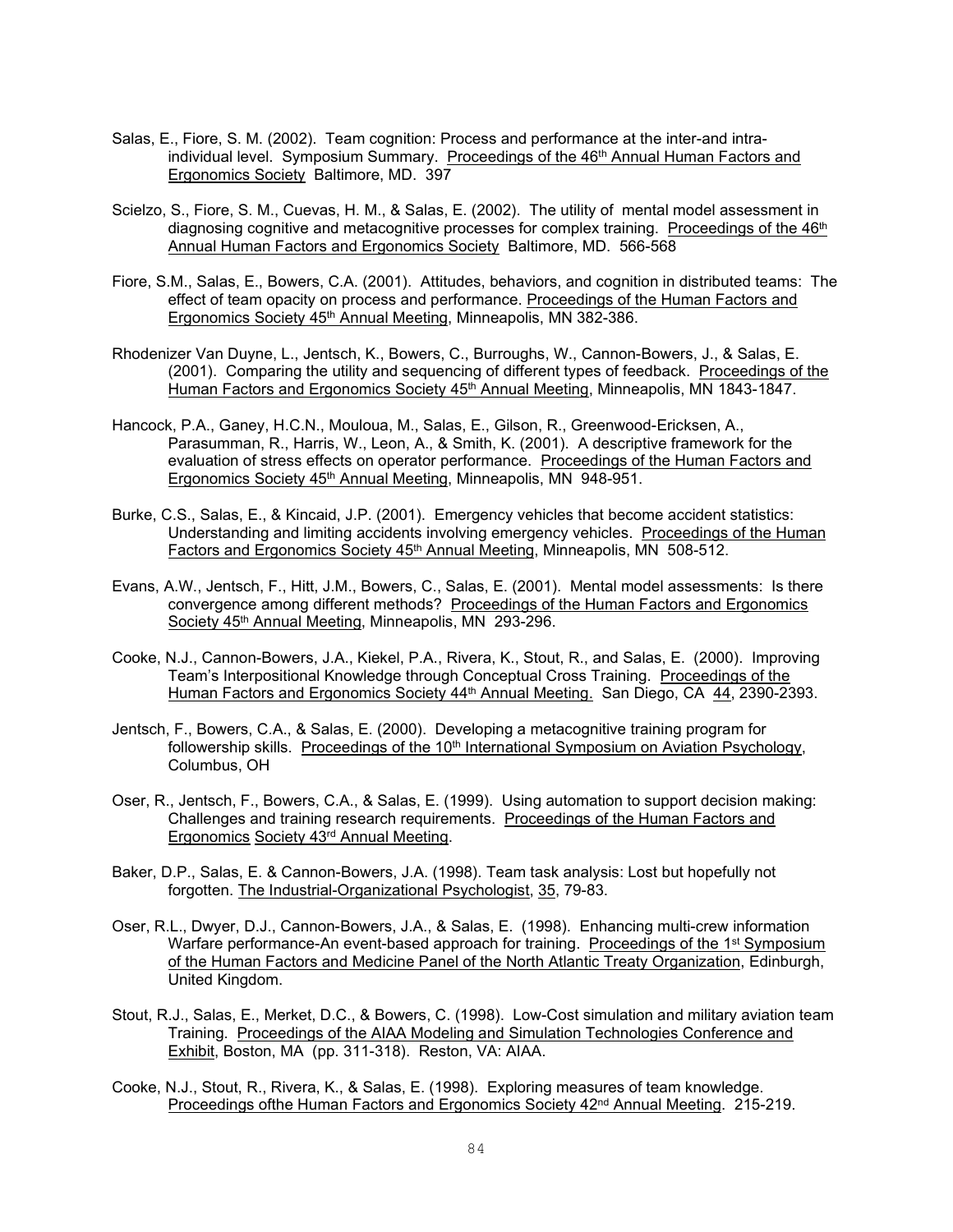Salas, E., Fiore, S. M. (2002). Team cognition: Process and performance at the inter-and intra-individual level. Symposium Summary. Proceedings of the 46th Annual Human Factors and Ergonomics Society Baltimore, MD. 397

Scielzo, S., Fiore, S. M., Cuevas, H. M., & Salas, E. (2002). The utility of mental model assessment in diagnosing cognitive and metacognitive processes for complex training. Proceedings of the 46th Annual Human Factors and Ergonomics Society Baltimore, MD. 566-568

Fiore, S.M., Salas, E., Bowers, C.A. (2001). Attitudes, behaviors, and cognition in distributed teams: The effect of team opacity on process and performance. Proceedings of the Human Factors and Ergonomics Society 45th Annual Meeting, Minneapolis, MN 382-386.

Rhodenizer Van Duyne, L., Jentsch, K., Bowers, C., Burroughs, W., Cannon-Bowers, J., & Salas, E. (2001). Comparing the utility and sequencing of different types of feedback. Proceedings of the Human Factors and Ergonomics Society 45th Annual Meeting, Minneapolis, MN 1843-1847.

Hancock, P.A., Ganey, H.C.N., Mouloua, M., Salas, E., Gilson, R., Greenwood-Ericksen, A., Parasumman, R., Harris, W., Leon, A., & Smith, K. (2001). A descriptive framework for the evaluation of stress effects on operator performance. Proceedings of the Human Factors and Ergonomics Society 45th Annual Meeting, Minneapolis, MN 948-951.

Burke, C.S., Salas, E., & Kincaid, J.P. (2001). Emergency vehicles that become accident statistics: Understanding and limiting accidents involving emergency vehicles. Proceedings of the Human Factors and Ergonomics Society 45th Annual Meeting, Minneapolis, MN 508-512.

Evans, A.W., Jentsch, F., Hitt, J.M., Bowers, C., Salas, E. (2001). Mental model assessments: Is there convergence among different methods? Proceedings of the Human Factors and Ergonomics Society 45th Annual Meeting, Minneapolis, MN 293-296.

Cooke, N.J., Cannon-Bowers, J.A., Kiekel, P.A., Rivera, K., Stout, R., and Salas, E. (2000). Improving Team's Interpositional Knowledge through Conceptual Cross Training. Proceedings of the Human Factors and Ergonomics Society 44th Annual Meeting. San Diego, CA 44, 2390-2393.

Jentsch, F., Bowers, C.A., & Salas, E. (2000). Developing a metacognitive training program for followership skills. Proceedings of the 10th International Symposium on Aviation Psychology, Columbus, OH

Oser, R., Jentsch, F., Bowers, C.A., & Salas, E. (1999). Using automation to support decision making: Challenges and training research requirements. Proceedings of the Human Factors and Ergonomics Society 43rd Annual Meeting.

Baker, D.P., Salas, E. & Cannon-Bowers, J.A. (1998). Team task analysis: Lost but hopefully not forgotten. The Industrial-Organizational Psychologist, 35, 79-83.

Oser, R.L., Dwyer, D.J., Cannon-Bowers, J.A., & Salas, E. (1998). Enhancing multi-crew information Warfare performance-An event-based approach for training. Proceedings of the 1st Symposium of the Human Factors and Medicine Panel of the North Atlantic Treaty Organization, Edinburgh, United Kingdom.

Stout, R.J., Salas, E., Merket, D.C., & Bowers, C. (1998). Low-Cost simulation and military aviation team Training. Proceedings of the AIAA Modeling and Simulation Technologies Conference and Exhibit, Boston, MA (pp. 311-318). Reston, VA: AIAA.

Cooke, N.J., Stout, R., Rivera, K., & Salas, E. (1998). Exploring measures of team knowledge. Proceedings ofthe Human Factors and Ergonomics Society 42nd Annual Meeting. 215-219.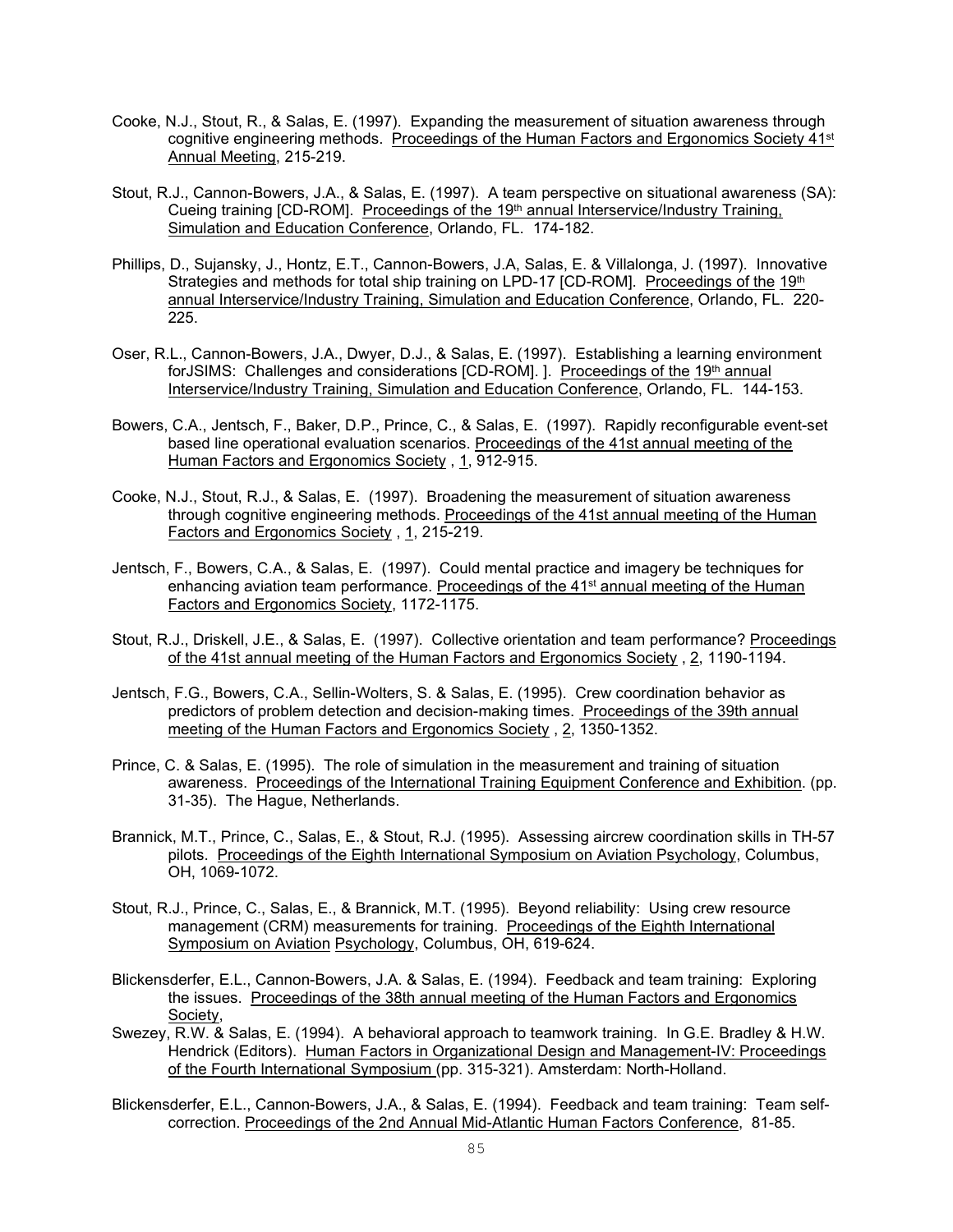Cooke, N.J., Stout, R., & Salas, E. (1997). Expanding the measurement of situation awareness through cognitive engineering methods. Proceedings of the Human Factors and Ergonomics Society 41st Annual Meeting, 215-219.

Stout, R.J., Cannon-Bowers, J.A., & Salas, E. (1997). A team perspective on situational awareness (SA): Cueing training [CD-ROM]. Proceedings of the 19th annual Interservice/Industry Training, Simulation and Education Conference, Orlando, FL. 174-182.

Phillips, D., Sujansky, J., Hontz, E.T., Cannon-Bowers, J.A, Salas, E. & Villalonga, J. (1997). Innovative Strategies and methods for total ship training on LPD-17 [CD-ROM]. Proceedings of the 19th annual Interservice/Industry Training, Simulation and Education Conference, Orlando, FL. 220-225.

Oser, R.L., Cannon-Bowers, J.A., Dwyer, D.J., & Salas, E. (1997). Establishing a learning environment forJSIMS: Challenges and considerations [CD-ROM]. ]. Proceedings of the 19th annual Interservice/Industry Training, Simulation and Education Conference, Orlando, FL. 144-153.

Bowers, C.A., Jentsch, F., Baker, D.P., Prince, C., & Salas, E. (1997). Rapidly reconfigurable event-set based line operational evaluation scenarios. Proceedings of the 41st annual meeting of the Human Factors and Ergonomics Society , 1, 912-915.

Cooke, N.J., Stout, R.J., & Salas, E. (1997). Broadening the measurement of situation awareness through cognitive engineering methods. Proceedings of the 41st annual meeting of the Human Factors and Ergonomics Society , 1, 215-219.

Jentsch, F., Bowers, C.A., & Salas, E. (1997). Could mental practice and imagery be techniques for enhancing aviation team performance. Proceedings of the 41st annual meeting of the Human Factors and Ergonomics Society, 1172-1175.

Stout, R.J., Driskell, J.E., & Salas, E. (1997). Collective orientation and team performance? Proceedings of the 41st annual meeting of the Human Factors and Ergonomics Society , 2, 1190-1194.

Jentsch, F.G., Bowers, C.A., Sellin-Wolters, S. & Salas, E. (1995). Crew coordination behavior as predictors of problem detection and decision-making times. Proceedings of the 39th annual meeting of the Human Factors and Ergonomics Society , 2, 1350-1352.

Prince, C. & Salas, E. (1995). The role of simulation in the measurement and training of situation awareness. Proceedings of the International Training Equipment Conference and Exhibition. (pp. 31-35). The Hague, Netherlands.

Brannick, M.T., Prince, C., Salas, E., & Stout, R.J. (1995). Assessing aircrew coordination skills in TH-57 pilots. Proceedings of the Eighth International Symposium on Aviation Psychology, Columbus, OH, 1069-1072.

Stout, R.J., Prince, C., Salas, E., & Brannick, M.T. (1995). Beyond reliability: Using crew resource management (CRM) measurements for training. Proceedings of the Eighth International Symposium on Aviation Psychology, Columbus, OH, 619-624.

Blickensderfer, E.L., Cannon-Bowers, J.A. & Salas, E. (1994). Feedback and team training: Exploring the issues. Proceedings of the 38th annual meeting of the Human Factors and Ergonomics Society,

Swezey, R.W. & Salas, E. (1994). A behavioral approach to teamwork training. In G.E. Bradley & H.W. Hendrick (Editors). Human Factors in Organizational Design and Management-IV: Proceedings of the Fourth International Symposium (pp. 315-321). Amsterdam: North-Holland.

Blickensderfer, E.L., Cannon-Bowers, J.A., & Salas, E. (1994). Feedback and team training: Team self-correction. Proceedings of the 2nd Annual Mid-Atlantic Human Factors Conference, 81-85.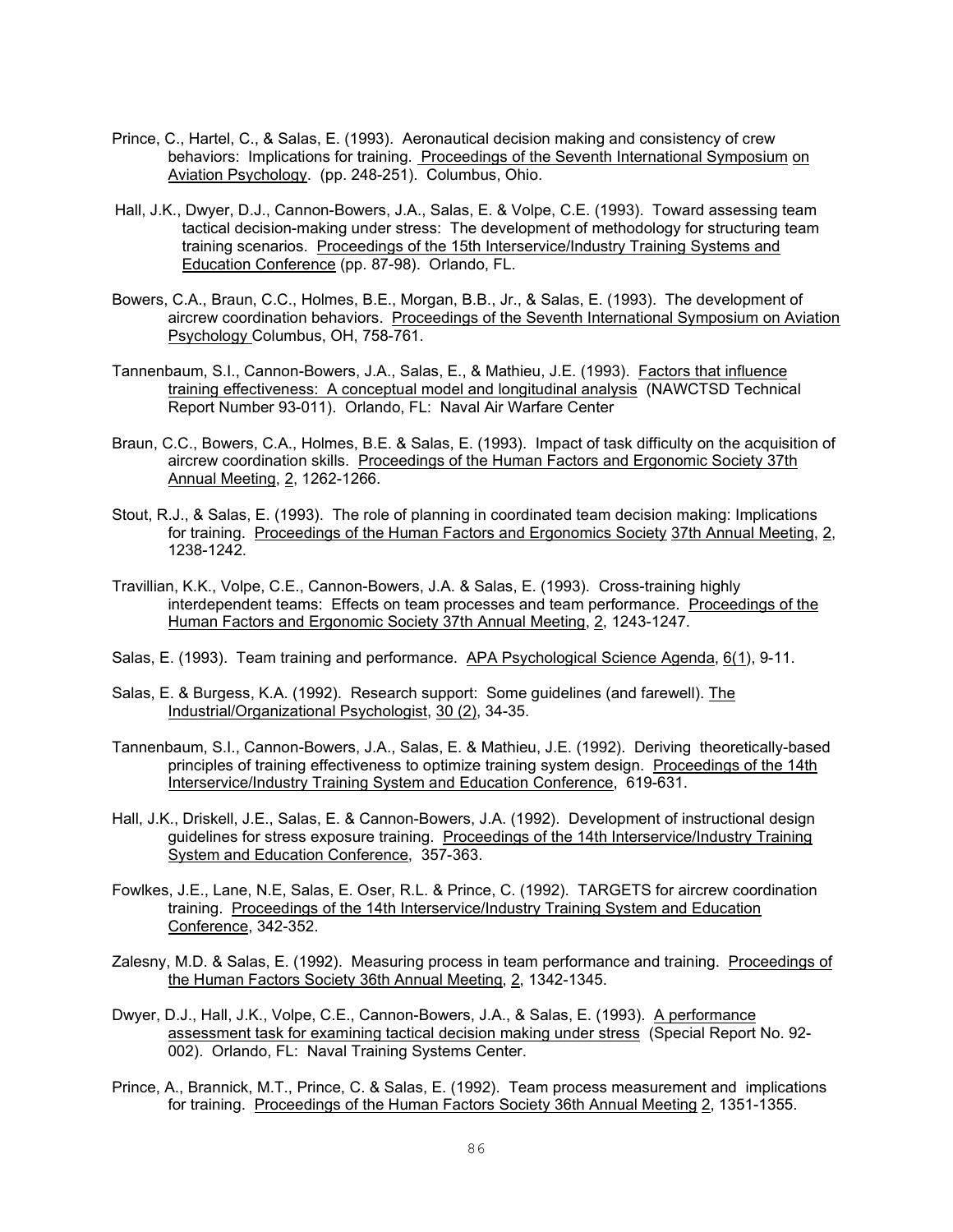Prince, C., Hartel, C., & Salas, E. (1993). Aeronautical decision making and consistency of crew behaviors: Implications for training. Proceedings of the Seventh International Symposium on Aviation Psychology. (pp. 248-251). Columbus, Ohio.

Hall, J.K., Dwyer, D.J., Cannon-Bowers, J.A., Salas, E. & Volpe, C.E. (1993). Toward assessing team tactical decision-making under stress: The development of methodology for structuring team training scenarios. Proceedings of the 15th Interservice/Industry Training Systems and Education Conference (pp. 87-98). Orlando, FL.

Bowers, C.A., Braun, C.C., Holmes, B.E., Morgan, B.B., Jr., & Salas, E. (1993). The development of aircrew coordination behaviors. Proceedings of the Seventh International Symposium on Aviation Psychology Columbus, OH, 758-761.

Tannenbaum, S.I., Cannon-Bowers, J.A., Salas, E., & Mathieu, J.E. (1993). Factors that influence training effectiveness: A conceptual model and longitudinal analysis (NAWCTSD Technical Report Number 93-011). Orlando, FL: Naval Air Warfare Center

Braun, C.C., Bowers, C.A., Holmes, B.E. & Salas, E. (1993). Impact of task difficulty on the acquisition of aircrew coordination skills. Proceedings of the Human Factors and Ergonomic Society 37th Annual Meeting, 2, 1262-1266.

Stout, R.J., & Salas, E. (1993). The role of planning in coordinated team decision making: Implications for training. Proceedings of the Human Factors and Ergonomics Society 37th Annual Meeting, 2, 1238-1242.

Travillian, K.K., Volpe, C.E., Cannon-Bowers, J.A. & Salas, E. (1993). Cross-training highly interdependent teams: Effects on team processes and team performance. Proceedings of the Human Factors and Ergonomic Society 37th Annual Meeting, 2, 1243-1247.

Salas, E. (1993). Team training and performance. APA Psychological Science Agenda, 6(1), 9-11.

Salas, E. & Burgess, K.A. (1992). Research support: Some guidelines (and farewell). The Industrial/Organizational Psychologist, 30 (2), 34-35.

Tannenbaum, S.I., Cannon-Bowers, J.A., Salas, E. & Mathieu, J.E. (1992). Deriving theoretically-based principles of training effectiveness to optimize training system design. Proceedings of the 14th Interservice/Industry Training System and Education Conference, 619-631.

Hall, J.K., Driskell, J.E., Salas, E. & Cannon-Bowers, J.A. (1992). Development of instructional design guidelines for stress exposure training. Proceedings of the 14th Interservice/Industry Training System and Education Conference, 357-363.

Fowlkes, J.E., Lane, N.E, Salas, E. Oser, R.L. & Prince, C. (1992). TARGETS for aircrew coordination training. Proceedings of the 14th Interservice/Industry Training System and Education Conference, 342-352.

Zalesny, M.D. & Salas, E. (1992). Measuring process in team performance and training. Proceedings of the Human Factors Society 36th Annual Meeting, 2, 1342-1345.

Dwyer, D.J., Hall, J.K., Volpe, C.E., Cannon-Bowers, J.A., & Salas, E. (1993). A performance assessment task for examining tactical decision making under stress (Special Report No. 92-002). Orlando, FL: Naval Training Systems Center.

Prince, A., Brannick, M.T., Prince, C. & Salas, E. (1992). Team process measurement and implications for training. Proceedings of the Human Factors Society 36th Annual Meeting 2, 1351-1355.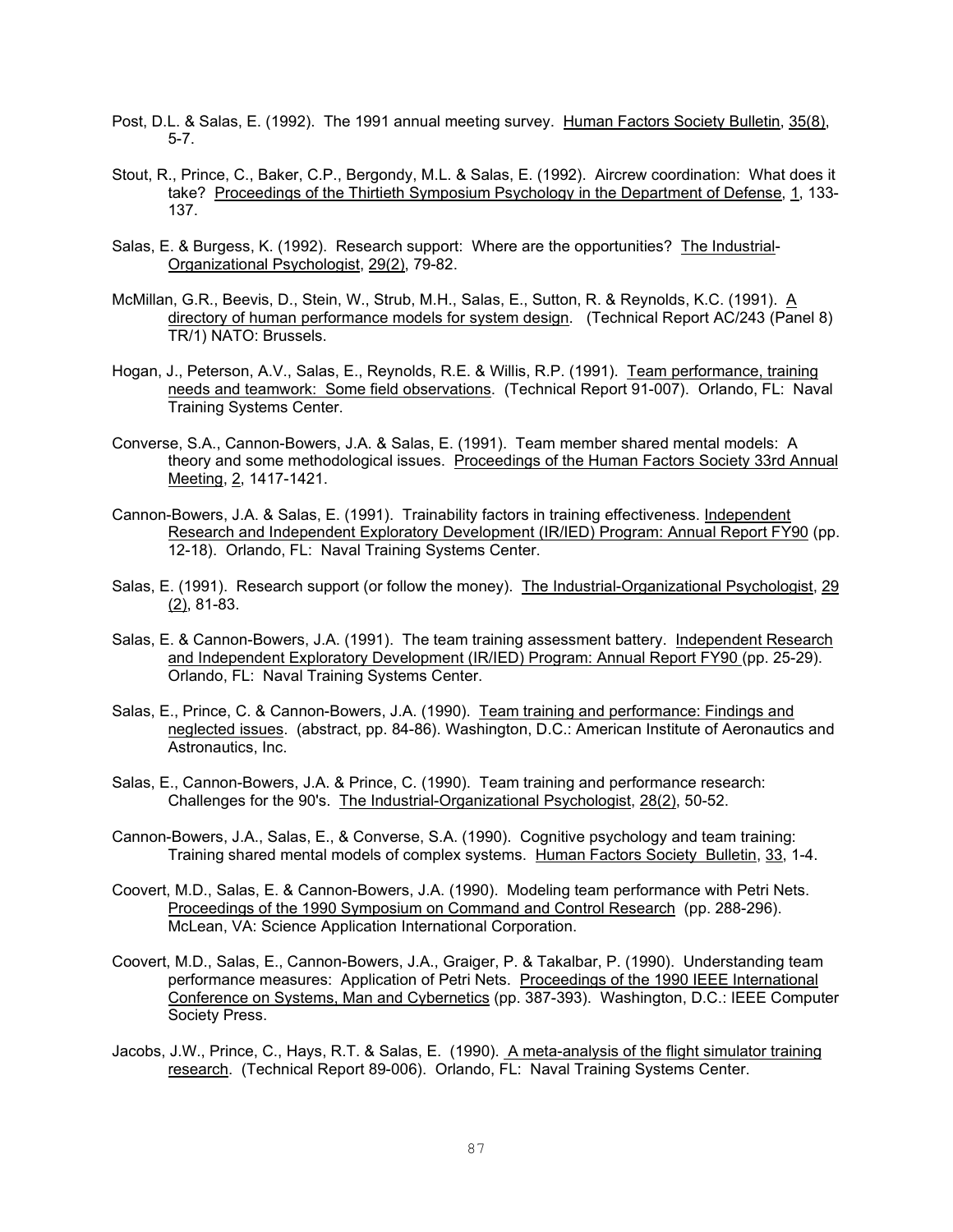Post, D.L. & Salas, E. (1992). The 1991 annual meeting survey. Human Factors Society Bulletin, 35(8), 5-7.

Stout, R., Prince, C., Baker, C.P., Bergondy, M.L. & Salas, E. (1992). Aircrew coordination: What does it take? Proceedings of the Thirtieth Symposium Psychology in the Department of Defense, 1, 133-137.

Salas, E. & Burgess, K. (1992). Research support: Where are the opportunities? The Industrial-Organizational Psychologist, 29(2), 79-82.

McMillan, G.R., Beevis, D., Stein, W., Strub, M.H., Salas, E., Sutton, R. & Reynolds, K.C. (1991). A directory of human performance models for system design. (Technical Report AC/243 (Panel 8) TR/1) NATO: Brussels.

Hogan, J., Peterson, A.V., Salas, E., Reynolds, R.E. & Willis, R.P. (1991). Team performance, training needs and teamwork: Some field observations. (Technical Report 91-007). Orlando, FL: Naval Training Systems Center.

Converse, S.A., Cannon-Bowers, J.A. & Salas, E. (1991). Team member shared mental models: A theory and some methodological issues. Proceedings of the Human Factors Society 33rd Annual Meeting, 2, 1417-1421.

Cannon-Bowers, J.A. & Salas, E. (1991). Trainability factors in training effectiveness. Independent Research and Independent Exploratory Development (IR/IED) Program: Annual Report FY90 (pp. 12-18). Orlando, FL: Naval Training Systems Center.

Salas, E. (1991). Research support (or follow the money). The Industrial-Organizational Psychologist, 29 (2), 81-83.

Salas, E. & Cannon-Bowers, J.A. (1991). The team training assessment battery. Independent Research and Independent Exploratory Development (IR/IED) Program: Annual Report FY90 (pp. 25-29). Orlando, FL: Naval Training Systems Center.

Salas, E., Prince, C. & Cannon-Bowers, J.A. (1990). Team training and performance: Findings and neglected issues. (abstract, pp. 84-86). Washington, D.C.: American Institute of Aeronautics and Astronautics, Inc.

Salas, E., Cannon-Bowers, J.A. & Prince, C. (1990). Team training and performance research: Challenges for the 90's. The Industrial-Organizational Psychologist, 28(2), 50-52.

Cannon-Bowers, J.A., Salas, E., & Converse, S.A. (1990). Cognitive psychology and team training: Training shared mental models of complex systems. Human Factors Society Bulletin, 33, 1-4.

Coovert, M.D., Salas, E. & Cannon-Bowers, J.A. (1990). Modeling team performance with Petri Nets. Proceedings of the 1990 Symposium on Command and Control Research (pp. 288-296). McLean, VA: Science Application International Corporation.

Coovert, M.D., Salas, E., Cannon-Bowers, J.A., Graiger, P. & Takalbar, P. (1990). Understanding team performance measures: Application of Petri Nets. Proceedings of the 1990 IEEE International Conference on Systems, Man and Cybernetics (pp. 387-393). Washington, D.C.: IEEE Computer Society Press.

Jacobs, J.W., Prince, C., Hays, R.T. & Salas, E. (1990). A meta-analysis of the flight simulator training research. (Technical Report 89-006). Orlando, FL: Naval Training Systems Center.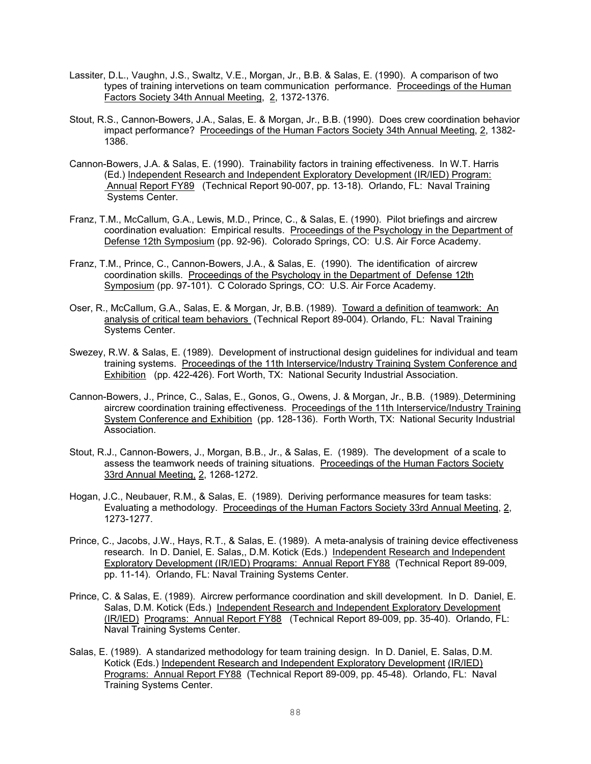Lassiter, D.L., Vaughn, J.S., Swaltz, V.E., Morgan, Jr., B.B. & Salas, E. (1990). A comparison of two types of training intervetions on team communication performance. <u>Proceedings of the Human Factors Society 34th Annual Meeting</u>, <u>2</u>, 1372-1376.

Stout, R.S., Cannon-Bowers, J.A., Salas, E. & Morgan, Jr., B.B. (1990). Does crew coordination behavior impact performance? <u>Proceedings of the Human Factors Society 34th Annual Meeting</u>, <u>2</u>, 1382-1386.

Cannon-Bowers, J.A. & Salas, E. (1990). Trainability factors in training effectiveness. In W.T. Harris (Ed.) <u>Independent Research and Independent Exploratory Development (IR/IED) Program: Annual Report FY89</u> (Technical Report 90-007, pp. 13-18). Orlando, FL: Naval Training Systems Center.

Franz, T.M., McCallum, G.A., Lewis, M.D., Prince, C., & Salas, E. (1990). Pilot briefings and aircrew coordination evaluation: Empirical results. <u>Proceedings of the Psychology in the Department of Defense 12th Symposium</u> (pp. 92-96). Colorado Springs, CO: U.S. Air Force Academy.

Franz, T.M., Prince, C., Cannon-Bowers, J.A., & Salas, E. (1990). The identification of aircrew coordination skills. <u>Proceedings of the Psychology in the Department of Defense 12th Symposium</u> (pp. 97-101). C Colorado Springs, CO: U.S. Air Force Academy.

Oser, R., McCallum, G.A., Salas, E. & Morgan, Jr, B.B. (1989). <u>Toward a definition of teamwork: An analysis of critical team behaviors</u> (Technical Report 89-004). Orlando, FL: Naval Training Systems Center.

Swezey, R.W. & Salas, E. (1989). Development of instructional design guidelines for individual and team training systems. <u>Proceedings of the 11th Interservice/Industry Training System Conference and Exhibition</u> (pp. 422-426). Fort Worth, TX: National Security Industrial Association.

Cannon-Bowers, J., Prince, C., Salas, E., Gonos, G., Owens, J. & Morgan, Jr., B.B. (1989). Determining aircrew coordination training effectiveness. <u>Proceedings of the 11th Interservice/Industry Training System Conference and Exhibition</u> (pp. 128-136). Forth Worth, TX: National Security Industrial Association.

Stout, R.J., Cannon-Bowers, J., Morgan, B.B., Jr., & Salas, E. (1989). The development of a scale to assess the teamwork needs of training situations. <u>Proceedings of the Human Factors Society 33rd Annual Meeting</u>, <u>2</u>, 1268-1272.

Hogan, J.C., Neubauer, R.M., & Salas, E. (1989). Deriving performance measures for team tasks: Evaluating a methodology. <u>Proceedings of the Human Factors Society 33rd Annual Meeting</u>, <u>2</u>, 1273-1277.

Prince, C., Jacobs, J.W., Hays, R.T., & Salas, E. (1989). A meta-analysis of training device effectiveness research. In D. Daniel, E. Salas,, D.M. Kotick (Eds.) <u>Independent Research and Independent Exploratory Development (IR/IED) Programs: Annual Report FY88</u> (Technical Report 89-009, pp. 11-14). Orlando, FL: Naval Training Systems Center.

Prince, C. & Salas, E. (1989). Aircrew performance coordination and skill development. In D. Daniel, E. Salas, D.M. Kotick (Eds.) <u>Independent Research and Independent Exploratory Development (IR/IED) Programs: Annual Report FY88</u> (Technical Report 89-009, pp. 35-40). Orlando, FL: Naval Training Systems Center.

Salas, E. (1989). A standarized methodology for team training design. In D. Daniel, E. Salas, D.M. Kotick (Eds.) <u>Independent Research and Independent Exploratory Development (IR/IED) Programs: Annual Report FY88</u> (Technical Report 89-009, pp. 45-48). Orlando, FL: Naval Training Systems Center.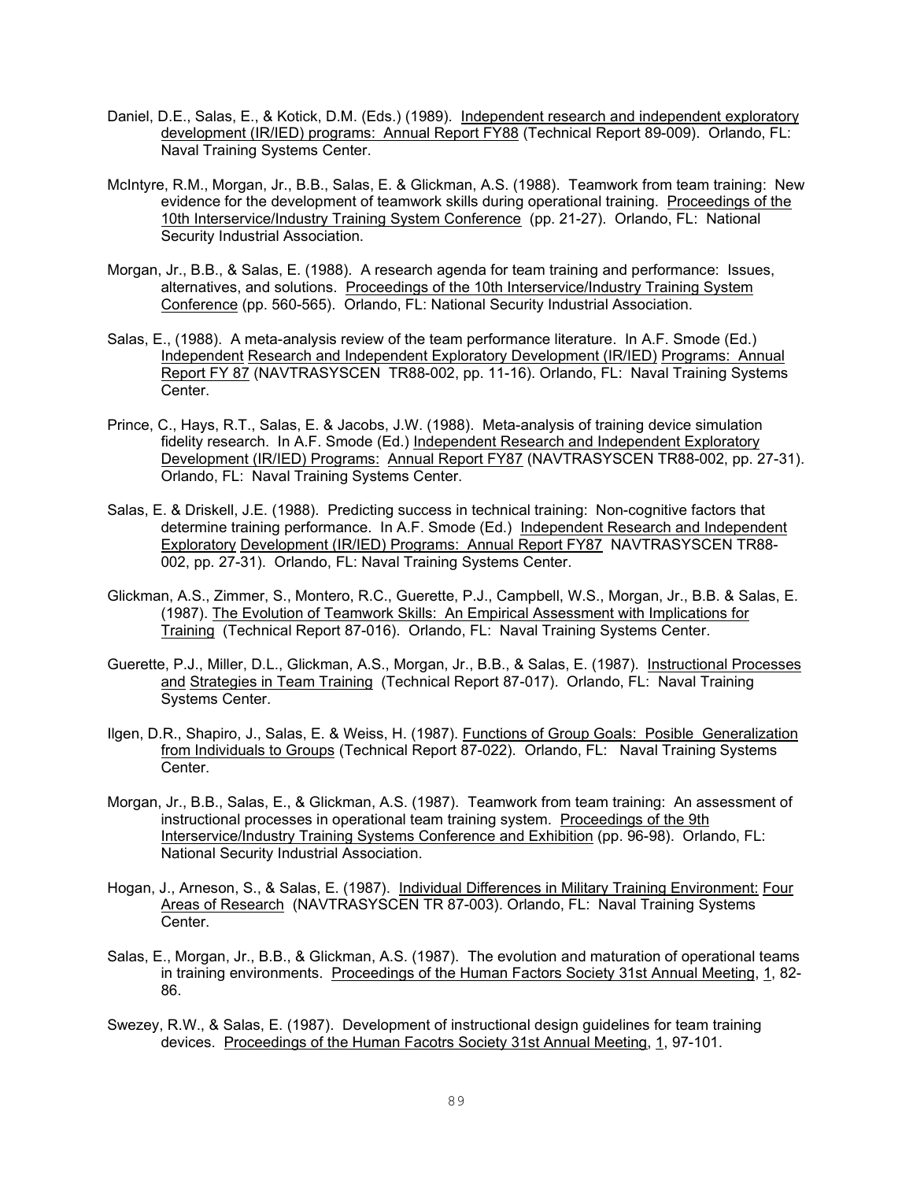Daniel, D.E., Salas, E., & Kotick, D.M. (Eds.) (1989). Independent research and independent exploratory development (IR/IED) programs: Annual Report FY88 (Technical Report 89-009). Orlando, FL: Naval Training Systems Center.

McIntyre, R.M., Morgan, Jr., B.B., Salas, E. & Glickman, A.S. (1988). Teamwork from team training: New evidence for the development of teamwork skills during operational training. Proceedings of the 10th Interservice/Industry Training System Conference (pp. 21-27). Orlando, FL: National Security Industrial Association.

Morgan, Jr., B.B., & Salas, E. (1988). A research agenda for team training and performance: Issues, alternatives, and solutions. Proceedings of the 10th Interservice/Industry Training System Conference (pp. 560-565). Orlando, FL: National Security Industrial Association.

Salas, E., (1988). A meta-analysis review of the team performance literature. In A.F. Smode (Ed.) Independent Research and Independent Exploratory Development (IR/IED) Programs: Annual Report FY 87 (NAVTRASYSCEN TR88-002, pp. 11-16). Orlando, FL: Naval Training Systems Center.

Prince, C., Hays, R.T., Salas, E. & Jacobs, J.W. (1988). Meta-analysis of training device simulation fidelity research. In A.F. Smode (Ed.) Independent Research and Independent Exploratory Development (IR/IED) Programs: Annual Report FY87 (NAVTRASYSCEN TR88-002, pp. 27-31). Orlando, FL: Naval Training Systems Center.

Salas, E. & Driskell, J.E. (1988). Predicting success in technical training: Non-cognitive factors that determine training performance. In A.F. Smode (Ed.) Independent Research and Independent Exploratory Development (IR/IED) Programs: Annual Report FY87 NAVTRASYSCEN TR88-002, pp. 27-31). Orlando, FL: Naval Training Systems Center.

Glickman, A.S., Zimmer, S., Montero, R.C., Guerette, P.J., Campbell, W.S., Morgan, Jr., B.B. & Salas, E. (1987). The Evolution of Teamwork Skills: An Empirical Assessment with Implications for Training (Technical Report 87-016). Orlando, FL: Naval Training Systems Center.

Guerette, P.J., Miller, D.L., Glickman, A.S., Morgan, Jr., B.B., & Salas, E. (1987). Instructional Processes and Strategies in Team Training (Technical Report 87-017). Orlando, FL: Naval Training Systems Center.

Ilgen, D.R., Shapiro, J., Salas, E. & Weiss, H. (1987). Functions of Group Goals: Posible Generalization from Individuals to Groups (Technical Report 87-022). Orlando, FL: Naval Training Systems Center.

Morgan, Jr., B.B., Salas, E., & Glickman, A.S. (1987). Teamwork from team training: An assessment of instructional processes in operational team training system. Proceedings of the 9th Interservice/Industry Training Systems Conference and Exhibition (pp. 96-98). Orlando, FL: National Security Industrial Association.

Hogan, J., Arneson, S., & Salas, E. (1987). Individual Differences in Military Training Environment: Four Areas of Research (NAVTRASYSCEN TR 87-003). Orlando, FL: Naval Training Systems Center.

Salas, E., Morgan, Jr., B.B., & Glickman, A.S. (1987). The evolution and maturation of operational teams in training environments. Proceedings of the Human Factors Society 31st Annual Meeting, 1, 82-86.

Swezey, R.W., & Salas, E. (1987). Development of instructional design guidelines for team training devices. Proceedings of the Human Facotrs Society 31st Annual Meeting, 1, 97-101.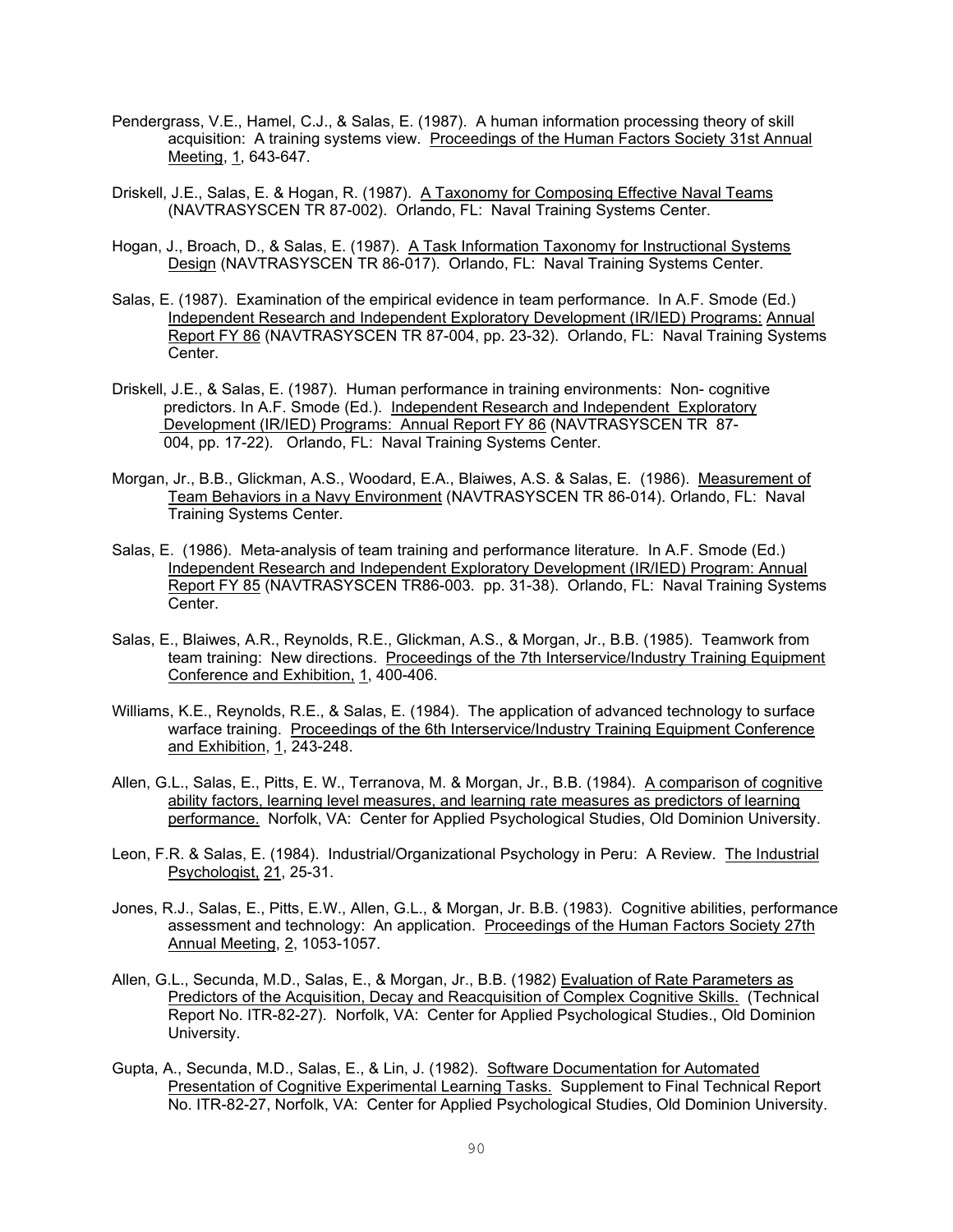Pendergrass, V.E., Hamel, C.J., & Salas, E. (1987). A human information processing theory of skill acquisition: A training systems view. Proceedings of the Human Factors Society 31st Annual Meeting, 1, 643-647.

Driskell, J.E., Salas, E. & Hogan, R. (1987). A Taxonomy for Composing Effective Naval Teams (NAVTRASYSCEN TR 87-002). Orlando, FL: Naval Training Systems Center.

Hogan, J., Broach, D., & Salas, E. (1987). A Task Information Taxonomy for Instructional Systems Design (NAVTRASYSCEN TR 86-017). Orlando, FL: Naval Training Systems Center.

Salas, E. (1987). Examination of the empirical evidence in team performance. In A.F. Smode (Ed.) Independent Research and Independent Exploratory Development (IR/IED) Programs: Annual Report FY 86 (NAVTRASYSCEN TR 87-004, pp. 23-32). Orlando, FL: Naval Training Systems Center.

Driskell, J.E., & Salas, E. (1987). Human performance in training environments: Non- cognitive predictors. In A.F. Smode (Ed.). Independent Research and Independent Exploratory Development (IR/IED) Programs: Annual Report FY 86 (NAVTRASYSCEN TR 87-004, pp. 17-22). Orlando, FL: Naval Training Systems Center.

Morgan, Jr., B.B., Glickman, A.S., Woodard, E.A., Blaiwes, A.S. & Salas, E. (1986). Measurement of Team Behaviors in a Navy Environment (NAVTRASYSCEN TR 86-014). Orlando, FL: Naval Training Systems Center.

Salas, E. (1986). Meta-analysis of team training and performance literature. In A.F. Smode (Ed.) Independent Research and Independent Exploratory Development (IR/IED) Program: Annual Report FY 85 (NAVTRASYSCEN TR86-003. pp. 31-38). Orlando, FL: Naval Training Systems Center.

Salas, E., Blaiwes, A.R., Reynolds, R.E., Glickman, A.S., & Morgan, Jr., B.B. (1985). Teamwork from team training: New directions. Proceedings of the 7th Interservice/Industry Training Equipment Conference and Exhibition, 1, 400-406.

Williams, K.E., Reynolds, R.E., & Salas, E. (1984). The application of advanced technology to surface warface training. Proceedings of the 6th Interservice/Industry Training Equipment Conference and Exhibition, 1, 243-248.

Allen, G.L., Salas, E., Pitts, E. W., Terranova, M. & Morgan, Jr., B.B. (1984). A comparison of cognitive ability factors, learning level measures, and learning rate measures as predictors of learning performance. Norfolk, VA: Center for Applied Psychological Studies, Old Dominion University.

Leon, F.R. & Salas, E. (1984). Industrial/Organizational Psychology in Peru: A Review. The Industrial Psychologist, 21, 25-31.

Jones, R.J., Salas, E., Pitts, E.W., Allen, G.L., & Morgan, Jr. B.B. (1983). Cognitive abilities, performance assessment and technology: An application. Proceedings of the Human Factors Society 27th Annual Meeting, 2, 1053-1057.

Allen, G.L., Secunda, M.D., Salas, E., & Morgan, Jr., B.B. (1982) Evaluation of Rate Parameters as Predictors of the Acquisition, Decay and Reacquisition of Complex Cognitive Skills. (Technical Report No. ITR-82-27). Norfolk, VA: Center for Applied Psychological Studies., Old Dominion University.

Gupta, A., Secunda, M.D., Salas, E., & Lin, J. (1982). Software Documentation for Automated Presentation of Cognitive Experimental Learning Tasks. Supplement to Final Technical Report No. ITR-82-27, Norfolk, VA: Center for Applied Psychological Studies, Old Dominion University.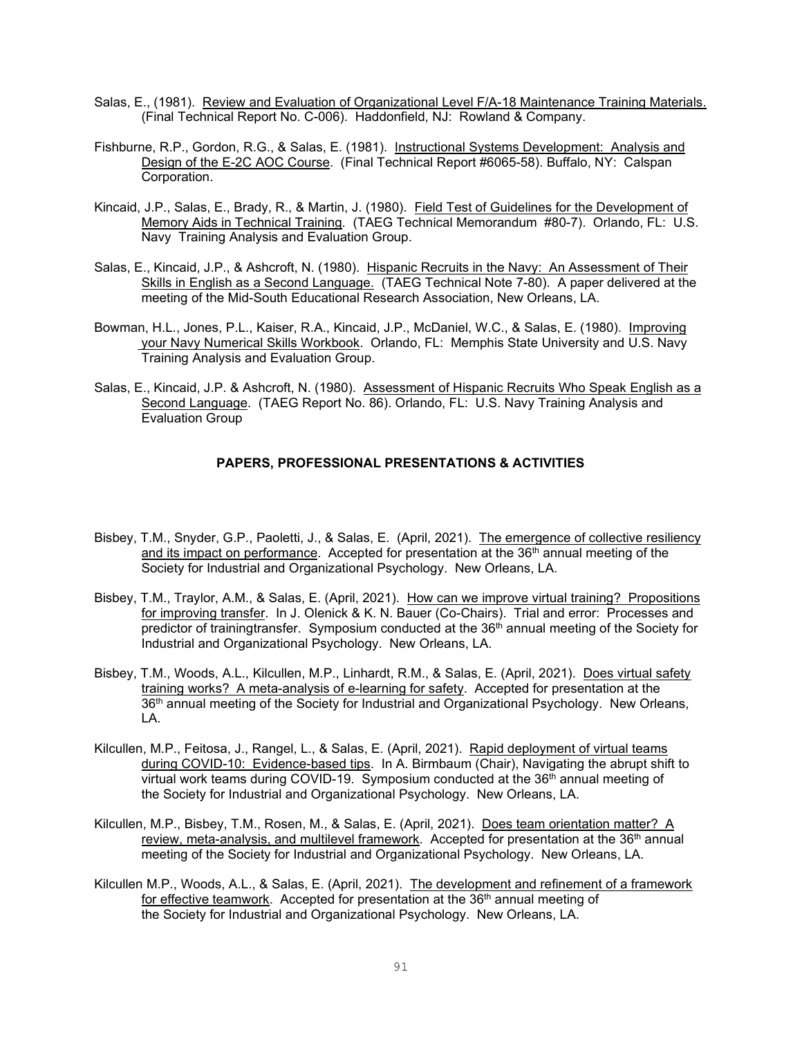Salas, E., (1981). <u>Review and Evaluation of Organizational Level F/A-18 Maintenance Training Materials.</u> (Final Technical Report No. C-006). Haddonfield, NJ: Rowland & Company.

Fishburne, R.P., Gordon, R.G., & Salas, E. (1981). <u>Instructional Systems Development: Analysis and Design of the E-2C AOC Course</u>. (Final Technical Report #6065-58). Buffalo, NY: Calspan Corporation.

Kincaid, J.P., Salas, E., Brady, R., & Martin, J. (1980). <u>Field Test of Guidelines for the Development of Memory Aids in Technical Training</u>. (TAEG Technical Memorandum #80-7). Orlando, FL: U.S. Navy Training Analysis and Evaluation Group.

Salas, E., Kincaid, J.P., & Ashcroft, N. (1980). <u>Hispanic Recruits in the Navy: An Assessment of Their Skills in English as a Second Language.</u> (TAEG Technical Note 7-80). A paper delivered at the meeting of the Mid-South Educational Research Association, New Orleans, LA.

Bowman, H.L., Jones, P.L., Kaiser, R.A., Kincaid, J.P., McDaniel, W.C., & Salas, E. (1980). <u>Improving your Navy Numerical Skills Workbook</u>. Orlando, FL: Memphis State University and U.S. Navy Training Analysis and Evaluation Group.

Salas, E., Kincaid, J.P. & Ashcroft, N. (1980). <u>Assessment of Hispanic Recruits Who Speak English as a Second Language</u>. (TAEG Report No. 86). Orlando, FL: U.S. Navy Training Analysis and Evaluation Group

## PAPERS, PROFESSIONAL PRESENTATIONS & ACTIVITIES

Bisbey, T.M., Snyder, G.P., Paoletti, J., & Salas, E. (April, 2021). <u>The emergence of collective resiliency and its impact on performance</u>. Accepted for presentation at the 36th annual meeting of the Society for Industrial and Organizational Psychology. New Orleans, LA.

Bisbey, T.M., Traylor, A.M., & Salas, E. (April, 2021). <u>How can we improve virtual training? Propositions for improving transfer</u>. In J. Olenick & K. N. Bauer (Co-Chairs). Trial and error: Processes and predictor of trainingtransfer. Symposium conducted at the 36th annual meeting of the Society for Industrial and Organizational Psychology. New Orleans, LA.

Bisbey, T.M., Woods, A.L., Kilcullen, M.P., Linhardt, R.M., & Salas, E. (April, 2021). <u>Does virtual safety training works? A meta-analysis of e-learning for safety</u>. Accepted for presentation at the 36th annual meeting of the Society for Industrial and Organizational Psychology. New Orleans, LA.

Kilcullen, M.P., Feitosa, J., Rangel, L., & Salas, E. (April, 2021). <u>Rapid deployment of virtual teams during COVID-10: Evidence-based tips</u>. In A. Birmbaum (Chair), Navigating the abrupt shift to virtual work teams during COVID-19. Symposium conducted at the 36th annual meeting of the Society for Industrial and Organizational Psychology. New Orleans, LA.

Kilcullen, M.P., Bisbey, T.M., Rosen, M., & Salas, E. (April, 2021). <u>Does team orientation matter? A review, meta-analysis, and multilevel framework</u>. Accepted for presentation at the 36th annual meeting of the Society for Industrial and Organizational Psychology. New Orleans, LA.

Kilcullen M.P., Woods, A.L., & Salas, E. (April, 2021). <u>The development and refinement of a framework for effective teamwork</u>. Accepted for presentation at the 36th annual meeting of the Society for Industrial and Organizational Psychology. New Orleans, LA.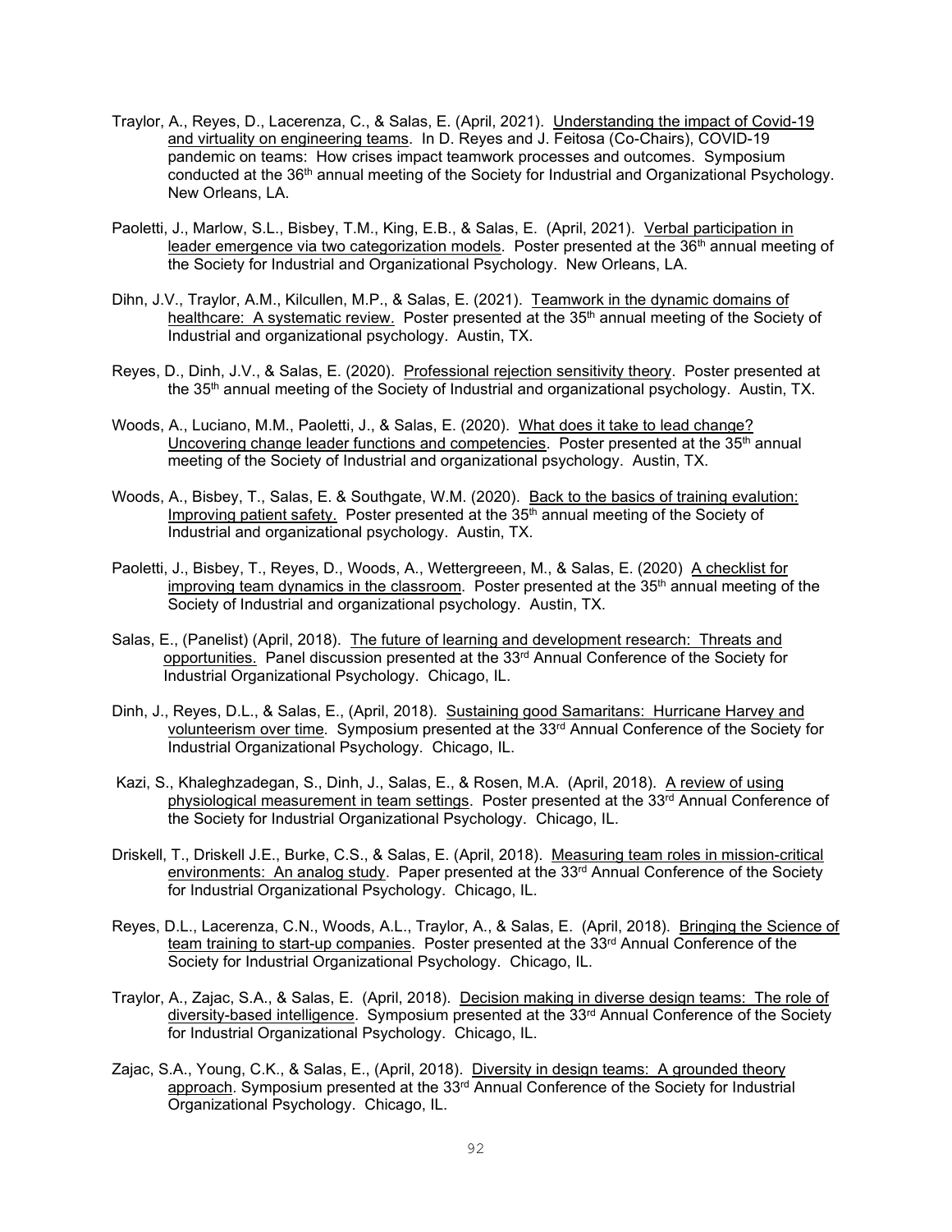Traylor, A., Reyes, D., Lacerenza, C., & Salas, E. (April, 2021). Understanding the impact of Covid-19 and virtuality on engineering teams. In D. Reyes and J. Feitosa (Co-Chairs), COVID-19 pandemic on teams: How crises impact teamwork processes and outcomes. Symposium conducted at the 36th annual meeting of the Society for Industrial and Organizational Psychology. New Orleans, LA.

Paoletti, J., Marlow, S.L., Bisbey, T.M., King, E.B., & Salas, E. (April, 2021). Verbal participation in leader emergence via two categorization models. Poster presented at the 36th annual meeting of the Society for Industrial and Organizational Psychology. New Orleans, LA.

Dihn, J.V., Traylor, A.M., Kilcullen, M.P., & Salas, E. (2021). Teamwork in the dynamic domains of healthcare: A systematic review. Poster presented at the 35th annual meeting of the Society of Industrial and organizational psychology. Austin, TX.

Reyes, D., Dinh, J.V., & Salas, E. (2020). Professional rejection sensitivity theory. Poster presented at the 35th annual meeting of the Society of Industrial and organizational psychology. Austin, TX.

Woods, A., Luciano, M.M., Paoletti, J., & Salas, E. (2020). What does it take to lead change? Uncovering change leader functions and competencies. Poster presented at the 35th annual meeting of the Society of Industrial and organizational psychology. Austin, TX.

Woods, A., Bisbey, T., Salas, E. & Southgate, W.M. (2020). Back to the basics of training evalution: Improving patient safety. Poster presented at the 35th annual meeting of the Society of Industrial and organizational psychology. Austin, TX.

Paoletti, J., Bisbey, T., Reyes, D., Woods, A., Wettergreeen, M., & Salas, E. (2020) A checklist for improving team dynamics in the classroom. Poster presented at the 35th annual meeting of the Society of Industrial and organizational psychology. Austin, TX.

Salas, E., (Panelist) (April, 2018). The future of learning and development research: Threats and opportunities. Panel discussion presented at the 33rd Annual Conference of the Society for Industrial Organizational Psychology. Chicago, IL.

Dinh, J., Reyes, D.L., & Salas, E., (April, 2018). Sustaining good Samaritans: Hurricane Harvey and volunteerism over time. Symposium presented at the 33rd Annual Conference of the Society for Industrial Organizational Psychology. Chicago, IL.

Kazi, S., Khaleghzadegan, S., Dinh, J., Salas, E., & Rosen, M.A. (April, 2018). A review of using physiological measurement in team settings. Poster presented at the 33rd Annual Conference of the Society for Industrial Organizational Psychology. Chicago, IL.

Driskell, T., Driskell J.E., Burke, C.S., & Salas, E. (April, 2018). Measuring team roles in mission-critical environments: An analog study. Paper presented at the 33rd Annual Conference of the Society for Industrial Organizational Psychology. Chicago, IL.

Reyes, D.L., Lacerenza, C.N., Woods, A.L., Traylor, A., & Salas, E. (April, 2018). Bringing the Science of team training to start-up companies. Poster presented at the 33rd Annual Conference of the Society for Industrial Organizational Psychology. Chicago, IL.

Traylor, A., Zajac, S.A., & Salas, E. (April, 2018). Decision making in diverse design teams: The role of diversity-based intelligence. Symposium presented at the 33rd Annual Conference of the Society for Industrial Organizational Psychology. Chicago, IL.

Zajac, S.A., Young, C.K., & Salas, E., (April, 2018). Diversity in design teams: A grounded theory approach. Symposium presented at the 33rd Annual Conference of the Society for Industrial Organizational Psychology. Chicago, IL.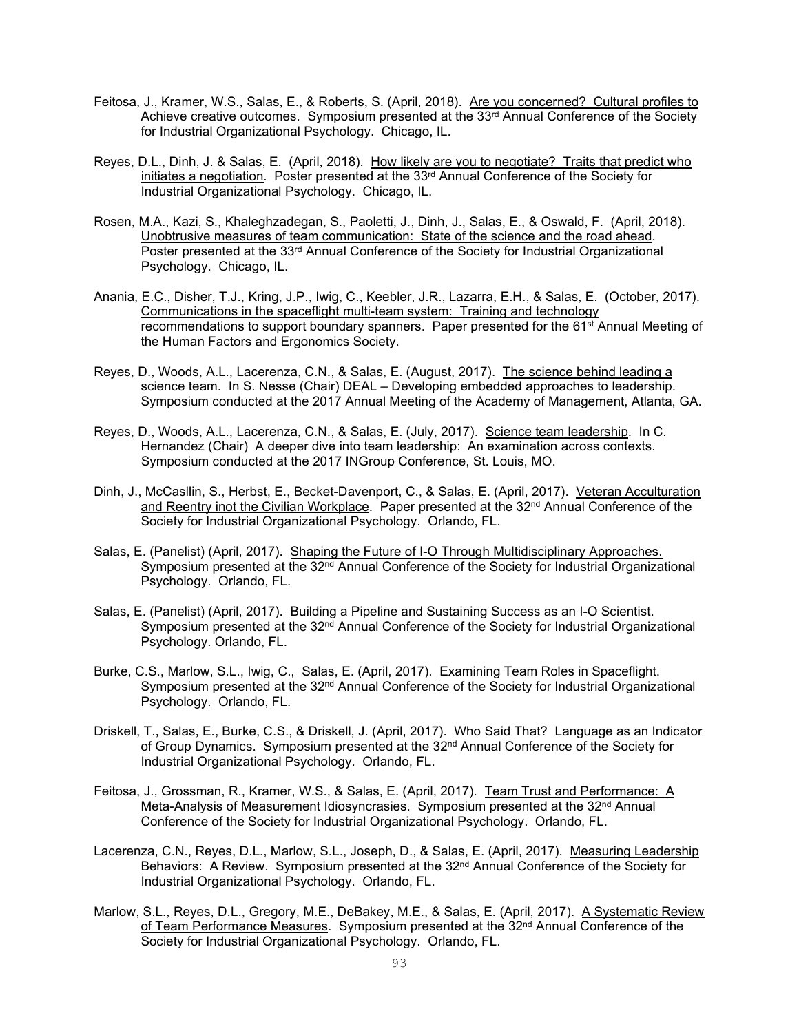Feitosa, J., Kramer, W.S., Salas, E., & Roberts, S. (April, 2018). <u>Are you concerned? Cultural profiles to Achieve creative outcomes</u>. Symposium presented at the 33rd Annual Conference of the Society for Industrial Organizational Psychology. Chicago, IL.

Reyes, D.L., Dinh, J. & Salas, E. (April, 2018). <u>How likely are you to negotiate? Traits that predict who initiates a negotiation</u>. Poster presented at the 33rd Annual Conference of the Society for Industrial Organizational Psychology. Chicago, IL.

Rosen, M.A., Kazi, S., Khaleghzadegan, S., Paoletti, J., Dinh, J., Salas, E., & Oswald, F. (April, 2018). <u>Unobtrusive measures of team communication: State of the science and the road ahead</u>. Poster presented at the 33rd Annual Conference of the Society for Industrial Organizational Psychology. Chicago, IL.

Anania, E.C., Disher, T.J., Kring, J.P., Iwig, C., Keebler, J.R., Lazarra, E.H., & Salas, E. (October, 2017). <u>Communications in the spaceflight multi-team system: Training and technology recommendations to support boundary spanners</u>. Paper presented for the 61st Annual Meeting of the Human Factors and Ergonomics Society.

Reyes, D., Woods, A.L., Lacerenza, C.N., & Salas, E. (August, 2017). <u>The science behind leading a science team</u>. In S. Nesse (Chair) DEAL – Developing embedded approaches to leadership. Symposium conducted at the 2017 Annual Meeting of the Academy of Management, Atlanta, GA.

Reyes, D., Woods, A.L., Lacerenza, C.N., & Salas, E. (July, 2017). <u>Science team leadership</u>. In C. Hernandez (Chair) A deeper dive into team leadership: An examination across contexts. Symposium conducted at the 2017 INGroup Conference, St. Louis, MO.

Dinh, J., McCasllin, S., Herbst, E., Becket-Davenport, C., & Salas, E. (April, 2017). <u>Veteran Acculturation and Reentry inot the Civilian Workplace</u>. Paper presented at the 32nd Annual Conference of the Society for Industrial Organizational Psychology. Orlando, FL.

Salas, E. (Panelist) (April, 2017). <u>Shaping the Future of I-O Through Multidisciplinary Approaches.</u> Symposium presented at the 32nd Annual Conference of the Society for Industrial Organizational Psychology. Orlando, FL.

Salas, E. (Panelist) (April, 2017). <u>Building a Pipeline and Sustaining Success as an I-O Scientist</u>. Symposium presented at the 32nd Annual Conference of the Society for Industrial Organizational Psychology. Orlando, FL.

Burke, C.S., Marlow, S.L., Iwig, C., Salas, E. (April, 2017). <u>Examining Team Roles in Spaceflight</u>. Symposium presented at the 32nd Annual Conference of the Society for Industrial Organizational Psychology. Orlando, FL.

Driskell, T., Salas, E., Burke, C.S., & Driskell, J. (April, 2017). <u>Who Said That? Language as an Indicator of Group Dynamics</u>. Symposium presented at the 32nd Annual Conference of the Society for Industrial Organizational Psychology. Orlando, FL.

Feitosa, J., Grossman, R., Kramer, W.S., & Salas, E. (April, 2017). <u>Team Trust and Performance: A Meta-Analysis of Measurement Idiosyncrasies</u>. Symposium presented at the 32nd Annual Conference of the Society for Industrial Organizational Psychology. Orlando, FL.

Lacerenza, C.N., Reyes, D.L., Marlow, S.L., Joseph, D., & Salas, E. (April, 2017). <u>Measuring Leadership Behaviors: A Review</u>. Symposium presented at the 32nd Annual Conference of the Society for Industrial Organizational Psychology. Orlando, FL.

Marlow, S.L., Reyes, D.L., Gregory, M.E., DeBakey, M.E., & Salas, E. (April, 2017). <u>A Systematic Review of Team Performance Measures</u>. Symposium presented at the 32nd Annual Conference of the Society for Industrial Organizational Psychology. Orlando, FL.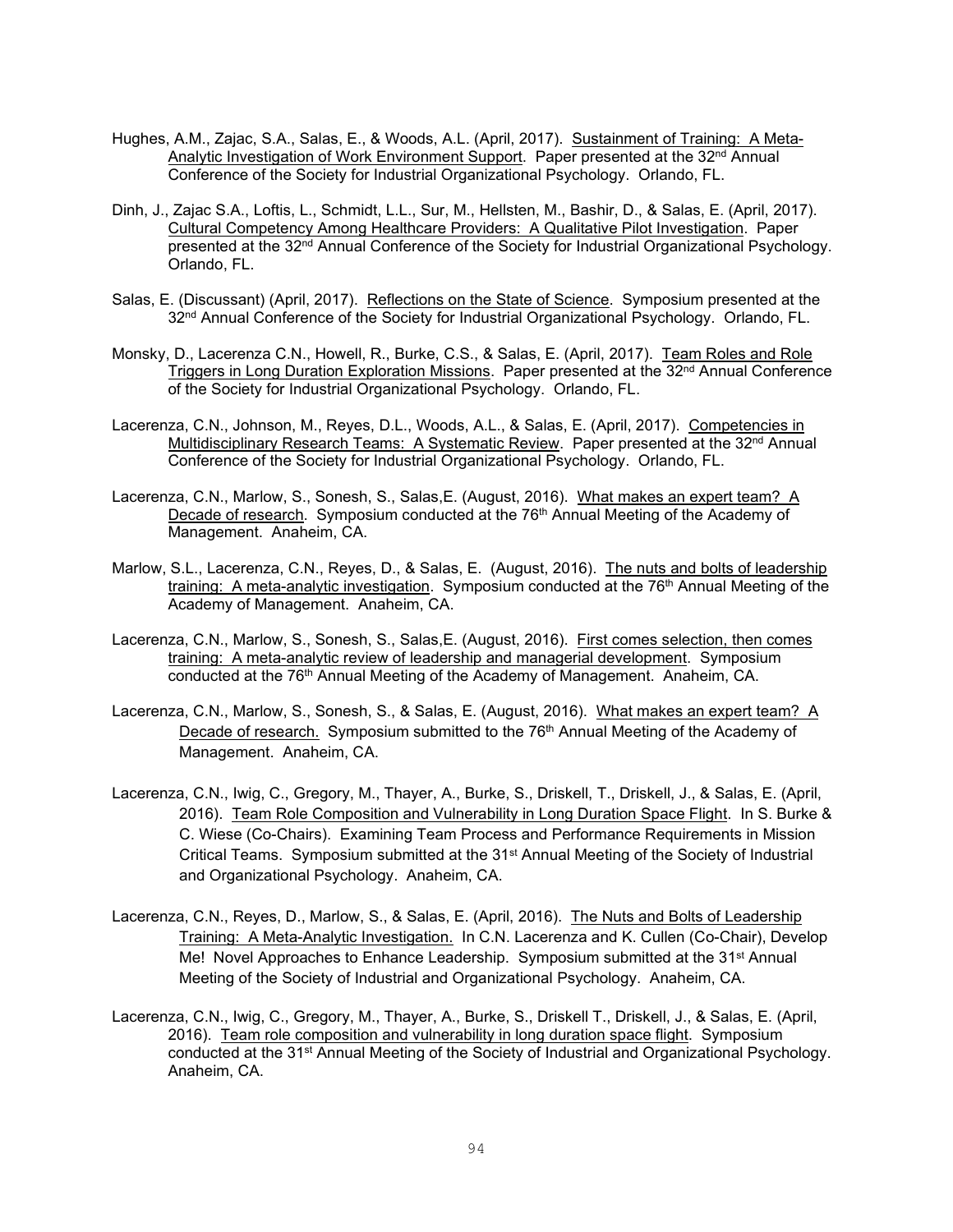Hughes, A.M., Zajac, S.A., Salas, E., & Woods, A.L. (April, 2017). Sustainment of Training: A Meta-Analytic Investigation of Work Environment Support. Paper presented at the 32nd Annual Conference of the Society for Industrial Organizational Psychology. Orlando, FL.

Dinh, J., Zajac S.A., Loftis, L., Schmidt, L.L., Sur, M., Hellsten, M., Bashir, D., & Salas, E. (April, 2017). Cultural Competency Among Healthcare Providers: A Qualitative Pilot Investigation. Paper presented at the 32nd Annual Conference of the Society for Industrial Organizational Psychology. Orlando, FL.

Salas, E. (Discussant) (April, 2017). Reflections on the State of Science. Symposium presented at the 32nd Annual Conference of the Society for Industrial Organizational Psychology. Orlando, FL.

Monsky, D., Lacerenza C.N., Howell, R., Burke, C.S., & Salas, E. (April, 2017). Team Roles and Role Triggers in Long Duration Exploration Missions. Paper presented at the 32nd Annual Conference of the Society for Industrial Organizational Psychology. Orlando, FL.

Lacerenza, C.N., Johnson, M., Reyes, D.L., Woods, A.L., & Salas, E. (April, 2017). Competencies in Multidisciplinary Research Teams: A Systematic Review. Paper presented at the 32nd Annual Conference of the Society for Industrial Organizational Psychology. Orlando, FL.

Lacerenza, C.N., Marlow, S., Sonesh, S., Salas,E. (August, 2016). What makes an expert team? A Decade of research. Symposium conducted at the 76th Annual Meeting of the Academy of Management. Anaheim, CA.

Marlow, S.L., Lacerenza, C.N., Reyes, D., & Salas, E. (August, 2016). The nuts and bolts of leadership training: A meta-analytic investigation. Symposium conducted at the 76th Annual Meeting of the Academy of Management. Anaheim, CA.

Lacerenza, C.N., Marlow, S., Sonesh, S., Salas,E. (August, 2016). First comes selection, then comes training: A meta-analytic review of leadership and managerial development. Symposium conducted at the 76th Annual Meeting of the Academy of Management. Anaheim, CA.

Lacerenza, C.N., Marlow, S., Sonesh, S., & Salas, E. (August, 2016). What makes an expert team? A Decade of research. Symposium submitted to the 76th Annual Meeting of the Academy of Management. Anaheim, CA.

Lacerenza, C.N., Iwig, C., Gregory, M., Thayer, A., Burke, S., Driskell, T., Driskell, J., & Salas, E. (April, 2016). Team Role Composition and Vulnerability in Long Duration Space Flight. In S. Burke & C. Wiese (Co-Chairs). Examining Team Process and Performance Requirements in Mission Critical Teams. Symposium submitted at the 31st Annual Meeting of the Society of Industrial and Organizational Psychology. Anaheim, CA.

Lacerenza, C.N., Reyes, D., Marlow, S., & Salas, E. (April, 2016). The Nuts and Bolts of Leadership Training: A Meta-Analytic Investigation. In C.N. Lacerenza and K. Cullen (Co-Chair), Develop Me! Novel Approaches to Enhance Leadership. Symposium submitted at the 31st Annual Meeting of the Society of Industrial and Organizational Psychology. Anaheim, CA.

Lacerenza, C.N., Iwig, C., Gregory, M., Thayer, A., Burke, S., Driskell T., Driskell, J., & Salas, E. (April, 2016). Team role composition and vulnerability in long duration space flight. Symposium conducted at the 31st Annual Meeting of the Society of Industrial and Organizational Psychology. Anaheim, CA.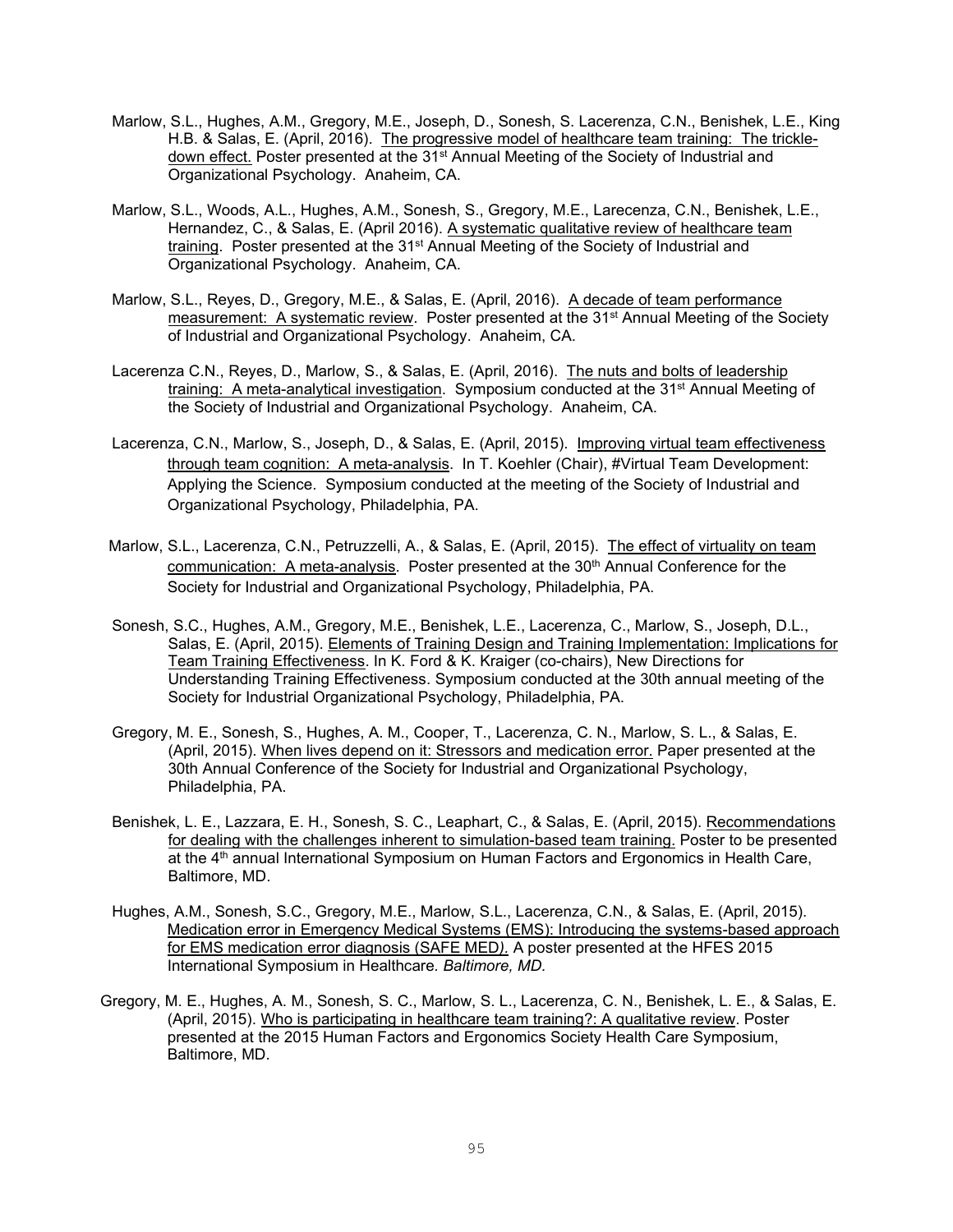Marlow, S.L., Hughes, A.M., Gregory, M.E., Joseph, D., Sonesh, S. Lacerenza, C.N., Benishek, L.E., King H.B. & Salas, E. (April, 2016). The progressive model of healthcare team training: The trickle-down effect. Poster presented at the 31st Annual Meeting of the Society of Industrial and Organizational Psychology. Anaheim, CA.

Marlow, S.L., Woods, A.L., Hughes, A.M., Sonesh, S., Gregory, M.E., Larecenza, C.N., Benishek, L.E., Hernandez, C., & Salas, E. (April 2016). A systematic qualitative review of healthcare team training. Poster presented at the 31st Annual Meeting of the Society of Industrial and Organizational Psychology. Anaheim, CA.

Marlow, S.L., Reyes, D., Gregory, M.E., & Salas, E. (April, 2016). A decade of team performance measurement: A systematic review. Poster presented at the 31st Annual Meeting of the Society of Industrial and Organizational Psychology. Anaheim, CA.

Lacerenza C.N., Reyes, D., Marlow, S., & Salas, E. (April, 2016). The nuts and bolts of leadership training: A meta-analytical investigation. Symposium conducted at the 31st Annual Meeting of the Society of Industrial and Organizational Psychology. Anaheim, CA.

Lacerenza, C.N., Marlow, S., Joseph, D., & Salas, E. (April, 2015). Improving virtual team effectiveness through team cognition: A meta-analysis. In T. Koehler (Chair), #Virtual Team Development: Applying the Science. Symposium conducted at the meeting of the Society of Industrial and Organizational Psychology, Philadelphia, PA.

Marlow, S.L., Lacerenza, C.N., Petruzzelli, A., & Salas, E. (April, 2015). The effect of virtuality on team communication: A meta-analysis. Poster presented at the 30th Annual Conference for the Society for Industrial and Organizational Psychology, Philadelphia, PA.

Sonesh, S.C., Hughes, A.M., Gregory, M.E., Benishek, L.E., Lacerenza, C., Marlow, S., Joseph, D.L., Salas, E. (April, 2015). Elements of Training Design and Training Implementation: Implications for Team Training Effectiveness. In K. Ford & K. Kraiger (co-chairs), New Directions for Understanding Training Effectiveness. Symposium conducted at the 30th annual meeting of the Society for Industrial Organizational Psychology, Philadelphia, PA.

Gregory, M. E., Sonesh, S., Hughes, A. M., Cooper, T., Lacerenza, C. N., Marlow, S. L., & Salas, E. (April, 2015). When lives depend on it: Stressors and medication error. Paper presented at the 30th Annual Conference of the Society for Industrial and Organizational Psychology, Philadelphia, PA.

Benishek, L. E., Lazzara, E. H., Sonesh, S. C., Leaphart, C., & Salas, E. (April, 2015). Recommendations for dealing with the challenges inherent to simulation-based team training. Poster to be presented at the 4th annual International Symposium on Human Factors and Ergonomics in Health Care, Baltimore, MD.

Hughes, A.M., Sonesh, S.C., Gregory, M.E., Marlow, S.L., Lacerenza, C.N., & Salas, E. (April, 2015). Medication error in Emergency Medical Systems (EMS): Introducing the systems-based approach for EMS medication error diagnosis (SAFE MED). A poster presented at the HFES 2015 International Symposium in Healthcare. *Baltimore, MD.*

Gregory, M. E., Hughes, A. M., Sonesh, S. C., Marlow, S. L., Lacerenza, C. N., Benishek, L. E., & Salas, E. (April, 2015). Who is participating in healthcare team training?: A qualitative review. Poster presented at the 2015 Human Factors and Ergonomics Society Health Care Symposium, Baltimore, MD.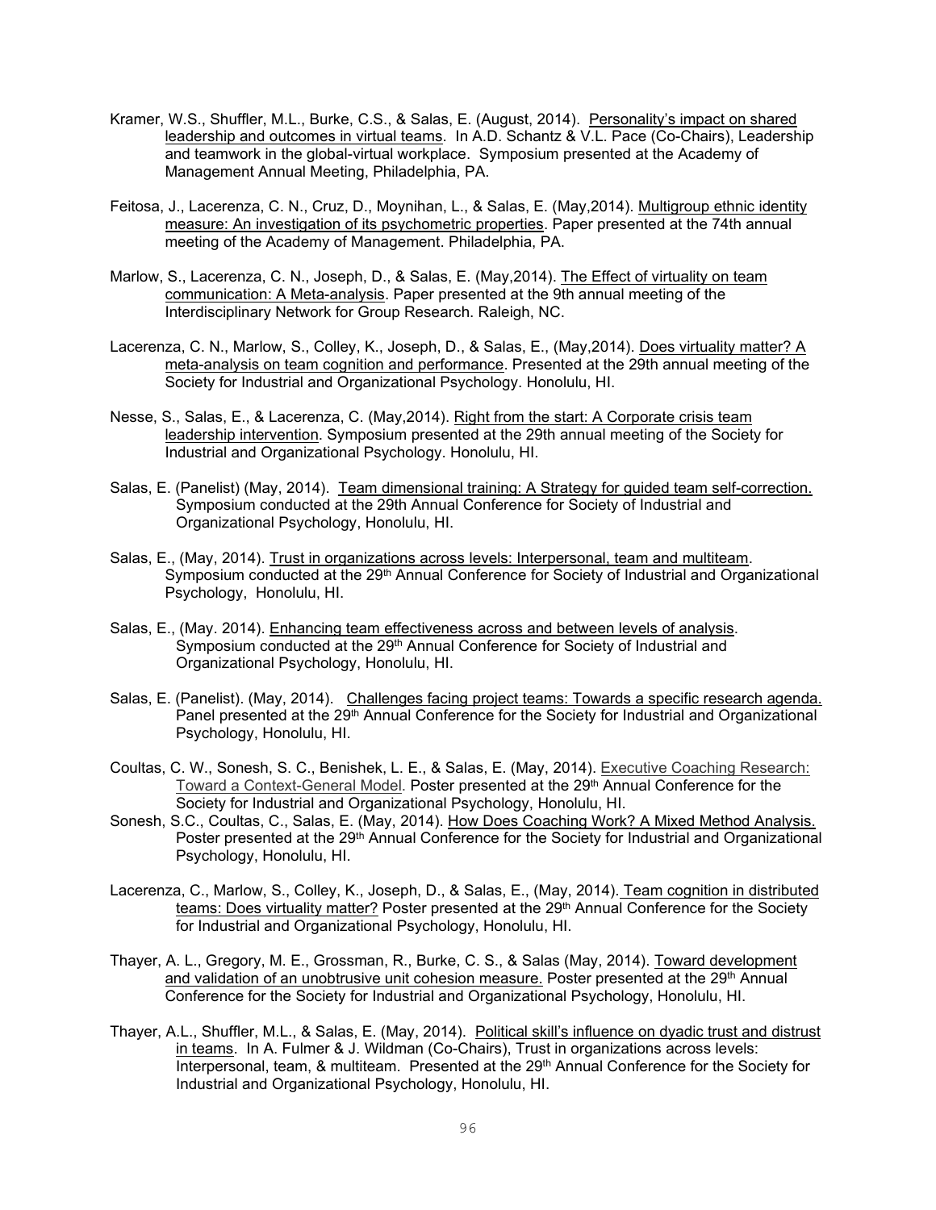Kramer, W.S., Shuffler, M.L., Burke, C.S., & Salas, E. (August, 2014). Personality's impact on shared leadership and outcomes in virtual teams. In A.D. Schantz & V.L. Pace (Co-Chairs), Leadership and teamwork in the global-virtual workplace. Symposium presented at the Academy of Management Annual Meeting, Philadelphia, PA.

Feitosa, J., Lacerenza, C. N., Cruz, D., Moynihan, L., & Salas, E. (May,2014). Multigroup ethnic identity measure: An investigation of its psychometric properties. Paper presented at the 74th annual meeting of the Academy of Management. Philadelphia, PA.

Marlow, S., Lacerenza, C. N., Joseph, D., & Salas, E. (May,2014). The Effect of virtuality on team communication: A Meta-analysis. Paper presented at the 9th annual meeting of the Interdisciplinary Network for Group Research. Raleigh, NC.

Lacerenza, C. N., Marlow, S., Colley, K., Joseph, D., & Salas, E., (May,2014). Does virtuality matter? A meta-analysis on team cognition and performance. Presented at the 29th annual meeting of the Society for Industrial and Organizational Psychology. Honolulu, HI.

Nesse, S., Salas, E., & Lacerenza, C. (May,2014). Right from the start: A Corporate crisis team leadership intervention. Symposium presented at the 29th annual meeting of the Society for Industrial and Organizational Psychology. Honolulu, HI.

Salas, E. (Panelist) (May, 2014). Team dimensional training: A Strategy for guided team self-correction. Symposium conducted at the 29th Annual Conference for Society of Industrial and Organizational Psychology, Honolulu, HI.

Salas, E., (May, 2014). Trust in organizations across levels: Interpersonal, team and multiteam. Symposium conducted at the 29th Annual Conference for Society of Industrial and Organizational Psychology, Honolulu, HI.

Salas, E., (May. 2014). Enhancing team effectiveness across and between levels of analysis. Symposium conducted at the 29th Annual Conference for Society of Industrial and Organizational Psychology, Honolulu, HI.

Salas, E. (Panelist). (May, 2014). Challenges facing project teams: Towards a specific research agenda. Panel presented at the 29th Annual Conference for the Society for Industrial and Organizational Psychology, Honolulu, HI.

Coultas, C. W., Sonesh, S. C., Benishek, L. E., & Salas, E. (May, 2014). Executive Coaching Research: Toward a Context-General Model. Poster presented at the 29th Annual Conference for the Society for Industrial and Organizational Psychology, Honolulu, HI.

Sonesh, S.C., Coultas, C., Salas, E. (May, 2014). How Does Coaching Work? A Mixed Method Analysis. Poster presented at the 29th Annual Conference for the Society for Industrial and Organizational Psychology, Honolulu, HI.

Lacerenza, C., Marlow, S., Colley, K., Joseph, D., & Salas, E., (May, 2014). Team cognition in distributed teams: Does virtuality matter? Poster presented at the 29th Annual Conference for the Society for Industrial and Organizational Psychology, Honolulu, HI.

Thayer, A. L., Gregory, M. E., Grossman, R., Burke, C. S., & Salas (May, 2014). Toward development and validation of an unobtrusive unit cohesion measure. Poster presented at the 29th Annual Conference for the Society for Industrial and Organizational Psychology, Honolulu, HI.

Thayer, A.L., Shuffler, M.L., & Salas, E. (May, 2014). Political skill's influence on dyadic trust and distrust in teams. In A. Fulmer & J. Wildman (Co-Chairs), Trust in organizations across levels: Interpersonal, team, & multiteam. Presented at the 29th Annual Conference for the Society for Industrial and Organizational Psychology, Honolulu, HI.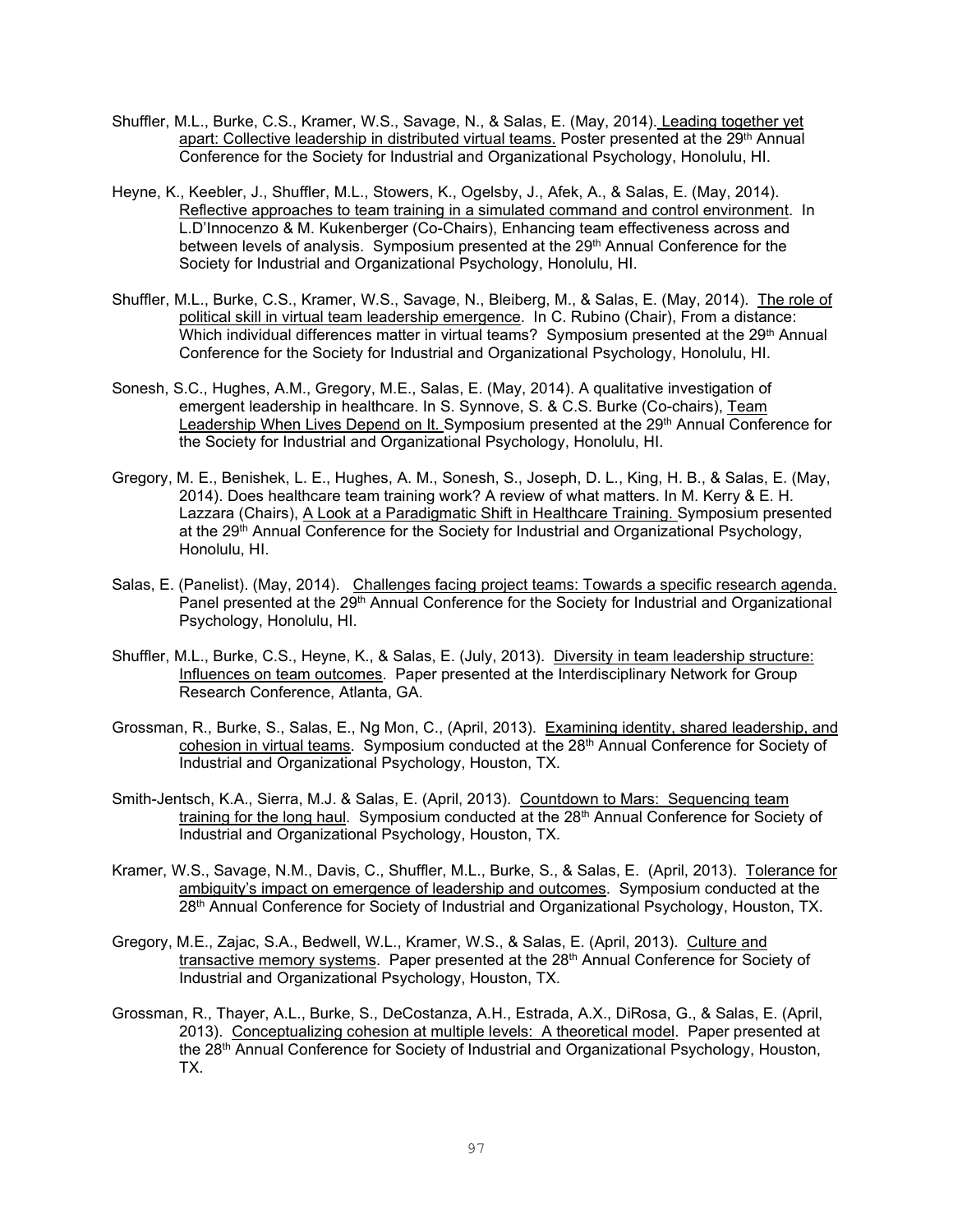Shuffler, M.L., Burke, C.S., Kramer, W.S., Savage, N., & Salas, E. (May, 2014). Leading together yet apart: Collective leadership in distributed virtual teams. Poster presented at the 29th Annual Conference for the Society for Industrial and Organizational Psychology, Honolulu, HI.

Heyne, K., Keebler, J., Shuffler, M.L., Stowers, K., Ogelsby, J., Afek, A., & Salas, E. (May, 2014). Reflective approaches to team training in a simulated command and control environment. In L.D'Innocenzo & M. Kukenberger (Co-Chairs), Enhancing team effectiveness across and between levels of analysis. Symposium presented at the 29th Annual Conference for the Society for Industrial and Organizational Psychology, Honolulu, HI.

Shuffler, M.L., Burke, C.S., Kramer, W.S., Savage, N., Bleiberg, M., & Salas, E. (May, 2014). The role of political skill in virtual team leadership emergence. In C. Rubino (Chair), From a distance: Which individual differences matter in virtual teams? Symposium presented at the 29th Annual Conference for the Society for Industrial and Organizational Psychology, Honolulu, HI.

Sonesh, S.C., Hughes, A.M., Gregory, M.E., Salas, E. (May, 2014). A qualitative investigation of emergent leadership in healthcare. In S. Synnove, S. & C.S. Burke (Co-chairs), Team Leadership When Lives Depend on It. Symposium presented at the 29th Annual Conference for the Society for Industrial and Organizational Psychology, Honolulu, HI.

Gregory, M. E., Benishek, L. E., Hughes, A. M., Sonesh, S., Joseph, D. L., King, H. B., & Salas, E. (May, 2014). Does healthcare team training work? A review of what matters. In M. Kerry & E. H. Lazzara (Chairs), A Look at a Paradigmatic Shift in Healthcare Training. Symposium presented at the 29th Annual Conference for the Society for Industrial and Organizational Psychology, Honolulu, HI.

Salas, E. (Panelist). (May, 2014). Challenges facing project teams: Towards a specific research agenda. Panel presented at the 29th Annual Conference for the Society for Industrial and Organizational Psychology, Honolulu, HI.

Shuffler, M.L., Burke, C.S., Heyne, K., & Salas, E. (July, 2013). Diversity in team leadership structure: Influences on team outcomes. Paper presented at the Interdisciplinary Network for Group Research Conference, Atlanta, GA.

Grossman, R., Burke, S., Salas, E., Ng Mon, C., (April, 2013). Examining identity, shared leadership, and cohesion in virtual teams. Symposium conducted at the 28th Annual Conference for Society of Industrial and Organizational Psychology, Houston, TX.

Smith-Jentsch, K.A., Sierra, M.J. & Salas, E. (April, 2013). Countdown to Mars: Sequencing team training for the long haul. Symposium conducted at the 28th Annual Conference for Society of Industrial and Organizational Psychology, Houston, TX.

Kramer, W.S., Savage, N.M., Davis, C., Shuffler, M.L., Burke, S., & Salas, E. (April, 2013). Tolerance for ambiguity's impact on emergence of leadership and outcomes. Symposium conducted at the 28th Annual Conference for Society of Industrial and Organizational Psychology, Houston, TX.

Gregory, M.E., Zajac, S.A., Bedwell, W.L., Kramer, W.S., & Salas, E. (April, 2013). Culture and transactive memory systems. Paper presented at the 28th Annual Conference for Society of Industrial and Organizational Psychology, Houston, TX.

Grossman, R., Thayer, A.L., Burke, S., DeCostanza, A.H., Estrada, A.X., DiRosa, G., & Salas, E. (April, 2013). Conceptualizing cohesion at multiple levels: A theoretical model. Paper presented at the 28th Annual Conference for Society of Industrial and Organizational Psychology, Houston, TX.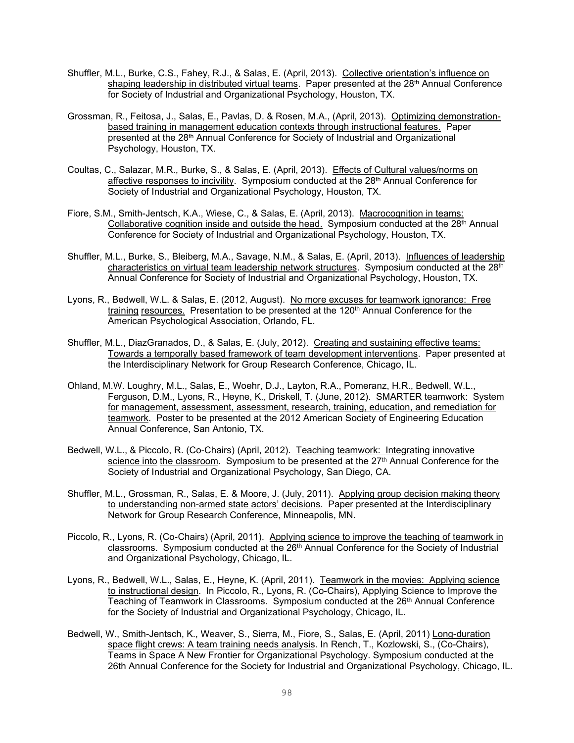Shuffler, M.L., Burke, C.S., Fahey, R.J., & Salas, E. (April, 2013). Collective orientation's influence on shaping leadership in distributed virtual teams. Paper presented at the 28th Annual Conference for Society of Industrial and Organizational Psychology, Houston, TX.

Grossman, R., Feitosa, J., Salas, E., Pavlas, D. & Rosen, M.A., (April, 2013). Optimizing demonstration-based training in management education contexts through instructional features. Paper presented at the 28th Annual Conference for Society of Industrial and Organizational Psychology, Houston, TX.

Coultas, C., Salazar, M.R., Burke, S., & Salas, E. (April, 2013). Effects of Cultural values/norms on affective responses to incivility. Symposium conducted at the 28th Annual Conference for Society of Industrial and Organizational Psychology, Houston, TX.

Fiore, S.M., Smith-Jentsch, K.A., Wiese, C., & Salas, E. (April, 2013). Macrocognition in teams: Collaborative cognition inside and outside the head. Symposium conducted at the 28th Annual Conference for Society of Industrial and Organizational Psychology, Houston, TX.

Shuffler, M.L., Burke, S., Bleiberg, M.A., Savage, N.M., & Salas, E. (April, 2013). Influences of leadership characteristics on virtual team leadership network structures. Symposium conducted at the 28th Annual Conference for Society of Industrial and Organizational Psychology, Houston, TX.

Lyons, R., Bedwell, W.L. & Salas, E. (2012, August). No more excuses for teamwork ignorance: Free training resources. Presentation to be presented at the 120th Annual Conference for the American Psychological Association, Orlando, FL.

Shuffler, M.L., DiazGranados, D., & Salas, E. (July, 2012). Creating and sustaining effective teams: Towards a temporally based framework of team development interventions. Paper presented at the Interdisciplinary Network for Group Research Conference, Chicago, IL.

Ohland, M.W. Loughry, M.L., Salas, E., Woehr, D.J., Layton, R.A., Pomeranz, H.R., Bedwell, W.L., Ferguson, D.M., Lyons, R., Heyne, K., Driskell, T. (June, 2012). SMARTER teamwork: System for management, assessment, assessment, research, training, education, and remediation for teamwork. Poster to be presented at the 2012 American Society of Engineering Education Annual Conference, San Antonio, TX.

Bedwell, W.L., & Piccolo, R. (Co-Chairs) (April, 2012). Teaching teamwork: Integrating innovative science into the classroom. Symposium to be presented at the 27th Annual Conference for the Society of Industrial and Organizational Psychology, San Diego, CA.

Shuffler, M.L., Grossman, R., Salas, E. & Moore, J. (July, 2011). Applying group decision making theory to understanding non-armed state actors' decisions. Paper presented at the Interdisciplinary Network for Group Research Conference, Minneapolis, MN.

Piccolo, R., Lyons, R. (Co-Chairs) (April, 2011). Applying science to improve the teaching of teamwork in classrooms. Symposium conducted at the 26th Annual Conference for the Society of Industrial and Organizational Psychology, Chicago, IL.

Lyons, R., Bedwell, W.L., Salas, E., Heyne, K. (April, 2011). Teamwork in the movies: Applying science to instructional design. In Piccolo, R., Lyons, R. (Co-Chairs), Applying Science to Improve the Teaching of Teamwork in Classrooms. Symposium conducted at the 26th Annual Conference for the Society of Industrial and Organizational Psychology, Chicago, IL.

Bedwell, W., Smith-Jentsch, K., Weaver, S., Sierra, M., Fiore, S., Salas, E. (April, 2011) Long-duration space flight crews: A team training needs analysis. In Rench, T., Kozlowski, S., (Co-Chairs), Teams in Space A New Frontier for Organizational Psychology. Symposium conducted at the 26th Annual Conference for the Society for Industrial and Organizational Psychology, Chicago, IL.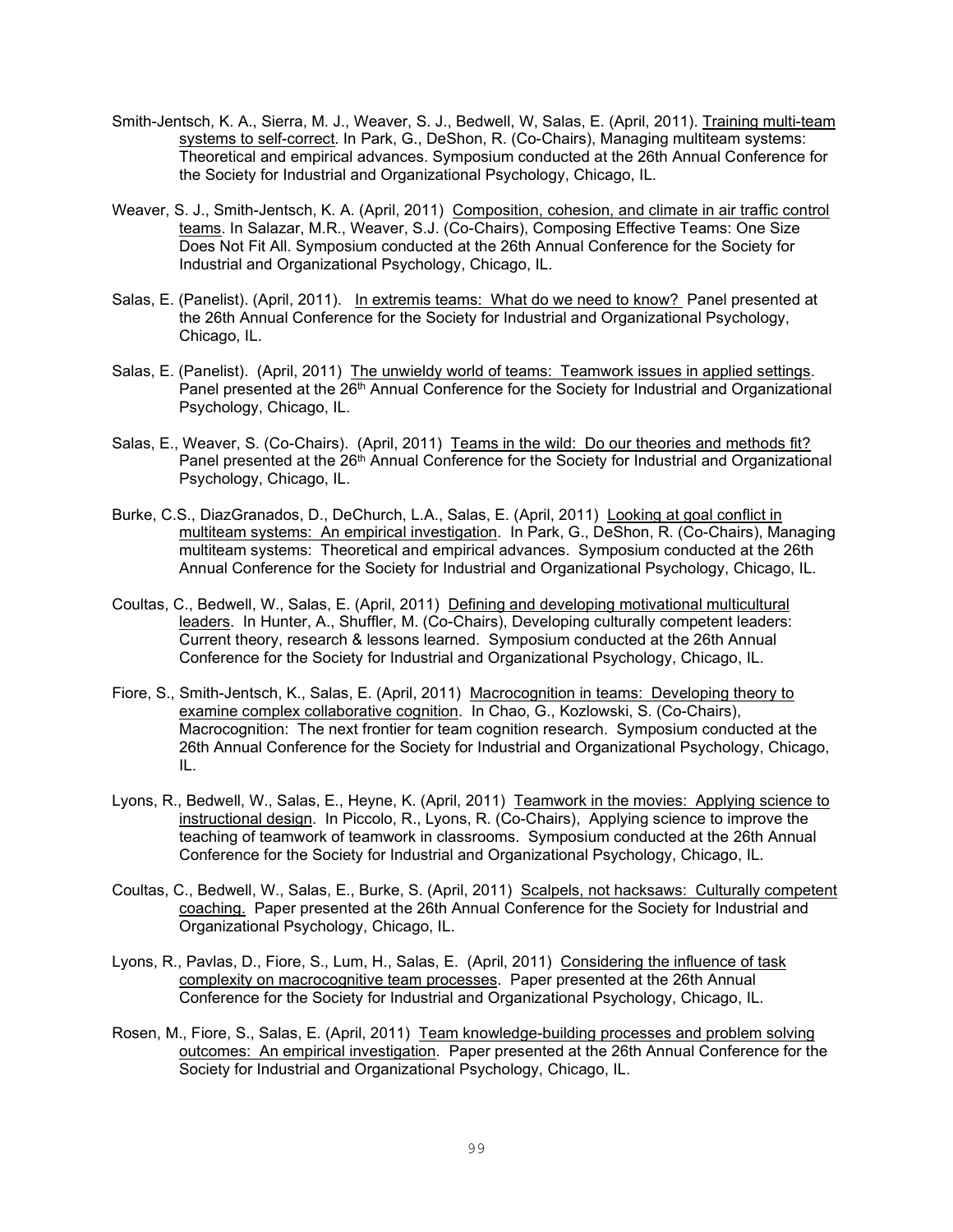Smith-Jentsch, K. A., Sierra, M. J., Weaver, S. J., Bedwell, W, Salas, E. (April, 2011). Training multi-team systems to self-correct. In Park, G., DeShon, R. (Co-Chairs), Managing multiteam systems: Theoretical and empirical advances. Symposium conducted at the 26th Annual Conference for the Society for Industrial and Organizational Psychology, Chicago, IL.

Weaver, S. J., Smith-Jentsch, K. A. (April, 2011) Composition, cohesion, and climate in air traffic control teams. In Salazar, M.R., Weaver, S.J. (Co-Chairs), Composing Effective Teams: One Size Does Not Fit All. Symposium conducted at the 26th Annual Conference for the Society for Industrial and Organizational Psychology, Chicago, IL.

Salas, E. (Panelist). (April, 2011). In extremis teams: What do we need to know? Panel presented at the 26th Annual Conference for the Society for Industrial and Organizational Psychology, Chicago, IL.

Salas, E. (Panelist). (April, 2011) The unwieldy world of teams: Teamwork issues in applied settings. Panel presented at the 26th Annual Conference for the Society for Industrial and Organizational Psychology, Chicago, IL.

Salas, E., Weaver, S. (Co-Chairs). (April, 2011) Teams in the wild: Do our theories and methods fit? Panel presented at the 26th Annual Conference for the Society for Industrial and Organizational Psychology, Chicago, IL.

Burke, C.S., DiazGranados, D., DeChurch, L.A., Salas, E. (April, 2011) Looking at goal conflict in multiteam systems: An empirical investigation. In Park, G., DeShon, R. (Co-Chairs), Managing multiteam systems: Theoretical and empirical advances. Symposium conducted at the 26th Annual Conference for the Society for Industrial and Organizational Psychology, Chicago, IL.

Coultas, C., Bedwell, W., Salas, E. (April, 2011) Defining and developing motivational multicultural leaders. In Hunter, A., Shuffler, M. (Co-Chairs), Developing culturally competent leaders: Current theory, research & lessons learned. Symposium conducted at the 26th Annual Conference for the Society for Industrial and Organizational Psychology, Chicago, IL.

Fiore, S., Smith-Jentsch, K., Salas, E. (April, 2011) Macrocognition in teams: Developing theory to examine complex collaborative cognition. In Chao, G., Kozlowski, S. (Co-Chairs), Macrocognition: The next frontier for team cognition research. Symposium conducted at the 26th Annual Conference for the Society for Industrial and Organizational Psychology, Chicago, IL.

Lyons, R., Bedwell, W., Salas, E., Heyne, K. (April, 2011) Teamwork in the movies: Applying science to instructional design. In Piccolo, R., Lyons, R. (Co-Chairs), Applying science to improve the teaching of teamwork of teamwork in classrooms. Symposium conducted at the 26th Annual Conference for the Society for Industrial and Organizational Psychology, Chicago, IL.

Coultas, C., Bedwell, W., Salas, E., Burke, S. (April, 2011) Scalpels, not hacksaws: Culturally competent coaching. Paper presented at the 26th Annual Conference for the Society for Industrial and Organizational Psychology, Chicago, IL.

Lyons, R., Pavlas, D., Fiore, S., Lum, H., Salas, E. (April, 2011) Considering the influence of task complexity on macrocognitive team processes. Paper presented at the 26th Annual Conference for the Society for Industrial and Organizational Psychology, Chicago, IL.

Rosen, M., Fiore, S., Salas, E. (April, 2011) Team knowledge-building processes and problem solving outcomes: An empirical investigation. Paper presented at the 26th Annual Conference for the Society for Industrial and Organizational Psychology, Chicago, IL.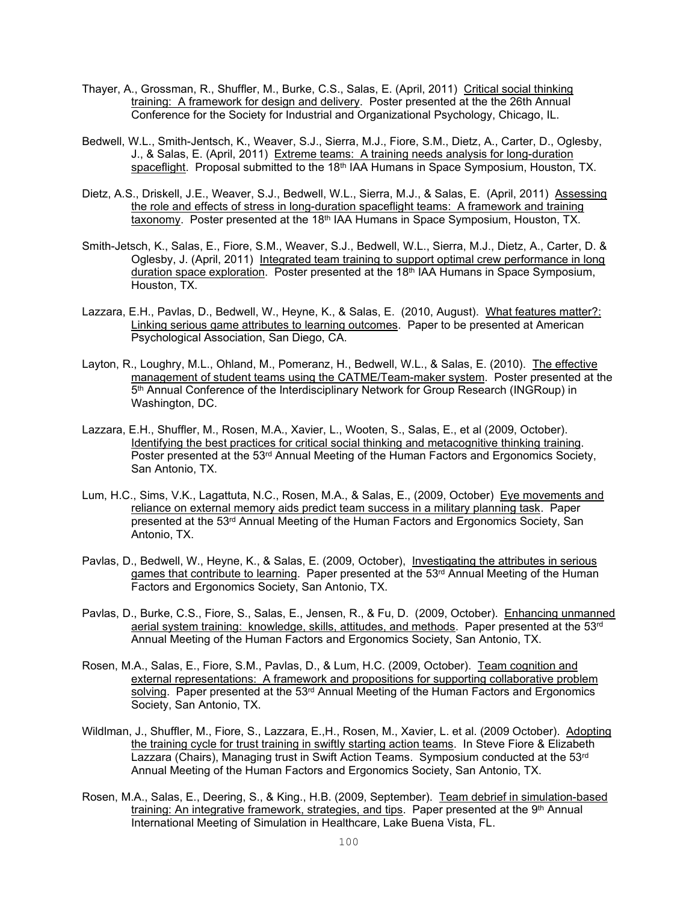Thayer, A., Grossman, R., Shuffler, M., Burke, C.S., Salas, E. (April, 2011) Critical social thinking training: A framework for design and delivery. Poster presented at the the 26th Annual Conference for the Society for Industrial and Organizational Psychology, Chicago, IL.

Bedwell, W.L., Smith-Jentsch, K., Weaver, S.J., Sierra, M.J., Fiore, S.M., Dietz, A., Carter, D., Oglesby, J., & Salas, E. (April, 2011) Extreme teams: A training needs analysis for long-duration spaceflight. Proposal submitted to the 18th IAA Humans in Space Symposium, Houston, TX.

Dietz, A.S., Driskell, J.E., Weaver, S.J., Bedwell, W.L., Sierra, M.J., & Salas, E. (April, 2011) Assessing the role and effects of stress in long-duration spaceflight teams: A framework and training taxonomy. Poster presented at the 18th IAA Humans in Space Symposium, Houston, TX.

Smith-Jetsch, K., Salas, E., Fiore, S.M., Weaver, S.J., Bedwell, W.L., Sierra, M.J., Dietz, A., Carter, D. & Oglesby, J. (April, 2011) Integrated team training to support optimal crew performance in long duration space exploration. Poster presented at the 18th IAA Humans in Space Symposium, Houston, TX.

Lazzara, E.H., Pavlas, D., Bedwell, W., Heyne, K., & Salas, E. (2010, August). What features matter?: Linking serious game attributes to learning outcomes. Paper to be presented at American Psychological Association, San Diego, CA.

Layton, R., Loughry, M.L., Ohland, M., Pomeranz, H., Bedwell, W.L., & Salas, E. (2010). The effective management of student teams using the CATME/Team-maker system. Poster presented at the 5th Annual Conference of the Interdisciplinary Network for Group Research (INGRoup) in Washington, DC.

Lazzara, E.H., Shuffler, M., Rosen, M.A., Xavier, L., Wooten, S., Salas, E., et al (2009, October). Identifying the best practices for critical social thinking and metacognitive thinking training. Poster presented at the 53rd Annual Meeting of the Human Factors and Ergonomics Society, San Antonio, TX.

Lum, H.C., Sims, V.K., Lagattuta, N.C., Rosen, M.A., & Salas, E., (2009, October) Eye movements and reliance on external memory aids predict team success in a military planning task. Paper presented at the 53rd Annual Meeting of the Human Factors and Ergonomics Society, San Antonio, TX.

Pavlas, D., Bedwell, W., Heyne, K., & Salas, E. (2009, October), Investigating the attributes in serious games that contribute to learning. Paper presented at the 53rd Annual Meeting of the Human Factors and Ergonomics Society, San Antonio, TX.

Pavlas, D., Burke, C.S., Fiore, S., Salas, E., Jensen, R., & Fu, D. (2009, October). Enhancing unmanned aerial system training: knowledge, skills, attitudes, and methods. Paper presented at the 53rd Annual Meeting of the Human Factors and Ergonomics Society, San Antonio, TX.

Rosen, M.A., Salas, E., Fiore, S.M., Pavlas, D., & Lum, H.C. (2009, October). Team cognition and external representations: A framework and propositions for supporting collaborative problem solving. Paper presented at the 53rd Annual Meeting of the Human Factors and Ergonomics Society, San Antonio, TX.

Wildlman, J., Shuffler, M., Fiore, S., Lazzara, E.,H., Rosen, M., Xavier, L. et al. (2009 October). Adopting the training cycle for trust training in swiftly starting action teams. In Steve Fiore & Elizabeth Lazzara (Chairs), Managing trust in Swift Action Teams. Symposium conducted at the 53rd Annual Meeting of the Human Factors and Ergonomics Society, San Antonio, TX.

Rosen, M.A., Salas, E., Deering, S., & King., H.B. (2009, September). Team debrief in simulation-based training: An integrative framework, strategies, and tips. Paper presented at the 9th Annual International Meeting of Simulation in Healthcare, Lake Buena Vista, FL.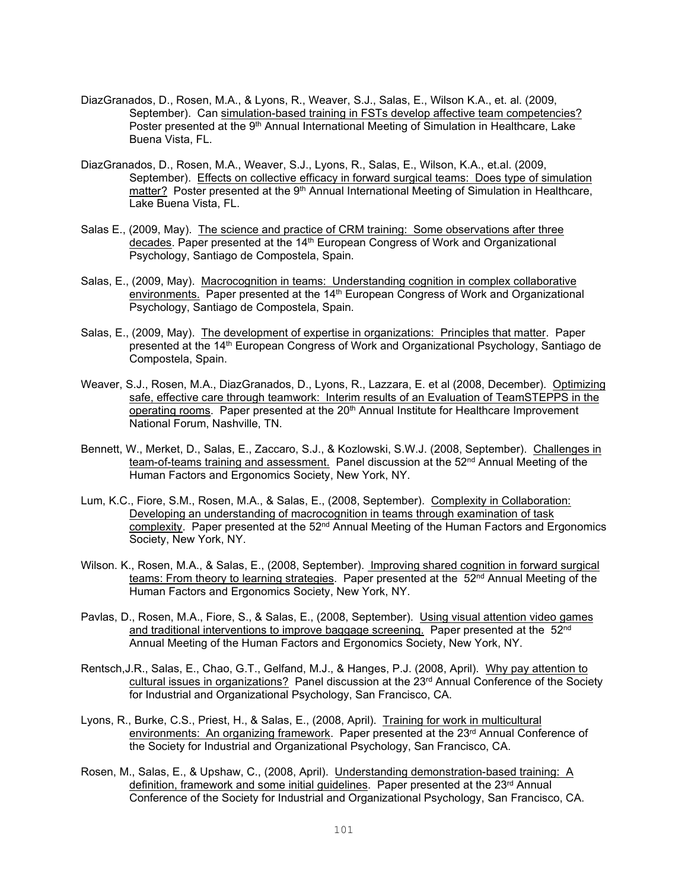DiazGranados, D., Rosen, M.A., & Lyons, R., Weaver, S.J., Salas, E., Wilson K.A., et. al. (2009, September). Can simulation-based training in FSTs develop affective team competencies? Poster presented at the 9th Annual International Meeting of Simulation in Healthcare, Lake Buena Vista, FL.

DiazGranados, D., Rosen, M.A., Weaver, S.J., Lyons, R., Salas, E., Wilson, K.A., et.al. (2009, September). Effects on collective efficacy in forward surgical teams: Does type of simulation matter? Poster presented at the 9th Annual International Meeting of Simulation in Healthcare, Lake Buena Vista, FL.

Salas E., (2009, May). The science and practice of CRM training: Some observations after three decades. Paper presented at the 14th European Congress of Work and Organizational Psychology, Santiago de Compostela, Spain.

Salas, E., (2009, May). Macrocognition in teams: Understanding cognition in complex collaborative environments. Paper presented at the 14th European Congress of Work and Organizational Psychology, Santiago de Compostela, Spain.

Salas, E., (2009, May). The development of expertise in organizations: Principles that matter. Paper presented at the 14th European Congress of Work and Organizational Psychology, Santiago de Compostela, Spain.

Weaver, S.J., Rosen, M.A., DiazGranados, D., Lyons, R., Lazzara, E. et al (2008, December). Optimizing safe, effective care through teamwork: Interim results of an Evaluation of TeamSTEPPS in the operating rooms. Paper presented at the 20th Annual Institute for Healthcare Improvement National Forum, Nashville, TN.

Bennett, W., Merket, D., Salas, E., Zaccaro, S.J., & Kozlowski, S.W.J. (2008, September). Challenges in team-of-teams training and assessment. Panel discussion at the 52nd Annual Meeting of the Human Factors and Ergonomics Society, New York, NY.

Lum, K.C., Fiore, S.M., Rosen, M.A., & Salas, E., (2008, September). Complexity in Collaboration: Developing an understanding of macrocognition in teams through examination of task complexity. Paper presented at the 52nd Annual Meeting of the Human Factors and Ergonomics Society, New York, NY.

Wilson. K., Rosen, M.A., & Salas, E., (2008, September). Improving shared cognition in forward surgical teams: From theory to learning strategies. Paper presented at the 52nd Annual Meeting of the Human Factors and Ergonomics Society, New York, NY.

Pavlas, D., Rosen, M.A., Fiore, S., & Salas, E., (2008, September). Using visual attention video games and traditional interventions to improve baggage screening. Paper presented at the 52nd Annual Meeting of the Human Factors and Ergonomics Society, New York, NY.

Rentsch,J.R., Salas, E., Chao, G.T., Gelfand, M.J., & Hanges, P.J. (2008, April). Why pay attention to cultural issues in organizations? Panel discussion at the 23rd Annual Conference of the Society for Industrial and Organizational Psychology, San Francisco, CA.

Lyons, R., Burke, C.S., Priest, H., & Salas, E., (2008, April). Training for work in multicultural environments: An organizing framework. Paper presented at the 23rd Annual Conference of the Society for Industrial and Organizational Psychology, San Francisco, CA.

Rosen, M., Salas, E., & Upshaw, C., (2008, April). Understanding demonstration-based training: A definition, framework and some initial guidelines. Paper presented at the 23rd Annual Conference of the Society for Industrial and Organizational Psychology, San Francisco, CA.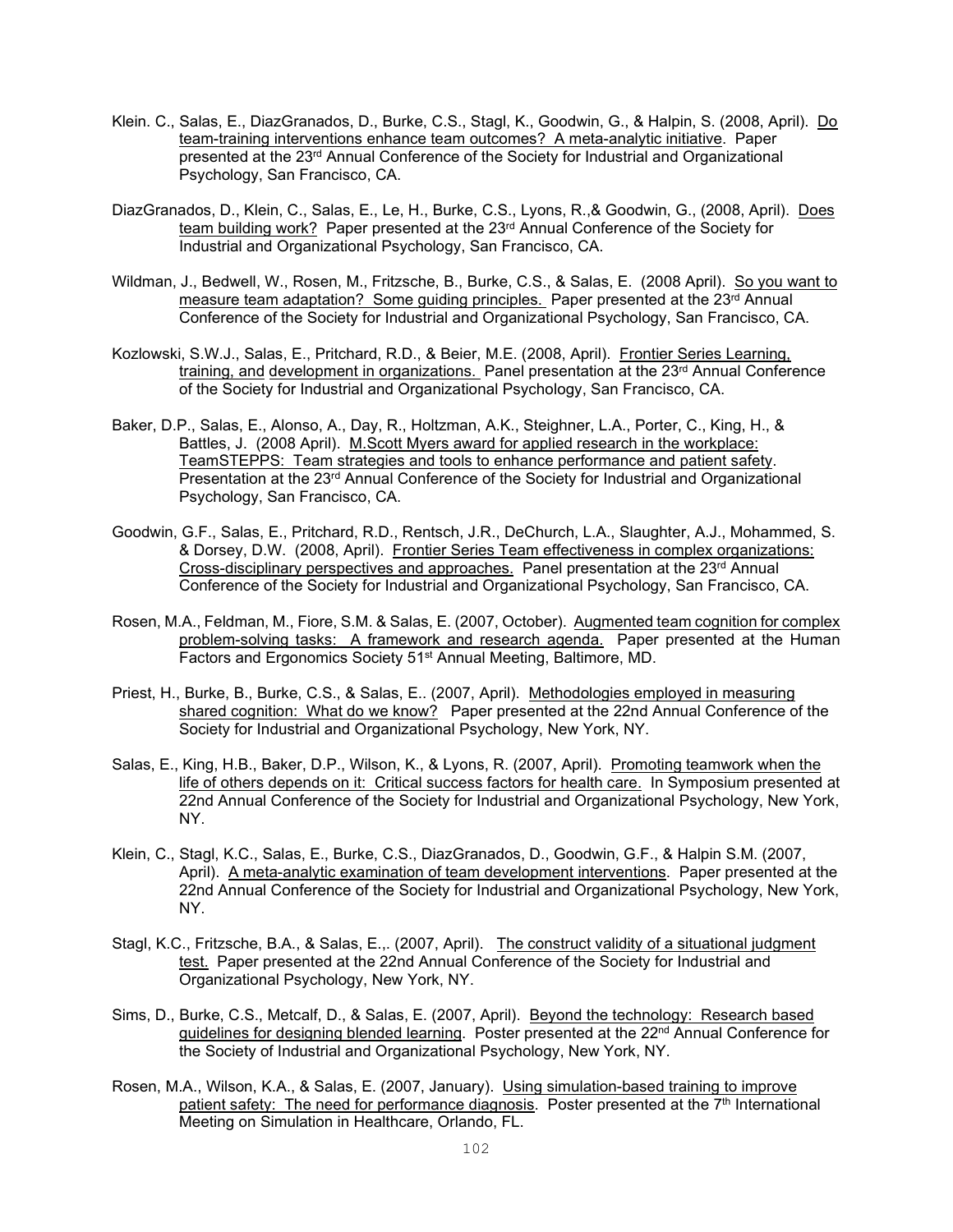Klein. C., Salas, E., DiazGranados, D., Burke, C.S., Stagl, K., Goodwin, G., & Halpin, S. (2008, April). Do team-training interventions enhance team outcomes? A meta-analytic initiative. Paper presented at the 23rd Annual Conference of the Society for Industrial and Organizational Psychology, San Francisco, CA.

DiazGranados, D., Klein, C., Salas, E., Le, H., Burke, C.S., Lyons, R.,& Goodwin, G., (2008, April). Does team building work? Paper presented at the 23rd Annual Conference of the Society for Industrial and Organizational Psychology, San Francisco, CA.

Wildman, J., Bedwell, W., Rosen, M., Fritzsche, B., Burke, C.S., & Salas, E. (2008 April). So you want to measure team adaptation? Some guiding principles. Paper presented at the 23rd Annual Conference of the Society for Industrial and Organizational Psychology, San Francisco, CA.

Kozlowski, S.W.J., Salas, E., Pritchard, R.D., & Beier, M.E. (2008, April). Frontier Series Learning, training, and development in organizations. Panel presentation at the 23rd Annual Conference of the Society for Industrial and Organizational Psychology, San Francisco, CA.

Baker, D.P., Salas, E., Alonso, A., Day, R., Holtzman, A.K., Steighner, L.A., Porter, C., King, H., & Battles, J. (2008 April). M.Scott Myers award for applied research in the workplace: TeamSTEPPS: Team strategies and tools to enhance performance and patient safety. Presentation at the 23rd Annual Conference of the Society for Industrial and Organizational Psychology, San Francisco, CA.

Goodwin, G.F., Salas, E., Pritchard, R.D., Rentsch, J.R., DeChurch, L.A., Slaughter, A.J., Mohammed, S. & Dorsey, D.W. (2008, April). Frontier Series Team effectiveness in complex organizations: Cross-disciplinary perspectives and approaches. Panel presentation at the 23rd Annual Conference of the Society for Industrial and Organizational Psychology, San Francisco, CA.

Rosen, M.A., Feldman, M., Fiore, S.M. & Salas, E. (2007, October). Augmented team cognition for complex problem-solving tasks: A framework and research agenda. Paper presented at the Human Factors and Ergonomics Society 51st Annual Meeting, Baltimore, MD.

Priest, H., Burke, B., Burke, C.S., & Salas, E.. (2007, April). Methodologies employed in measuring shared cognition: What do we know? Paper presented at the 22nd Annual Conference of the Society for Industrial and Organizational Psychology, New York, NY.

Salas, E., King, H.B., Baker, D.P., Wilson, K., & Lyons, R. (2007, April). Promoting teamwork when the life of others depends on it: Critical success factors for health care. In Symposium presented at 22nd Annual Conference of the Society for Industrial and Organizational Psychology, New York, NY.

Klein, C., Stagl, K.C., Salas, E., Burke, C.S., DiazGranados, D., Goodwin, G.F., & Halpin S.M. (2007, April). A meta-analytic examination of team development interventions. Paper presented at the 22nd Annual Conference of the Society for Industrial and Organizational Psychology, New York, NY.

Stagl, K.C., Fritzsche, B.A., & Salas, E.,. (2007, April). The construct validity of a situational judgment test. Paper presented at the 22nd Annual Conference of the Society for Industrial and Organizational Psychology, New York, NY.

Sims, D., Burke, C.S., Metcalf, D., & Salas, E. (2007, April). Beyond the technology: Research based guidelines for designing blended learning. Poster presented at the 22nd Annual Conference for the Society of Industrial and Organizational Psychology, New York, NY.

Rosen, M.A., Wilson, K.A., & Salas, E. (2007, January). Using simulation-based training to improve patient safety: The need for performance diagnosis. Poster presented at the 7th International Meeting on Simulation in Healthcare, Orlando, FL.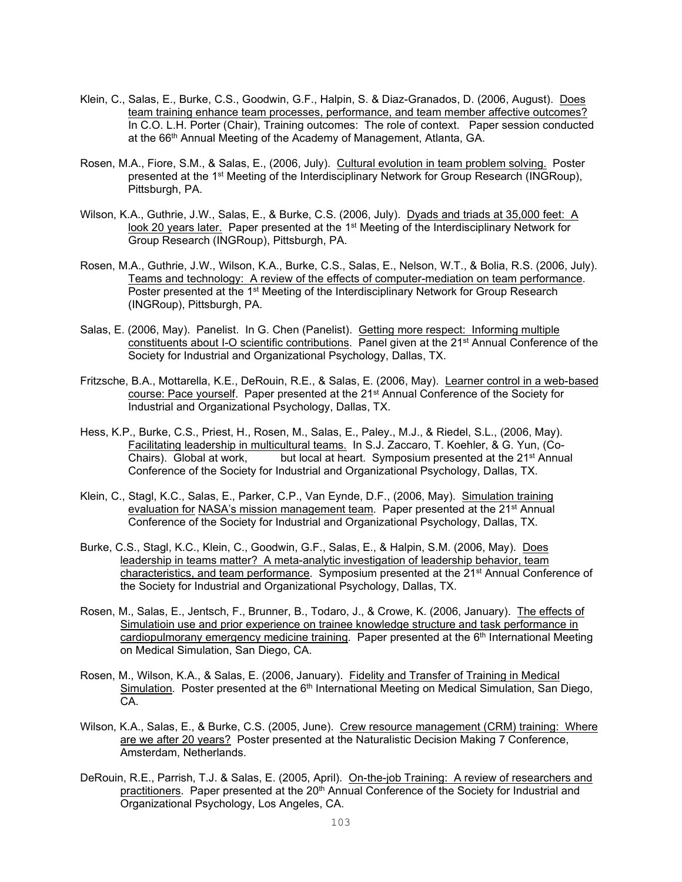Klein, C., Salas, E., Burke, C.S., Goodwin, G.F., Halpin, S. & Diaz-Granados, D. (2006, August). Does team training enhance team processes, performance, and team member affective outcomes? In C.O. L.H. Porter (Chair), Training outcomes: The role of context. Paper session conducted at the 66th Annual Meeting of the Academy of Management, Atlanta, GA.

Rosen, M.A., Fiore, S.M., & Salas, E., (2006, July). Cultural evolution in team problem solving. Poster presented at the 1st Meeting of the Interdisciplinary Network for Group Research (INGRoup), Pittsburgh, PA.

Wilson, K.A., Guthrie, J.W., Salas, E., & Burke, C.S. (2006, July). Dyads and triads at 35,000 feet: A look 20 years later. Paper presented at the 1st Meeting of the Interdisciplinary Network for Group Research (INGRoup), Pittsburgh, PA.

Rosen, M.A., Guthrie, J.W., Wilson, K.A., Burke, C.S., Salas, E., Nelson, W.T., & Bolia, R.S. (2006, July). Teams and technology: A review of the effects of computer-mediation on team performance. Poster presented at the 1st Meeting of the Interdisciplinary Network for Group Research (INGRoup), Pittsburgh, PA.

Salas, E. (2006, May). Panelist. In G. Chen (Panelist). Getting more respect: Informing multiple constituents about I-O scientific contributions. Panel given at the 21st Annual Conference of the Society for Industrial and Organizational Psychology, Dallas, TX.

Fritzsche, B.A., Mottarella, K.E., DeRouin, R.E., & Salas, E. (2006, May). Learner control in a web-based course: Pace yourself. Paper presented at the 21st Annual Conference of the Society for Industrial and Organizational Psychology, Dallas, TX.

Hess, K.P., Burke, C.S., Priest, H., Rosen, M., Salas, E., Paley., M.J., & Riedel, S.L., (2006, May). Facilitating leadership in multicultural teams. In S.J. Zaccaro, T. Koehler, & G. Yun, (Co-Chairs). Global at work, but local at heart. Symposium presented at the 21st Annual Conference of the Society for Industrial and Organizational Psychology, Dallas, TX.

Klein, C., Stagl, K.C., Salas, E., Parker, C.P., Van Eynde, D.F., (2006, May). Simulation training evaluation for NASA's mission management team. Paper presented at the 21st Annual Conference of the Society for Industrial and Organizational Psychology, Dallas, TX.

Burke, C.S., Stagl, K.C., Klein, C., Goodwin, G.F., Salas, E., & Halpin, S.M. (2006, May). Does leadership in teams matter? A meta-analytic investigation of leadership behavior, team characteristics, and team performance. Symposium presented at the 21st Annual Conference of the Society for Industrial and Organizational Psychology, Dallas, TX.

Rosen, M., Salas, E., Jentsch, F., Brunner, B., Todaro, J., & Crowe, K. (2006, January). The effects of Simulatioin use and prior experience on trainee knowledge structure and task performance in cardiopulmorany emergency medicine training. Paper presented at the 6th International Meeting on Medical Simulation, San Diego, CA.

Rosen, M., Wilson, K.A., & Salas, E. (2006, January). Fidelity and Transfer of Training in Medical Simulation. Poster presented at the 6th International Meeting on Medical Simulation, San Diego, CA.

Wilson, K.A., Salas, E., & Burke, C.S. (2005, June). Crew resource management (CRM) training: Where are we after 20 years? Poster presented at the Naturalistic Decision Making 7 Conference, Amsterdam, Netherlands.

DeRouin, R.E., Parrish, T.J. & Salas, E. (2005, April). On-the-job Training: A review of researchers and practitioners. Paper presented at the 20th Annual Conference of the Society for Industrial and Organizational Psychology, Los Angeles, CA.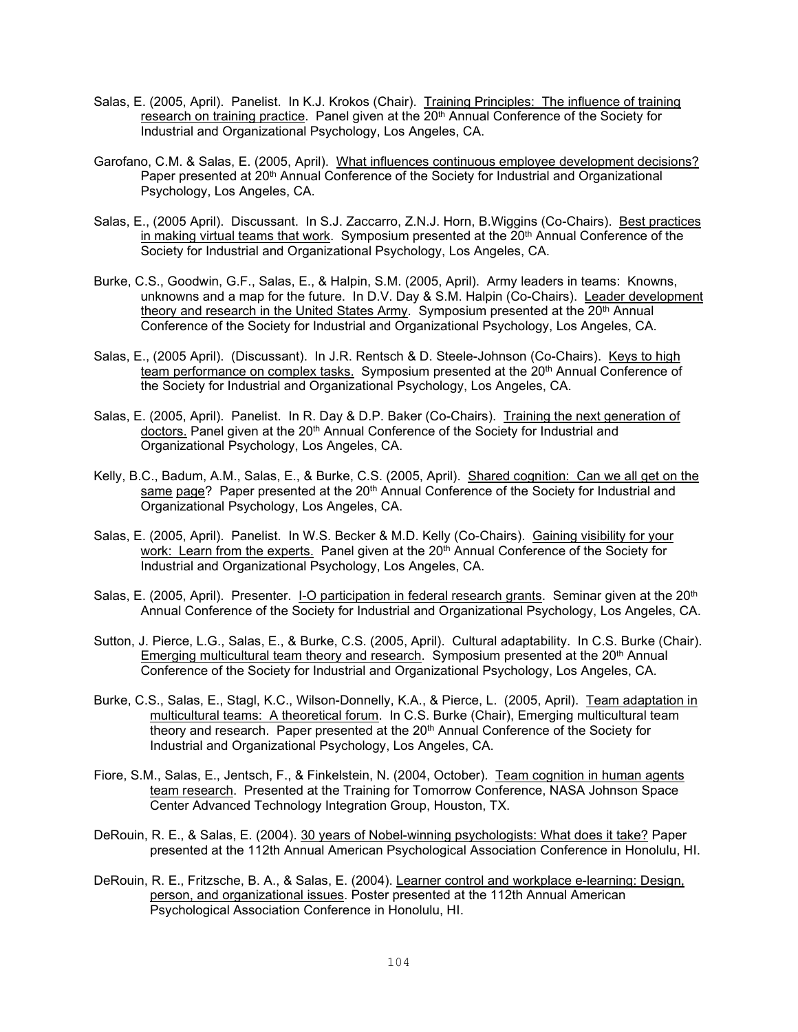Salas, E. (2005, April). Panelist. In K.J. Krokos (Chair). Training Principles: The influence of training research on training practice. Panel given at the 20th Annual Conference of the Society for Industrial and Organizational Psychology, Los Angeles, CA.

Garofano, C.M. & Salas, E. (2005, April). What influences continuous employee development decisions? Paper presented at 20th Annual Conference of the Society for Industrial and Organizational Psychology, Los Angeles, CA.

Salas, E., (2005 April). Discussant. In S.J. Zaccarro, Z.N.J. Horn, B.Wiggins (Co-Chairs). Best practices in making virtual teams that work. Symposium presented at the 20th Annual Conference of the Society for Industrial and Organizational Psychology, Los Angeles, CA.

Burke, C.S., Goodwin, G.F., Salas, E., & Halpin, S.M. (2005, April). Army leaders in teams: Knowns, unknowns and a map for the future. In D.V. Day & S.M. Halpin (Co-Chairs). Leader development theory and research in the United States Army. Symposium presented at the 20th Annual Conference of the Society for Industrial and Organizational Psychology, Los Angeles, CA.

Salas, E., (2005 April). (Discussant). In J.R. Rentsch & D. Steele-Johnson (Co-Chairs). Keys to high team performance on complex tasks. Symposium presented at the 20th Annual Conference of the Society for Industrial and Organizational Psychology, Los Angeles, CA.

Salas, E. (2005, April). Panelist. In R. Day & D.P. Baker (Co-Chairs). Training the next generation of doctors. Panel given at the 20th Annual Conference of the Society for Industrial and Organizational Psychology, Los Angeles, CA.

Kelly, B.C., Badum, A.M., Salas, E., & Burke, C.S. (2005, April). Shared cognition: Can we all get on the same page? Paper presented at the 20th Annual Conference of the Society for Industrial and Organizational Psychology, Los Angeles, CA.

Salas, E. (2005, April). Panelist. In W.S. Becker & M.D. Kelly (Co-Chairs). Gaining visibility for your work: Learn from the experts. Panel given at the 20th Annual Conference of the Society for Industrial and Organizational Psychology, Los Angeles, CA.

Salas, E. (2005, April). Presenter. I-O participation in federal research grants. Seminar given at the 20th Annual Conference of the Society for Industrial and Organizational Psychology, Los Angeles, CA.

Sutton, J. Pierce, L.G., Salas, E., & Burke, C.S. (2005, April). Cultural adaptability. In C.S. Burke (Chair). Emerging multicultural team theory and research. Symposium presented at the 20th Annual Conference of the Society for Industrial and Organizational Psychology, Los Angeles, CA.

Burke, C.S., Salas, E., Stagl, K.C., Wilson-Donnelly, K.A., & Pierce, L. (2005, April). Team adaptation in multicultural teams: A theoretical forum. In C.S. Burke (Chair), Emerging multicultural team theory and research. Paper presented at the 20th Annual Conference of the Society for Industrial and Organizational Psychology, Los Angeles, CA.

Fiore, S.M., Salas, E., Jentsch, F., & Finkelstein, N. (2004, October). Team cognition in human agents team research. Presented at the Training for Tomorrow Conference, NASA Johnson Space Center Advanced Technology Integration Group, Houston, TX.

DeRouin, R. E., & Salas, E. (2004). 30 years of Nobel-winning psychologists: What does it take? Paper presented at the 112th Annual American Psychological Association Conference in Honolulu, HI.

DeRouin, R. E., Fritzsche, B. A., & Salas, E. (2004). Learner control and workplace e-learning: Design, person, and organizational issues. Poster presented at the 112th Annual American Psychological Association Conference in Honolulu, HI.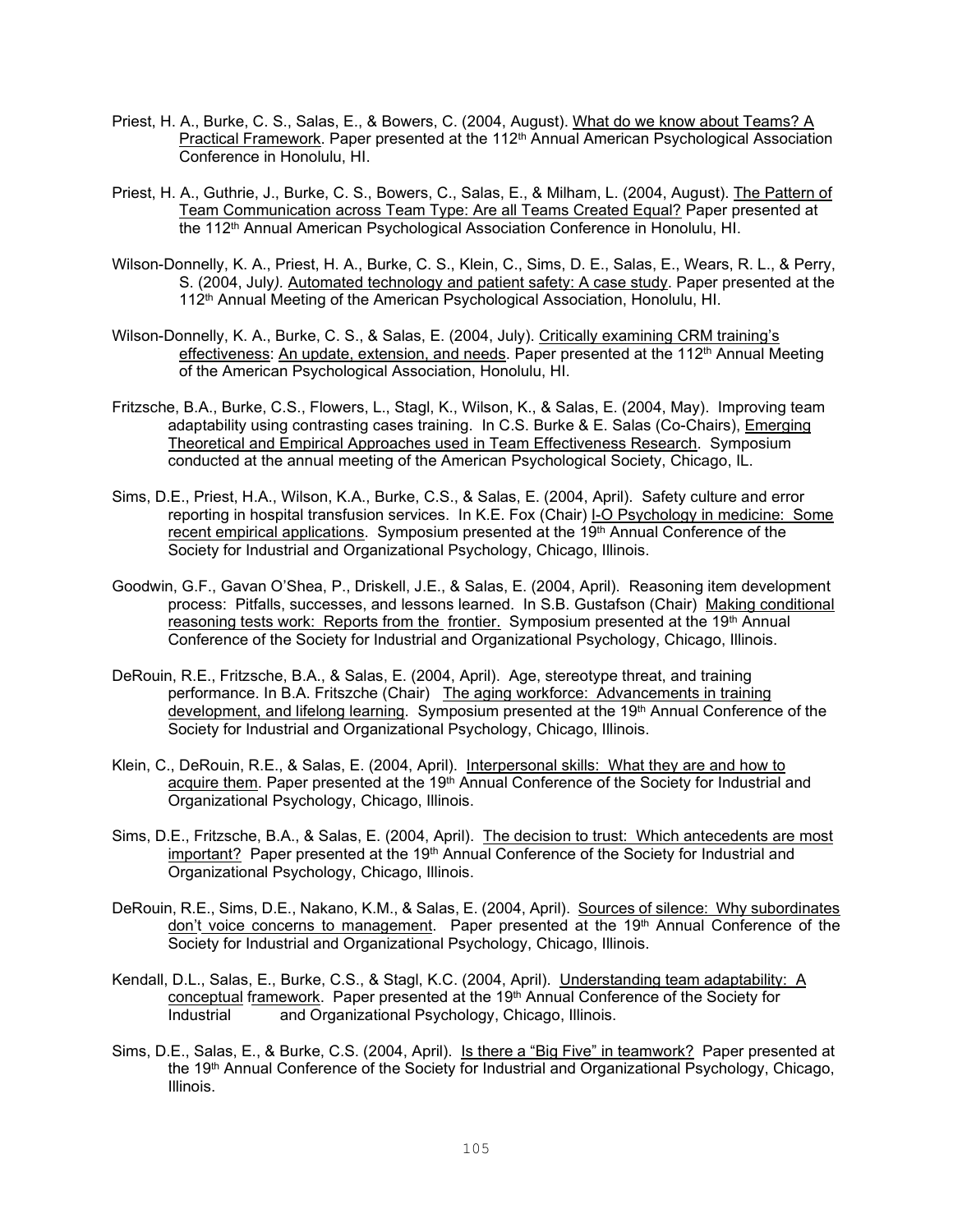Priest, H. A., Burke, C. S., Salas, E., & Bowers, C. (2004, August). What do we know about Teams? A Practical Framework. Paper presented at the 112th Annual American Psychological Association Conference in Honolulu, HI.

Priest, H. A., Guthrie, J., Burke, C. S., Bowers, C., Salas, E., & Milham, L. (2004, August). The Pattern of Team Communication across Team Type: Are all Teams Created Equal? Paper presented at the 112th Annual American Psychological Association Conference in Honolulu, HI.

Wilson-Donnelly, K. A., Priest, H. A., Burke, C. S., Klein, C., Sims, D. E., Salas, E., Wears, R. L., & Perry, S. (2004, July). Automated technology and patient safety: A case study. Paper presented at the 112th Annual Meeting of the American Psychological Association, Honolulu, HI.

Wilson-Donnelly, K. A., Burke, C. S., & Salas, E. (2004, July). Critically examining CRM training's effectiveness: An update, extension, and needs. Paper presented at the 112th Annual Meeting of the American Psychological Association, Honolulu, HI.

Fritzsche, B.A., Burke, C.S., Flowers, L., Stagl, K., Wilson, K., & Salas, E. (2004, May). Improving team adaptability using contrasting cases training. In C.S. Burke & E. Salas (Co-Chairs), Emerging Theoretical and Empirical Approaches used in Team Effectiveness Research. Symposium conducted at the annual meeting of the American Psychological Society, Chicago, IL.

Sims, D.E., Priest, H.A., Wilson, K.A., Burke, C.S., & Salas, E. (2004, April). Safety culture and error reporting in hospital transfusion services. In K.E. Fox (Chair) I-O Psychology in medicine: Some recent empirical applications. Symposium presented at the 19th Annual Conference of the Society for Industrial and Organizational Psychology, Chicago, Illinois.

Goodwin, G.F., Gavan O'Shea, P., Driskell, J.E., & Salas, E. (2004, April). Reasoning item development process: Pitfalls, successes, and lessons learned. In S.B. Gustafson (Chair) Making conditional reasoning tests work: Reports from the frontier. Symposium presented at the 19th Annual Conference of the Society for Industrial and Organizational Psychology, Chicago, Illinois.

DeRouin, R.E., Fritzsche, B.A., & Salas, E. (2004, April). Age, stereotype threat, and training performance. In B.A. Fritszche (Chair) The aging workforce: Advancements in training development, and lifelong learning. Symposium presented at the 19th Annual Conference of the Society for Industrial and Organizational Psychology, Chicago, Illinois.

Klein, C., DeRouin, R.E., & Salas, E. (2004, April). Interpersonal skills: What they are and how to acquire them. Paper presented at the 19th Annual Conference of the Society for Industrial and Organizational Psychology, Chicago, Illinois.

Sims, D.E., Fritzsche, B.A., & Salas, E. (2004, April). The decision to trust: Which antecedents are most important? Paper presented at the 19th Annual Conference of the Society for Industrial and Organizational Psychology, Chicago, Illinois.

DeRouin, R.E., Sims, D.E., Nakano, K.M., & Salas, E. (2004, April). Sources of silence: Why subordinates don't voice concerns to management. Paper presented at the 19th Annual Conference of the Society for Industrial and Organizational Psychology, Chicago, Illinois.

Kendall, D.L., Salas, E., Burke, C.S., & Stagl, K.C. (2004, April). Understanding team adaptability: A conceptual framework. Paper presented at the 19th Annual Conference of the Society for Industrial and Organizational Psychology, Chicago, Illinois.

Sims, D.E., Salas, E., & Burke, C.S. (2004, April). Is there a "Big Five" in teamwork? Paper presented at the 19th Annual Conference of the Society for Industrial and Organizational Psychology, Chicago, Illinois.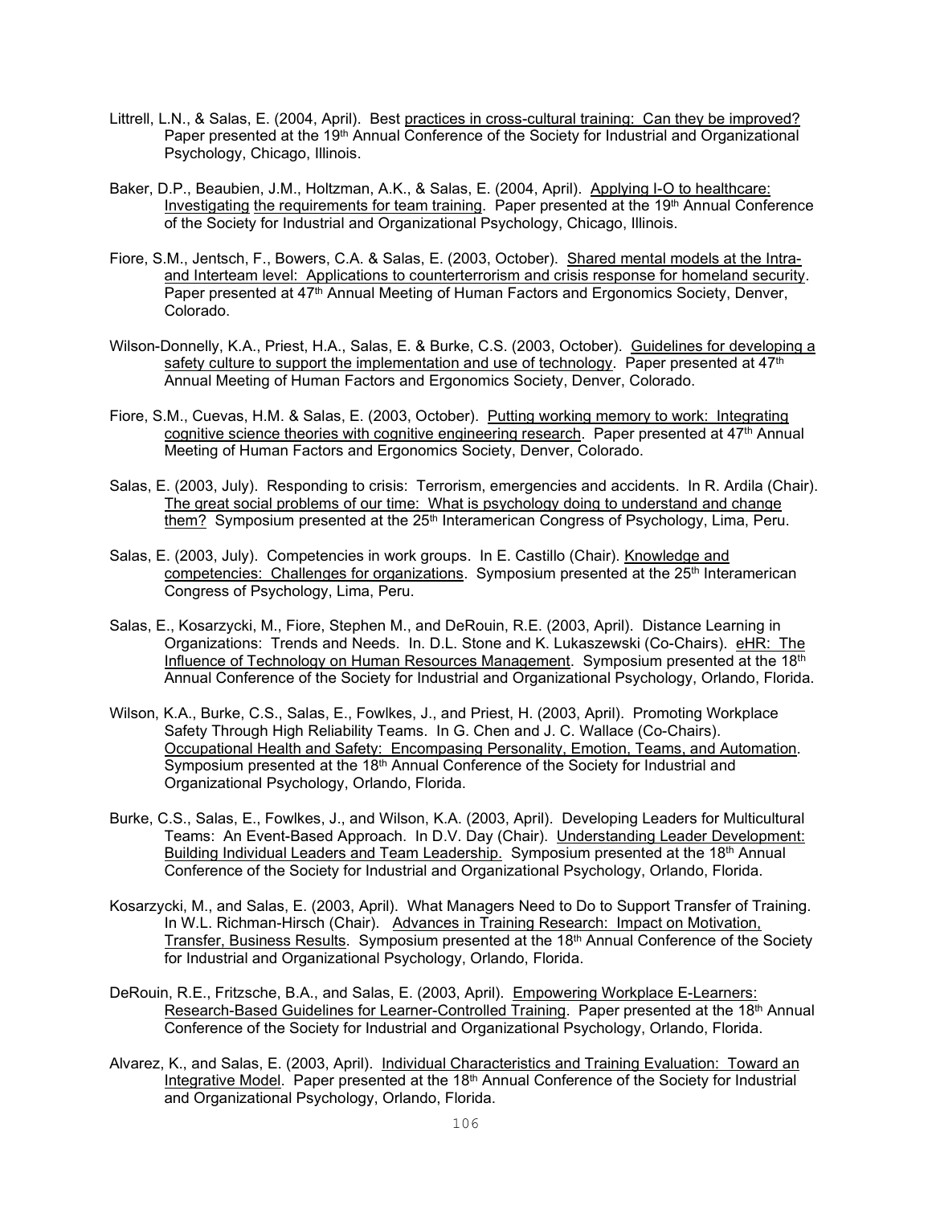Littrell, L.N., & Salas, E. (2004, April). Best practices in cross-cultural training: Can they be improved? Paper presented at the 19th Annual Conference of the Society for Industrial and Organizational Psychology, Chicago, Illinois.

Baker, D.P., Beaubien, J.M., Holtzman, A.K., & Salas, E. (2004, April). Applying I-O to healthcare: Investigating the requirements for team training. Paper presented at the 19th Annual Conference of the Society for Industrial and Organizational Psychology, Chicago, Illinois.

Fiore, S.M., Jentsch, F., Bowers, C.A. & Salas, E. (2003, October). Shared mental models at the Intra- and Interteam level: Applications to counterterrorism and crisis response for homeland security. Paper presented at 47th Annual Meeting of Human Factors and Ergonomics Society, Denver, Colorado.

Wilson-Donnelly, K.A., Priest, H.A., Salas, E. & Burke, C.S. (2003, October). Guidelines for developing a safety culture to support the implementation and use of technology. Paper presented at 47th Annual Meeting of Human Factors and Ergonomics Society, Denver, Colorado.

Fiore, S.M., Cuevas, H.M. & Salas, E. (2003, October). Putting working memory to work: Integrating cognitive science theories with cognitive engineering research. Paper presented at 47th Annual Meeting of Human Factors and Ergonomics Society, Denver, Colorado.

Salas, E. (2003, July). Responding to crisis: Terrorism, emergencies and accidents. In R. Ardila (Chair). The great social problems of our time: What is psychology doing to understand and change them? Symposium presented at the 25th Interamerican Congress of Psychology, Lima, Peru.

Salas, E. (2003, July). Competencies in work groups. In E. Castillo (Chair). Knowledge and competencies: Challenges for organizations. Symposium presented at the 25th Interamerican Congress of Psychology, Lima, Peru.

Salas, E., Kosarzycki, M., Fiore, Stephen M., and DeRouin, R.E. (2003, April). Distance Learning in Organizations: Trends and Needs. In. D.L. Stone and K. Lukaszewski (Co-Chairs). eHR: The Influence of Technology on Human Resources Management. Symposium presented at the 18th Annual Conference of the Society for Industrial and Organizational Psychology, Orlando, Florida.

Wilson, K.A., Burke, C.S., Salas, E., Fowlkes, J., and Priest, H. (2003, April). Promoting Workplace Safety Through High Reliability Teams. In G. Chen and J. C. Wallace (Co-Chairs). Occupational Health and Safety: Encompasing Personality, Emotion, Teams, and Automation. Symposium presented at the 18th Annual Conference of the Society for Industrial and Organizational Psychology, Orlando, Florida.

Burke, C.S., Salas, E., Fowlkes, J., and Wilson, K.A. (2003, April). Developing Leaders for Multicultural Teams: An Event-Based Approach. In D.V. Day (Chair). Understanding Leader Development: Building Individual Leaders and Team Leadership. Symposium presented at the 18th Annual Conference of the Society for Industrial and Organizational Psychology, Orlando, Florida.

Kosarzycki, M., and Salas, E. (2003, April). What Managers Need to Do to Support Transfer of Training. In W.L. Richman-Hirsch (Chair). Advances in Training Research: Impact on Motivation, Transfer, Business Results. Symposium presented at the 18th Annual Conference of the Society for Industrial and Organizational Psychology, Orlando, Florida.

DeRouin, R.E., Fritzsche, B.A., and Salas, E. (2003, April). Empowering Workplace E-Learners: Research-Based Guidelines for Learner-Controlled Training. Paper presented at the 18th Annual Conference of the Society for Industrial and Organizational Psychology, Orlando, Florida.

Alvarez, K., and Salas, E. (2003, April). Individual Characteristics and Training Evaluation: Toward an Integrative Model. Paper presented at the 18th Annual Conference of the Society for Industrial and Organizational Psychology, Orlando, Florida.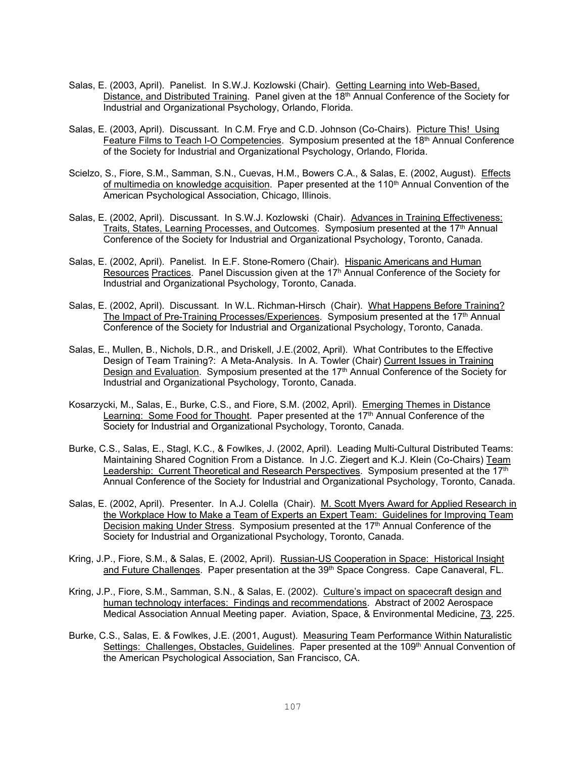Salas, E. (2003, April). Panelist. In S.W.J. Kozlowski (Chair). Getting Learning into Web-Based, Distance, and Distributed Training. Panel given at the 18th Annual Conference of the Society for Industrial and Organizational Psychology, Orlando, Florida.

Salas, E. (2003, April). Discussant. In C.M. Frye and C.D. Johnson (Co-Chairs). Picture This! Using Feature Films to Teach I-O Competencies. Symposium presented at the 18th Annual Conference of the Society for Industrial and Organizational Psychology, Orlando, Florida.

Scielzo, S., Fiore, S.M., Samman, S.N., Cuevas, H.M., Bowers C.A., & Salas, E. (2002, August). Effects of multimedia on knowledge acquisition. Paper presented at the 110th Annual Convention of the American Psychological Association, Chicago, Illinois.

Salas, E. (2002, April). Discussant. In S.W.J. Kozlowski (Chair). Advances in Training Effectiveness: Traits, States, Learning Processes, and Outcomes. Symposium presented at the 17th Annual Conference of the Society for Industrial and Organizational Psychology, Toronto, Canada.

Salas, E. (2002, April). Panelist. In E.F. Stone-Romero (Chair). Hispanic Americans and Human Resources Practices. Panel Discussion given at the 17h Annual Conference of the Society for Industrial and Organizational Psychology, Toronto, Canada.

Salas, E. (2002, April). Discussant. In W.L. Richman-Hirsch (Chair). What Happens Before Training? The Impact of Pre-Training Processes/Experiences. Symposium presented at the 17th Annual Conference of the Society for Industrial and Organizational Psychology, Toronto, Canada.

Salas, E., Mullen, B., Nichols, D.R., and Driskell, J.E.(2002, April). What Contributes to the Effective Design of Team Training?: A Meta-Analysis. In A. Towler (Chair) Current Issues in Training Design and Evaluation. Symposium presented at the 17th Annual Conference of the Society for Industrial and Organizational Psychology, Toronto, Canada.

Kosarzycki, M., Salas, E., Burke, C.S., and Fiore, S.M. (2002, April). Emerging Themes in Distance Learning: Some Food for Thought. Paper presented at the 17th Annual Conference of the Society for Industrial and Organizational Psychology, Toronto, Canada.

Burke, C.S., Salas, E., Stagl, K.C., & Fowlkes, J. (2002, April). Leading Multi-Cultural Distributed Teams: Maintaining Shared Cognition From a Distance. In J.C. Ziegert and K.J. Klein (Co-Chairs) Team Leadership: Current Theoretical and Research Perspectives. Symposium presented at the 17th Annual Conference of the Society for Industrial and Organizational Psychology, Toronto, Canada.

Salas, E. (2002, April). Presenter. In A.J. Colella (Chair). M. Scott Myers Award for Applied Research in the Workplace How to Make a Team of Experts an Expert Team: Guidelines for Improving Team Decision making Under Stress. Symposium presented at the 17th Annual Conference of the Society for Industrial and Organizational Psychology, Toronto, Canada.

Kring, J.P., Fiore, S.M., & Salas, E. (2002, April). Russian-US Cooperation in Space: Historical Insight and Future Challenges. Paper presentation at the 39th Space Congress. Cape Canaveral, FL.

Kring, J.P., Fiore, S.M., Samman, S.N., & Salas, E. (2002). Culture's impact on spacecraft design and human technology interfaces: Findings and recommendations. Abstract of 2002 Aerospace Medical Association Annual Meeting paper. Aviation, Space, & Environmental Medicine, 73, 225.

Burke, C.S., Salas, E. & Fowlkes, J.E. (2001, August). Measuring Team Performance Within Naturalistic Settings: Challenges, Obstacles, Guidelines. Paper presented at the 109th Annual Convention of the American Psychological Association, San Francisco, CA.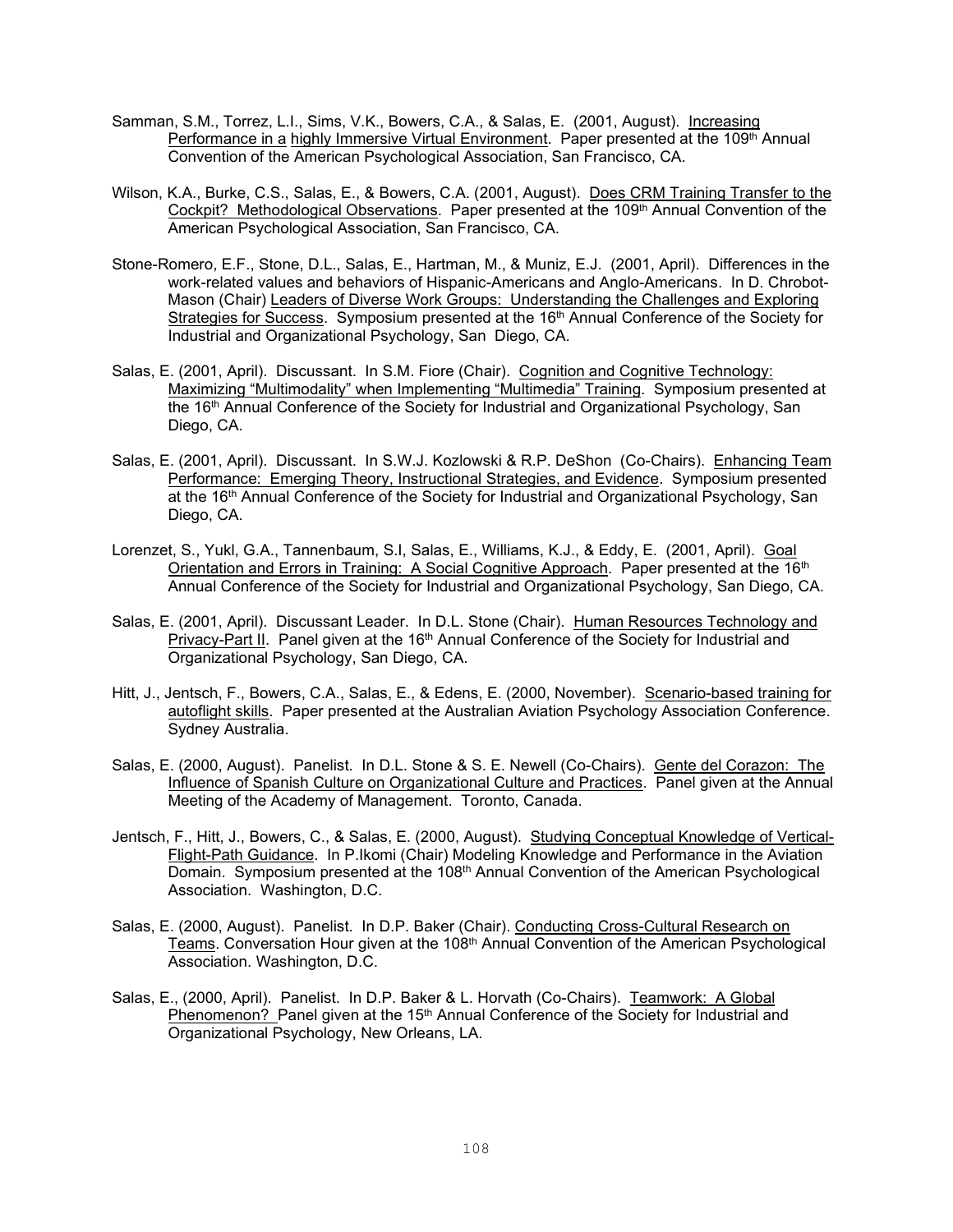Samman, S.M., Torrez, L.I., Sims, V.K., Bowers, C.A., & Salas, E. (2001, August). Increasing Performance in a highly Immersive Virtual Environment. Paper presented at the 109th Annual Convention of the American Psychological Association, San Francisco, CA.

Wilson, K.A., Burke, C.S., Salas, E., & Bowers, C.A. (2001, August). Does CRM Training Transfer to the Cockpit? Methodological Observations. Paper presented at the 109th Annual Convention of the American Psychological Association, San Francisco, CA.

Stone-Romero, E.F., Stone, D.L., Salas, E., Hartman, M., & Muniz, E.J. (2001, April). Differences in the work-related values and behaviors of Hispanic-Americans and Anglo-Americans. In D. Chrobot-Mason (Chair) Leaders of Diverse Work Groups: Understanding the Challenges and Exploring Strategies for Success. Symposium presented at the 16th Annual Conference of the Society for Industrial and Organizational Psychology, San Diego, CA.

Salas, E. (2001, April). Discussant. In S.M. Fiore (Chair). Cognition and Cognitive Technology: Maximizing "Multimodality" when Implementing "Multimedia" Training. Symposium presented at the 16th Annual Conference of the Society for Industrial and Organizational Psychology, San Diego, CA.

Salas, E. (2001, April). Discussant. In S.W.J. Kozlowski & R.P. DeShon (Co-Chairs). Enhancing Team Performance: Emerging Theory, Instructional Strategies, and Evidence. Symposium presented at the 16th Annual Conference of the Society for Industrial and Organizational Psychology, San Diego, CA.

Lorenzet, S., Yukl, G.A., Tannenbaum, S.I, Salas, E., Williams, K.J., & Eddy, E. (2001, April). Goal Orientation and Errors in Training: A Social Cognitive Approach. Paper presented at the 16th Annual Conference of the Society for Industrial and Organizational Psychology, San Diego, CA.

Salas, E. (2001, April). Discussant Leader. In D.L. Stone (Chair). Human Resources Technology and Privacy-Part II. Panel given at the 16th Annual Conference of the Society for Industrial and Organizational Psychology, San Diego, CA.

Hitt, J., Jentsch, F., Bowers, C.A., Salas, E., & Edens, E. (2000, November). Scenario-based training for autoflight skills. Paper presented at the Australian Aviation Psychology Association Conference. Sydney Australia.

Salas, E. (2000, August). Panelist. In D.L. Stone & S. E. Newell (Co-Chairs). Gente del Corazon: The Influence of Spanish Culture on Organizational Culture and Practices. Panel given at the Annual Meeting of the Academy of Management. Toronto, Canada.

Jentsch, F., Hitt, J., Bowers, C., & Salas, E. (2000, August). Studying Conceptual Knowledge of Vertical-Flight-Path Guidance. In P.Ikomi (Chair) Modeling Knowledge and Performance in the Aviation Domain. Symposium presented at the 108th Annual Convention of the American Psychological Association. Washington, D.C.

Salas, E. (2000, August). Panelist. In D.P. Baker (Chair). Conducting Cross-Cultural Research on Teams. Conversation Hour given at the 108th Annual Convention of the American Psychological Association. Washington, D.C.

Salas, E., (2000, April). Panelist. In D.P. Baker & L. Horvath (Co-Chairs). Teamwork: A Global Phenomenon? Panel given at the 15th Annual Conference of the Society for Industrial and Organizational Psychology, New Orleans, LA.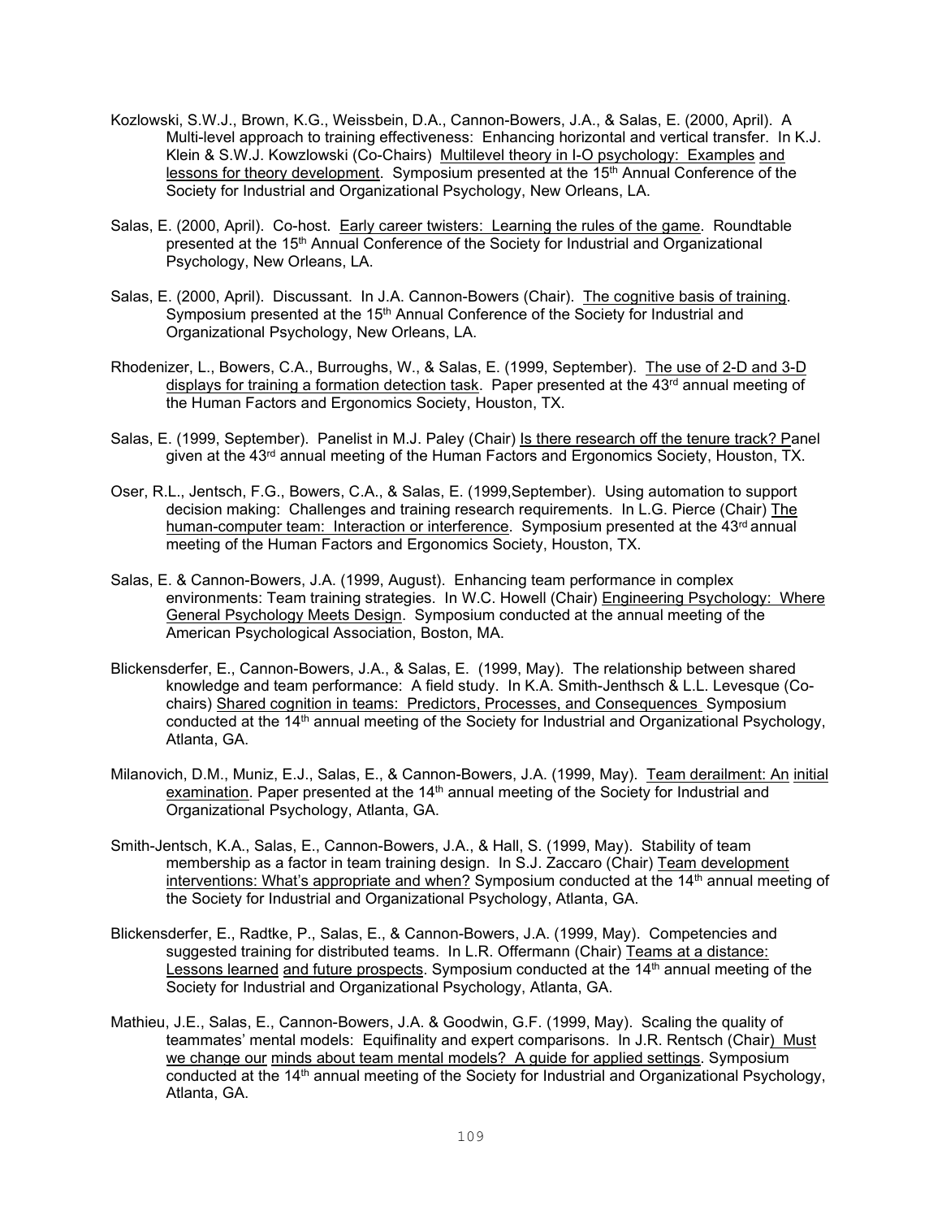Kozlowski, S.W.J., Brown, K.G., Weissbein, D.A., Cannon-Bowers, J.A., & Salas, E. (2000, April). A Multi-level approach to training effectiveness: Enhancing horizontal and vertical transfer. In K.J. Klein & S.W.J. Kowzlowski (Co-Chairs) Multilevel theory in I-O psychology: Examples and lessons for theory development. Symposium presented at the 15th Annual Conference of the Society for Industrial and Organizational Psychology, New Orleans, LA.

Salas, E. (2000, April). Co-host. Early career twisters: Learning the rules of the game. Roundtable presented at the 15th Annual Conference of the Society for Industrial and Organizational Psychology, New Orleans, LA.

Salas, E. (2000, April). Discussant. In J.A. Cannon-Bowers (Chair). The cognitive basis of training. Symposium presented at the 15th Annual Conference of the Society for Industrial and Organizational Psychology, New Orleans, LA.

Rhodenizer, L., Bowers, C.A., Burroughs, W., & Salas, E. (1999, September). The use of 2-D and 3-D displays for training a formation detection task. Paper presented at the 43rd annual meeting of the Human Factors and Ergonomics Society, Houston, TX.

Salas, E. (1999, September). Panelist in M.J. Paley (Chair) Is there research off the tenure track? Panel given at the 43rd annual meeting of the Human Factors and Ergonomics Society, Houston, TX.

Oser, R.L., Jentsch, F.G., Bowers, C.A., & Salas, E. (1999,September). Using automation to support decision making: Challenges and training research requirements. In L.G. Pierce (Chair) The human-computer team: Interaction or interference. Symposium presented at the 43rd annual meeting of the Human Factors and Ergonomics Society, Houston, TX.

Salas, E. & Cannon-Bowers, J.A. (1999, August). Enhancing team performance in complex environments: Team training strategies. In W.C. Howell (Chair) Engineering Psychology: Where General Psychology Meets Design. Symposium conducted at the annual meeting of the American Psychological Association, Boston, MA.

Blickensderfer, E., Cannon-Bowers, J.A., & Salas, E. (1999, May). The relationship between shared knowledge and team performance: A field study. In K.A. Smith-Jenthsch & L.L. Levesque (Co-chairs) Shared cognition in teams: Predictors, Processes, and Consequences Symposium conducted at the 14th annual meeting of the Society for Industrial and Organizational Psychology, Atlanta, GA.

Milanovich, D.M., Muniz, E.J., Salas, E., & Cannon-Bowers, J.A. (1999, May). Team derailment: An initial examination. Paper presented at the 14th annual meeting of the Society for Industrial and Organizational Psychology, Atlanta, GA.

Smith-Jentsch, K.A., Salas, E., Cannon-Bowers, J.A., & Hall, S. (1999, May). Stability of team membership as a factor in team training design. In S.J. Zaccaro (Chair) Team development interventions: What's appropriate and when? Symposium conducted at the 14th annual meeting of the Society for Industrial and Organizational Psychology, Atlanta, GA.

Blickensderfer, E., Radtke, P., Salas, E., & Cannon-Bowers, J.A. (1999, May). Competencies and suggested training for distributed teams. In L.R. Offermann (Chair) Teams at a distance: Lessons learned and future prospects. Symposium conducted at the 14th annual meeting of the Society for Industrial and Organizational Psychology, Atlanta, GA.

Mathieu, J.E., Salas, E., Cannon-Bowers, J.A. & Goodwin, G.F. (1999, May). Scaling the quality of teammates' mental models: Equifinality and expert comparisons. In J.R. Rentsch (Chair) Must we change our minds about team mental models? A guide for applied settings. Symposium conducted at the 14th annual meeting of the Society for Industrial and Organizational Psychology, Atlanta, GA.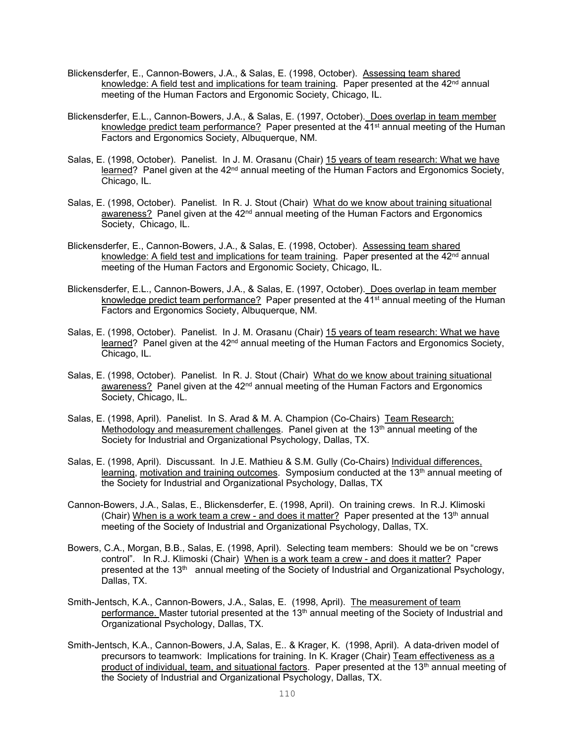Blickensderfer, E., Cannon-Bowers, J.A., & Salas, E. (1998, October). <u>Assessing team shared knowledge: A field test and implications for team training</u>. Paper presented at the 42nd annual meeting of the Human Factors and Ergonomic Society, Chicago, IL.

Blickensderfer, E.L., Cannon-Bowers, J.A., & Salas, E. (1997, October). <u>Does overlap in team member knowledge predict team performance?</u> Paper presented at the 41st annual meeting of the Human Factors and Ergonomics Society, Albuquerque, NM.

Salas, E. (1998, October). Panelist. In J. M. Orasanu (Chair) <u>15 years of team research: What we have learned</u>? Panel given at the 42nd annual meeting of the Human Factors and Ergonomics Society, Chicago, IL.

Salas, E. (1998, October). Panelist. In R. J. Stout (Chair) <u>What do we know about training situational awareness?</u> Panel given at the 42nd annual meeting of the Human Factors and Ergonomics Society, Chicago, IL.

Blickensderfer, E., Cannon-Bowers, J.A., & Salas, E. (1998, October). <u>Assessing team shared knowledge: A field test and implications for team training</u>. Paper presented at the 42nd annual meeting of the Human Factors and Ergonomic Society, Chicago, IL.

Blickensderfer, E.L., Cannon-Bowers, J.A., & Salas, E. (1997, October). <u>Does overlap in team member knowledge predict team performance?</u> Paper presented at the 41st annual meeting of the Human Factors and Ergonomics Society, Albuquerque, NM.

Salas, E. (1998, October). Panelist. In J. M. Orasanu (Chair) <u>15 years of team research: What we have learned</u>? Panel given at the 42nd annual meeting of the Human Factors and Ergonomics Society, Chicago, IL.

Salas, E. (1998, October). Panelist. In R. J. Stout (Chair) <u>What do we know about training situational awareness?</u> Panel given at the 42nd annual meeting of the Human Factors and Ergonomics Society, Chicago, IL.

Salas, E. (1998, April). Panelist. In S. Arad & M. A. Champion (Co-Chairs) <u>Team Research: Methodology and measurement challenges</u>. Panel given at the 13th annual meeting of the Society for Industrial and Organizational Psychology, Dallas, TX.

Salas, E. (1998, April). Discussant. In J.E. Mathieu & S.M. Gully (Co-Chairs) <u>Individual differences, learning, motivation and training outcomes</u>. Symposium conducted at the 13th annual meeting of the Society for Industrial and Organizational Psychology, Dallas, TX

Cannon-Bowers, J.A., Salas, E., Blickensderfer, E. (1998, April). On training crews. In R.J. Klimoski (Chair) <u>When is a work team a crew - and does it matter?</u> Paper presented at the 13th annual meeting of the Society of Industrial and Organizational Psychology, Dallas, TX.

Bowers, C.A., Morgan, B.B., Salas, E. (1998, April). Selecting team members: Should we be on "crews control". In R.J. Klimoski (Chair) <u>When is a work team a crew - and does it matter?</u> Paper presented at the 13th annual meeting of the Society of Industrial and Organizational Psychology, Dallas, TX.

Smith-Jentsch, K.A., Cannon-Bowers, J.A., Salas, E. (1998, April). <u>The measurement of team performance.</u> Master tutorial presented at the 13th annual meeting of the Society of Industrial and Organizational Psychology, Dallas, TX.

Smith-Jentsch, K.A., Cannon-Bowers, J.A, Salas, E.. & Krager, K. (1998, April). A data-driven model of precursors to teamwork: Implications for training. In K. Krager (Chair) <u>Team effectiveness as a product of individual, team, and situational factors</u>. Paper presented at the 13th annual meeting of the Society of Industrial and Organizational Psychology, Dallas, TX.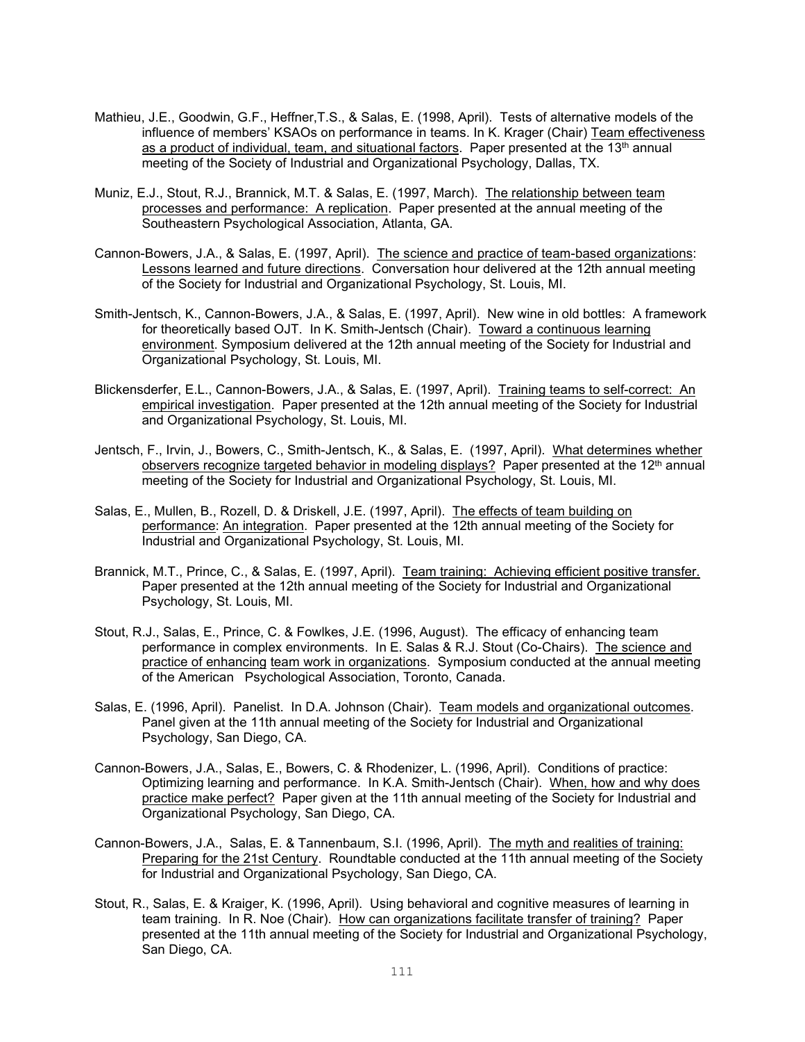Mathieu, J.E., Goodwin, G.F., Heffner,T.S., & Salas, E. (1998, April). Tests of alternative models of the influence of members' KSAOs on performance in teams. In K. Krager (Chair) Team effectiveness as a product of individual, team, and situational factors. Paper presented at the 13th annual meeting of the Society of Industrial and Organizational Psychology, Dallas, TX.

Muniz, E.J., Stout, R.J., Brannick, M.T. & Salas, E. (1997, March). The relationship between team processes and performance: A replication. Paper presented at the annual meeting of the Southeastern Psychological Association, Atlanta, GA.

Cannon-Bowers, J.A., & Salas, E. (1997, April). The science and practice of team-based organizations: Lessons learned and future directions. Conversation hour delivered at the 12th annual meeting of the Society for Industrial and Organizational Psychology, St. Louis, MI.

Smith-Jentsch, K., Cannon-Bowers, J.A., & Salas, E. (1997, April). New wine in old bottles: A framework for theoretically based OJT. In K. Smith-Jentsch (Chair). Toward a continuous learning environment. Symposium delivered at the 12th annual meeting of the Society for Industrial and Organizational Psychology, St. Louis, MI.

Blickensderfer, E.L., Cannon-Bowers, J.A., & Salas, E. (1997, April). Training teams to self-correct: An empirical investigation. Paper presented at the 12th annual meeting of the Society for Industrial and Organizational Psychology, St. Louis, MI.

Jentsch, F., Irvin, J., Bowers, C., Smith-Jentsch, K., & Salas, E. (1997, April). What determines whether observers recognize targeted behavior in modeling displays? Paper presented at the 12th annual meeting of the Society for Industrial and Organizational Psychology, St. Louis, MI.

Salas, E., Mullen, B., Rozell, D. & Driskell, J.E. (1997, April). The effects of team building on performance: An integration. Paper presented at the 12th annual meeting of the Society for Industrial and Organizational Psychology, St. Louis, MI.

Brannick, M.T., Prince, C., & Salas, E. (1997, April). Team training: Achieving efficient positive transfer. Paper presented at the 12th annual meeting of the Society for Industrial and Organizational Psychology, St. Louis, MI.

Stout, R.J., Salas, E., Prince, C. & Fowlkes, J.E. (1996, August). The efficacy of enhancing team performance in complex environments. In E. Salas & R.J. Stout (Co-Chairs). The science and practice of enhancing team work in organizations. Symposium conducted at the annual meeting of the American Psychological Association, Toronto, Canada.

Salas, E. (1996, April). Panelist. In D.A. Johnson (Chair). Team models and organizational outcomes. Panel given at the 11th annual meeting of the Society for Industrial and Organizational Psychology, San Diego, CA.

Cannon-Bowers, J.A., Salas, E., Bowers, C. & Rhodenizer, L. (1996, April). Conditions of practice: Optimizing learning and performance. In K.A. Smith-Jentsch (Chair). When, how and why does practice make perfect? Paper given at the 11th annual meeting of the Society for Industrial and Organizational Psychology, San Diego, CA.

Cannon-Bowers, J.A., Salas, E. & Tannenbaum, S.I. (1996, April). The myth and realities of training: Preparing for the 21st Century. Roundtable conducted at the 11th annual meeting of the Society for Industrial and Organizational Psychology, San Diego, CA.

Stout, R., Salas, E. & Kraiger, K. (1996, April). Using behavioral and cognitive measures of learning in team training. In R. Noe (Chair). How can organizations facilitate transfer of training? Paper presented at the 11th annual meeting of the Society for Industrial and Organizational Psychology, San Diego, CA.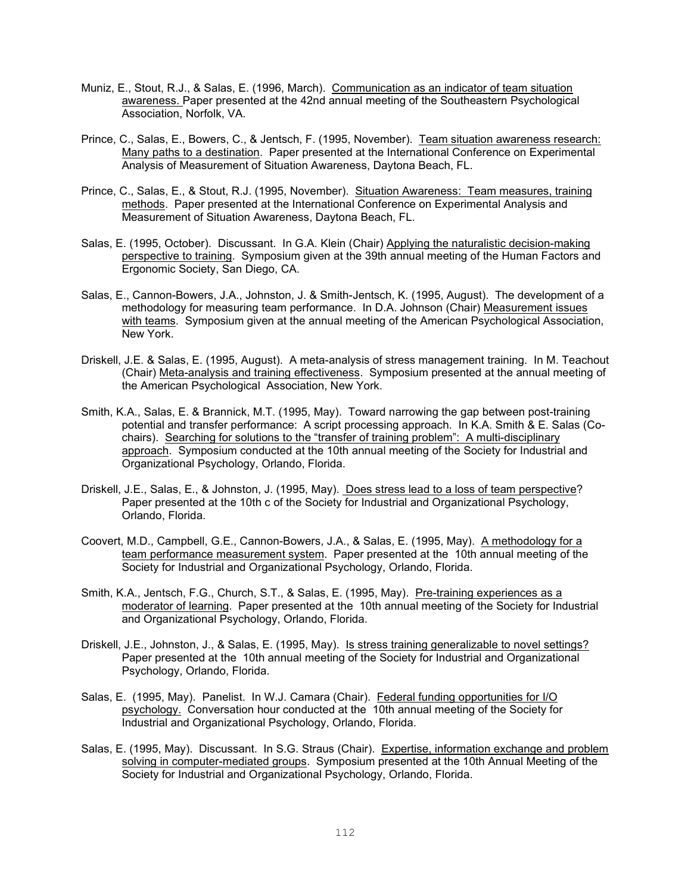Muniz, E., Stout, R.J., & Salas, E. (1996, March). Communication as an indicator of team situation awareness. Paper presented at the 42nd annual meeting of the Southeastern Psychological Association, Norfolk, VA.

Prince, C., Salas, E., Bowers, C., & Jentsch, F. (1995, November). Team situation awareness research: Many paths to a destination. Paper presented at the International Conference on Experimental Analysis of Measurement of Situation Awareness, Daytona Beach, FL.

Prince, C., Salas, E., & Stout, R.J. (1995, November). Situation Awareness: Team measures, training methods. Paper presented at the International Conference on Experimental Analysis and Measurement of Situation Awareness, Daytona Beach, FL.

Salas, E. (1995, October). Discussant. In G.A. Klein (Chair) Applying the naturalistic decision-making perspective to training. Symposium given at the 39th annual meeting of the Human Factors and Ergonomic Society, San Diego, CA.

Salas, E., Cannon-Bowers, J.A., Johnston, J. & Smith-Jentsch, K. (1995, August). The development of a methodology for measuring team performance. In D.A. Johnson (Chair) Measurement issues with teams. Symposium given at the annual meeting of the American Psychological Association, New York.

Driskell, J.E. & Salas, E. (1995, August). A meta-analysis of stress management training. In M. Teachout (Chair) Meta-analysis and training effectiveness. Symposium presented at the annual meeting of the American Psychological Association, New York.

Smith, K.A., Salas, E. & Brannick, M.T. (1995, May). Toward narrowing the gap between post-training potential and transfer performance: A script processing approach. In K.A. Smith & E. Salas (Co-chairs). Searching for solutions to the "transfer of training problem": A multi-disciplinary approach. Symposium conducted at the 10th annual meeting of the Society for Industrial and Organizational Psychology, Orlando, Florida.

Driskell, J.E., Salas, E., & Johnston, J. (1995, May). Does stress lead to a loss of team perspective? Paper presented at the 10th c of the Society for Industrial and Organizational Psychology, Orlando, Florida.

Coovert, M.D., Campbell, G.E., Cannon-Bowers, J.A., & Salas, E. (1995, May). A methodology for a team performance measurement system. Paper presented at the 10th annual meeting of the Society for Industrial and Organizational Psychology, Orlando, Florida.

Smith, K.A., Jentsch, F.G., Church, S.T., & Salas, E. (1995, May). Pre-training experiences as a moderator of learning. Paper presented at the 10th annual meeting of the Society for Industrial and Organizational Psychology, Orlando, Florida.

Driskell, J.E., Johnston, J., & Salas, E. (1995, May). Is stress training generalizable to novel settings? Paper presented at the 10th annual meeting of the Society for Industrial and Organizational Psychology, Orlando, Florida.

Salas, E. (1995, May). Panelist. In W.J. Camara (Chair). Federal funding opportunities for I/O psychology. Conversation hour conducted at the 10th annual meeting of the Society for Industrial and Organizational Psychology, Orlando, Florida.

Salas, E. (1995, May). Discussant. In S.G. Straus (Chair). Expertise, information exchange and problem solving in computer-mediated groups. Symposium presented at the 10th Annual Meeting of the Society for Industrial and Organizational Psychology, Orlando, Florida.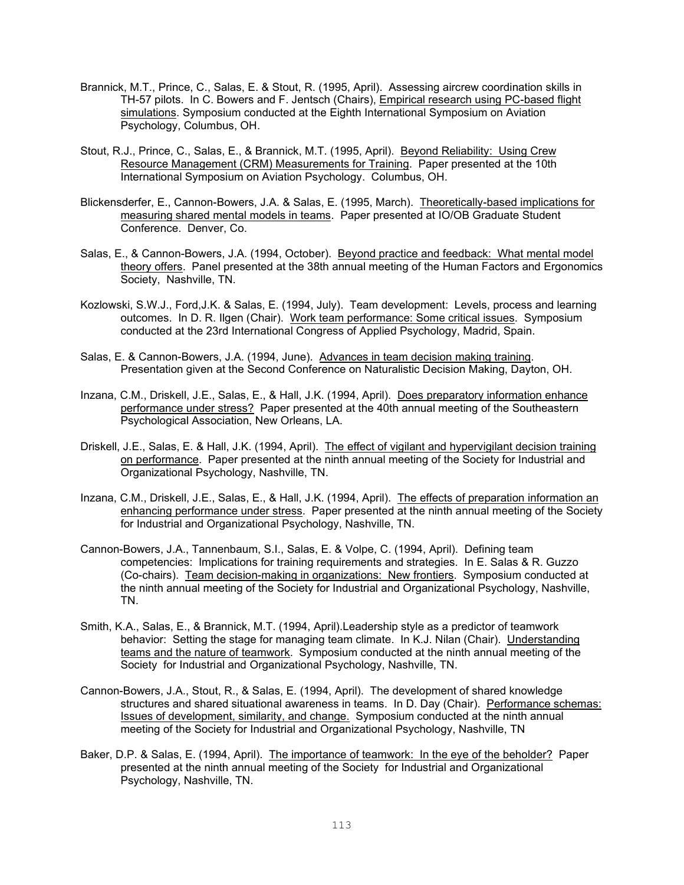Brannick, M.T., Prince, C., Salas, E. & Stout, R. (1995, April). Assessing aircrew coordination skills in TH-57 pilots. In C. Bowers and F. Jentsch (Chairs), Empirical research using PC-based flight simulations. Symposium conducted at the Eighth International Symposium on Aviation Psychology, Columbus, OH.

Stout, R.J., Prince, C., Salas, E., & Brannick, M.T. (1995, April). Beyond Reliability: Using Crew Resource Management (CRM) Measurements for Training. Paper presented at the 10th International Symposium on Aviation Psychology. Columbus, OH.

Blickensderfer, E., Cannon-Bowers, J.A. & Salas, E. (1995, March). Theoretically-based implications for measuring shared mental models in teams. Paper presented at IO/OB Graduate Student Conference. Denver, Co.

Salas, E., & Cannon-Bowers, J.A. (1994, October). Beyond practice and feedback: What mental model theory offers. Panel presented at the 38th annual meeting of the Human Factors and Ergonomics Society, Nashville, TN.

Kozlowski, S.W.J., Ford,J.K. & Salas, E. (1994, July). Team development: Levels, process and learning outcomes. In D. R. Ilgen (Chair). Work team performance: Some critical issues. Symposium conducted at the 23rd International Congress of Applied Psychology, Madrid, Spain.

Salas, E. & Cannon-Bowers, J.A. (1994, June). Advances in team decision making training. Presentation given at the Second Conference on Naturalistic Decision Making, Dayton, OH.

Inzana, C.M., Driskell, J.E., Salas, E., & Hall, J.K. (1994, April). Does preparatory information enhance performance under stress? Paper presented at the 40th annual meeting of the Southeastern Psychological Association, New Orleans, LA.

Driskell, J.E., Salas, E. & Hall, J.K. (1994, April). The effect of vigilant and hypervigilant decision training on performance. Paper presented at the ninth annual meeting of the Society for Industrial and Organizational Psychology, Nashville, TN.

Inzana, C.M., Driskell, J.E., Salas, E., & Hall, J.K. (1994, April). The effects of preparation information an enhancing performance under stress. Paper presented at the ninth annual meeting of the Society for Industrial and Organizational Psychology, Nashville, TN.

Cannon-Bowers, J.A., Tannenbaum, S.I., Salas, E. & Volpe, C. (1994, April). Defining team competencies: Implications for training requirements and strategies. In E. Salas & R. Guzzo (Co-chairs). Team decision-making in organizations: New frontiers. Symposium conducted at the ninth annual meeting of the Society for Industrial and Organizational Psychology, Nashville, TN.

Smith, K.A., Salas, E., & Brannick, M.T. (1994, April).Leadership style as a predictor of teamwork behavior: Setting the stage for managing team climate. In K.J. Nilan (Chair). Understanding teams and the nature of teamwork. Symposium conducted at the ninth annual meeting of the Society for Industrial and Organizational Psychology, Nashville, TN.

Cannon-Bowers, J.A., Stout, R., & Salas, E. (1994, April). The development of shared knowledge structures and shared situational awareness in teams. In D. Day (Chair). Performance schemas: Issues of development, similarity, and change. Symposium conducted at the ninth annual meeting of the Society for Industrial and Organizational Psychology, Nashville, TN

Baker, D.P. & Salas, E. (1994, April). The importance of teamwork: In the eye of the beholder? Paper presented at the ninth annual meeting of the Society for Industrial and Organizational Psychology, Nashville, TN.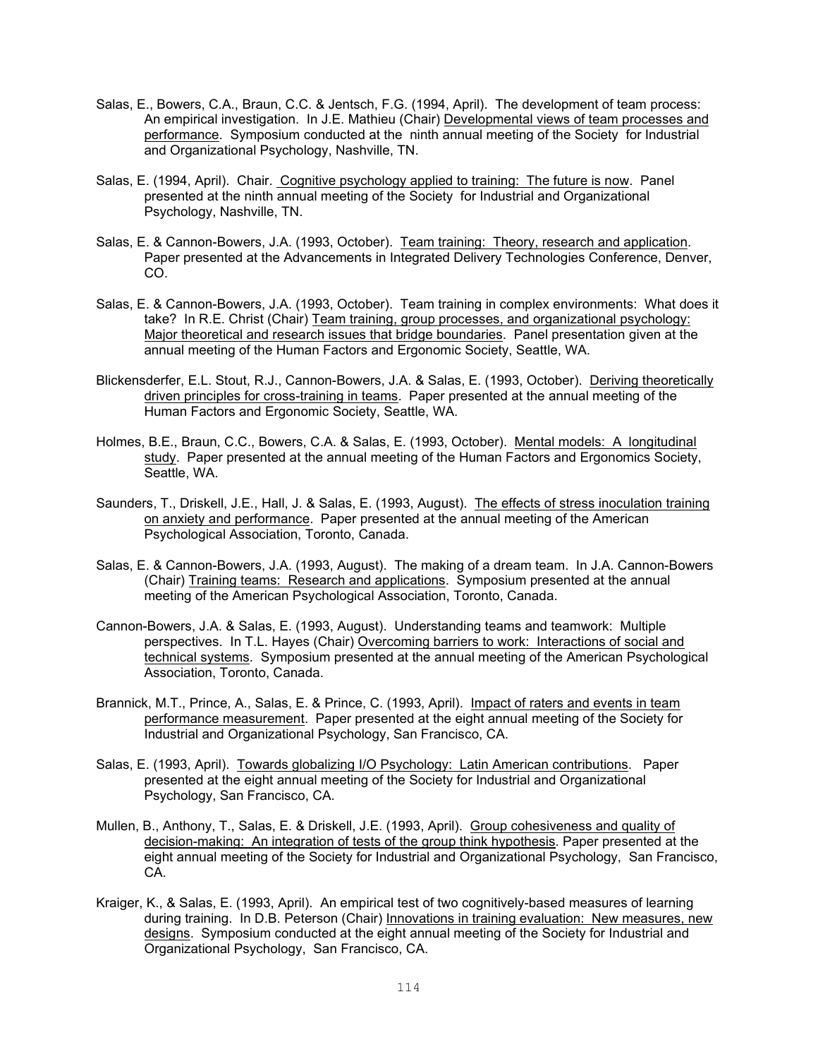Salas, E., Bowers, C.A., Braun, C.C. & Jentsch, F.G. (1994, April). The development of team process: An empirical investigation. In J.E. Mathieu (Chair) <u>Developmental views of team processes and performance</u>. Symposium conducted at the ninth annual meeting of the Society for Industrial and Organizational Psychology, Nashville, TN.

Salas, E. (1994, April). Chair. <u>Cognitive psychology applied to training: The future is now</u>. Panel presented at the ninth annual meeting of the Society for Industrial and Organizational Psychology, Nashville, TN.

Salas, E. & Cannon-Bowers, J.A. (1993, October). <u>Team training: Theory, research and application</u>. Paper presented at the Advancements in Integrated Delivery Technologies Conference, Denver, CO.

Salas, E. & Cannon-Bowers, J.A. (1993, October). Team training in complex environments: What does it take? In R.E. Christ (Chair) <u>Team training, group processes, and organizational psychology: Major theoretical and research issues that bridge boundaries</u>. Panel presentation given at the annual meeting of the Human Factors and Ergonomic Society, Seattle, WA.

Blickensderfer, E.L. Stout, R.J., Cannon-Bowers, J.A. & Salas, E. (1993, October). <u>Deriving theoretically driven principles for cross-training in teams</u>. Paper presented at the annual meeting of the Human Factors and Ergonomic Society, Seattle, WA.

Holmes, B.E., Braun, C.C., Bowers, C.A. & Salas, E. (1993, October). <u>Mental models: A longitudinal study</u>. Paper presented at the annual meeting of the Human Factors and Ergonomics Society, Seattle, WA.

Saunders, T., Driskell, J.E., Hall, J. & Salas, E. (1993, August). <u>The effects of stress inoculation training on anxiety and performance</u>. Paper presented at the annual meeting of the American Psychological Association, Toronto, Canada.

Salas, E. & Cannon-Bowers, J.A. (1993, August). The making of a dream team. In J.A. Cannon-Bowers (Chair) <u>Training teams: Research and applications</u>. Symposium presented at the annual meeting of the American Psychological Association, Toronto, Canada.

Cannon-Bowers, J.A. & Salas, E. (1993, August). Understanding teams and teamwork: Multiple perspectives. In T.L. Hayes (Chair) <u>Overcoming barriers to work: Interactions of social and technical systems</u>. Symposium presented at the annual meeting of the American Psychological Association, Toronto, Canada.

Brannick, M.T., Prince, A., Salas, E. & Prince, C. (1993, April). <u>Impact of raters and events in team performance measurement</u>. Paper presented at the eight annual meeting of the Society for Industrial and Organizational Psychology, San Francisco, CA.

Salas, E. (1993, April). <u>Towards globalizing I/O Psychology: Latin American contributions</u>. Paper presented at the eight annual meeting of the Society for Industrial and Organizational Psychology, San Francisco, CA.

Mullen, B., Anthony, T., Salas, E. & Driskell, J.E. (1993, April). <u>Group cohesiveness and quality of decision-making: An integration of tests of the group think hypothesis</u>. Paper presented at the eight annual meeting of the Society for Industrial and Organizational Psychology, San Francisco, CA.

Kraiger, K., & Salas, E. (1993, April). An empirical test of two cognitively-based measures of learning during training. In D.B. Peterson (Chair) <u>Innovations in training evaluation: New measures, new designs</u>. Symposium conducted at the eight annual meeting of the Society for Industrial and Organizational Psychology, San Francisco, CA.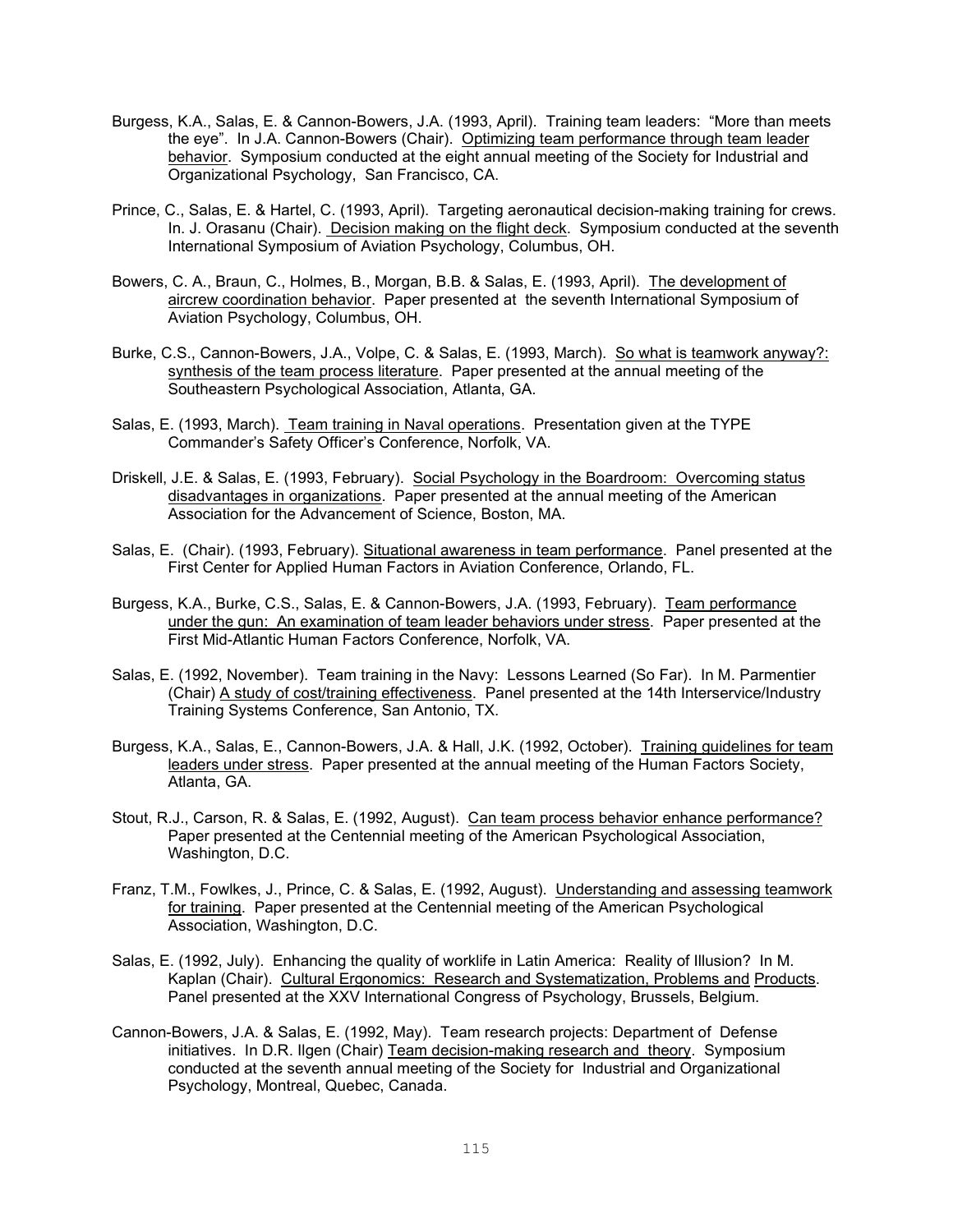Burgess, K.A., Salas, E. & Cannon-Bowers, J.A. (1993, April). Training team leaders: "More than meets the eye". In J.A. Cannon-Bowers (Chair). Optimizing team performance through team leader behavior. Symposium conducted at the eight annual meeting of the Society for Industrial and Organizational Psychology, San Francisco, CA.

Prince, C., Salas, E. & Hartel, C. (1993, April). Targeting aeronautical decision-making training for crews. In. J. Orasanu (Chair). Decision making on the flight deck. Symposium conducted at the seventh International Symposium of Aviation Psychology, Columbus, OH.

Bowers, C. A., Braun, C., Holmes, B., Morgan, B.B. & Salas, E. (1993, April). The development of aircrew coordination behavior. Paper presented at the seventh International Symposium of Aviation Psychology, Columbus, OH.

Burke, C.S., Cannon-Bowers, J.A., Volpe, C. & Salas, E. (1993, March). So what is teamwork anyway?: synthesis of the team process literature. Paper presented at the annual meeting of the Southeastern Psychological Association, Atlanta, GA.

Salas, E. (1993, March). Team training in Naval operations. Presentation given at the TYPE Commander's Safety Officer's Conference, Norfolk, VA.

Driskell, J.E. & Salas, E. (1993, February). Social Psychology in the Boardroom: Overcoming status disadvantages in organizations. Paper presented at the annual meeting of the American Association for the Advancement of Science, Boston, MA.

Salas, E. (Chair). (1993, February). Situational awareness in team performance. Panel presented at the First Center for Applied Human Factors in Aviation Conference, Orlando, FL.

Burgess, K.A., Burke, C.S., Salas, E. & Cannon-Bowers, J.A. (1993, February). Team performance under the gun: An examination of team leader behaviors under stress. Paper presented at the First Mid-Atlantic Human Factors Conference, Norfolk, VA.

Salas, E. (1992, November). Team training in the Navy: Lessons Learned (So Far). In M. Parmentier (Chair) A study of cost/training effectiveness. Panel presented at the 14th Interservice/Industry Training Systems Conference, San Antonio, TX.

Burgess, K.A., Salas, E., Cannon-Bowers, J.A. & Hall, J.K. (1992, October). Training guidelines for team leaders under stress. Paper presented at the annual meeting of the Human Factors Society, Atlanta, GA.

Stout, R.J., Carson, R. & Salas, E. (1992, August). Can team process behavior enhance performance? Paper presented at the Centennial meeting of the American Psychological Association, Washington, D.C.

Franz, T.M., Fowlkes, J., Prince, C. & Salas, E. (1992, August). Understanding and assessing teamwork for training. Paper presented at the Centennial meeting of the American Psychological Association, Washington, D.C.

Salas, E. (1992, July). Enhancing the quality of worklife in Latin America: Reality of Illusion? In M. Kaplan (Chair). Cultural Ergonomics: Research and Systematization, Problems and Products. Panel presented at the XXV International Congress of Psychology, Brussels, Belgium.

Cannon-Bowers, J.A. & Salas, E. (1992, May). Team research projects: Department of Defense initiatives. In D.R. Ilgen (Chair) Team decision-making research and theory. Symposium conducted at the seventh annual meeting of the Society for Industrial and Organizational Psychology, Montreal, Quebec, Canada.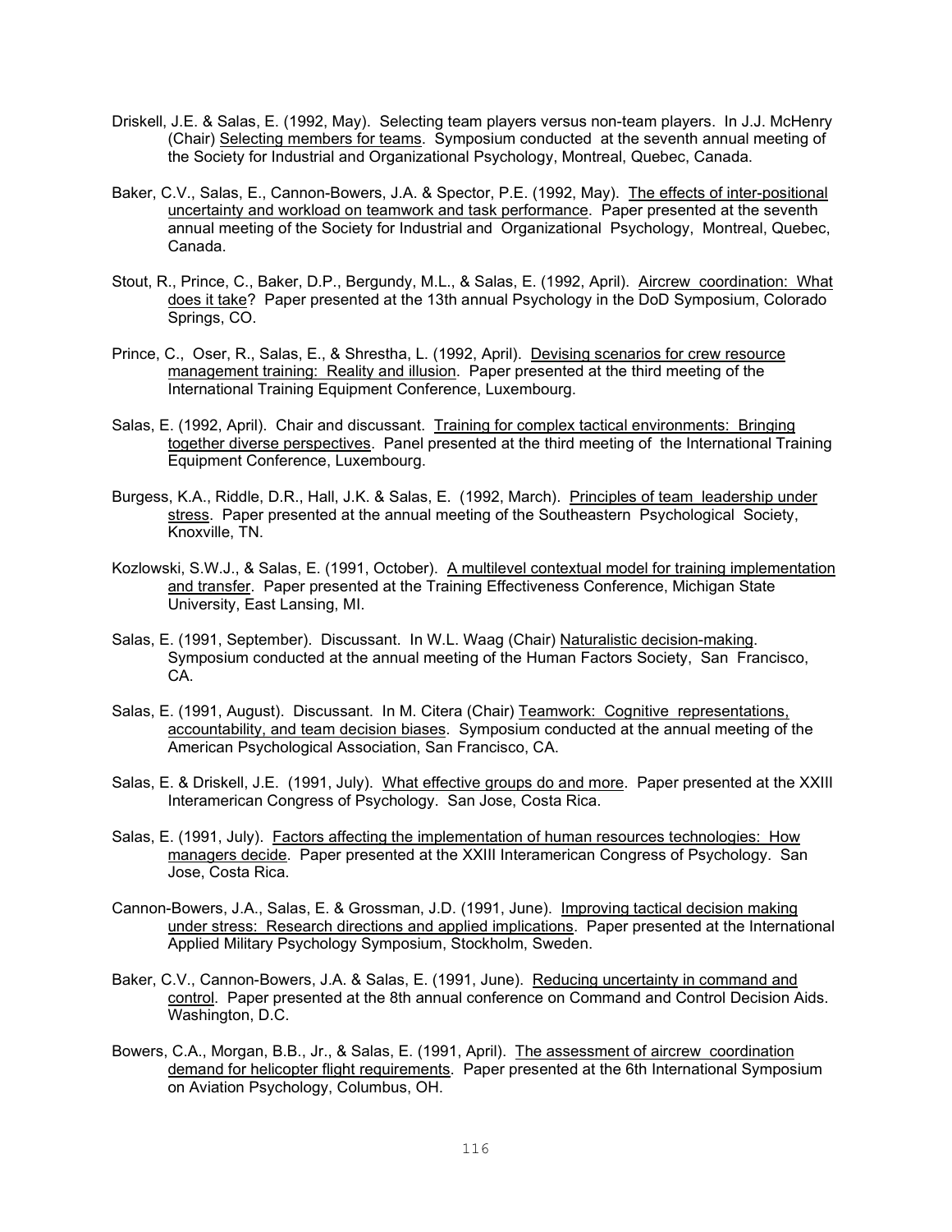Driskell, J.E. & Salas, E. (1992, May). Selecting team players versus non-team players. In J.J. McHenry (Chair) Selecting members for teams. Symposium conducted at the seventh annual meeting of the Society for Industrial and Organizational Psychology, Montreal, Quebec, Canada.

Baker, C.V., Salas, E., Cannon-Bowers, J.A. & Spector, P.E. (1992, May). The effects of inter-positional uncertainty and workload on teamwork and task performance. Paper presented at the seventh annual meeting of the Society for Industrial and Organizational Psychology, Montreal, Quebec, Canada.

Stout, R., Prince, C., Baker, D.P., Bergundy, M.L., & Salas, E. (1992, April). Aircrew coordination: What does it take? Paper presented at the 13th annual Psychology in the DoD Symposium, Colorado Springs, CO.

Prince, C., Oser, R., Salas, E., & Shrestha, L. (1992, April). Devising scenarios for crew resource management training: Reality and illusion. Paper presented at the third meeting of the International Training Equipment Conference, Luxembourg.

Salas, E. (1992, April). Chair and discussant. Training for complex tactical environments: Bringing together diverse perspectives. Panel presented at the third meeting of the International Training Equipment Conference, Luxembourg.

Burgess, K.A., Riddle, D.R., Hall, J.K. & Salas, E. (1992, March). Principles of team leadership under stress. Paper presented at the annual meeting of the Southeastern Psychological Society, Knoxville, TN.

Kozlowski, S.W.J., & Salas, E. (1991, October). A multilevel contextual model for training implementation and transfer. Paper presented at the Training Effectiveness Conference, Michigan State University, East Lansing, MI.

Salas, E. (1991, September). Discussant. In W.L. Waag (Chair) Naturalistic decision-making. Symposium conducted at the annual meeting of the Human Factors Society, San Francisco, CA.

Salas, E. (1991, August). Discussant. In M. Citera (Chair) Teamwork: Cognitive representations, accountability, and team decision biases. Symposium conducted at the annual meeting of the American Psychological Association, San Francisco, CA.

Salas, E. & Driskell, J.E. (1991, July). What effective groups do and more. Paper presented at the XXIII Interamerican Congress of Psychology. San Jose, Costa Rica.

Salas, E. (1991, July). Factors affecting the implementation of human resources technologies: How managers decide. Paper presented at the XXIII Interamerican Congress of Psychology. San Jose, Costa Rica.

Cannon-Bowers, J.A., Salas, E. & Grossman, J.D. (1991, June). Improving tactical decision making under stress: Research directions and applied implications. Paper presented at the International Applied Military Psychology Symposium, Stockholm, Sweden.

Baker, C.V., Cannon-Bowers, J.A. & Salas, E. (1991, June). Reducing uncertainty in command and control. Paper presented at the 8th annual conference on Command and Control Decision Aids. Washington, D.C.

Bowers, C.A., Morgan, B.B., Jr., & Salas, E. (1991, April). The assessment of aircrew coordination demand for helicopter flight requirements. Paper presented at the 6th International Symposium on Aviation Psychology, Columbus, OH.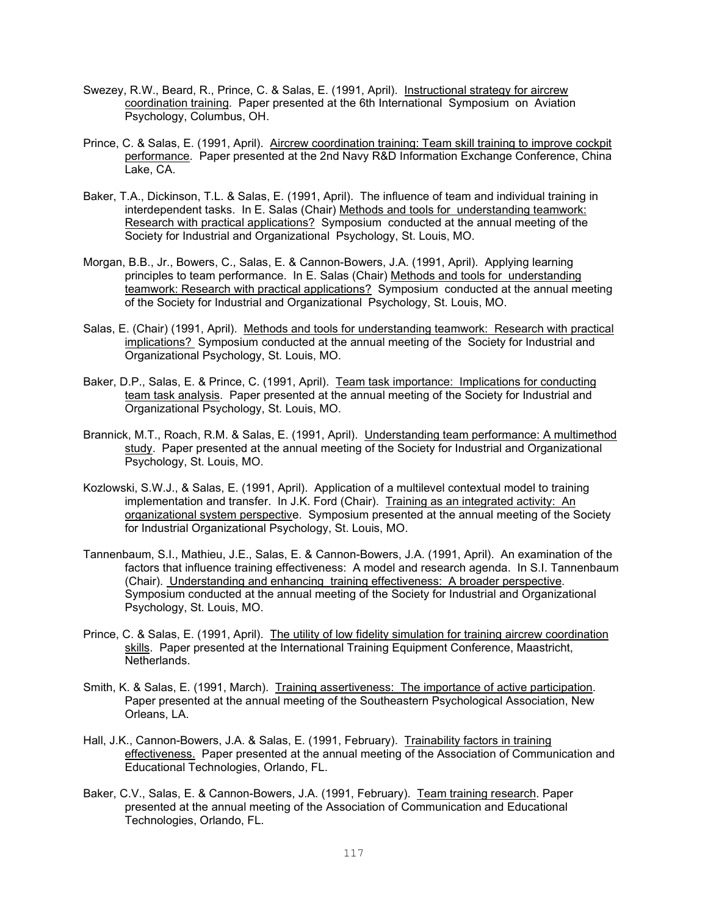Swezey, R.W., Beard, R., Prince, C. & Salas, E. (1991, April). <u>Instructional strategy for aircrew coordination training</u>. Paper presented at the 6th International Symposium on Aviation Psychology, Columbus, OH.

Prince, C. & Salas, E. (1991, April). <u>Aircrew coordination training: Team skill training to improve cockpit performance</u>. Paper presented at the 2nd Navy R&D Information Exchange Conference, China Lake, CA.

Baker, T.A., Dickinson, T.L. & Salas, E. (1991, April). The influence of team and individual training in interdependent tasks. In E. Salas (Chair) <u>Methods and tools for understanding teamwork: Research with practical applications?</u> Symposium conducted at the annual meeting of the Society for Industrial and Organizational Psychology, St. Louis, MO.

Morgan, B.B., Jr., Bowers, C., Salas, E. & Cannon-Bowers, J.A. (1991, April). Applying learning principles to team performance. In E. Salas (Chair) <u>Methods and tools for understanding teamwork: Research with practical applications?</u> Symposium conducted at the annual meeting of the Society for Industrial and Organizational Psychology, St. Louis, MO.

Salas, E. (Chair) (1991, April). <u>Methods and tools for understanding teamwork: Research with practical implications?</u> Symposium conducted at the annual meeting of the Society for Industrial and Organizational Psychology, St. Louis, MO.

Baker, D.P., Salas, E. & Prince, C. (1991, April). <u>Team task importance: Implications for conducting team task analysis</u>. Paper presented at the annual meeting of the Society for Industrial and Organizational Psychology, St. Louis, MO.

Brannick, M.T., Roach, R.M. & Salas, E. (1991, April). <u>Understanding team performance: A multimethod study</u>. Paper presented at the annual meeting of the Society for Industrial and Organizational Psychology, St. Louis, MO.

Kozlowski, S.W.J., & Salas, E. (1991, April). Application of a multilevel contextual model to training implementation and transfer. In J.K. Ford (Chair). <u>Training as an integrated activity: An organizational system perspective</u>. Symposium presented at the annual meeting of the Society for Industrial Organizational Psychology, St. Louis, MO.

Tannenbaum, S.I., Mathieu, J.E., Salas, E. & Cannon-Bowers, J.A. (1991, April). An examination of the factors that influence training effectiveness: A model and research agenda. In S.I. Tannenbaum (Chair). <u>Understanding and enhancing training effectiveness: A broader perspective</u>. Symposium conducted at the annual meeting of the Society for Industrial and Organizational Psychology, St. Louis, MO.

Prince, C. & Salas, E. (1991, April). <u>The utility of low fidelity simulation for training aircrew coordination skills</u>. Paper presented at the International Training Equipment Conference, Maastricht, Netherlands.

Smith, K. & Salas, E. (1991, March). <u>Training assertiveness: The importance of active participation</u>. Paper presented at the annual meeting of the Southeastern Psychological Association, New Orleans, LA.

Hall, J.K., Cannon-Bowers, J.A. & Salas, E. (1991, February). <u>Trainability factors in training effectiveness.</u> Paper presented at the annual meeting of the Association of Communication and Educational Technologies, Orlando, FL.

Baker, C.V., Salas, E. & Cannon-Bowers, J.A. (1991, February). <u>Team training research</u>. Paper presented at the annual meeting of the Association of Communication and Educational Technologies, Orlando, FL.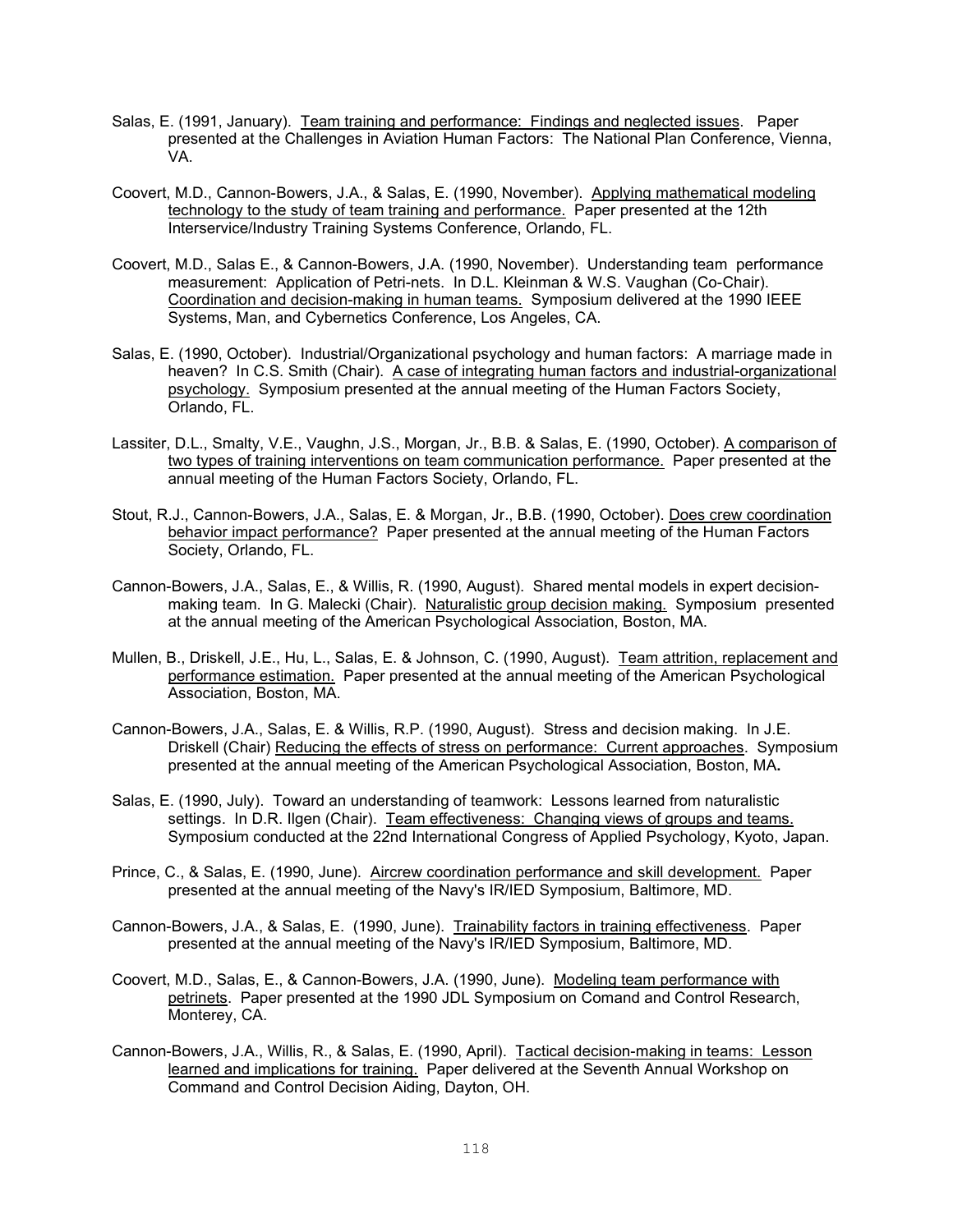Salas, E. (1991, January). Team training and performance: Findings and neglected issues. Paper presented at the Challenges in Aviation Human Factors: The National Plan Conference, Vienna, VA.

Coovert, M.D., Cannon-Bowers, J.A., & Salas, E. (1990, November). Applying mathematical modeling technology to the study of team training and performance. Paper presented at the 12th Interservice/Industry Training Systems Conference, Orlando, FL.

Coovert, M.D., Salas E., & Cannon-Bowers, J.A. (1990, November). Understanding team performance measurement: Application of Petri-nets. In D.L. Kleinman & W.S. Vaughan (Co-Chair). Coordination and decision-making in human teams. Symposium delivered at the 1990 IEEE Systems, Man, and Cybernetics Conference, Los Angeles, CA.

Salas, E. (1990, October). Industrial/Organizational psychology and human factors: A marriage made in heaven? In C.S. Smith (Chair). A case of integrating human factors and industrial-organizational psychology. Symposium presented at the annual meeting of the Human Factors Society, Orlando, FL.

Lassiter, D.L., Smalty, V.E., Vaughn, J.S., Morgan, Jr., B.B. & Salas, E. (1990, October). A comparison of two types of training interventions on team communication performance. Paper presented at the annual meeting of the Human Factors Society, Orlando, FL.

Stout, R.J., Cannon-Bowers, J.A., Salas, E. & Morgan, Jr., B.B. (1990, October). Does crew coordination behavior impact performance? Paper presented at the annual meeting of the Human Factors Society, Orlando, FL.

Cannon-Bowers, J.A., Salas, E., & Willis, R. (1990, August). Shared mental models in expert decision-making team. In G. Malecki (Chair). Naturalistic group decision making. Symposium presented at the annual meeting of the American Psychological Association, Boston, MA.

Mullen, B., Driskell, J.E., Hu, L., Salas, E. & Johnson, C. (1990, August). Team attrition, replacement and performance estimation. Paper presented at the annual meeting of the American Psychological Association, Boston, MA.

Cannon-Bowers, J.A., Salas, E. & Willis, R.P. (1990, August). Stress and decision making. In J.E. Driskell (Chair) Reducing the effects of stress on performance: Current approaches. Symposium presented at the annual meeting of the American Psychological Association, Boston, MA**.**

Salas, E. (1990, July). Toward an understanding of teamwork: Lessons learned from naturalistic settings. In D.R. Ilgen (Chair). Team effectiveness: Changing views of groups and teams. Symposium conducted at the 22nd International Congress of Applied Psychology, Kyoto, Japan.

Prince, C., & Salas, E. (1990, June). Aircrew coordination performance and skill development. Paper presented at the annual meeting of the Navy's IR/IED Symposium, Baltimore, MD.

Cannon-Bowers, J.A., & Salas, E. (1990, June). Trainability factors in training effectiveness. Paper presented at the annual meeting of the Navy's IR/IED Symposium, Baltimore, MD.

Coovert, M.D., Salas, E., & Cannon-Bowers, J.A. (1990, June). Modeling team performance with petrinets. Paper presented at the 1990 JDL Symposium on Comand and Control Research, Monterey, CA.

Cannon-Bowers, J.A., Willis, R., & Salas, E. (1990, April). Tactical decision-making in teams: Lesson learned and implications for training. Paper delivered at the Seventh Annual Workshop on Command and Control Decision Aiding, Dayton, OH.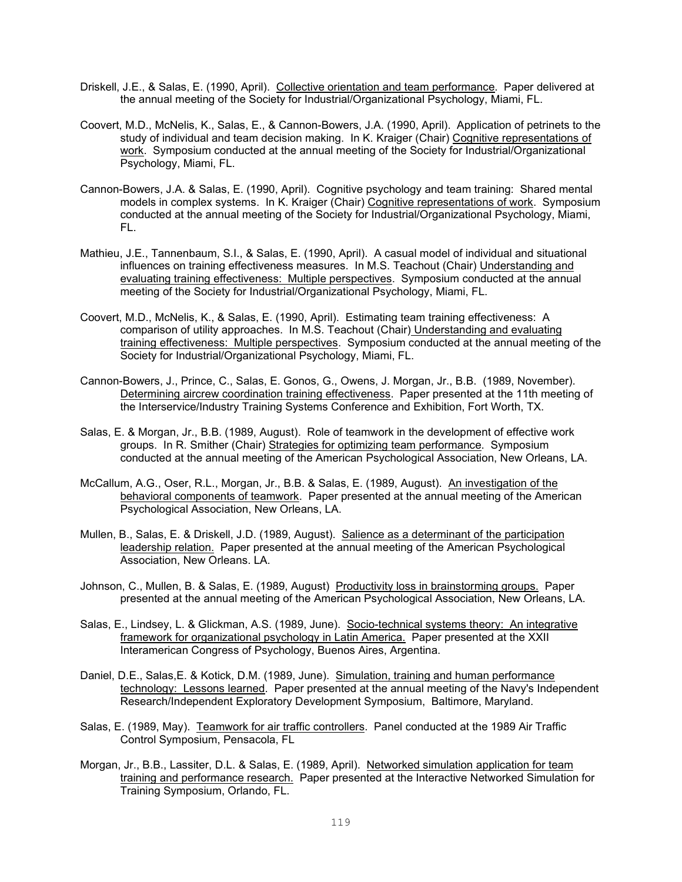Driskell, J.E., & Salas, E. (1990, April). Collective orientation and team performance. Paper delivered at the annual meeting of the Society for Industrial/Organizational Psychology, Miami, FL.

Coovert, M.D., McNelis, K., Salas, E., & Cannon-Bowers, J.A. (1990, April). Application of petrinets to the study of individual and team decision making. In K. Kraiger (Chair) Cognitive representations of work. Symposium conducted at the annual meeting of the Society for Industrial/Organizational Psychology, Miami, FL.

Cannon-Bowers, J.A. & Salas, E. (1990, April). Cognitive psychology and team training: Shared mental models in complex systems. In K. Kraiger (Chair) Cognitive representations of work. Symposium conducted at the annual meeting of the Society for Industrial/Organizational Psychology, Miami, FL.

Mathieu, J.E., Tannenbaum, S.I., & Salas, E. (1990, April). A casual model of individual and situational influences on training effectiveness measures. In M.S. Teachout (Chair) Understanding and evaluating training effectiveness: Multiple perspectives. Symposium conducted at the annual meeting of the Society for Industrial/Organizational Psychology, Miami, FL.

Coovert, M.D., McNelis, K., & Salas, E. (1990, April). Estimating team training effectiveness: A comparison of utility approaches. In M.S. Teachout (Chair) Understanding and evaluating training effectiveness: Multiple perspectives. Symposium conducted at the annual meeting of the Society for Industrial/Organizational Psychology, Miami, FL.

Cannon-Bowers, J., Prince, C., Salas, E. Gonos, G., Owens, J. Morgan, Jr., B.B. (1989, November). Determining aircrew coordination training effectiveness. Paper presented at the 11th meeting of the Interservice/Industry Training Systems Conference and Exhibition, Fort Worth, TX.

Salas, E. & Morgan, Jr., B.B. (1989, August). Role of teamwork in the development of effective work groups. In R. Smither (Chair) Strategies for optimizing team performance. Symposium conducted at the annual meeting of the American Psychological Association, New Orleans, LA.

McCallum, A.G., Oser, R.L., Morgan, Jr., B.B. & Salas, E. (1989, August). An investigation of the behavioral components of teamwork. Paper presented at the annual meeting of the American Psychological Association, New Orleans, LA.

Mullen, B., Salas, E. & Driskell, J.D. (1989, August). Salience as a determinant of the participation leadership relation. Paper presented at the annual meeting of the American Psychological Association, New Orleans. LA.

Johnson, C., Mullen, B. & Salas, E. (1989, August) Productivity loss in brainstorming groups. Paper presented at the annual meeting of the American Psychological Association, New Orleans, LA.

Salas, E., Lindsey, L. & Glickman, A.S. (1989, June). Socio-technical systems theory: An integrative framework for organizational psychology in Latin America. Paper presented at the XXII Interamerican Congress of Psychology, Buenos Aires, Argentina.

Daniel, D.E., Salas,E. & Kotick, D.M. (1989, June). Simulation, training and human performance technology: Lessons learned. Paper presented at the annual meeting of the Navy's Independent Research/Independent Exploratory Development Symposium, Baltimore, Maryland.

Salas, E. (1989, May). Teamwork for air traffic controllers. Panel conducted at the 1989 Air Traffic Control Symposium, Pensacola, FL

Morgan, Jr., B.B., Lassiter, D.L. & Salas, E. (1989, April). Networked simulation application for team training and performance research. Paper presented at the Interactive Networked Simulation for Training Symposium, Orlando, FL.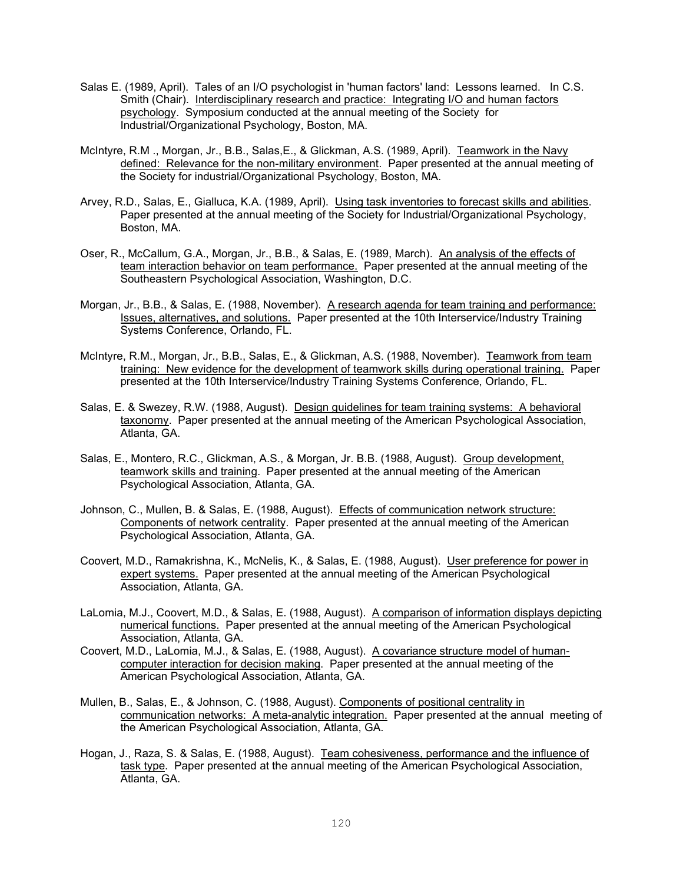Salas E. (1989, April). Tales of an I/O psychologist in 'human factors' land: Lessons learned. In C.S. Smith (Chair). Interdisciplinary research and practice: Integrating I/O and human factors psychology. Symposium conducted at the annual meeting of the Society for Industrial/Organizational Psychology, Boston, MA.

McIntyre, R.M ., Morgan, Jr., B.B., Salas,E., & Glickman, A.S. (1989, April). Teamwork in the Navy defined: Relevance for the non-military environment. Paper presented at the annual meeting of the Society for industrial/Organizational Psychology, Boston, MA.

Arvey, R.D., Salas, E., Gialluca, K.A. (1989, April). Using task inventories to forecast skills and abilities. Paper presented at the annual meeting of the Society for Industrial/Organizational Psychology, Boston, MA.

Oser, R., McCallum, G.A., Morgan, Jr., B.B., & Salas, E. (1989, March). An analysis of the effects of team interaction behavior on team performance. Paper presented at the annual meeting of the Southeastern Psychological Association, Washington, D.C.

Morgan, Jr., B.B., & Salas, E. (1988, November). A research agenda for team training and performance: Issues, alternatives, and solutions. Paper presented at the 10th Interservice/Industry Training Systems Conference, Orlando, FL.

McIntyre, R.M., Morgan, Jr., B.B., Salas, E., & Glickman, A.S. (1988, November). Teamwork from team training: New evidence for the development of teamwork skills during operational training. Paper presented at the 10th Interservice/Industry Training Systems Conference, Orlando, FL.

Salas, E. & Swezey, R.W. (1988, August). Design guidelines for team training systems: A behavioral taxonomy. Paper presented at the annual meeting of the American Psychological Association, Atlanta, GA.

Salas, E., Montero, R.C., Glickman, A.S., & Morgan, Jr. B.B. (1988, August). Group development, teamwork skills and training. Paper presented at the annual meeting of the American Psychological Association, Atlanta, GA.

Johnson, C., Mullen, B. & Salas, E. (1988, August). Effects of communication network structure: Components of network centrality. Paper presented at the annual meeting of the American Psychological Association, Atlanta, GA.

Coovert, M.D., Ramakrishna, K., McNelis, K., & Salas, E. (1988, August). User preference for power in expert systems. Paper presented at the annual meeting of the American Psychological Association, Atlanta, GA.

LaLomia, M.J., Coovert, M.D., & Salas, E. (1988, August). A comparison of information displays depicting numerical functions. Paper presented at the annual meeting of the American Psychological Association, Atlanta, GA.

Coovert, M.D., LaLomia, M.J., & Salas, E. (1988, August). A covariance structure model of human-computer interaction for decision making. Paper presented at the annual meeting of the American Psychological Association, Atlanta, GA.

Mullen, B., Salas, E., & Johnson, C. (1988, August). Components of positional centrality in communication networks: A meta-analytic integration. Paper presented at the annual meeting of the American Psychological Association, Atlanta, GA.

Hogan, J., Raza, S. & Salas, E. (1988, August). Team cohesiveness, performance and the influence of task type. Paper presented at the annual meeting of the American Psychological Association, Atlanta, GA.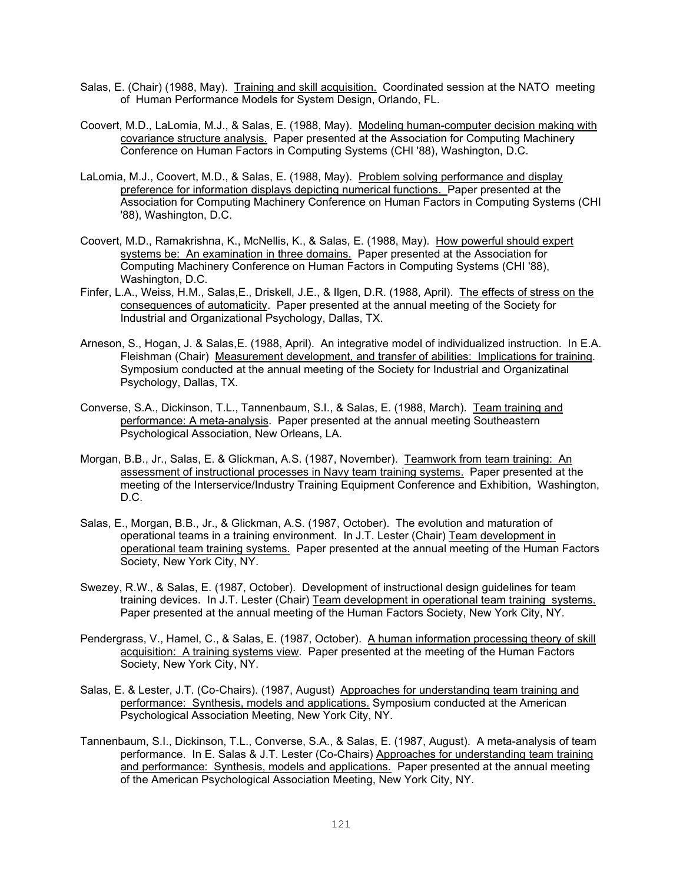Salas, E. (Chair) (1988, May). Training and skill acquisition. Coordinated session at the NATO meeting of Human Performance Models for System Design, Orlando, FL.

Coovert, M.D., LaLomia, M.J., & Salas, E. (1988, May). Modeling human-computer decision making with covariance structure analysis. Paper presented at the Association for Computing Machinery Conference on Human Factors in Computing Systems (CHI '88), Washington, D.C.

LaLomia, M.J., Coovert, M.D., & Salas, E. (1988, May). Problem solving performance and display preference for information displays depicting numerical functions. Paper presented at the Association for Computing Machinery Conference on Human Factors in Computing Systems (CHI '88), Washington, D.C.

Coovert, M.D., Ramakrishna, K., McNellis, K., & Salas, E. (1988, May). How powerful should expert systems be: An examination in three domains. Paper presented at the Association for Computing Machinery Conference on Human Factors in Computing Systems (CHI '88), Washington, D.C.

Finfer, L.A., Weiss, H.M., Salas,E., Driskell, J.E., & Ilgen, D.R. (1988, April). The effects of stress on the consequences of automaticity. Paper presented at the annual meeting of the Society for Industrial and Organizational Psychology, Dallas, TX.

Arneson, S., Hogan, J. & Salas,E. (1988, April). An integrative model of individualized instruction. In E.A. Fleishman (Chair) Measurement development, and transfer of abilities: Implications for training. Symposium conducted at the annual meeting of the Society for Industrial and Organizatinal Psychology, Dallas, TX.

Converse, S.A., Dickinson, T.L., Tannenbaum, S.I., & Salas, E. (1988, March). Team training and performance: A meta-analysis. Paper presented at the annual meeting Southeastern Psychological Association, New Orleans, LA.

Morgan, B.B., Jr., Salas, E. & Glickman, A.S. (1987, November). Teamwork from team training: An assessment of instructional processes in Navy team training systems. Paper presented at the meeting of the Interservice/Industry Training Equipment Conference and Exhibition, Washington, D.C.

Salas, E., Morgan, B.B., Jr., & Glickman, A.S. (1987, October). The evolution and maturation of operational teams in a training environment. In J.T. Lester (Chair) Team development in operational team training systems. Paper presented at the annual meeting of the Human Factors Society, New York City, NY.

Swezey, R.W., & Salas, E. (1987, October). Development of instructional design guidelines for team training devices. In J.T. Lester (Chair) Team development in operational team training systems. Paper presented at the annual meeting of the Human Factors Society, New York City, NY.

Pendergrass, V., Hamel, C., & Salas, E. (1987, October). A human information processing theory of skill acquisition: A training systems view. Paper presented at the meeting of the Human Factors Society, New York City, NY.

Salas, E. & Lester, J.T. (Co-Chairs). (1987, August) Approaches for understanding team training and performance: Synthesis, models and applications. Symposium conducted at the American Psychological Association Meeting, New York City, NY.

Tannenbaum, S.I., Dickinson, T.L., Converse, S.A., & Salas, E. (1987, August). A meta-analysis of team performance. In E. Salas & J.T. Lester (Co-Chairs) Approaches for understanding team training and performance: Synthesis, models and applications. Paper presented at the annual meeting of the American Psychological Association Meeting, New York City, NY.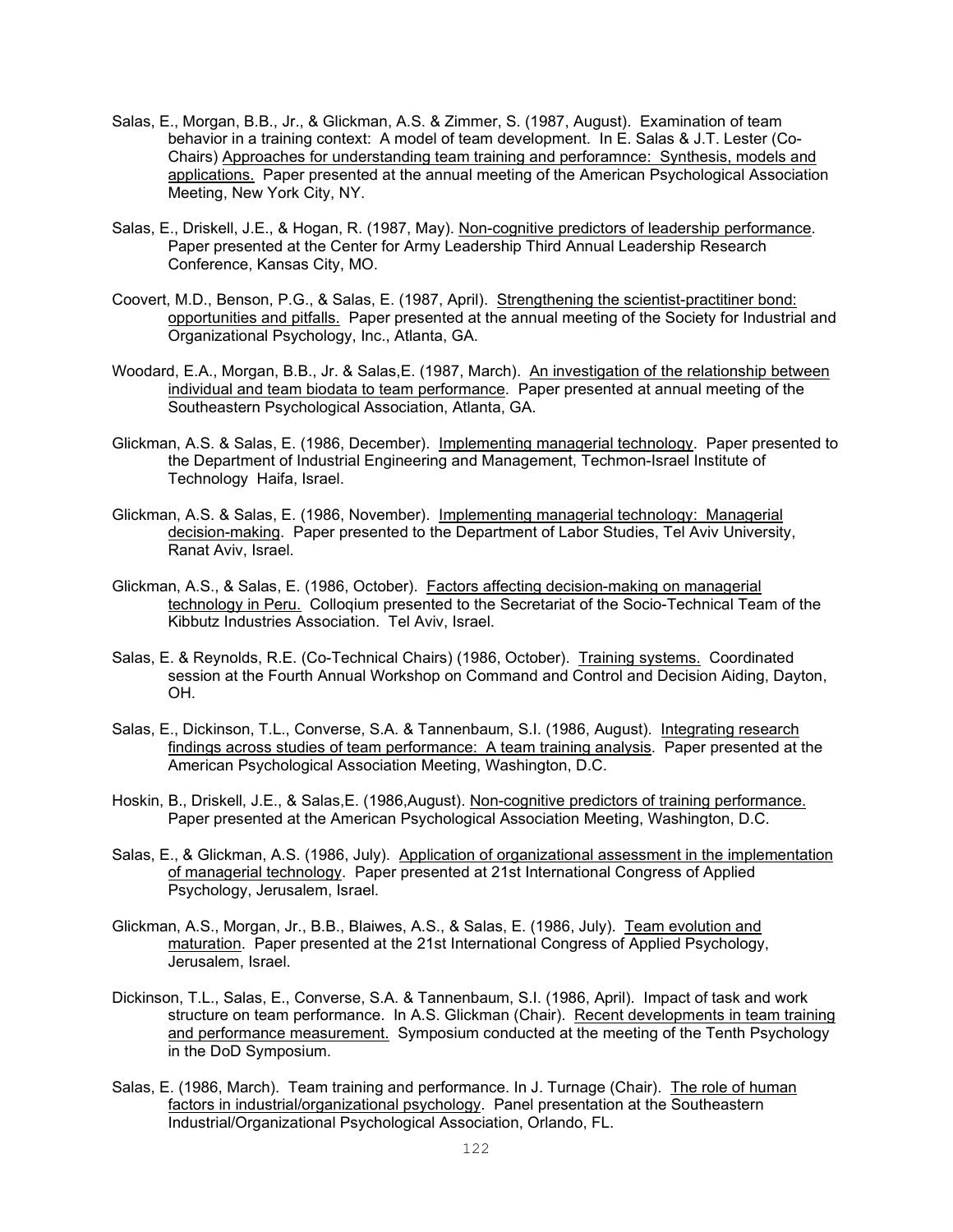Salas, E., Morgan, B.B., Jr., & Glickman, A.S. & Zimmer, S. (1987, August). Examination of team behavior in a training context: A model of team development. In E. Salas & J.T. Lester (Co-Chairs) <u>Approaches for understanding team training and perforamnce: Synthesis, models and applications.</u> Paper presented at the annual meeting of the American Psychological Association Meeting, New York City, NY.

Salas, E., Driskell, J.E., & Hogan, R. (1987, May). <u>Non-cognitive predictors of leadership performance</u>. Paper presented at the Center for Army Leadership Third Annual Leadership Research Conference, Kansas City, MO.

Coovert, M.D., Benson, P.G., & Salas, E. (1987, April). <u>Strengthening the scientist-practitiner bond: opportunities and pitfalls.</u> Paper presented at the annual meeting of the Society for Industrial and Organizational Psychology, Inc., Atlanta, GA.

Woodard, E.A., Morgan, B.B., Jr. & Salas,E. (1987, March). <u>An investigation of the relationship between individual and team biodata to team performance</u>. Paper presented at annual meeting of the Southeastern Psychological Association, Atlanta, GA.

Glickman, A.S. & Salas, E. (1986, December). <u>Implementing managerial technology</u>. Paper presented to the Department of Industrial Engineering and Management, Techmon-Israel Institute of Technology Haifa, Israel.

Glickman, A.S. & Salas, E. (1986, November). <u>Implementing managerial technology: Managerial decision-making</u>. Paper presented to the Department of Labor Studies, Tel Aviv University, Ranat Aviv, Israel.

Glickman, A.S., & Salas, E. (1986, October). <u>Factors affecting decision-making on managerial technology in Peru.</u> Colloqium presented to the Secretariat of the Socio-Technical Team of the Kibbutz Industries Association. Tel Aviv, Israel.

Salas, E. & Reynolds, R.E. (Co-Technical Chairs) (1986, October). <u>Training systems.</u> Coordinated session at the Fourth Annual Workshop on Command and Control and Decision Aiding, Dayton, OH.

Salas, E., Dickinson, T.L., Converse, S.A. & Tannenbaum, S.I. (1986, August). <u>Integrating research findings across studies of team performance: A team training analysis</u>. Paper presented at the American Psychological Association Meeting, Washington, D.C.

Hoskin, B., Driskell, J.E., & Salas,E. (1986,August). <u>Non-cognitive predictors of training performance.</u> Paper presented at the American Psychological Association Meeting, Washington, D.C.

Salas, E., & Glickman, A.S. (1986, July). <u>Application of organizational assessment in the implementation of managerial technology</u>. Paper presented at 21st International Congress of Applied Psychology, Jerusalem, Israel.

Glickman, A.S., Morgan, Jr., B.B., Blaiwes, A.S., & Salas, E. (1986, July). <u>Team evolution and maturation</u>. Paper presented at the 21st International Congress of Applied Psychology, Jerusalem, Israel.

Dickinson, T.L., Salas, E., Converse, S.A. & Tannenbaum, S.I. (1986, April). Impact of task and work structure on team performance. In A.S. Glickman (Chair). <u>Recent developments in team training and performance measurement.</u> Symposium conducted at the meeting of the Tenth Psychology in the DoD Symposium.

Salas, E. (1986, March). Team training and performance. In J. Turnage (Chair). <u>The role of human factors in industrial/organizational psychology</u>. Panel presentation at the Southeastern Industrial/Organizational Psychological Association, Orlando, FL.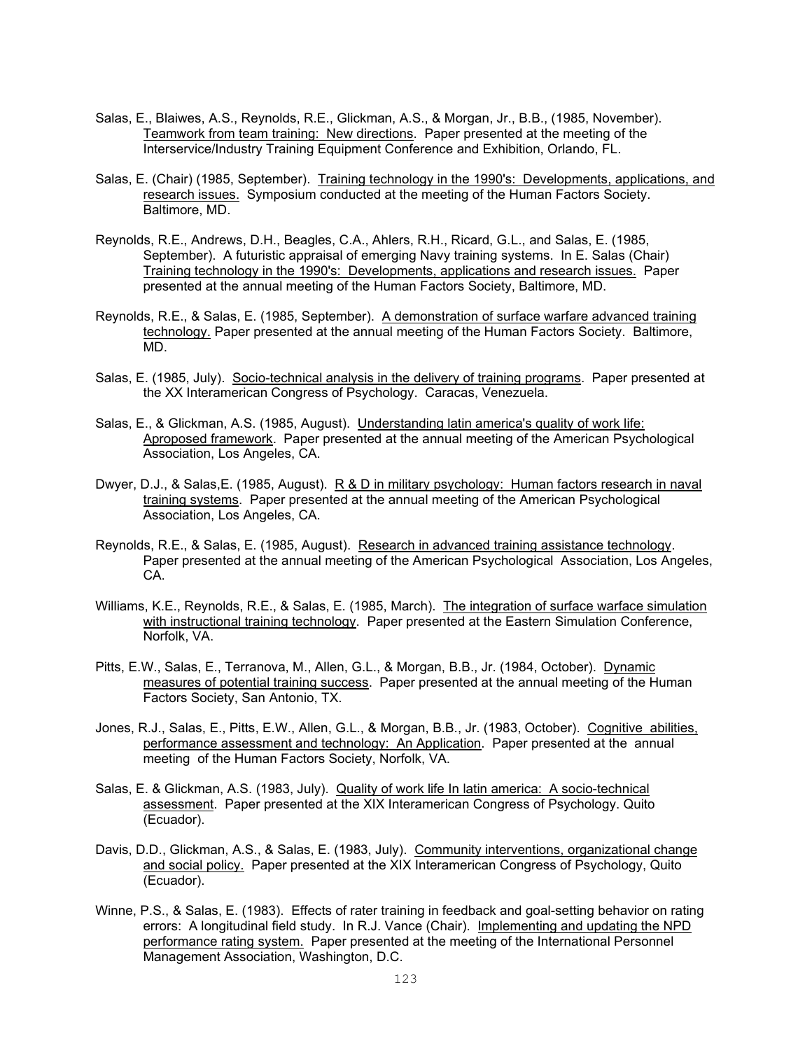Salas, E., Blaiwes, A.S., Reynolds, R.E., Glickman, A.S., & Morgan, Jr., B.B., (1985, November). Teamwork from team training: New directions. Paper presented at the meeting of the Interservice/Industry Training Equipment Conference and Exhibition, Orlando, FL.

Salas, E. (Chair) (1985, September). Training technology in the 1990's: Developments, applications, and research issues. Symposium conducted at the meeting of the Human Factors Society. Baltimore, MD.

Reynolds, R.E., Andrews, D.H., Beagles, C.A., Ahlers, R.H., Ricard, G.L., and Salas, E. (1985, September). A futuristic appraisal of emerging Navy training systems. In E. Salas (Chair) Training technology in the 1990's: Developments, applications and research issues. Paper presented at the annual meeting of the Human Factors Society, Baltimore, MD.

Reynolds, R.E., & Salas, E. (1985, September). A demonstration of surface warfare advanced training technology. Paper presented at the annual meeting of the Human Factors Society. Baltimore, MD.

Salas, E. (1985, July). Socio-technical analysis in the delivery of training programs. Paper presented at the XX Interamerican Congress of Psychology. Caracas, Venezuela.

Salas, E., & Glickman, A.S. (1985, August). Understanding latin america's quality of work life: Aproposed framework. Paper presented at the annual meeting of the American Psychological Association, Los Angeles, CA.

Dwyer, D.J., & Salas,E. (1985, August). R & D in military psychology: Human factors research in naval training systems. Paper presented at the annual meeting of the American Psychological Association, Los Angeles, CA.

Reynolds, R.E., & Salas, E. (1985, August). Research in advanced training assistance technology. Paper presented at the annual meeting of the American Psychological Association, Los Angeles, CA.

Williams, K.E., Reynolds, R.E., & Salas, E. (1985, March). The integration of surface warface simulation with instructional training technology. Paper presented at the Eastern Simulation Conference, Norfolk, VA.

Pitts, E.W., Salas, E., Terranova, M., Allen, G.L., & Morgan, B.B., Jr. (1984, October). Dynamic measures of potential training success. Paper presented at the annual meeting of the Human Factors Society, San Antonio, TX.

Jones, R.J., Salas, E., Pitts, E.W., Allen, G.L., & Morgan, B.B., Jr. (1983, October). Cognitive abilities, performance assessment and technology: An Application. Paper presented at the annual meeting of the Human Factors Society, Norfolk, VA.

Salas, E. & Glickman, A.S. (1983, July). Quality of work life In latin america: A socio-technical assessment. Paper presented at the XIX Interamerican Congress of Psychology. Quito (Ecuador).

Davis, D.D., Glickman, A.S., & Salas, E. (1983, July). Community interventions, organizational change and social policy. Paper presented at the XIX Interamerican Congress of Psychology, Quito (Ecuador).

Winne, P.S., & Salas, E. (1983). Effects of rater training in feedback and goal-setting behavior on rating errors: A longitudinal field study. In R.J. Vance (Chair). Implementing and updating the NPD performance rating system. Paper presented at the meeting of the International Personnel Management Association, Washington, D.C.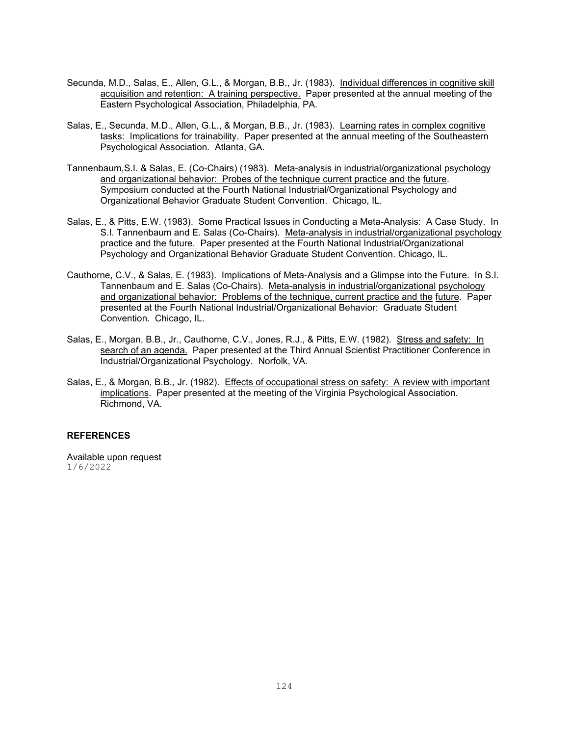Secunda, M.D., Salas, E., Allen, G.L., & Morgan, B.B., Jr. (1983). Individual differences in cognitive skill acquisition and retention: A training perspective. Paper presented at the annual meeting of the Eastern Psychological Association, Philadelphia, PA.

Salas, E., Secunda, M.D., Allen, G.L., & Morgan, B.B., Jr. (1983). Learning rates in complex cognitive tasks: Implications for trainability. Paper presented at the annual meeting of the Southeastern Psychological Association. Atlanta, GA.

Tannenbaum,S.I. & Salas, E. (Co-Chairs) (1983). Meta-analysis in industrial/organizational psychology and organizational behavior: Probes of the technique current practice and the future. Symposium conducted at the Fourth National Industrial/Organizational Psychology and Organizational Behavior Graduate Student Convention. Chicago, IL.

Salas, E., & Pitts, E.W. (1983). Some Practical Issues in Conducting a Meta-Analysis: A Case Study. In S.I. Tannenbaum and E. Salas (Co-Chairs). Meta-analysis in industrial/organizational psychology practice and the future. Paper presented at the Fourth National Industrial/Organizational Psychology and Organizational Behavior Graduate Student Convention. Chicago, IL.

Cauthorne, C.V., & Salas, E. (1983). Implications of Meta-Analysis and a Glimpse into the Future. In S.I. Tannenbaum and E. Salas (Co-Chairs). Meta-analysis in industrial/organizational psychology and organizational behavior: Problems of the technique, current practice and the future. Paper presented at the Fourth National Industrial/Organizational Behavior: Graduate Student Convention. Chicago, IL.

Salas, E., Morgan, B.B., Jr., Cauthorne, C.V., Jones, R.J., & Pitts, E.W. (1982). Stress and safety: In search of an agenda. Paper presented at the Third Annual Scientist Practitioner Conference in Industrial/Organizational Psychology. Norfolk, VA.

Salas, E., & Morgan, B.B., Jr. (1982). Effects of occupational stress on safety: A review with important implications. Paper presented at the meeting of the Virginia Psychological Association. Richmond, VA.

**REFERENCES**

Available upon request
1/6/2022